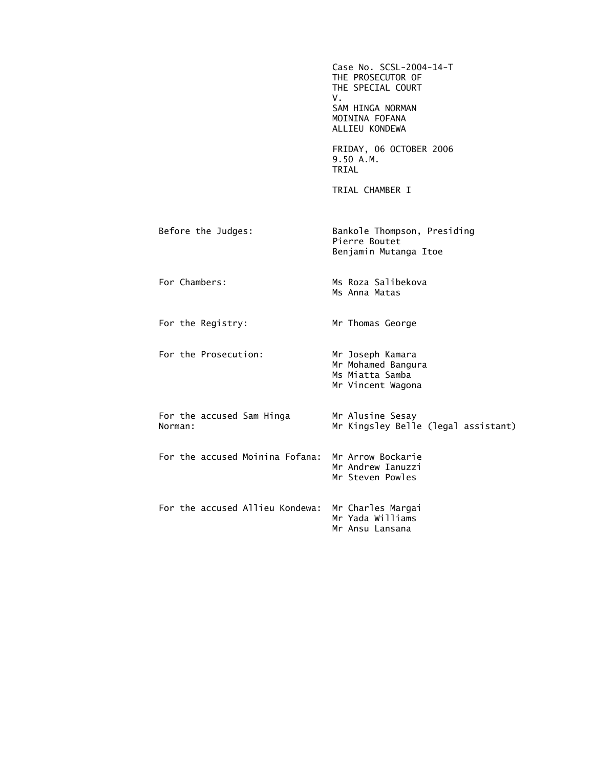Case No. SCSL-2004-14-T
THE PROSECUTOR OF
THE SPECIAL COURT
V.
SAM HINGA NORMAN
MOININA FOFANA
ALLIEU KONDEWA

FRIDAY, 06 OCTOBER 2006
9.50 A.M.
TRIAL

TRIAL CHAMBER I

| | |
|---|---|
| Before the Judges: | Bankole Thompson, Presiding<br>Pierre Boutet<br>Benjamin Mutanga Itoe |
| For Chambers: | Ms Roza Salibekova<br>Ms Anna Matas |
| For the Registry: | Mr Thomas George |
| For the Prosecution: | Mr Joseph Kamara<br>Mr Mohamed Bangura<br>Ms Miatta Samba<br>Mr Vincent Wagona |
| For the accused Sam Hinga Norman: | Mr Alusine Sesay<br>Mr Kingsley Belle (legal assistant) |
| For the accused Moinina Fofana: | Mr Arrow Bockarie<br>Mr Andrew Ianuzzi<br>Mr Steven Powles |
| For the accused Allieu Kondewa: | Mr Charles Margai<br>Mr Yada Williams<br>Mr Ansu Lansana |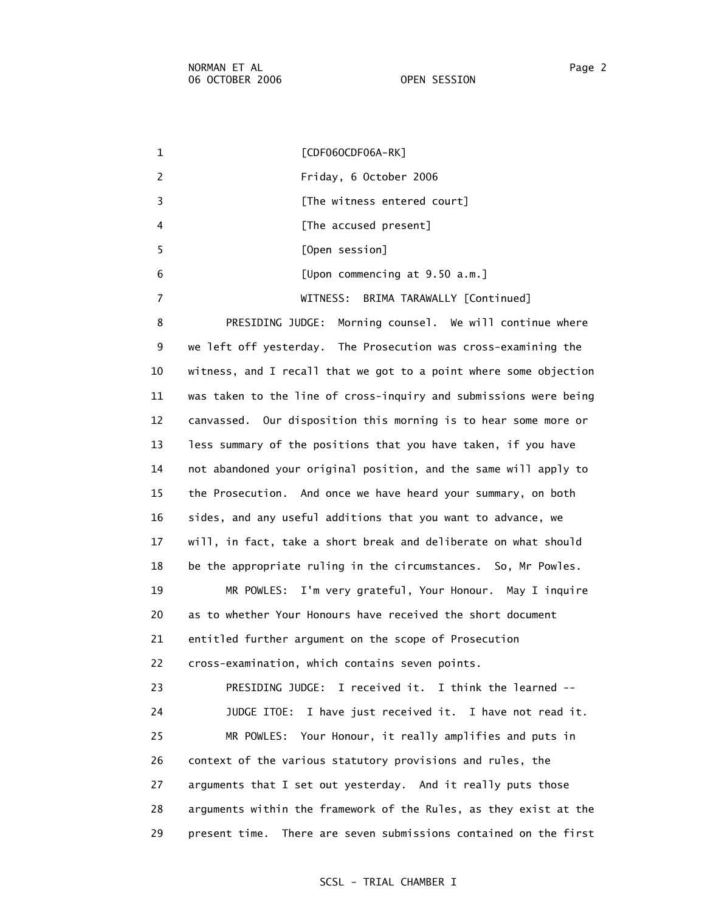[CDF06OCDF06A-RK]

Friday, 6 October 2006

[The witness entered court]

[The accused present]

[Open session]

[Upon commencing at 9.50 a.m.]

WITNESS: BRIMA TARAWALLY [Continued]

PRESIDING JUDGE: Morning counsel. We will continue where we left off yesterday. The Prosecution was cross-examining the witness, and I recall that we got to a point where some objection was taken to the line of cross-inquiry and submissions were being canvassed. Our disposition this morning is to hear some more or less summary of the positions that you have taken, if you have not abandoned your original position, and the same will apply to the Prosecution. And once we have heard your summary, on both sides, and any useful additions that you want to advance, we will, in fact, take a short break and deliberate on what should be the appropriate ruling in the circumstances. So, Mr Powles.

MR POWLES: I'm very grateful, Your Honour. May I inquire as to whether Your Honours have received the short document entitled further argument on the scope of Prosecution cross-examination, which contains seven points.

PRESIDING JUDGE: I received it. I think the learned --

JUDGE ITOE: I have just received it. I have not read it.

MR POWLES: Your Honour, it really amplifies and puts in context of the various statutory provisions and rules, the arguments that I set out yesterday. And it really puts those arguments within the framework of the Rules, as they exist at the present time. There are seven submissions contained on the first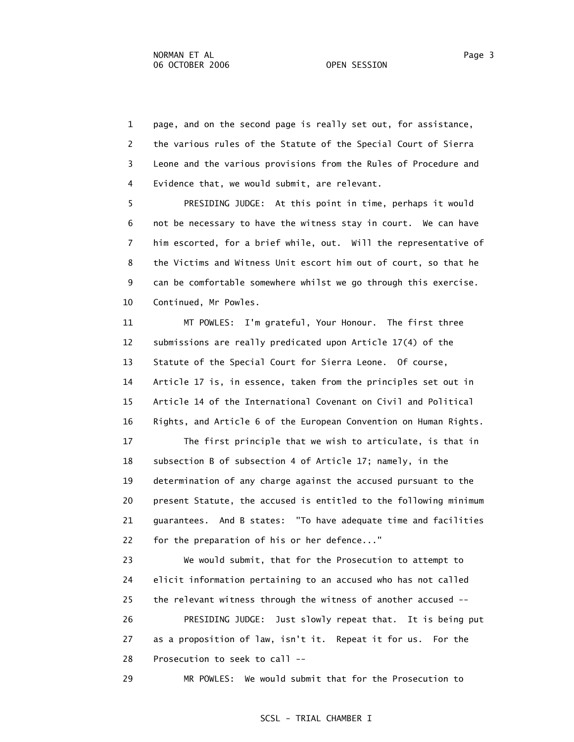page, and on the second page is really set out, for assistance, the various rules of the Statute of the Special Court of Sierra Leone and the various provisions from the Rules of Procedure and Evidence that, we would submit, are relevant.

PRESIDING JUDGE: At this point in time, perhaps it would not be necessary to have the witness stay in court. We can have him escorted, for a brief while, out. Will the representative of the Victims and Witness Unit escort him out of court, so that he can be comfortable somewhere whilst we go through this exercise. Continued, Mr Powles.

MT POWLES: I'm grateful, Your Honour. The first three submissions are really predicated upon Article 17(4) of the Statute of the Special Court for Sierra Leone. Of course, Article 17 is, in essence, taken from the principles set out in Article 14 of the International Covenant on Civil and Political Rights, and Article 6 of the European Convention on Human Rights.

The first principle that we wish to articulate, is that in subsection B of subsection 4 of Article 17; namely, in the determination of any charge against the accused pursuant to the present Statute, the accused is entitled to the following minimum guarantees. And B states: "To have adequate time and facilities for the preparation of his or her defence..."

We would submit, that for the Prosecution to attempt to elicit information pertaining to an accused who has not called the relevant witness through the witness of another accused --

PRESIDING JUDGE: Just slowly repeat that. It is being put as a proposition of law, isn't it. Repeat it for us. For the Prosecution to seek to call --

MR POWLES: We would submit that for the Prosecution to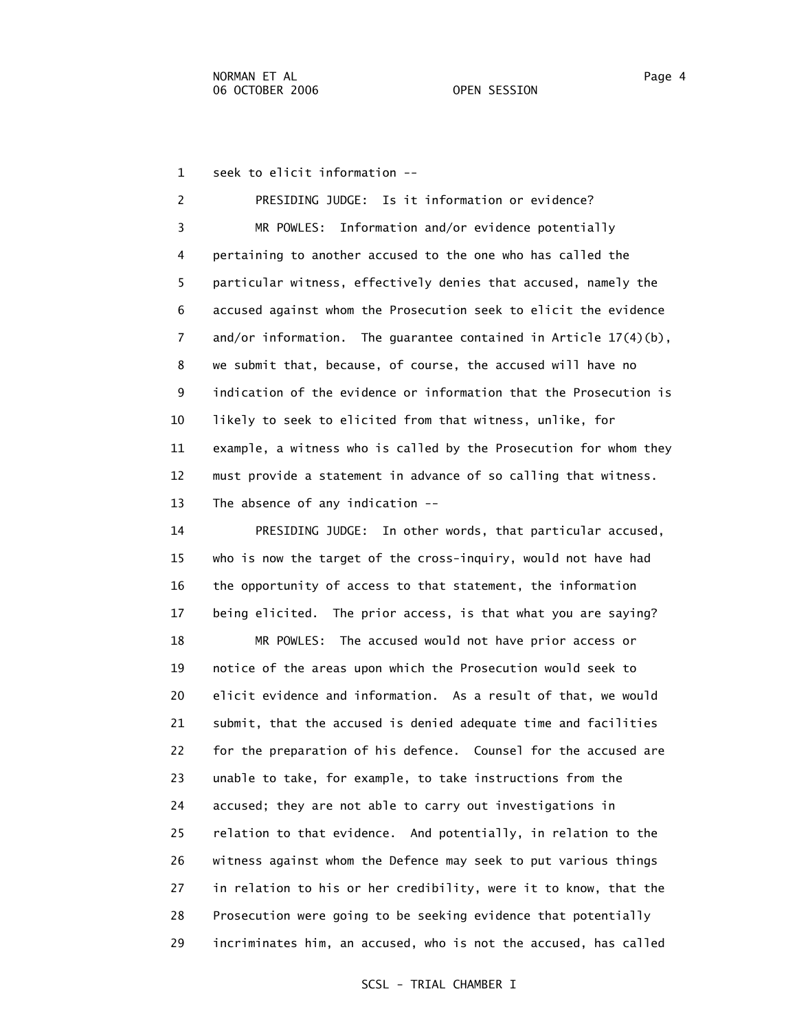1 seek to elicit information --

2 PRESIDING JUDGE: Is it information or evidence?

3 MR POWLES: Information and/or evidence potentially
4 pertaining to another accused to the one who has called the
5 particular witness, effectively denies that accused, namely the
6 accused against whom the Prosecution seek to elicit the evidence
7 and/or information. The guarantee contained in Article 17(4)(b),
8 we submit that, because, of course, the accused will have no
9 indication of the evidence or information that the Prosecution is
10 likely to seek to elicited from that witness, unlike, for
11 example, a witness who is called by the Prosecution for whom they
12 must provide a statement in advance of so calling that witness.
13 The absence of any indication --

14 PRESIDING JUDGE: In other words, that particular accused,
15 who is now the target of the cross-inquiry, would not have had
16 the opportunity of access to that statement, the information
17 being elicited. The prior access, is that what you are saying?

18 MR POWLES: The accused would not have prior access or
19 notice of the areas upon which the Prosecution would seek to
20 elicit evidence and information. As a result of that, we would
21 submit, that the accused is denied adequate time and facilities
22 for the preparation of his defence. Counsel for the accused are
23 unable to take, for example, to take instructions from the
24 accused; they are not able to carry out investigations in
25 relation to that evidence. And potentially, in relation to the
26 witness against whom the Defence may seek to put various things
27 in relation to his or her credibility, were it to know, that the
28 Prosecution were going to be seeking evidence that potentially
29 incriminates him, an accused, who is not the accused, has called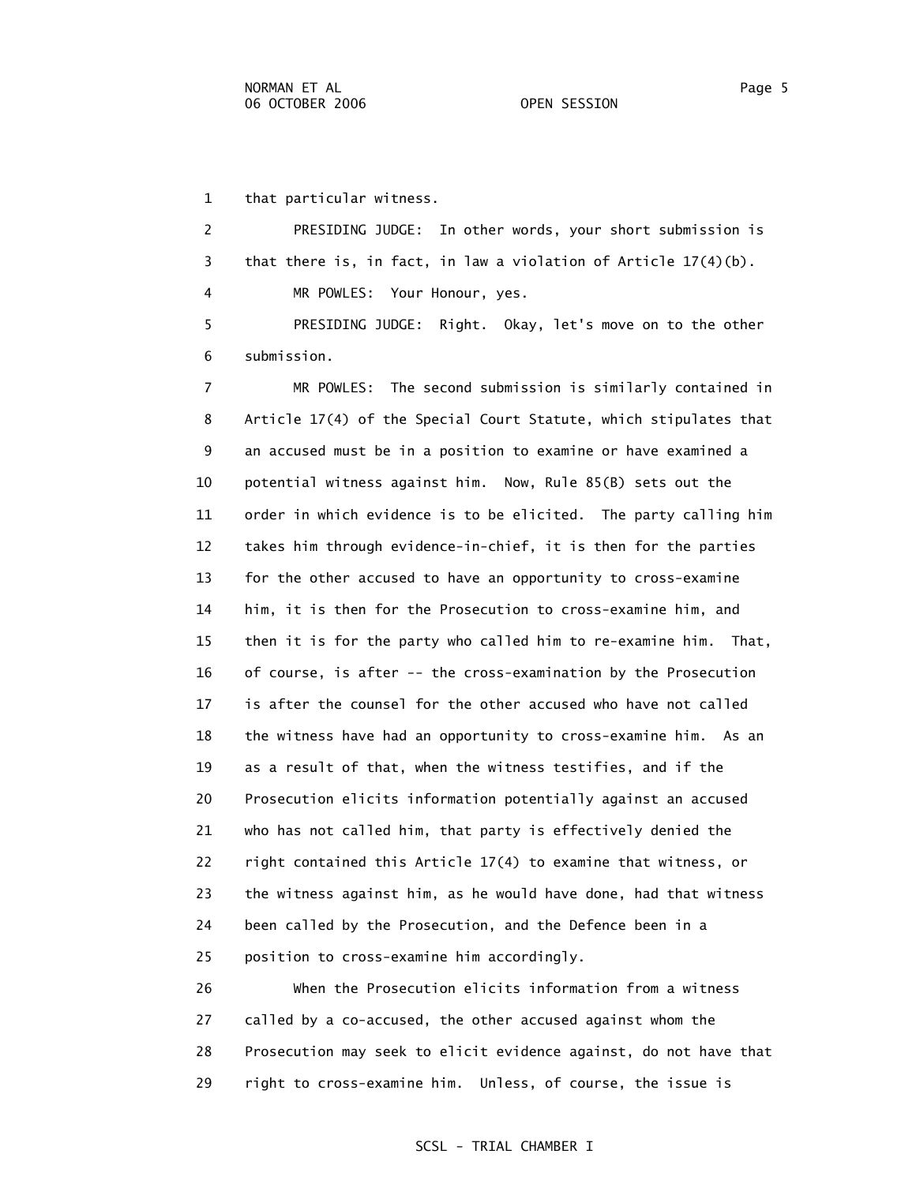that particular witness.

PRESIDING JUDGE: In other words, your short submission is that there is, in fact, in law a violation of Article 17(4)(b).

MR POWLES: Your Honour, yes.

PRESIDING JUDGE: Right. Okay, let's move on to the other submission.

MR POWLES: The second submission is similarly contained in Article 17(4) of the Special Court Statute, which stipulates that an accused must be in a position to examine or have examined a potential witness against him. Now, Rule 85(B) sets out the order in which evidence is to be elicited. The party calling him takes him through evidence-in-chief, it is then for the parties for the other accused to have an opportunity to cross-examine him, it is then for the Prosecution to cross-examine him, and then it is for the party who called him to re-examine him. That, of course, is after -- the cross-examination by the Prosecution is after the counsel for the other accused who have not called the witness have had an opportunity to cross-examine him. As an as a result of that, when the witness testifies, and if the Prosecution elicits information potentially against an accused who has not called him, that party is effectively denied the right contained this Article 17(4) to examine that witness, or the witness against him, as he would have done, had that witness been called by the Prosecution, and the Defence been in a position to cross-examine him accordingly.

When the Prosecution elicits information from a witness called by a co-accused, the other accused against whom the Prosecution may seek to elicit evidence against, do not have that right to cross-examine him. Unless, of course, the issue is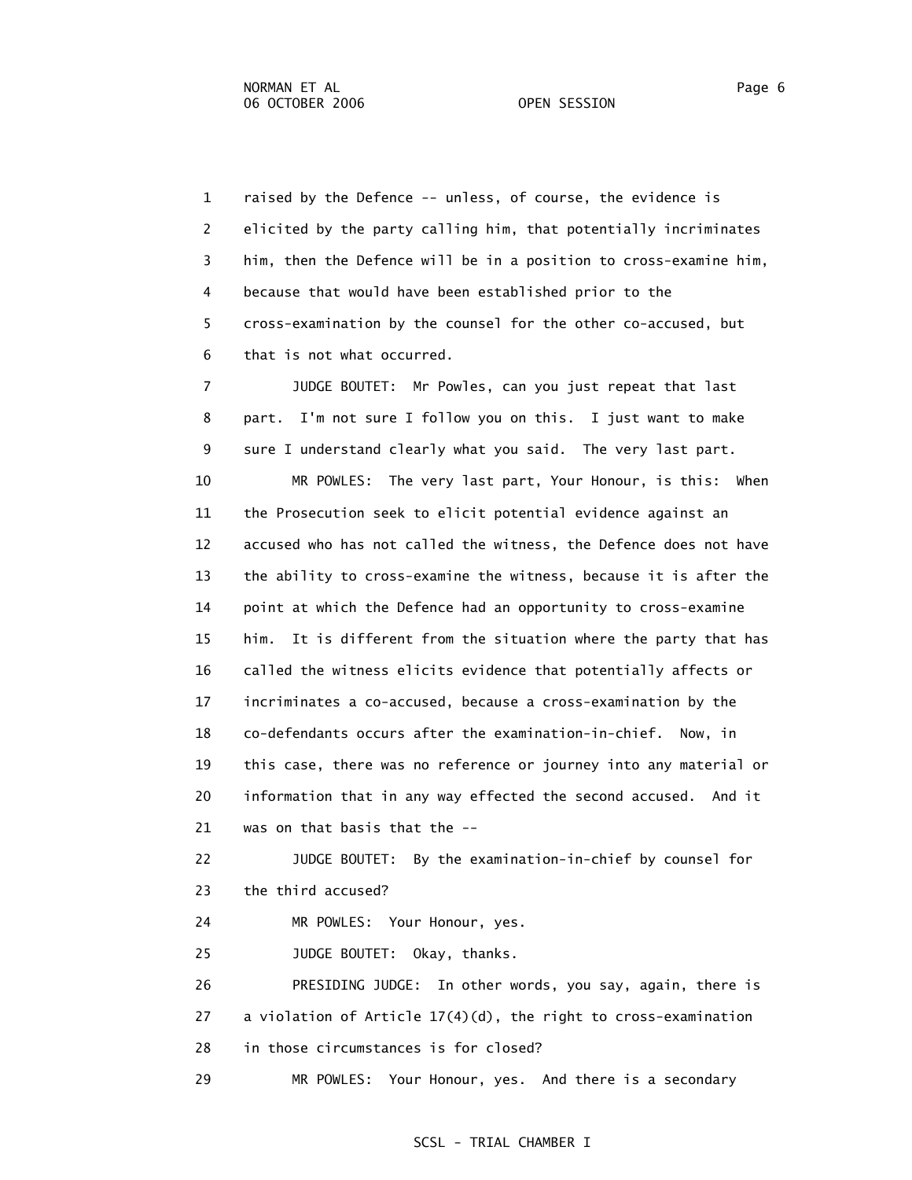raised by the Defence -- unless, of course, the evidence is elicited by the party calling him, that potentially incriminates him, then the Defence will be in a position to cross-examine him, because that would have been established prior to the cross-examination by the counsel for the other co-accused, but that is not what occurred.

JUDGE BOUTET: Mr Powles, can you just repeat that last part. I'm not sure I follow you on this. I just want to make sure I understand clearly what you said. The very last part.

MR POWLES: The very last part, Your Honour, is this: When the Prosecution seek to elicit potential evidence against an accused who has not called the witness, the Defence does not have the ability to cross-examine the witness, because it is after the point at which the Defence had an opportunity to cross-examine him. It is different from the situation where the party that has called the witness elicits evidence that potentially affects or incriminates a co-accused, because a cross-examination by the co-defendants occurs after the examination-in-chief. Now, in this case, there was no reference or journey into any material or information that in any way effected the second accused. And it was on that basis that the --

JUDGE BOUTET: By the examination-in-chief by counsel for the third accused?

MR POWLES: Your Honour, yes.

JUDGE BOUTET: Okay, thanks.

PRESIDING JUDGE: In other words, you say, again, there is a violation of Article 17(4)(d), the right to cross-examination in those circumstances is for closed?

MR POWLES: Your Honour, yes. And there is a secondary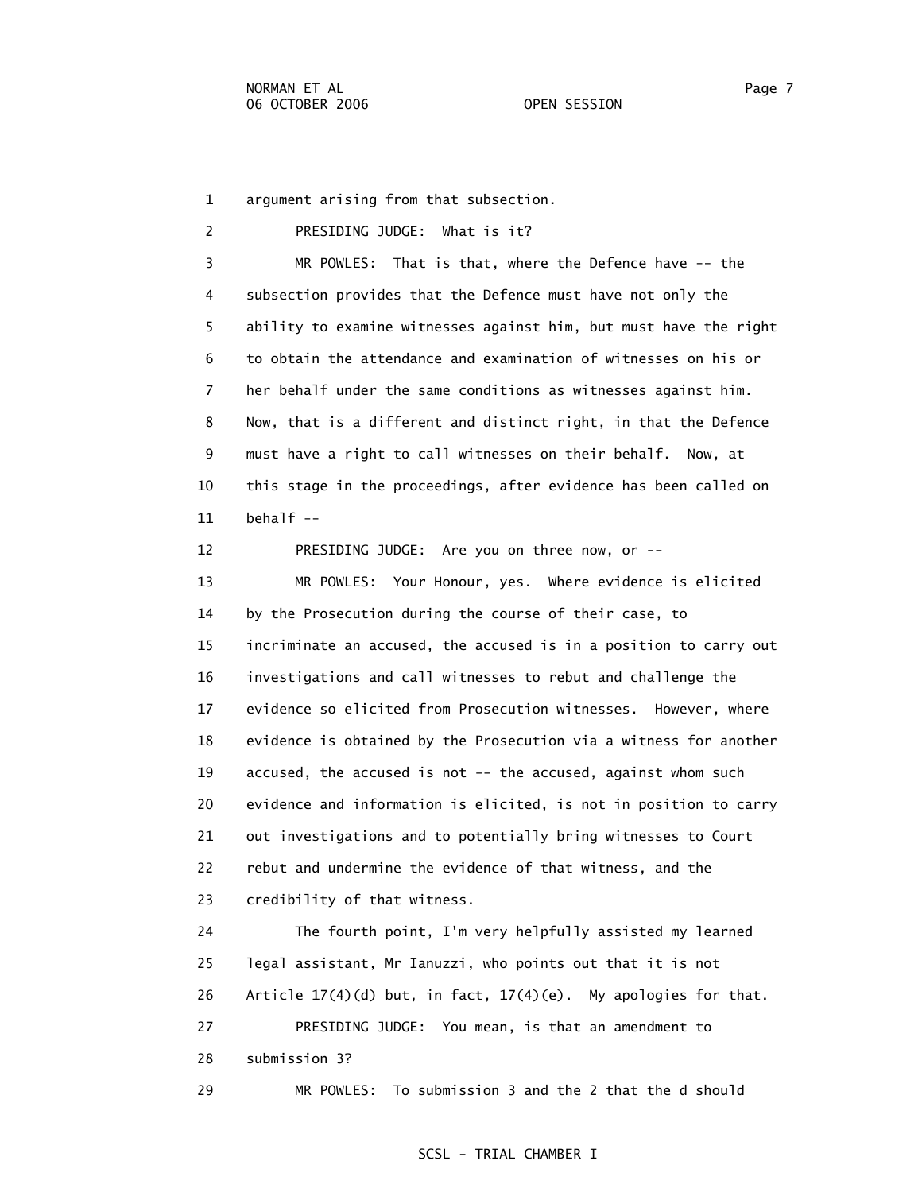1 argument arising from that subsection.

2 PRESIDING JUDGE: What is it?

3 MR POWLES: That is that, where the Defence have -- the
4 subsection provides that the Defence must have not only the
5 ability to examine witnesses against him, but must have the right
6 to obtain the attendance and examination of witnesses on his or
7 her behalf under the same conditions as witnesses against him.
8 Now, that is a different and distinct right, in that the Defence
9 must have a right to call witnesses on their behalf. Now, at
10 this stage in the proceedings, after evidence has been called on
11 behalf --

12 PRESIDING JUDGE: Are you on three now, or --

13 MR POWLES: Your Honour, yes. Where evidence is elicited
14 by the Prosecution during the course of their case, to
15 incriminate an accused, the accused is in a position to carry out
16 investigations and call witnesses to rebut and challenge the
17 evidence so elicited from Prosecution witnesses. However, where
18 evidence is obtained by the Prosecution via a witness for another
19 accused, the accused is not -- the accused, against whom such
20 evidence and information is elicited, is not in position to carry
21 out investigations and to potentially bring witnesses to Court
22 rebut and undermine the evidence of that witness, and the
23 credibility of that witness.

24 The fourth point, I'm very helpfully assisted my learned
25 legal assistant, Mr Ianuzzi, who points out that it is not
26 Article 17(4)(d) but, in fact, 17(4)(e). My apologies for that.

27 PRESIDING JUDGE: You mean, is that an amendment to
28 submission 3?

29 MR POWLES: To submission 3 and the 2 that the d should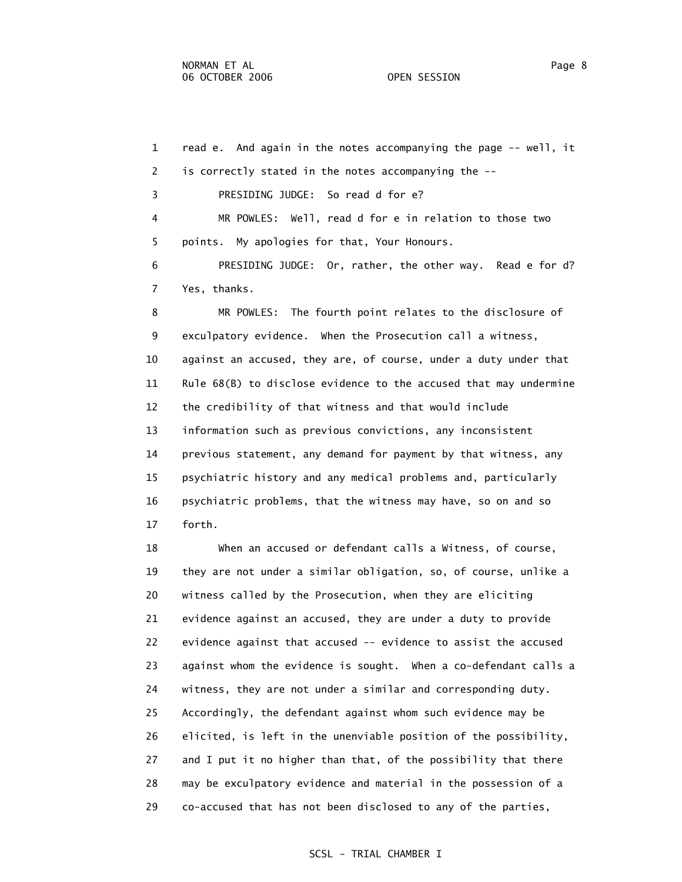1 read e. And again in the notes accompanying the page -- well, it
2 is correctly stated in the notes accompanying the --
3 PRESIDING JUDGE: So read d for e?
4 MR POWLES: Well, read d for e in relation to those two
5 points. My apologies for that, Your Honours.
6 PRESIDING JUDGE: Or, rather, the other way. Read e for d?
7 Yes, thanks.
8 MR POWLES: The fourth point relates to the disclosure of
9 exculpatory evidence. When the Prosecution call a witness,
10 against an accused, they are, of course, under a duty under that
11 Rule 68(B) to disclose evidence to the accused that may undermine
12 the credibility of that witness and that would include
13 information such as previous convictions, any inconsistent
14 previous statement, any demand for payment by that witness, any
15 psychiatric history and any medical problems and, particularly
16 psychiatric problems, that the witness may have, so on and so
17 forth.
18 When an accused or defendant calls a Witness, of course,
19 they are not under a similar obligation, so, of course, unlike a
20 witness called by the Prosecution, when they are eliciting
21 evidence against an accused, they are under a duty to provide
22 evidence against that accused -- evidence to assist the accused
23 against whom the evidence is sought. When a co-defendant calls a
24 witness, they are not under a similar and corresponding duty.
25 Accordingly, the defendant against whom such evidence may be
26 elicited, is left in the unenviable position of the possibility,
27 and I put it no higher than that, of the possibility that there
28 may be exculpatory evidence and material in the possession of a
29 co-accused that has not been disclosed to any of the parties,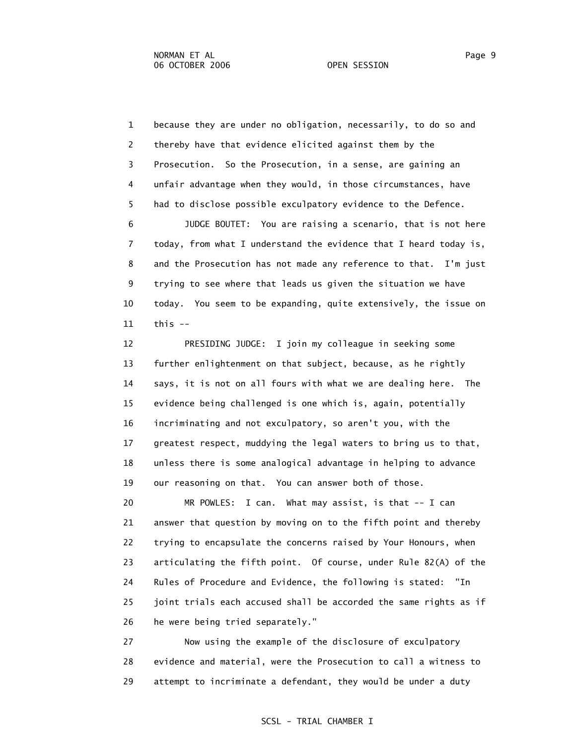1 because they are under no obligation, necessarily, to do so and
2 thereby have that evidence elicited against them by the
3 Prosecution. So the Prosecution, in a sense, are gaining an
4 unfair advantage when they would, in those circumstances, have
5 had to disclose possible exculpatory evidence to the Defence.

6 JUDGE BOUTET: You are raising a scenario, that is not here
7 today, from what I understand the evidence that I heard today is,
8 and the Prosecution has not made any reference to that. I'm just
9 trying to see where that leads us given the situation we have
10 today. You seem to be expanding, quite extensively, the issue on
11 this --

12 PRESIDING JUDGE: I join my colleague in seeking some
13 further enlightenment on that subject, because, as he rightly
14 says, it is not on all fours with what we are dealing here. The
15 evidence being challenged is one which is, again, potentially
16 incriminating and not exculpatory, so aren't you, with the
17 greatest respect, muddying the legal waters to bring us to that,
18 unless there is some analogical advantage in helping to advance
19 our reasoning on that. You can answer both of those.

20 MR POWLES: I can. What may assist, is that -- I can
21 answer that question by moving on to the fifth point and thereby
22 trying to encapsulate the concerns raised by Your Honours, when
23 articulating the fifth point. Of course, under Rule 82(A) of the
24 Rules of Procedure and Evidence, the following is stated: "In
25 joint trials each accused shall be accorded the same rights as if
26 he were being tried separately."

27 Now using the example of the disclosure of exculpatory
28 evidence and material, were the Prosecution to call a witness to
29 attempt to incriminate a defendant, they would be under a duty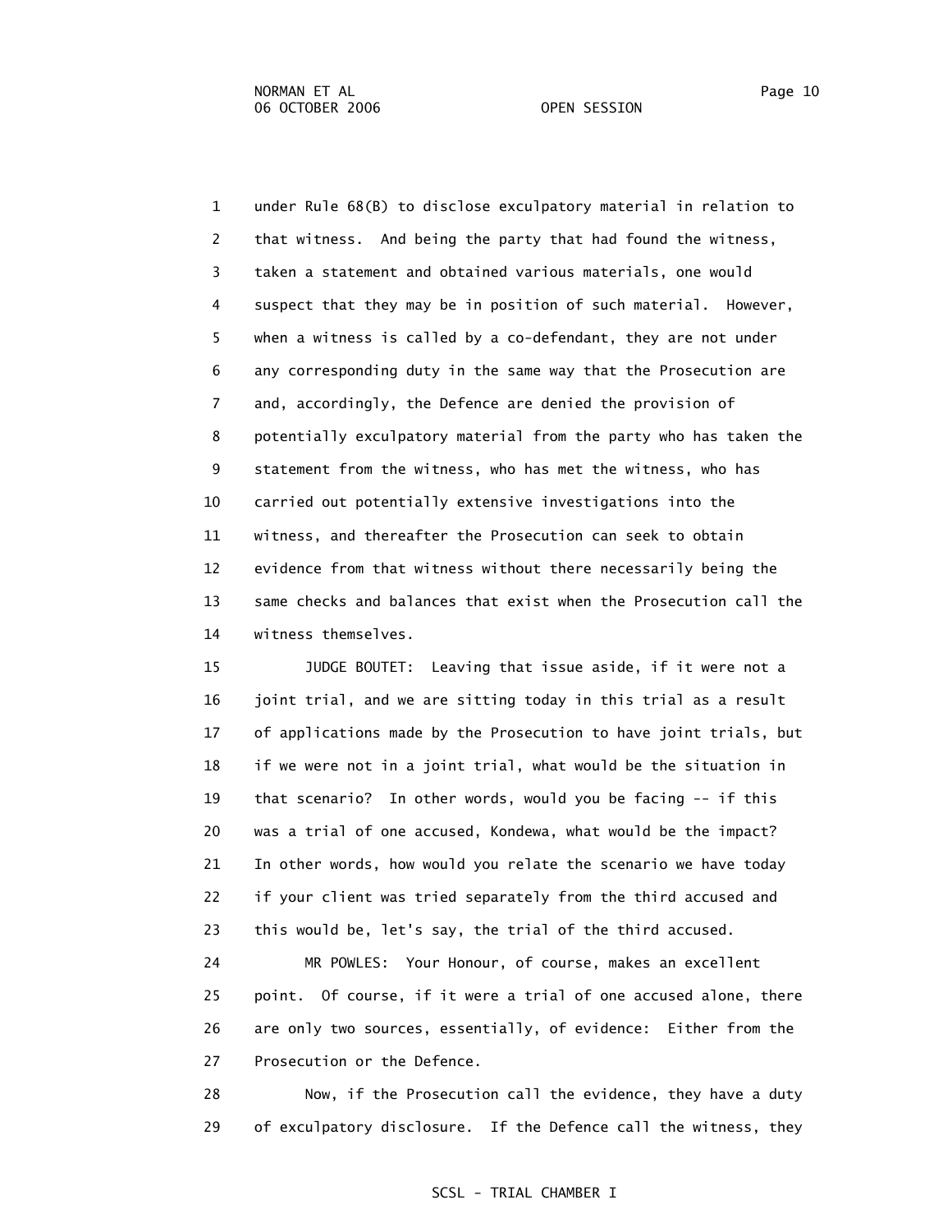1 under Rule 68(B) to disclose exculpatory material in relation to
2 that witness. And being the party that had found the witness,
3 taken a statement and obtained various materials, one would
4 suspect that they may be in position of such material. However,
5 when a witness is called by a co-defendant, they are not under
6 any corresponding duty in the same way that the Prosecution are
7 and, accordingly, the Defence are denied the provision of
8 potentially exculpatory material from the party who has taken the
9 statement from the witness, who has met the witness, who has
10 carried out potentially extensive investigations into the
11 witness, and thereafter the Prosecution can seek to obtain
12 evidence from that witness without there necessarily being the
13 same checks and balances that exist when the Prosecution call the
14 witness themselves.
15 JUDGE BOUTET: Leaving that issue aside, if it were not a
16 joint trial, and we are sitting today in this trial as a result
17 of applications made by the Prosecution to have joint trials, but
18 if we were not in a joint trial, what would be the situation in
19 that scenario? In other words, would you be facing -- if this
20 was a trial of one accused, Kondewa, what would be the impact?
21 In other words, how would you relate the scenario we have today
22 if your client was tried separately from the third accused and
23 this would be, let's say, the trial of the third accused.
24 MR POWLES: Your Honour, of course, makes an excellent
25 point. Of course, if it were a trial of one accused alone, there
26 are only two sources, essentially, of evidence: Either from the
27 Prosecution or the Defence.
28 Now, if the Prosecution call the evidence, they have a duty
29 of exculpatory disclosure. If the Defence call the witness, they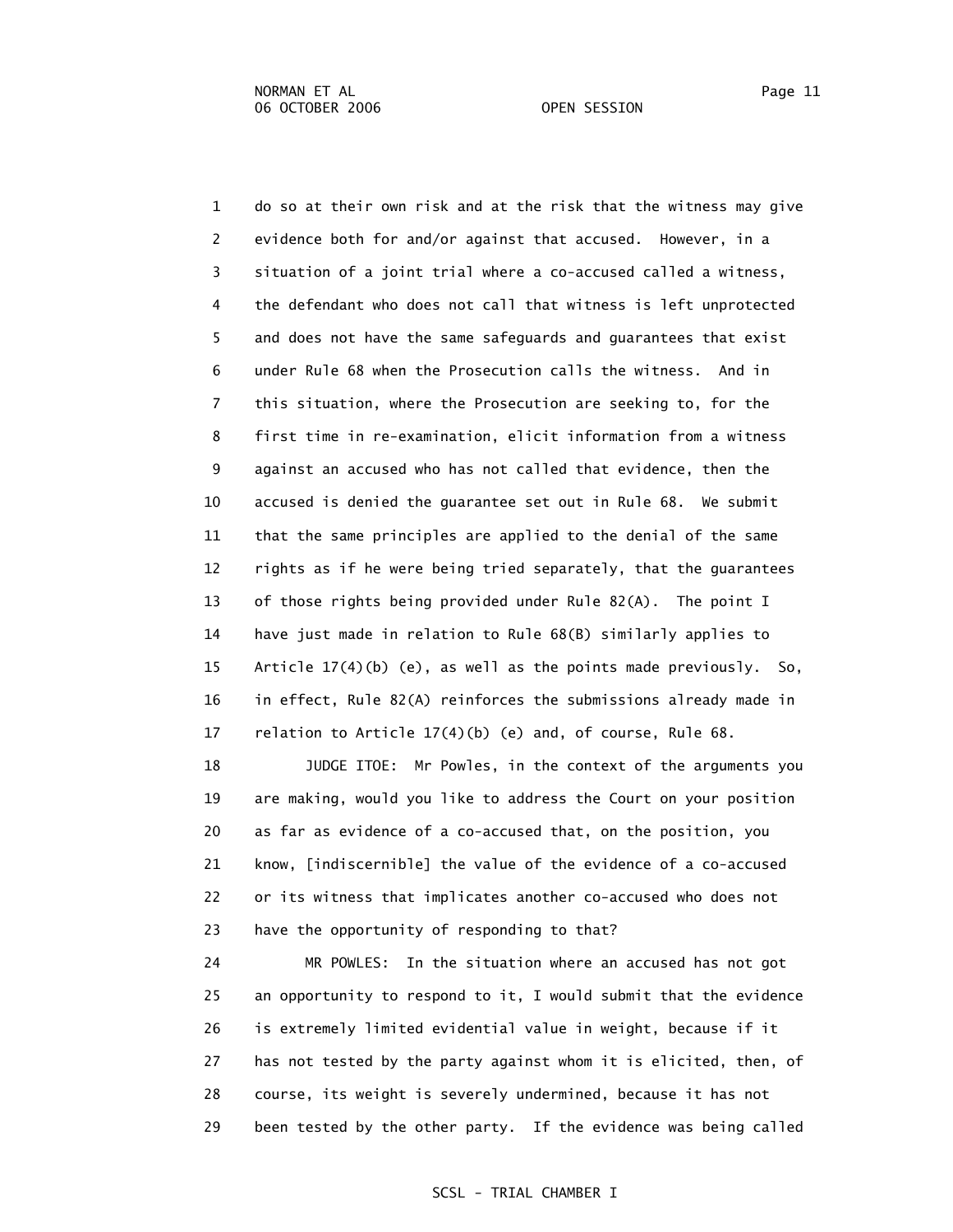do so at their own risk and at the risk that the witness may give evidence both for and/or against that accused. However, in a situation of a joint trial where a co-accused called a witness, the defendant who does not call that witness is left unprotected and does not have the same safeguards and guarantees that exist under Rule 68 when the Prosecution calls the witness. And in this situation, where the Prosecution are seeking to, for the first time in re-examination, elicit information from a witness against an accused who has not called that evidence, then the accused is denied the guarantee set out in Rule 68. We submit that the same principles are applied to the denial of the same rights as if he were being tried separately, that the guarantees of those rights being provided under Rule 82(A). The point I have just made in relation to Rule 68(B) similarly applies to Article 17(4)(b) (e), as well as the points made previously. So, in effect, Rule 82(A) reinforces the submissions already made in relation to Article 17(4)(b) (e) and, of course, Rule 68.

JUDGE ITOE: Mr Powles, in the context of the arguments you are making, would you like to address the Court on your position as far as evidence of a co-accused that, on the position, you know, [indiscernible] the value of the evidence of a co-accused or its witness that implicates another co-accused who does not have the opportunity of responding to that?

MR POWLES: In the situation where an accused has not got an opportunity to respond to it, I would submit that the evidence is extremely limited evidential value in weight, because if it has not tested by the party against whom it is elicited, then, of course, its weight is severely undermined, because it has not been tested by the other party. If the evidence was being called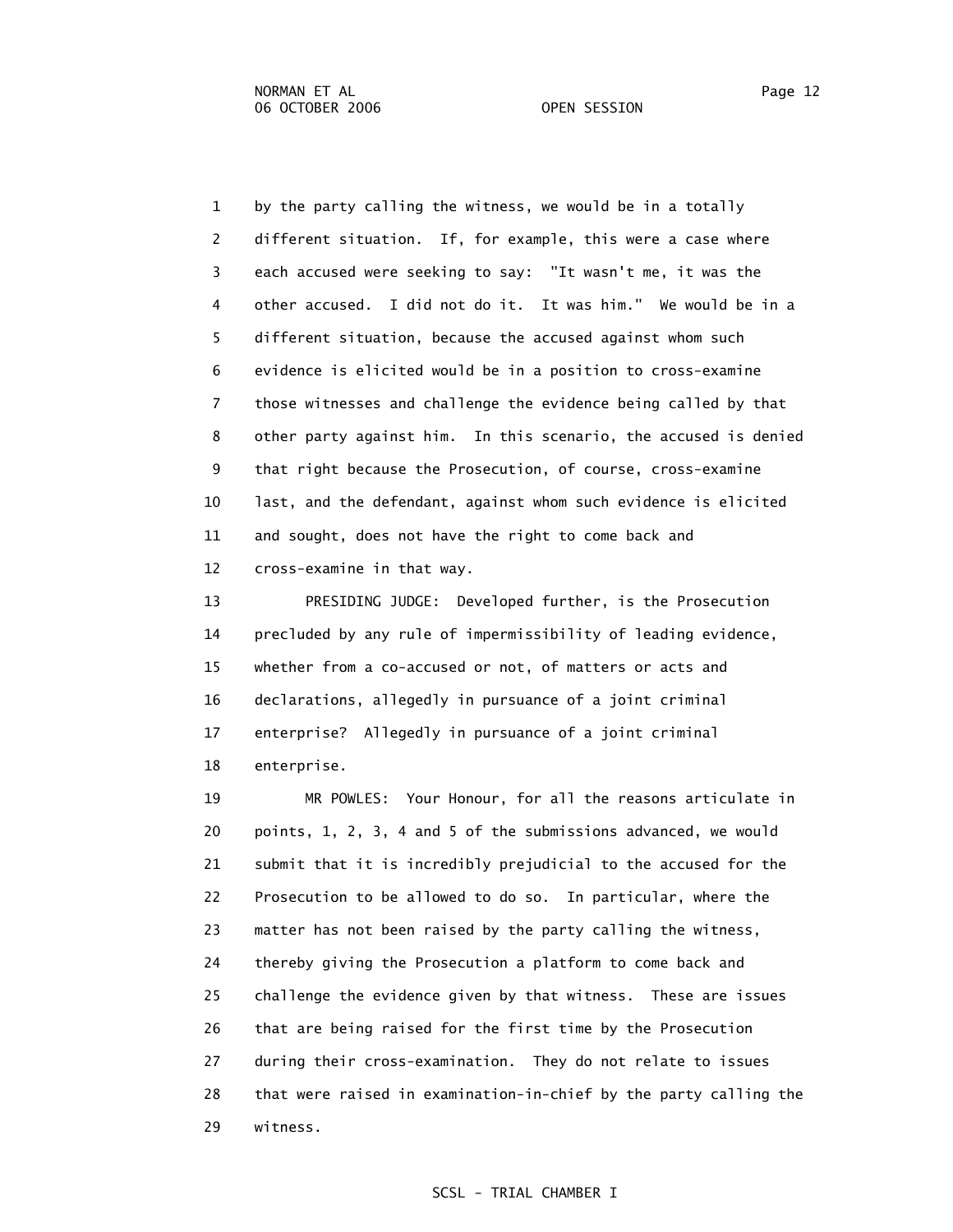by the party calling the witness, we would be in a totally different situation. If, for example, this were a case where each accused were seeking to say: "It wasn't me, it was the other accused. I did not do it. It was him." We would be in a different situation, because the accused against whom such evidence is elicited would be in a position to cross-examine those witnesses and challenge the evidence being called by that other party against him. In this scenario, the accused is denied that right because the Prosecution, of course, cross-examine last, and the defendant, against whom such evidence is elicited and sought, does not have the right to come back and cross-examine in that way.

PRESIDING JUDGE: Developed further, is the Prosecution precluded by any rule of impermissibility of leading evidence, whether from a co-accused or not, of matters or acts and declarations, allegedly in pursuance of a joint criminal enterprise? Allegedly in pursuance of a joint criminal enterprise.

MR POWLES: Your Honour, for all the reasons articulate in points, 1, 2, 3, 4 and 5 of the submissions advanced, we would submit that it is incredibly prejudicial to the accused for the Prosecution to be allowed to do so. In particular, where the matter has not been raised by the party calling the witness, thereby giving the Prosecution a platform to come back and challenge the evidence given by that witness. These are issues that are being raised for the first time by the Prosecution during their cross-examination. They do not relate to issues that were raised in examination-in-chief by the party calling the witness.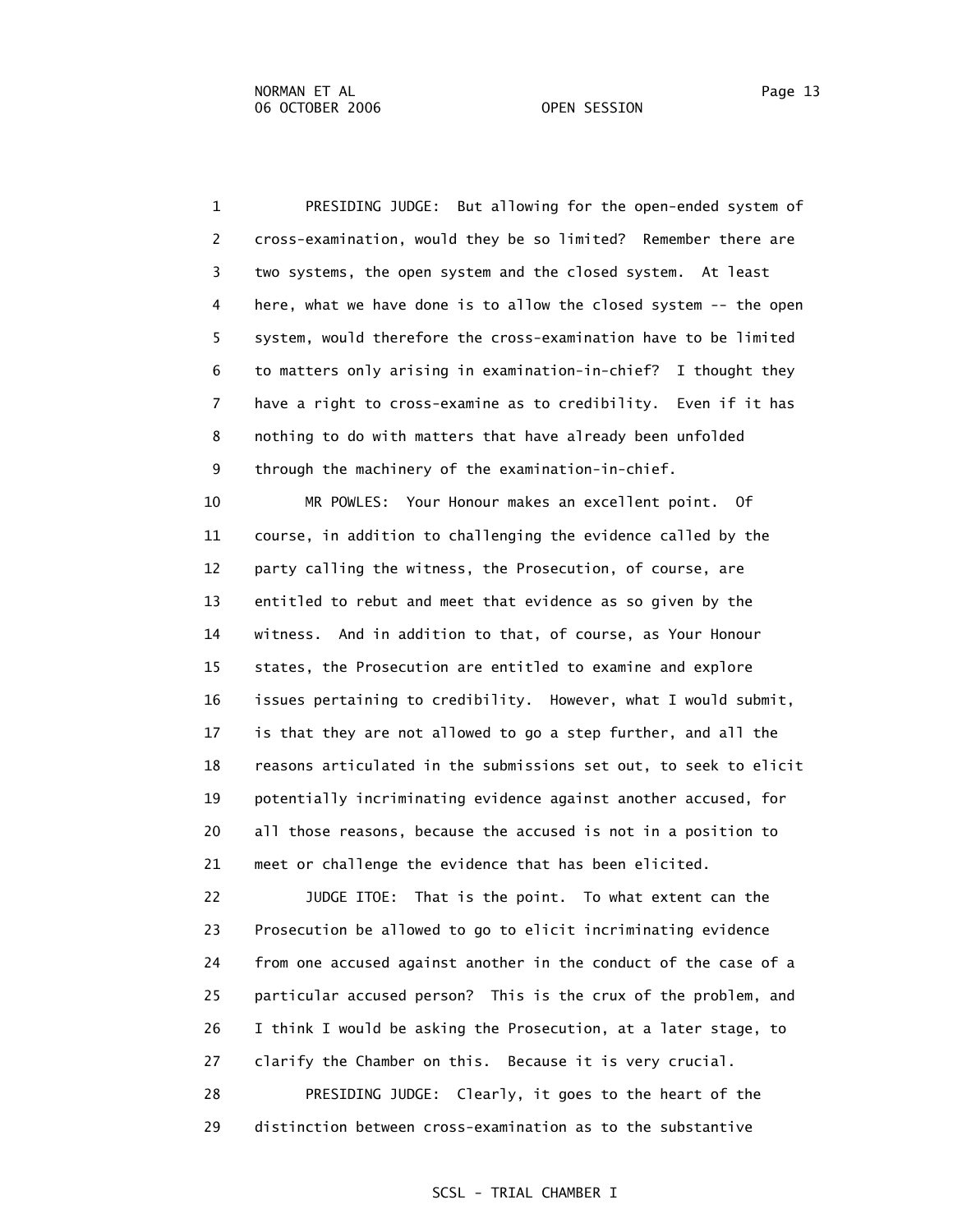1 PRESIDING JUDGE: But allowing for the open-ended system of
2 cross-examination, would they be so limited? Remember there are
3 two systems, the open system and the closed system. At least
4 here, what we have done is to allow the closed system -- the open
5 system, would therefore the cross-examination have to be limited
6 to matters only arising in examination-in-chief? I thought they
7 have a right to cross-examine as to credibility. Even if it has
8 nothing to do with matters that have already been unfolded
9 through the machinery of the examination-in-chief.
10 MR POWLES: Your Honour makes an excellent point. Of
11 course, in addition to challenging the evidence called by the
12 party calling the witness, the Prosecution, of course, are
13 entitled to rebut and meet that evidence as so given by the
14 witness. And in addition to that, of course, as Your Honour
15 states, the Prosecution are entitled to examine and explore
16 issues pertaining to credibility. However, what I would submit,
17 is that they are not allowed to go a step further, and all the
18 reasons articulated in the submissions set out, to seek to elicit
19 potentially incriminating evidence against another accused, for
20 all those reasons, because the accused is not in a position to
21 meet or challenge the evidence that has been elicited.
22 JUDGE ITOE: That is the point. To what extent can the
23 Prosecution be allowed to go to elicit incriminating evidence
24 from one accused against another in the conduct of the case of a
25 particular accused person? This is the crux of the problem, and
26 I think I would be asking the Prosecution, at a later stage, to
27 clarify the Chamber on this. Because it is very crucial.
28 PRESIDING JUDGE: Clearly, it goes to the heart of the
29 distinction between cross-examination as to the substantive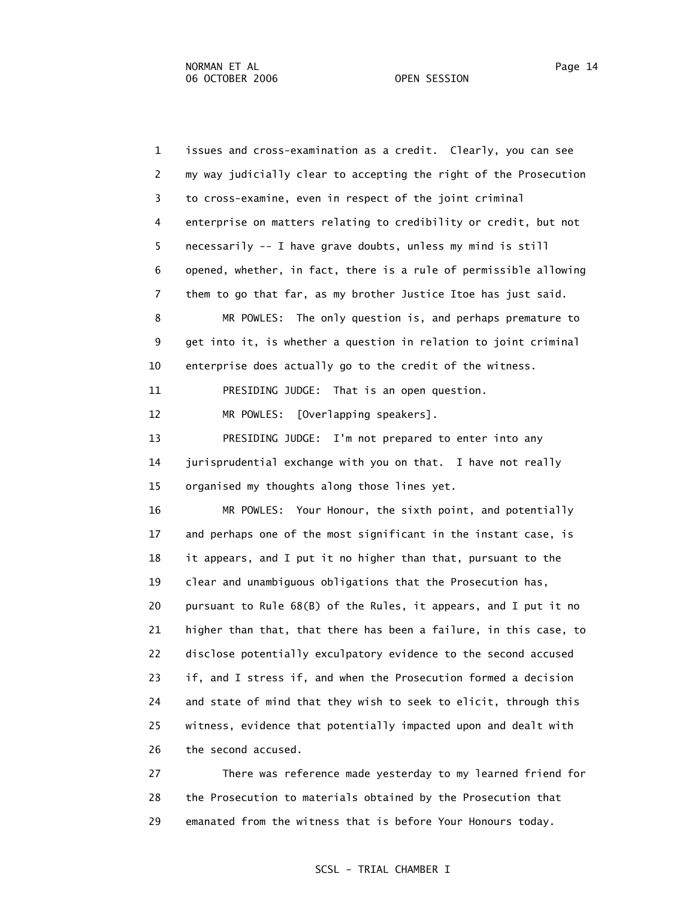1 issues and cross-examination as a credit. Clearly, you can see
2 my way judicially clear to accepting the right of the Prosecution
3 to cross-examine, even in respect of the joint criminal
4 enterprise on matters relating to credibility or credit, but not
5 necessarily -- I have grave doubts, unless my mind is still
6 opened, whether, in fact, there is a rule of permissible allowing
7 them to go that far, as my brother Justice Itoe has just said.

8 MR POWLES: The only question is, and perhaps premature to
9 get into it, is whether a question in relation to joint criminal
10 enterprise does actually go to the credit of the witness.

11 PRESIDING JUDGE: That is an open question.

12 MR POWLES: [Overlapping speakers].

13 PRESIDING JUDGE: I'm not prepared to enter into any
14 jurisprudential exchange with you on that. I have not really
15 organised my thoughts along those lines yet.

16 MR POWLES: Your Honour, the sixth point, and potentially
17 and perhaps one of the most significant in the instant case, is
18 it appears, and I put it no higher than that, pursuant to the
19 clear and unambiguous obligations that the Prosecution has,
20 pursuant to Rule 68(B) of the Rules, it appears, and I put it no
21 higher than that, that there has been a failure, in this case, to
22 disclose potentially exculpatory evidence to the second accused
23 if, and I stress if, and when the Prosecution formed a decision
24 and state of mind that they wish to seek to elicit, through this
25 witness, evidence that potentially impacted upon and dealt with
26 the second accused.

27 There was reference made yesterday to my learned friend for
28 the Prosecution to materials obtained by the Prosecution that
29 emanated from the witness that is before Your Honours today.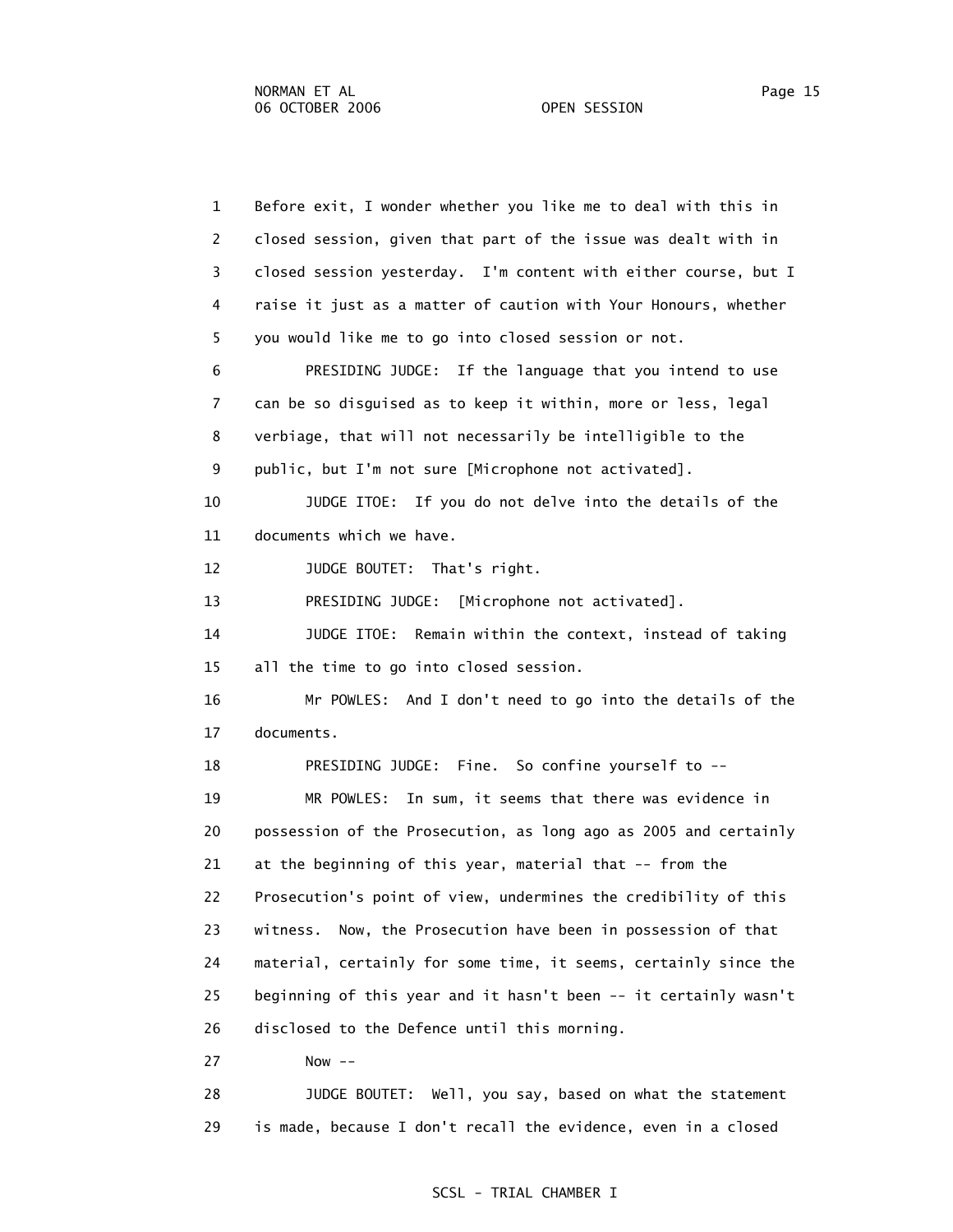1 Before exit, I wonder whether you like me to deal with this in
2 closed session, given that part of the issue was dealt with in
3 closed session yesterday. I'm content with either course, but I
4 raise it just as a matter of caution with Your Honours, whether
5 you would like me to go into closed session or not.
6 PRESIDING JUDGE: If the language that you intend to use
7 can be so disguised as to keep it within, more or less, legal
8 verbiage, that will not necessarily be intelligible to the
9 public, but I'm not sure [Microphone not activated].
10 JUDGE ITOE: If you do not delve into the details of the
11 documents which we have.
12 JUDGE BOUTET: That's right.
13 PRESIDING JUDGE: [Microphone not activated].
14 JUDGE ITOE: Remain within the context, instead of taking
15 all the time to go into closed session.
16 Mr POWLES: And I don't need to go into the details of the
17 documents.
18 PRESIDING JUDGE: Fine. So confine yourself to --
19 MR POWLES: In sum, it seems that there was evidence in
20 possession of the Prosecution, as long ago as 2005 and certainly
21 at the beginning of this year, material that -- from the
22 Prosecution's point of view, undermines the credibility of this
23 witness. Now, the Prosecution have been in possession of that
24 material, certainly for some time, it seems, certainly since the
25 beginning of this year and it hasn't been -- it certainly wasn't
26 disclosed to the Defence until this morning.
27 Now --
28 JUDGE BOUTET: Well, you say, based on what the statement
29 is made, because I don't recall the evidence, even in a closed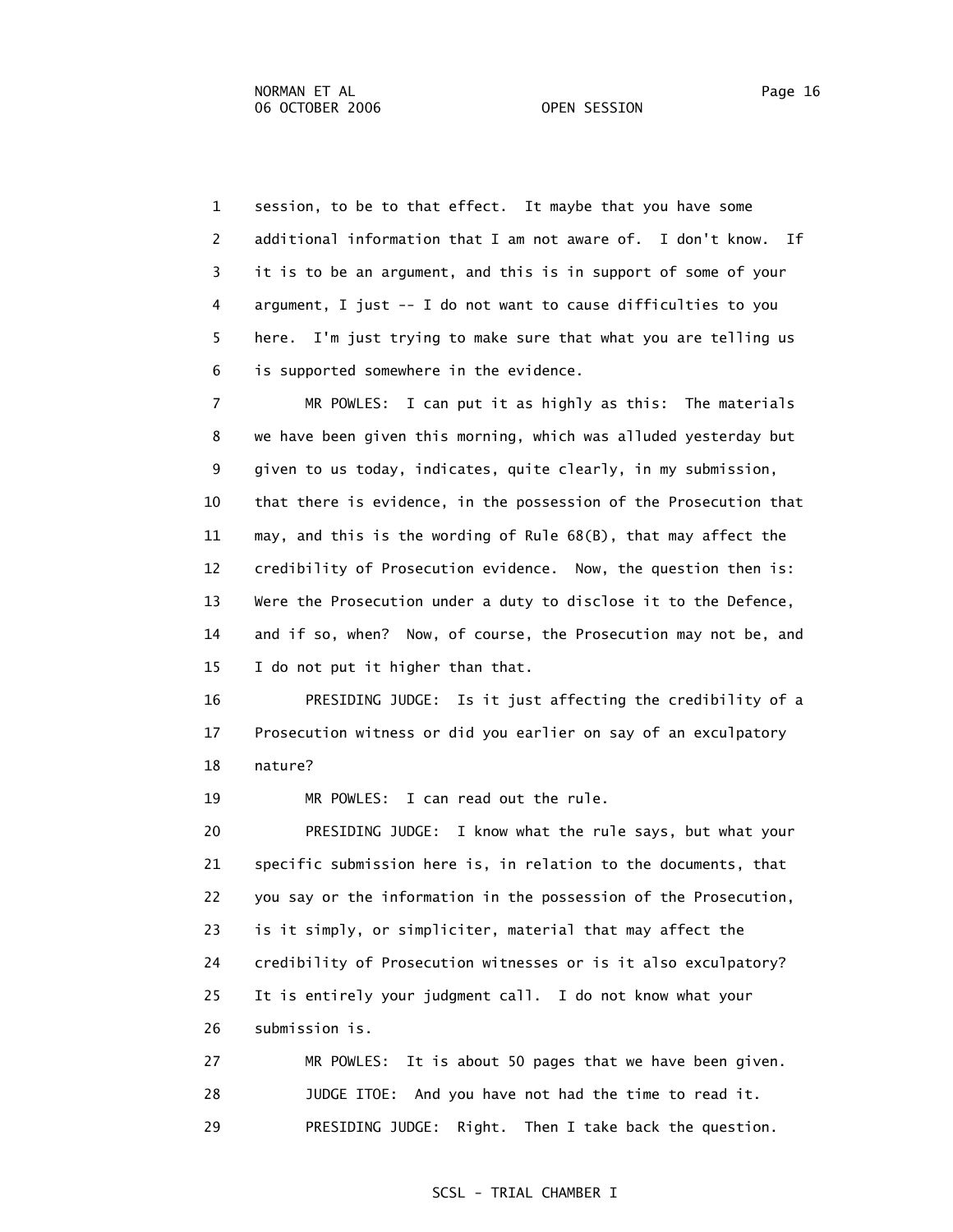1 session, to be to that effect. It maybe that you have some
2 additional information that I am not aware of. I don't know. If
3 it is to be an argument, and this is in support of some of your
4 argument, I just -- I do not want to cause difficulties to you
5 here. I'm just trying to make sure that what you are telling us
6 is supported somewhere in the evidence.

7 MR POWLES: I can put it as highly as this: The materials
8 we have been given this morning, which was alluded yesterday but
9 given to us today, indicates, quite clearly, in my submission,
10 that there is evidence, in the possession of the Prosecution that
11 may, and this is the wording of Rule 68(B), that may affect the
12 credibility of Prosecution evidence. Now, the question then is:
13 Were the Prosecution under a duty to disclose it to the Defence,
14 and if so, when? Now, of course, the Prosecution may not be, and
15 I do not put it higher than that.

16 PRESIDING JUDGE: Is it just affecting the credibility of a
17 Prosecution witness or did you earlier on say of an exculpatory
18 nature?

19 MR POWLES: I can read out the rule.

20 PRESIDING JUDGE: I know what the rule says, but what your
21 specific submission here is, in relation to the documents, that
22 you say or the information in the possession of the Prosecution,
23 is it simply, or simpliciter, material that may affect the
24 credibility of Prosecution witnesses or is it also exculpatory?
25 It is entirely your judgment call. I do not know what your
26 submission is.

27 MR POWLES: It is about 50 pages that we have been given.

28 JUDGE ITOE: And you have not had the time to read it.

29 PRESIDING JUDGE: Right. Then I take back the question.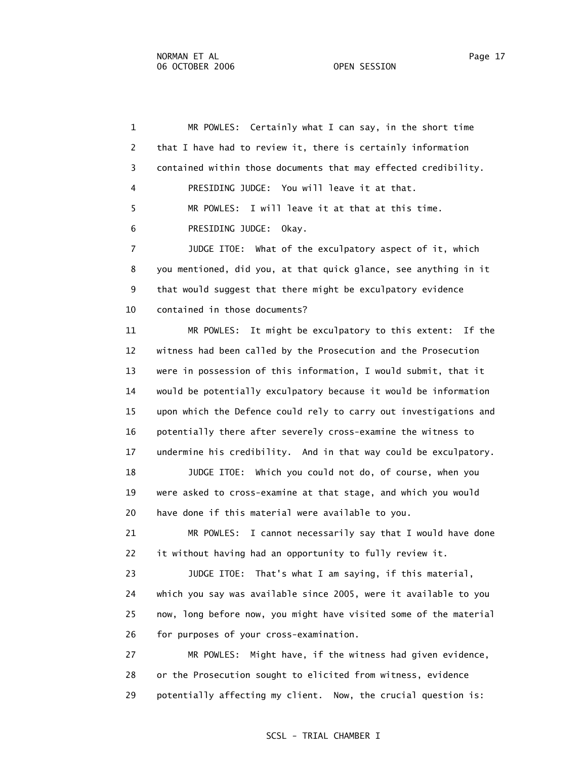1 MR POWLES: Certainly what I can say, in the short time
2 that I have had to review it, there is certainly information
3 contained within those documents that may effected credibility.
4 PRESIDING JUDGE: You will leave it at that.
5 MR POWLES: I will leave it at that at this time.
6 PRESIDING JUDGE: Okay.
7 JUDGE ITOE: What of the exculpatory aspect of it, which
8 you mentioned, did you, at that quick glance, see anything in it
9 that would suggest that there might be exculpatory evidence
10 contained in those documents?
11 MR POWLES: It might be exculpatory to this extent: If the
12 witness had been called by the Prosecution and the Prosecution
13 were in possession of this information, I would submit, that it
14 would be potentially exculpatory because it would be information
15 upon which the Defence could rely to carry out investigations and
16 potentially there after severely cross-examine the witness to
17 undermine his credibility. And in that way could be exculpatory.
18 JUDGE ITOE: Which you could not do, of course, when you
19 were asked to cross-examine at that stage, and which you would
20 have done if this material were available to you.
21 MR POWLES: I cannot necessarily say that I would have done
22 it without having had an opportunity to fully review it.
23 JUDGE ITOE: That's what I am saying, if this material,
24 which you say was available since 2005, were it available to you
25 now, long before now, you might have visited some of the material
26 for purposes of your cross-examination.
27 MR POWLES: Might have, if the witness had given evidence,
28 or the Prosecution sought to elicited from witness, evidence
29 potentially affecting my client. Now, the crucial question is: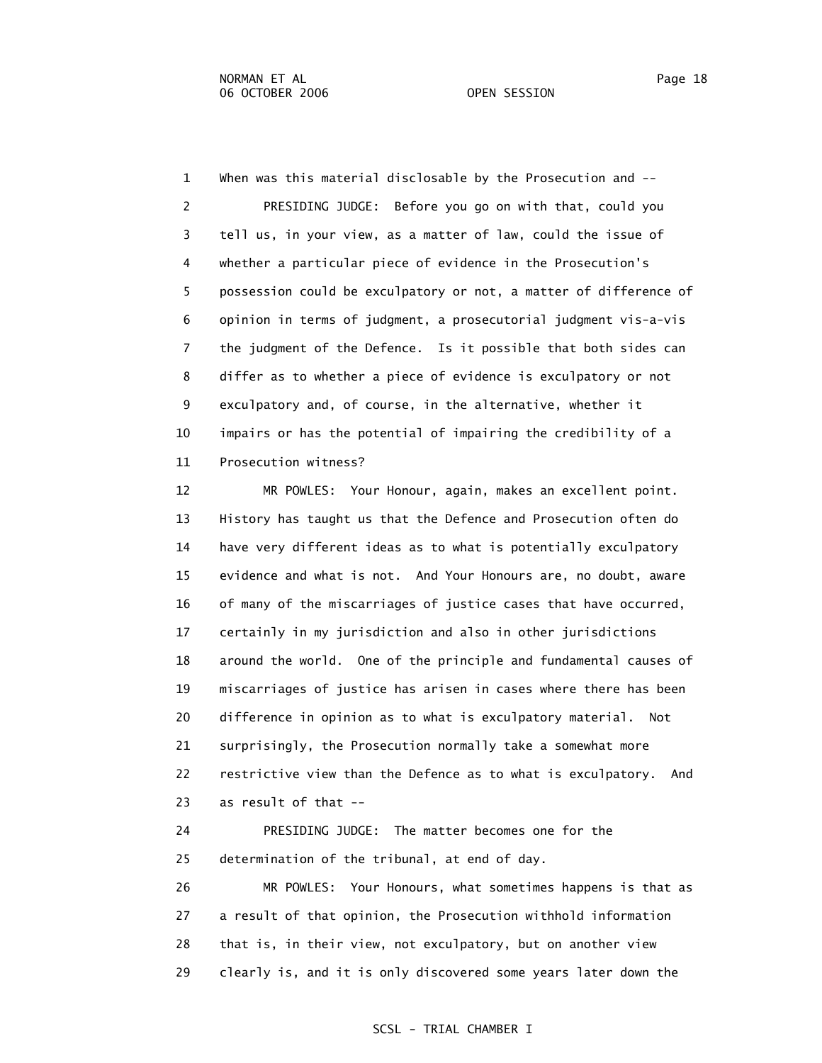1 When was this material disclosable by the Prosecution and --

2 PRESIDING JUDGE: Before you go on with that, could you
3 tell us, in your view, as a matter of law, could the issue of
4 whether a particular piece of evidence in the Prosecution's
5 possession could be exculpatory or not, a matter of difference of
6 opinion in terms of judgment, a prosecutorial judgment vis-a-vis
7 the judgment of the Defence. Is it possible that both sides can
8 differ as to whether a piece of evidence is exculpatory or not
9 exculpatory and, of course, in the alternative, whether it
10 impairs or has the potential of impairing the credibility of a
11 Prosecution witness?

12 MR POWLES: Your Honour, again, makes an excellent point.
13 History has taught us that the Defence and Prosecution often do
14 have very different ideas as to what is potentially exculpatory
15 evidence and what is not. And Your Honours are, no doubt, aware
16 of many of the miscarriages of justice cases that have occurred,
17 certainly in my jurisdiction and also in other jurisdictions
18 around the world. One of the principle and fundamental causes of
19 miscarriages of justice has arisen in cases where there has been
20 difference in opinion as to what is exculpatory material. Not
21 surprisingly, the Prosecution normally take a somewhat more
22 restrictive view than the Defence as to what is exculpatory. And
23 as result of that --

24 PRESIDING JUDGE: The matter becomes one for the
25 determination of the tribunal, at end of day.

26 MR POWLES: Your Honours, what sometimes happens is that as
27 a result of that opinion, the Prosecution withhold information
28 that is, in their view, not exculpatory, but on another view
29 clearly is, and it is only discovered some years later down the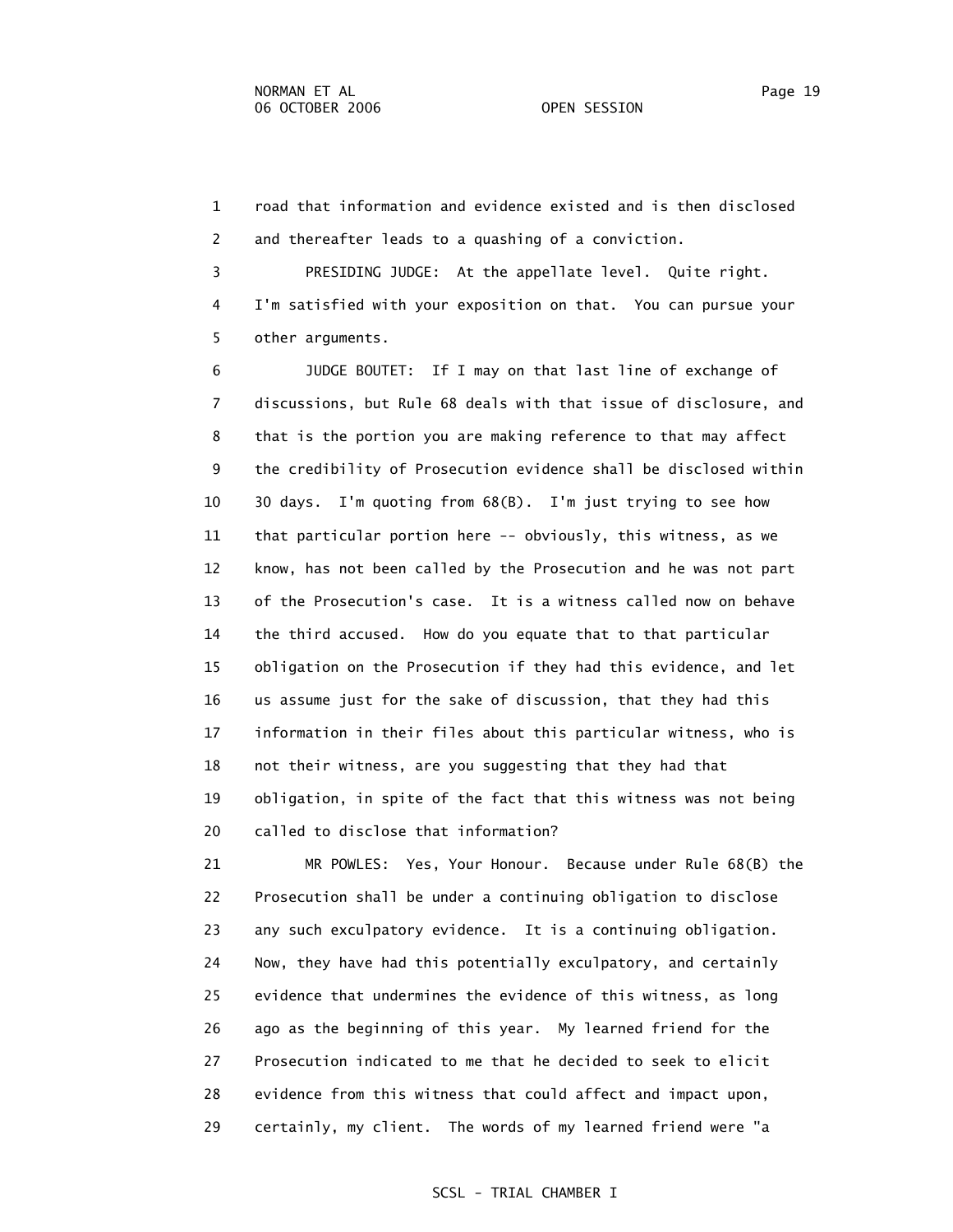1 road that information and evidence existed and is then disclosed
2 and thereafter leads to a quashing of a conviction.

3 PRESIDING JUDGE: At the appellate level. Quite right.
4 I'm satisfied with your exposition on that. You can pursue your
5 other arguments.

6 JUDGE BOUTET: If I may on that last line of exchange of
7 discussions, but Rule 68 deals with that issue of disclosure, and
8 that is the portion you are making reference to that may affect
9 the credibility of Prosecution evidence shall be disclosed within
10 30 days. I'm quoting from 68(B). I'm just trying to see how
11 that particular portion here -- obviously, this witness, as we
12 know, has not been called by the Prosecution and he was not part
13 of the Prosecution's case. It is a witness called now on behave
14 the third accused. How do you equate that to that particular
15 obligation on the Prosecution if they had this evidence, and let
16 us assume just for the sake of discussion, that they had this
17 information in their files about this particular witness, who is
18 not their witness, are you suggesting that they had that
19 obligation, in spite of the fact that this witness was not being
20 called to disclose that information?

21 MR POWLES: Yes, Your Honour. Because under Rule 68(B) the
22 Prosecution shall be under a continuing obligation to disclose
23 any such exculpatory evidence. It is a continuing obligation.
24 Now, they have had this potentially exculpatory, and certainly
25 evidence that undermines the evidence of this witness, as long
26 ago as the beginning of this year. My learned friend for the
27 Prosecution indicated to me that he decided to seek to elicit
28 evidence from this witness that could affect and impact upon,
29 certainly, my client. The words of my learned friend were "a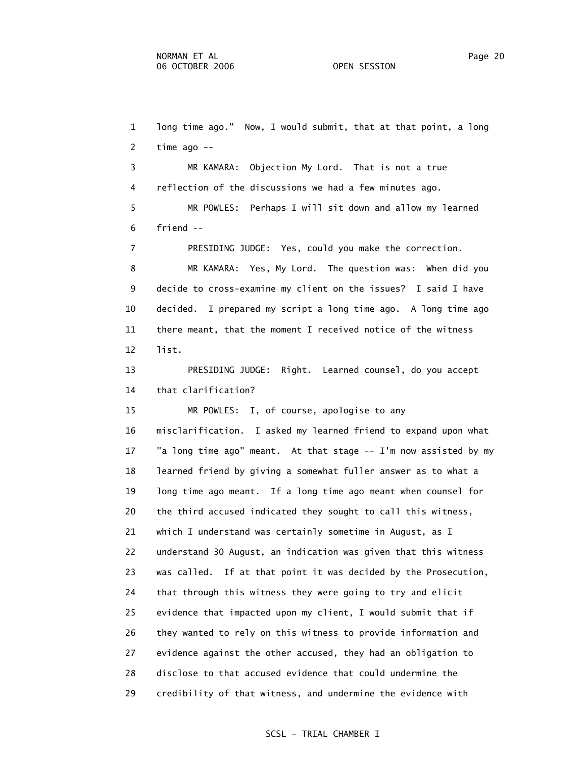long time ago." Now, I would submit, that at that point, a long time ago --

MR KAMARA: Objection My Lord. That is not a true reflection of the discussions we had a few minutes ago.

MR POWLES: Perhaps I will sit down and allow my learned friend --

PRESIDING JUDGE: Yes, could you make the correction.

MR KAMARA: Yes, My Lord. The question was: When did you decide to cross-examine my client on the issues? I said I have decided. I prepared my script a long time ago. A long time ago there meant, that the moment I received notice of the witness list.

PRESIDING JUDGE: Right. Learned counsel, do you accept that clarification?

MR POWLES: I, of course, apologise to any misclarification. I asked my learned friend to expand upon what "a long time ago" meant. At that stage -- I'm now assisted by my learned friend by giving a somewhat fuller answer as to what a long time ago meant. If a long time ago meant when counsel for the third accused indicated they sought to call this witness, which I understand was certainly sometime in August, as I understand 30 August, an indication was given that this witness was called. If at that point it was decided by the Prosecution, that through this witness they were going to try and elicit evidence that impacted upon my client, I would submit that if they wanted to rely on this witness to provide information and evidence against the other accused, they had an obligation to disclose to that accused evidence that could undermine the credibility of that witness, and undermine the evidence with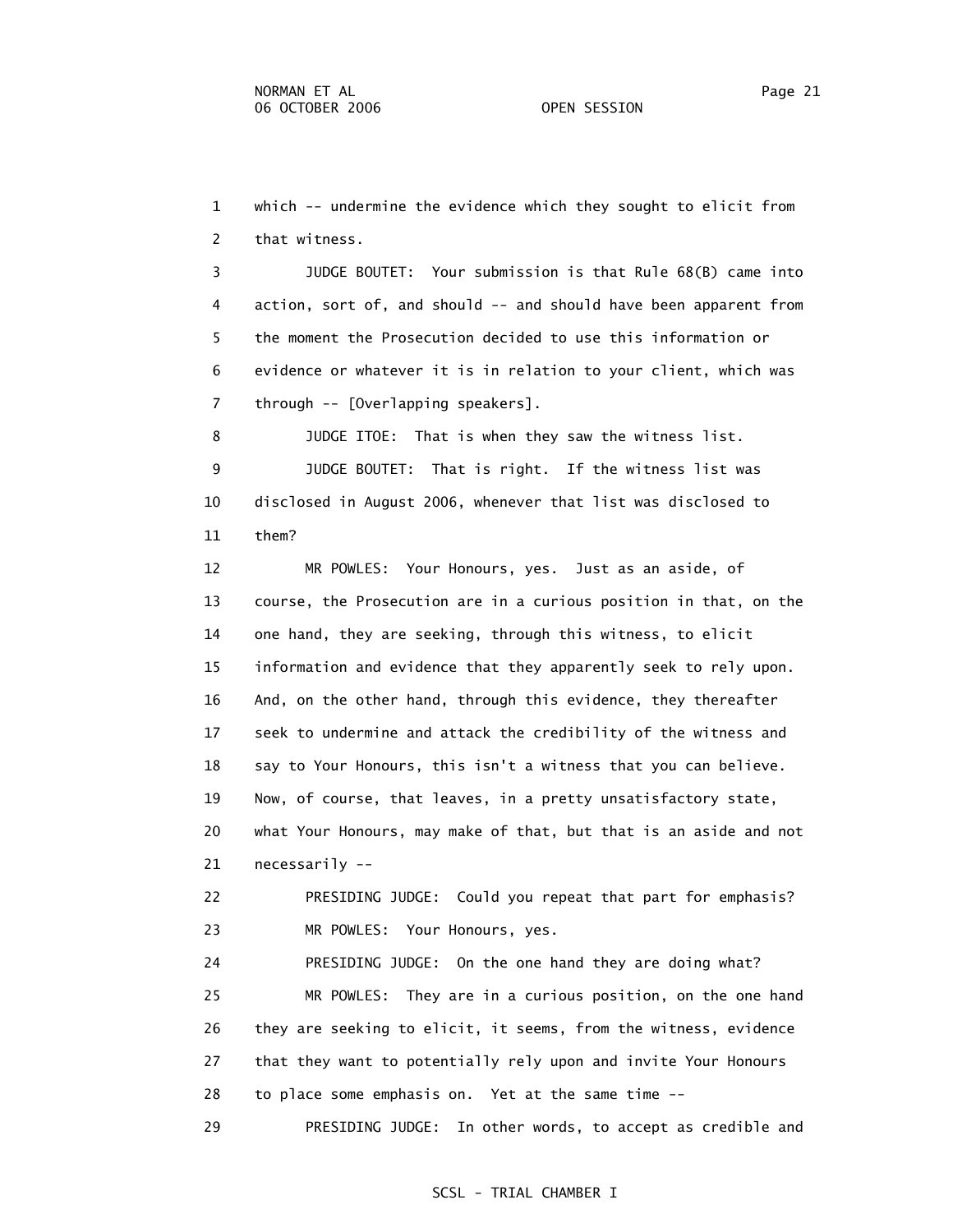1 which -- undermine the evidence which they sought to elicit from
2 that witness.

3 JUDGE BOUTET: Your submission is that Rule 68(B) came into
4 action, sort of, and should -- and should have been apparent from
5 the moment the Prosecution decided to use this information or
6 evidence or whatever it is in relation to your client, which was
7 through -- [Overlapping speakers].

8 JUDGE ITOE: That is when they saw the witness list.

9 JUDGE BOUTET: That is right. If the witness list was
10 disclosed in August 2006, whenever that list was disclosed to
11 them?

12 MR POWLES: Your Honours, yes. Just as an aside, of
13 course, the Prosecution are in a curious position in that, on the
14 one hand, they are seeking, through this witness, to elicit
15 information and evidence that they apparently seek to rely upon.
16 And, on the other hand, through this evidence, they thereafter
17 seek to undermine and attack the credibility of the witness and
18 say to Your Honours, this isn't a witness that you can believe.
19 Now, of course, that leaves, in a pretty unsatisfactory state,
20 what Your Honours, may make of that, but that is an aside and not
21 necessarily --

22 PRESIDING JUDGE: Could you repeat that part for emphasis?

23 MR POWLES: Your Honours, yes.

24 PRESIDING JUDGE: On the one hand they are doing what?

25 MR POWLES: They are in a curious position, on the one hand
26 they are seeking to elicit, it seems, from the witness, evidence
27 that they want to potentially rely upon and invite Your Honours
28 to place some emphasis on. Yet at the same time --

29 PRESIDING JUDGE: In other words, to accept as credible and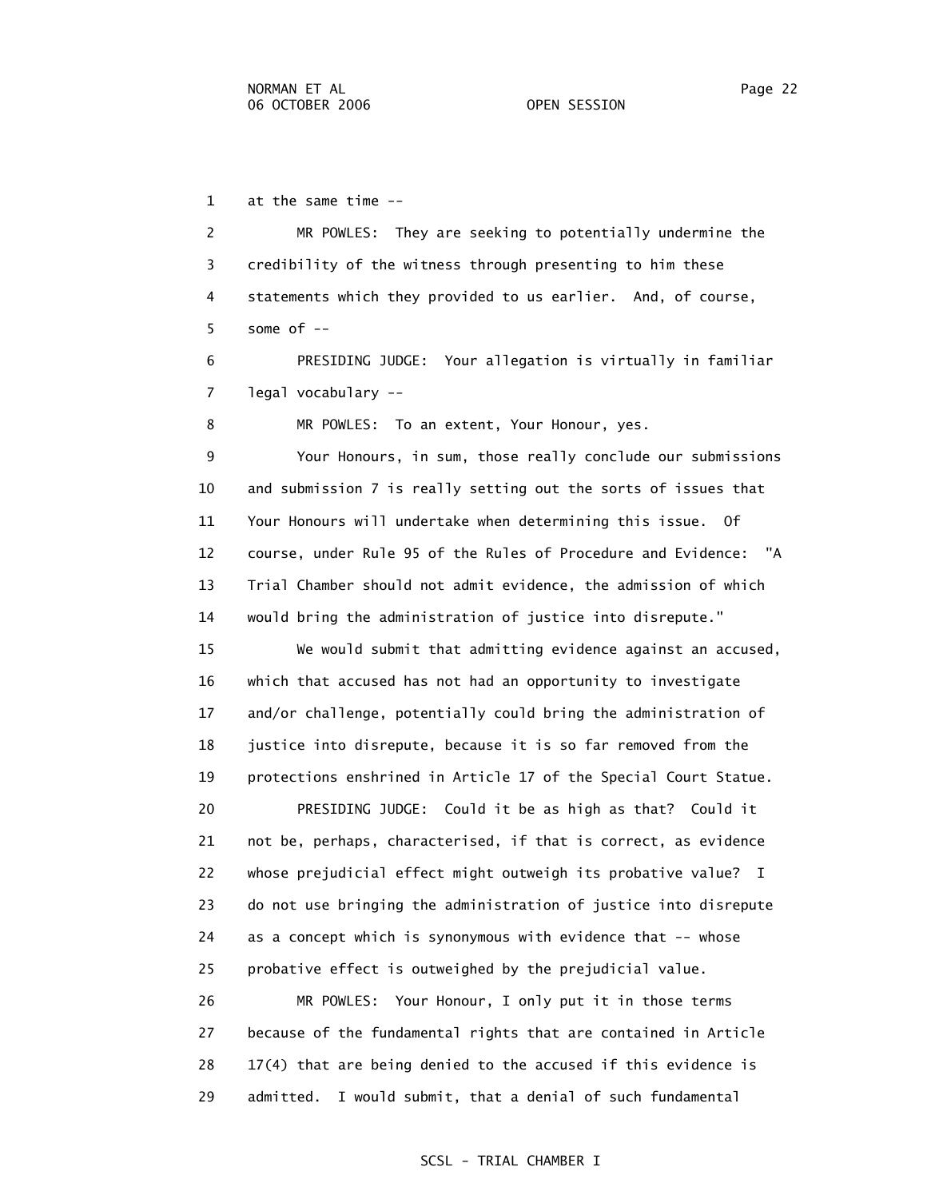1 at the same time --

2 MR POWLES: They are seeking to potentially undermine the

3 credibility of the witness through presenting to him these

4 statements which they provided to us earlier. And, of course,

5 some of --

6 PRESIDING JUDGE: Your allegation is virtually in familiar

7 legal vocabulary --

8 MR POWLES: To an extent, Your Honour, yes.

9 Your Honours, in sum, those really conclude our submissions

10 and submission 7 is really setting out the sorts of issues that

11 Your Honours will undertake when determining this issue. Of

12 course, under Rule 95 of the Rules of Procedure and Evidence: "A

13 Trial Chamber should not admit evidence, the admission of which

14 would bring the administration of justice into disrepute."

15 We would submit that admitting evidence against an accused,

16 which that accused has not had an opportunity to investigate

17 and/or challenge, potentially could bring the administration of

18 justice into disrepute, because it is so far removed from the

19 protections enshrined in Article 17 of the Special Court Statue.

20 PRESIDING JUDGE: Could it be as high as that? Could it

21 not be, perhaps, characterised, if that is correct, as evidence

22 whose prejudicial effect might outweigh its probative value? I

23 do not use bringing the administration of justice into disrepute

24 as a concept which is synonymous with evidence that -- whose

25 probative effect is outweighed by the prejudicial value.

26 MR POWLES: Your Honour, I only put it in those terms

27 because of the fundamental rights that are contained in Article

28 17(4) that are being denied to the accused if this evidence is

29 admitted. I would submit, that a denial of such fundamental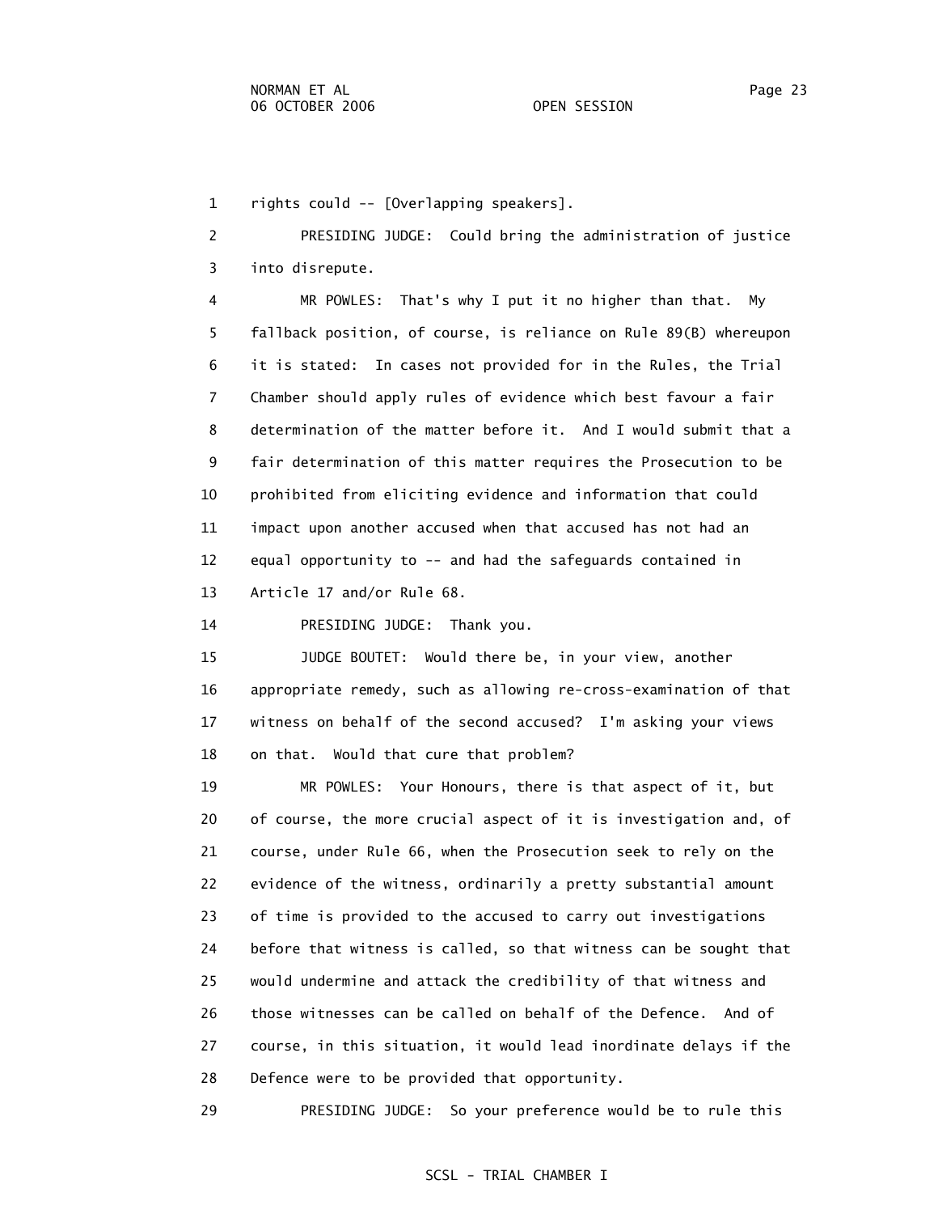1 rights could -- [Overlapping speakers].

2 PRESIDING JUDGE: Could bring the administration of justice

3 into disrepute.

4 MR POWLES: That's why I put it no higher than that. My

5 fallback position, of course, is reliance on Rule 89(B) whereupon

6 it is stated: In cases not provided for in the Rules, the Trial

7 Chamber should apply rules of evidence which best favour a fair

8 determination of the matter before it. And I would submit that a

9 fair determination of this matter requires the Prosecution to be

10 prohibited from eliciting evidence and information that could

11 impact upon another accused when that accused has not had an

12 equal opportunity to -- and had the safeguards contained in

13 Article 17 and/or Rule 68.

14 PRESIDING JUDGE: Thank you.

15 JUDGE BOUTET: Would there be, in your view, another

16 appropriate remedy, such as allowing re-cross-examination of that

17 witness on behalf of the second accused? I'm asking your views

18 on that. Would that cure that problem?

19 MR POWLES: Your Honours, there is that aspect of it, but

20 of course, the more crucial aspect of it is investigation and, of

21 course, under Rule 66, when the Prosecution seek to rely on the

22 evidence of the witness, ordinarily a pretty substantial amount

23 of time is provided to the accused to carry out investigations

24 before that witness is called, so that witness can be sought that

25 would undermine and attack the credibility of that witness and

26 those witnesses can be called on behalf of the Defence. And of

27 course, in this situation, it would lead inordinate delays if the

28 Defence were to be provided that opportunity.

29 PRESIDING JUDGE: So your preference would be to rule this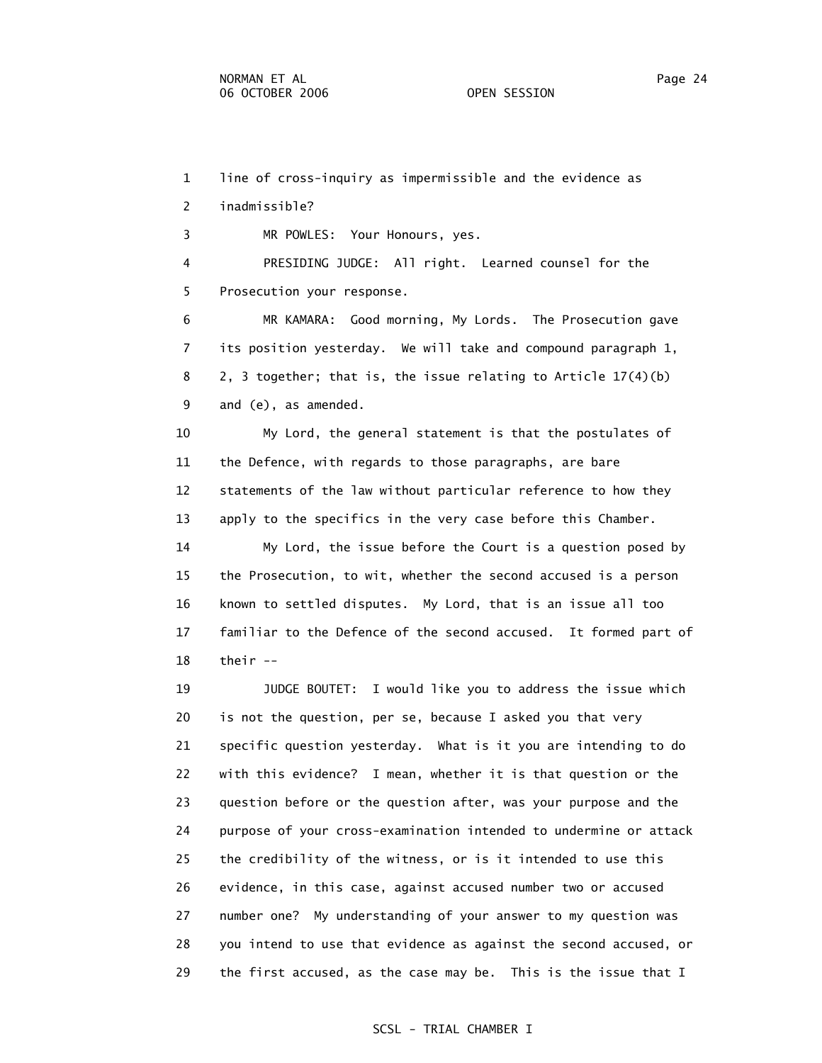1 line of cross-inquiry as impermissible and the evidence as
2 inadmissible?

3 MR POWLES: Your Honours, yes.

4 PRESIDING JUDGE: All right. Learned counsel for the
5 Prosecution your response.

6 MR KAMARA: Good morning, My Lords. The Prosecution gave
7 its position yesterday. We will take and compound paragraph 1,
8 2, 3 together; that is, the issue relating to Article 17(4)(b)
9 and (e), as amended.

10 My Lord, the general statement is that the postulates of
11 the Defence, with regards to those paragraphs, are bare
12 statements of the law without particular reference to how they
13 apply to the specifics in the very case before this Chamber.

14 My Lord, the issue before the Court is a question posed by
15 the Prosecution, to wit, whether the second accused is a person
16 known to settled disputes. My Lord, that is an issue all too
17 familiar to the Defence of the second accused. It formed part of
18 their --

19 JUDGE BOUTET: I would like you to address the issue which
20 is not the question, per se, because I asked you that very
21 specific question yesterday. What is it you are intending to do
22 with this evidence? I mean, whether it is that question or the
23 question before or the question after, was your purpose and the
24 purpose of your cross-examination intended to undermine or attack
25 the credibility of the witness, or is it intended to use this
26 evidence, in this case, against accused number two or accused
27 number one? My understanding of your answer to my question was
28 you intend to use that evidence as against the second accused, or
29 the first accused, as the case may be. This is the issue that I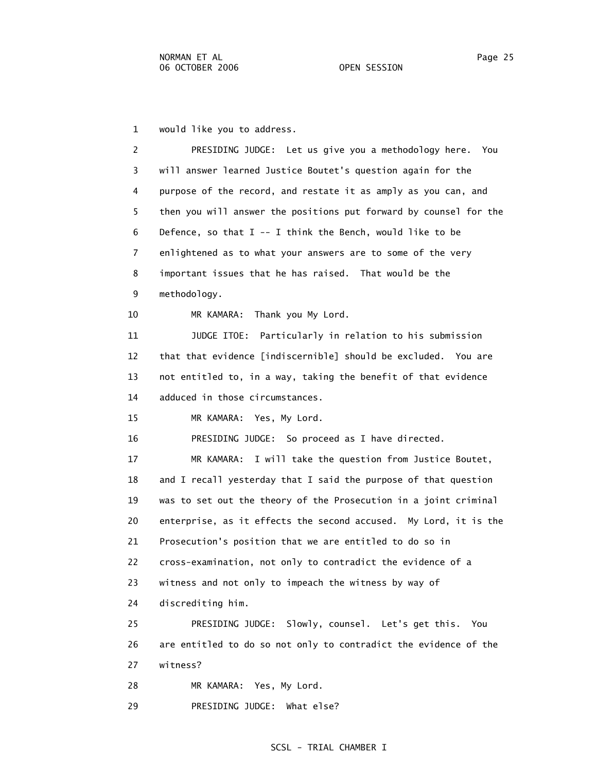1 would like you to address.

2 PRESIDING JUDGE: Let us give you a methodology here. You
3 will answer learned Justice Boutet's question again for the
4 purpose of the record, and restate it as amply as you can, and
5 then you will answer the positions put forward by counsel for the
6 Defence, so that I -- I think the Bench, would like to be
7 enlightened as to what your answers are to some of the very
8 important issues that he has raised. That would be the
9 methodology.

10 MR KAMARA: Thank you My Lord.

11 JUDGE ITOE: Particularly in relation to his submission
12 that that evidence [indiscernible] should be excluded. You are
13 not entitled to, in a way, taking the benefit of that evidence
14 adduced in those circumstances.

15 MR KAMARA: Yes, My Lord.

16 PRESIDING JUDGE: So proceed as I have directed.

17 MR KAMARA: I will take the question from Justice Boutet,
18 and I recall yesterday that I said the purpose of that question
19 was to set out the theory of the Prosecution in a joint criminal
20 enterprise, as it effects the second accused. My Lord, it is the
21 Prosecution's position that we are entitled to do so in
22 cross-examination, not only to contradict the evidence of a
23 witness and not only to impeach the witness by way of
24 discrediting him.

25 PRESIDING JUDGE: Slowly, counsel. Let's get this. You
26 are entitled to do so not only to contradict the evidence of the
27 witness?

28 MR KAMARA: Yes, My Lord.

29 PRESIDING JUDGE: What else?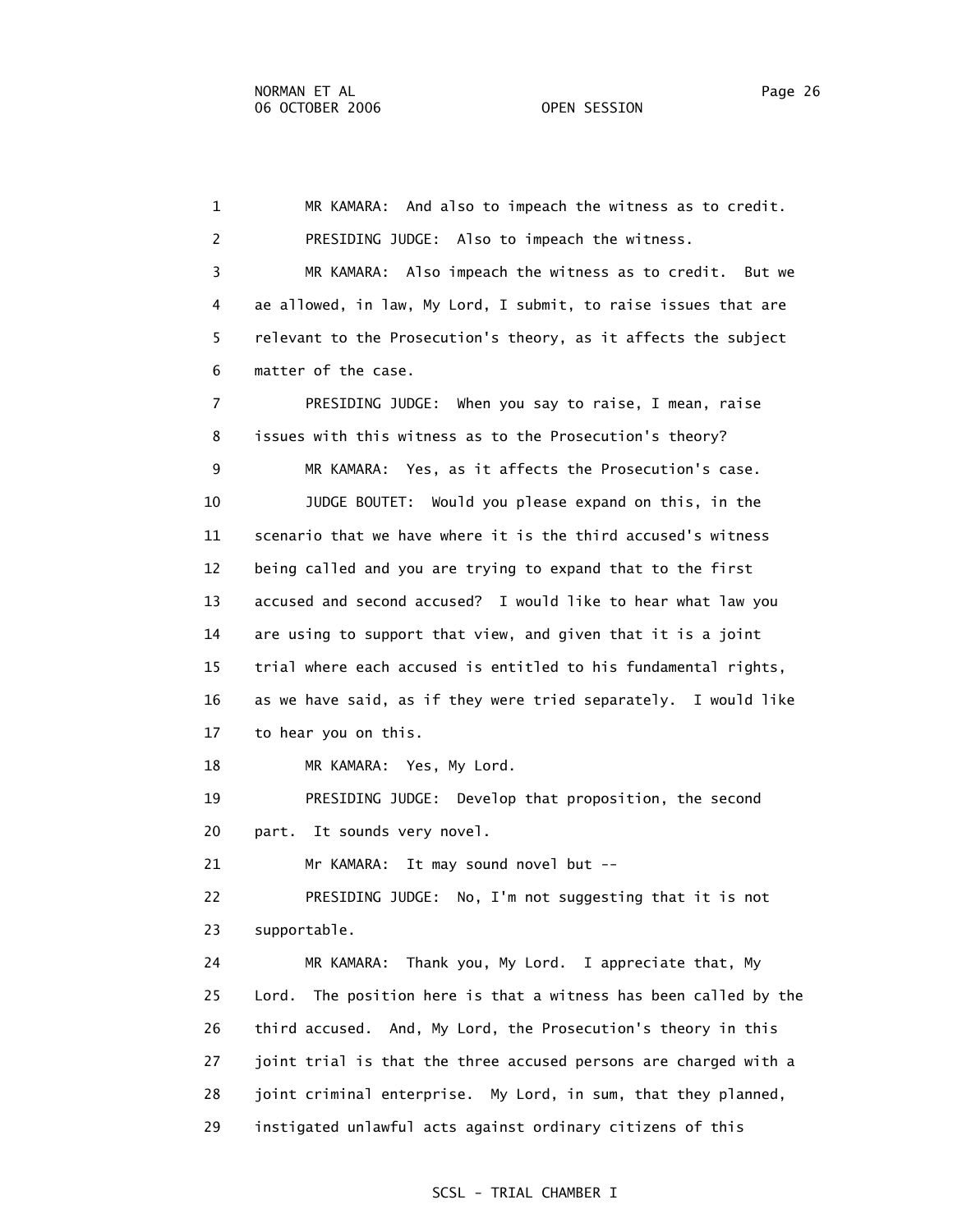1 MR KAMARA: And also to impeach the witness as to credit.
2 PRESIDING JUDGE: Also to impeach the witness.
3 MR KAMARA: Also impeach the witness as to credit. But we
4 ae allowed, in law, My Lord, I submit, to raise issues that are
5 relevant to the Prosecution's theory, as it affects the subject
6 matter of the case.
7 PRESIDING JUDGE: When you say to raise, I mean, raise
8 issues with this witness as to the Prosecution's theory?
9 MR KAMARA: Yes, as it affects the Prosecution's case.
10 JUDGE BOUTET: Would you please expand on this, in the
11 scenario that we have where it is the third accused's witness
12 being called and you are trying to expand that to the first
13 accused and second accused? I would like to hear what law you
14 are using to support that view, and given that it is a joint
15 trial where each accused is entitled to his fundamental rights,
16 as we have said, as if they were tried separately. I would like
17 to hear you on this.
18 MR KAMARA: Yes, My Lord.
19 PRESIDING JUDGE: Develop that proposition, the second
20 part. It sounds very novel.
21 Mr KAMARA: It may sound novel but --
22 PRESIDING JUDGE: No, I'm not suggesting that it is not
23 supportable.
24 MR KAMARA: Thank you, My Lord. I appreciate that, My
25 Lord. The position here is that a witness has been called by the
26 third accused. And, My Lord, the Prosecution's theory in this
27 joint trial is that the three accused persons are charged with a
28 joint criminal enterprise. My Lord, in sum, that they planned,
29 instigated unlawful acts against ordinary citizens of this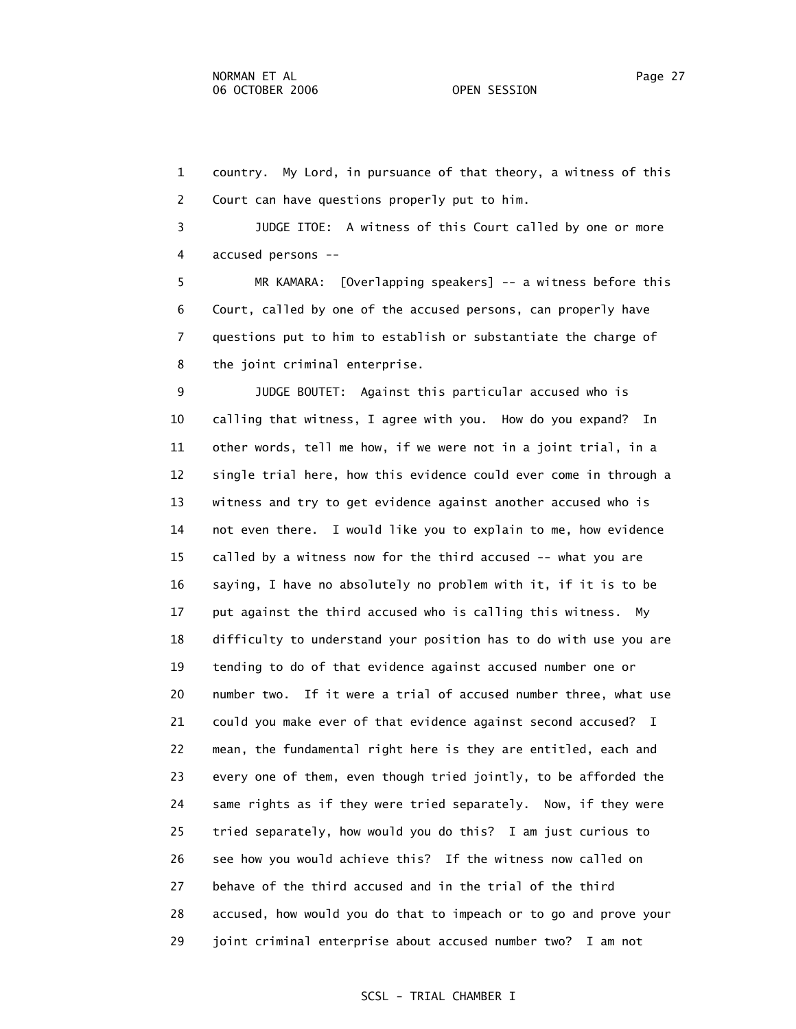1 country. My Lord, in pursuance of that theory, a witness of this
2 Court can have questions properly put to him.

3 JUDGE ITOE: A witness of this Court called by one or more
4 accused persons --

5 MR KAMARA: [Overlapping speakers] -- a witness before this
6 Court, called by one of the accused persons, can properly have
7 questions put to him to establish or substantiate the charge of
8 the joint criminal enterprise.

9 JUDGE BOUTET: Against this particular accused who is
10 calling that witness, I agree with you. How do you expand? In
11 other words, tell me how, if we were not in a joint trial, in a
12 single trial here, how this evidence could ever come in through a
13 witness and try to get evidence against another accused who is
14 not even there. I would like you to explain to me, how evidence
15 called by a witness now for the third accused -- what you are
16 saying, I have no absolutely no problem with it, if it is to be
17 put against the third accused who is calling this witness. My
18 difficulty to understand your position has to do with use you are
19 tending to do of that evidence against accused number one or
20 number two. If it were a trial of accused number three, what use
21 could you make ever of that evidence against second accused? I
22 mean, the fundamental right here is they are entitled, each and
23 every one of them, even though tried jointly, to be afforded the
24 same rights as if they were tried separately. Now, if they were
25 tried separately, how would you do this? I am just curious to
26 see how you would achieve this? If the witness now called on
27 behave of the third accused and in the trial of the third
28 accused, how would you do that to impeach or to go and prove your
29 joint criminal enterprise about accused number two? I am not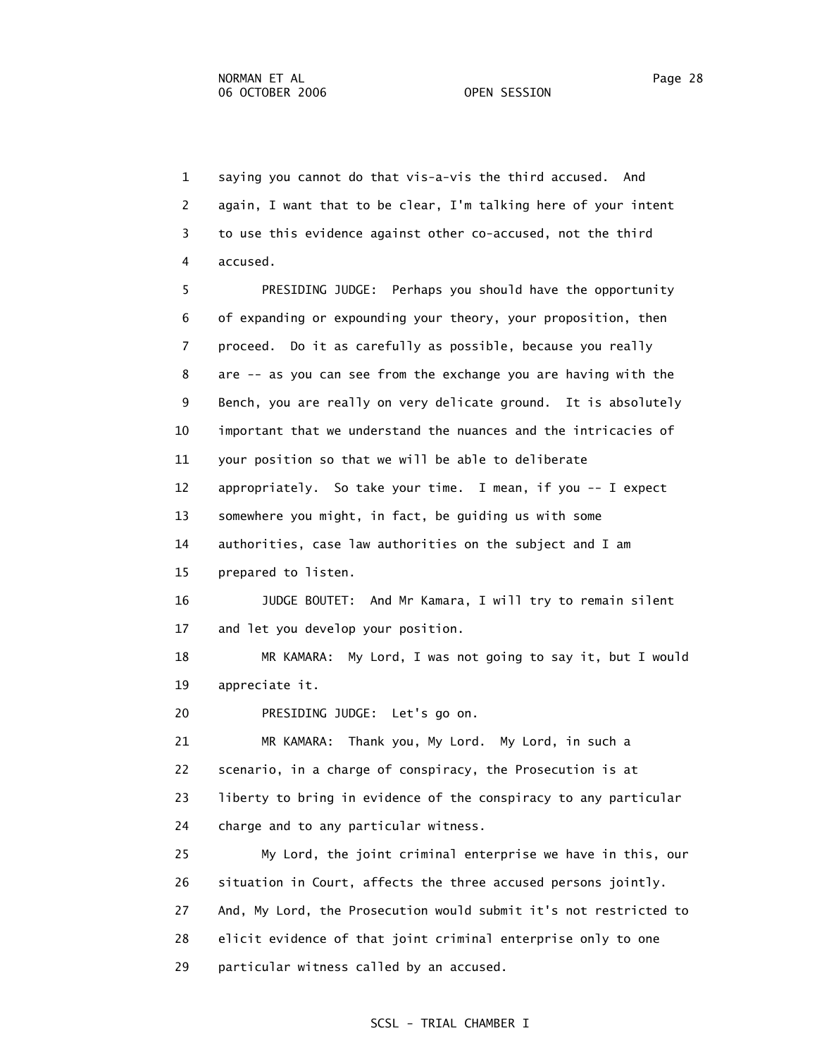1 saying you cannot do that vis-a-vis the third accused. And
2 again, I want that to be clear, I'm talking here of your intent
3 to use this evidence against other co-accused, not the third
4 accused.

5 PRESIDING JUDGE: Perhaps you should have the opportunity
6 of expanding or expounding your theory, your proposition, then
7 proceed. Do it as carefully as possible, because you really
8 are -- as you can see from the exchange you are having with the
9 Bench, you are really on very delicate ground. It is absolutely
10 important that we understand the nuances and the intricacies of
11 your position so that we will be able to deliberate
12 appropriately. So take your time. I mean, if you -- I expect
13 somewhere you might, in fact, be guiding us with some
14 authorities, case law authorities on the subject and I am
15 prepared to listen.

16 JUDGE BOUTET: And Mr Kamara, I will try to remain silent
17 and let you develop your position.

18 MR KAMARA: My Lord, I was not going to say it, but I would
19 appreciate it.

20 PRESIDING JUDGE: Let's go on.

21 MR KAMARA: Thank you, My Lord. My Lord, in such a
22 scenario, in a charge of conspiracy, the Prosecution is at
23 liberty to bring in evidence of the conspiracy to any particular
24 charge and to any particular witness.

25 My Lord, the joint criminal enterprise we have in this, our
26 situation in Court, affects the three accused persons jointly.
27 And, My Lord, the Prosecution would submit it's not restricted to
28 elicit evidence of that joint criminal enterprise only to one
29 particular witness called by an accused.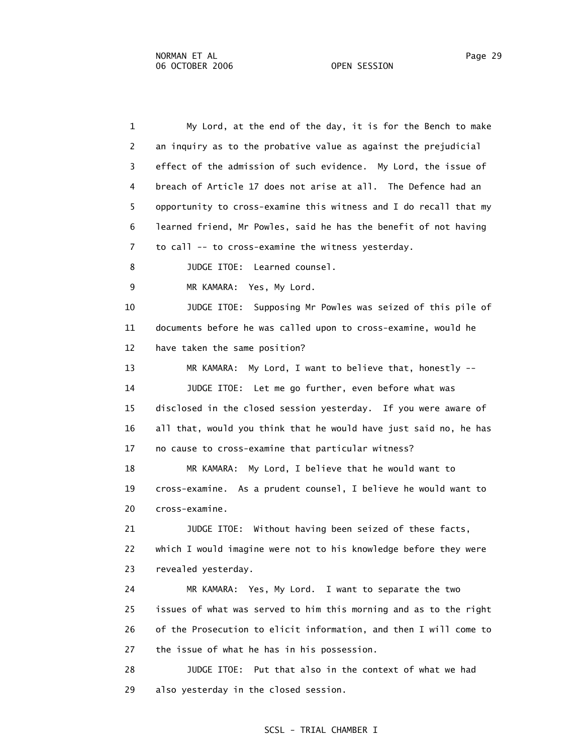My Lord, at the end of the day, it is for the Bench to make an inquiry as to the probative value as against the prejudicial effect of the admission of such evidence. My Lord, the issue of breach of Article 17 does not arise at all. The Defence had an opportunity to cross-examine this witness and I do recall that my learned friend, Mr Powles, said he has the benefit of not having to call -- to cross-examine the witness yesterday.

JUDGE ITOE: Learned counsel.

MR KAMARA: Yes, My Lord.

JUDGE ITOE: Supposing Mr Powles was seized of this pile of documents before he was called upon to cross-examine, would he have taken the same position?

MR KAMARA: My Lord, I want to believe that, honestly --

JUDGE ITOE: Let me go further, even before what was disclosed in the closed session yesterday. If you were aware of all that, would you think that he would have just said no, he has no cause to cross-examine that particular witness?

MR KAMARA: My Lord, I believe that he would want to cross-examine. As a prudent counsel, I believe he would want to cross-examine.

JUDGE ITOE: Without having been seized of these facts, which I would imagine were not to his knowledge before they were revealed yesterday.

MR KAMARA: Yes, My Lord. I want to separate the two issues of what was served to him this morning and as to the right of the Prosecution to elicit information, and then I will come to the issue of what he has in his possession.

JUDGE ITOE: Put that also in the context of what we had also yesterday in the closed session.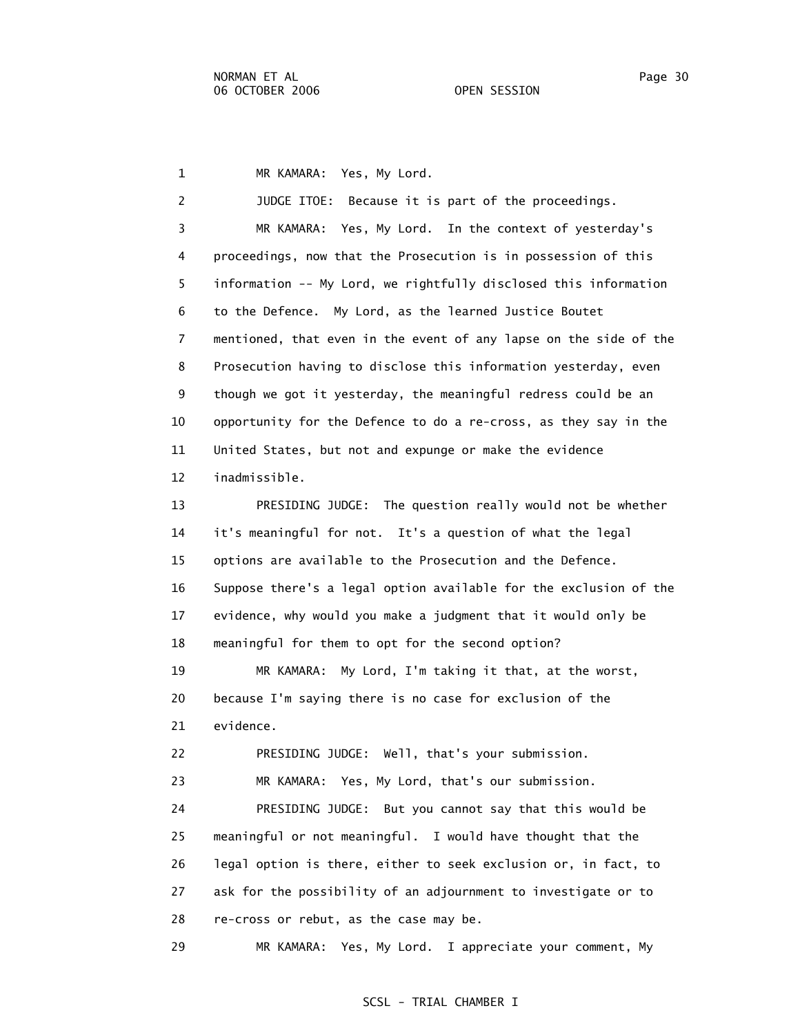1 MR KAMARA: Yes, My Lord.

2 JUDGE ITOE: Because it is part of the proceedings.

3 MR KAMARA: Yes, My Lord. In the context of yesterday's
4 proceedings, now that the Prosecution is in possession of this
5 information -- My Lord, we rightfully disclosed this information
6 to the Defence. My Lord, as the learned Justice Boutet
7 mentioned, that even in the event of any lapse on the side of the
8 Prosecution having to disclose this information yesterday, even
9 though we got it yesterday, the meaningful redress could be an
10 opportunity for the Defence to do a re-cross, as they say in the
11 United States, but not and expunge or make the evidence
12 inadmissible.

13 PRESIDING JUDGE: The question really would not be whether
14 it's meaningful for not. It's a question of what the legal
15 options are available to the Prosecution and the Defence.
16 Suppose there's a legal option available for the exclusion of the
17 evidence, why would you make a judgment that it would only be
18 meaningful for them to opt for the second option?

19 MR KAMARA: My Lord, I'm taking it that, at the worst,
20 because I'm saying there is no case for exclusion of the
21 evidence.

22 PRESIDING JUDGE: Well, that's your submission.

23 MR KAMARA: Yes, My Lord, that's our submission.

24 PRESIDING JUDGE: But you cannot say that this would be
25 meaningful or not meaningful. I would have thought that the
26 legal option is there, either to seek exclusion or, in fact, to
27 ask for the possibility of an adjournment to investigate or to
28 re-cross or rebut, as the case may be.

29 MR KAMARA: Yes, My Lord. I appreciate your comment, My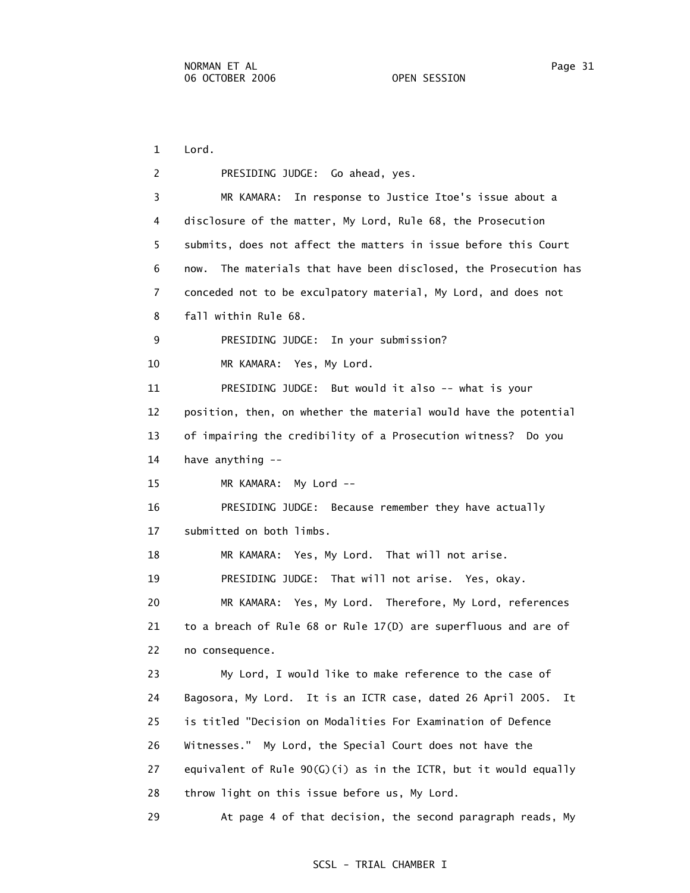1 Lord.

2 PRESIDING JUDGE: Go ahead, yes.

3 MR KAMARA: In response to Justice Itoe's issue about a
4 disclosure of the matter, My Lord, Rule 68, the Prosecution
5 submits, does not affect the matters in issue before this Court
6 now. The materials that have been disclosed, the Prosecution has
7 conceded not to be exculpatory material, My Lord, and does not
8 fall within Rule 68.

9 PRESIDING JUDGE: In your submission?

10 MR KAMARA: Yes, My Lord.

11 PRESIDING JUDGE: But would it also -- what is your
12 position, then, on whether the material would have the potential
13 of impairing the credibility of a Prosecution witness? Do you
14 have anything --

15 MR KAMARA: My Lord --

16 PRESIDING JUDGE: Because remember they have actually
17 submitted on both limbs.

18 MR KAMARA: Yes, My Lord. That will not arise.

19 PRESIDING JUDGE: That will not arise. Yes, okay.

20 MR KAMARA: Yes, My Lord. Therefore, My Lord, references
21 to a breach of Rule 68 or Rule 17(D) are superfluous and are of
22 no consequence.

23 My Lord, I would like to make reference to the case of
24 Bagosora, My Lord. It is an ICTR case, dated 26 April 2005. It
25 is titled "Decision on Modalities For Examination of Defence
26 Witnesses." My Lord, the Special Court does not have the
27 equivalent of Rule 90(G)(i) as in the ICTR, but it would equally
28 throw light on this issue before us, My Lord.

29 At page 4 of that decision, the second paragraph reads, My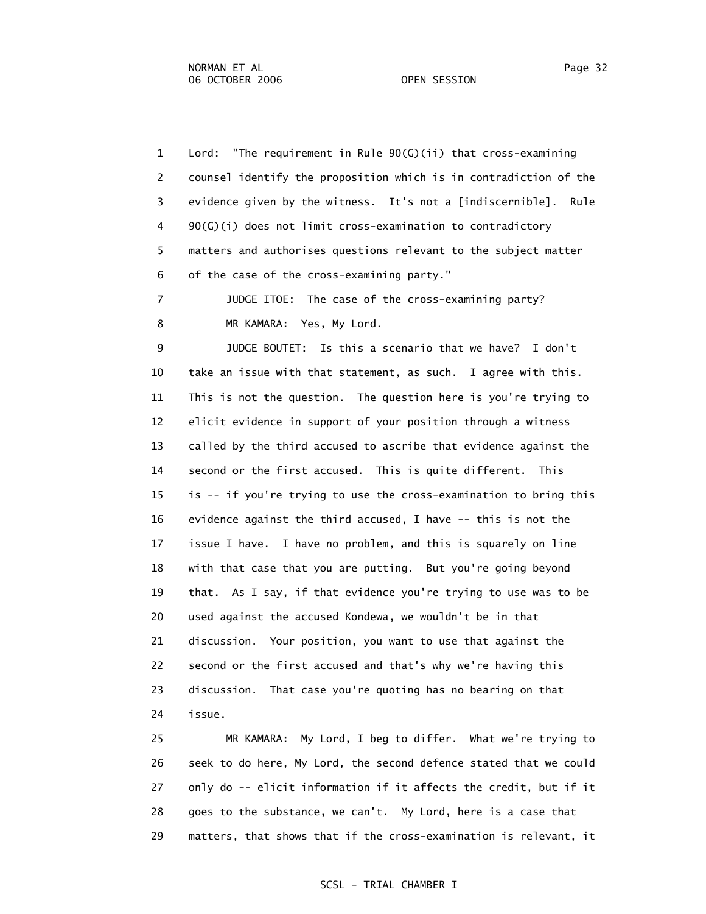1 Lord: "The requirement in Rule 90(G)(ii) that cross-examining
2 counsel identify the proposition which is in contradiction of the
3 evidence given by the witness. It's not a [indiscernible]. Rule
4 90(G)(i) does not limit cross-examination to contradictory
5 matters and authorises questions relevant to the subject matter
6 of the case of the cross-examining party."

7 JUDGE ITOE: The case of the cross-examining party?

8 MR KAMARA: Yes, My Lord.

9 JUDGE BOUTET: Is this a scenario that we have? I don't
10 take an issue with that statement, as such. I agree with this.
11 This is not the question. The question here is you're trying to
12 elicit evidence in support of your position through a witness
13 called by the third accused to ascribe that evidence against the
14 second or the first accused. This is quite different. This
15 is -- if you're trying to use the cross-examination to bring this
16 evidence against the third accused, I have -- this is not the
17 issue I have. I have no problem, and this is squarely on line
18 with that case that you are putting. But you're going beyond
19 that. As I say, if that evidence you're trying to use was to be
20 used against the accused Kondewa, we wouldn't be in that
21 discussion. Your position, you want to use that against the
22 second or the first accused and that's why we're having this
23 discussion. That case you're quoting has no bearing on that
24 issue.

25 MR KAMARA: My Lord, I beg to differ. What we're trying to
26 seek to do here, My Lord, the second defence stated that we could
27 only do -- elicit information if it affects the credit, but if it
28 goes to the substance, we can't. My Lord, here is a case that
29 matters, that shows that if the cross-examination is relevant, it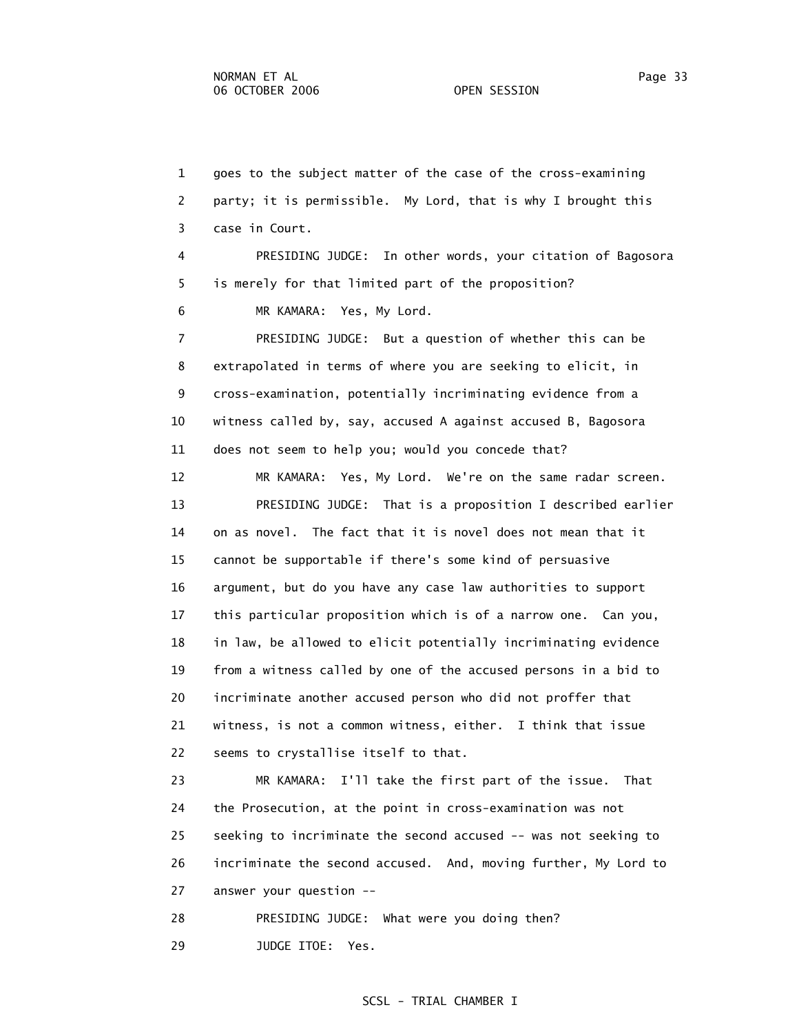1 goes to the subject matter of the case of the cross-examining
2 party; it is permissible. My Lord, that is why I brought this
3 case in Court.

4 PRESIDING JUDGE: In other words, your citation of Bagosora
5 is merely for that limited part of the proposition?

6 MR KAMARA: Yes, My Lord.

7 PRESIDING JUDGE: But a question of whether this can be
8 extrapolated in terms of where you are seeking to elicit, in
9 cross-examination, potentially incriminating evidence from a
10 witness called by, say, accused A against accused B, Bagosora
11 does not seem to help you; would you concede that?

12 MR KAMARA: Yes, My Lord. We're on the same radar screen.

13 PRESIDING JUDGE: That is a proposition I described earlier
14 on as novel. The fact that it is novel does not mean that it
15 cannot be supportable if there's some kind of persuasive
16 argument, but do you have any case law authorities to support
17 this particular proposition which is of a narrow one. Can you,
18 in law, be allowed to elicit potentially incriminating evidence
19 from a witness called by one of the accused persons in a bid to
20 incriminate another accused person who did not proffer that
21 witness, is not a common witness, either. I think that issue
22 seems to crystallise itself to that.

23 MR KAMARA: I'll take the first part of the issue. That
24 the Prosecution, at the point in cross-examination was not
25 seeking to incriminate the second accused -- was not seeking to
26 incriminate the second accused. And, moving further, My Lord to
27 answer your question --

28 PRESIDING JUDGE: What were you doing then?

29 JUDGE ITOE: Yes.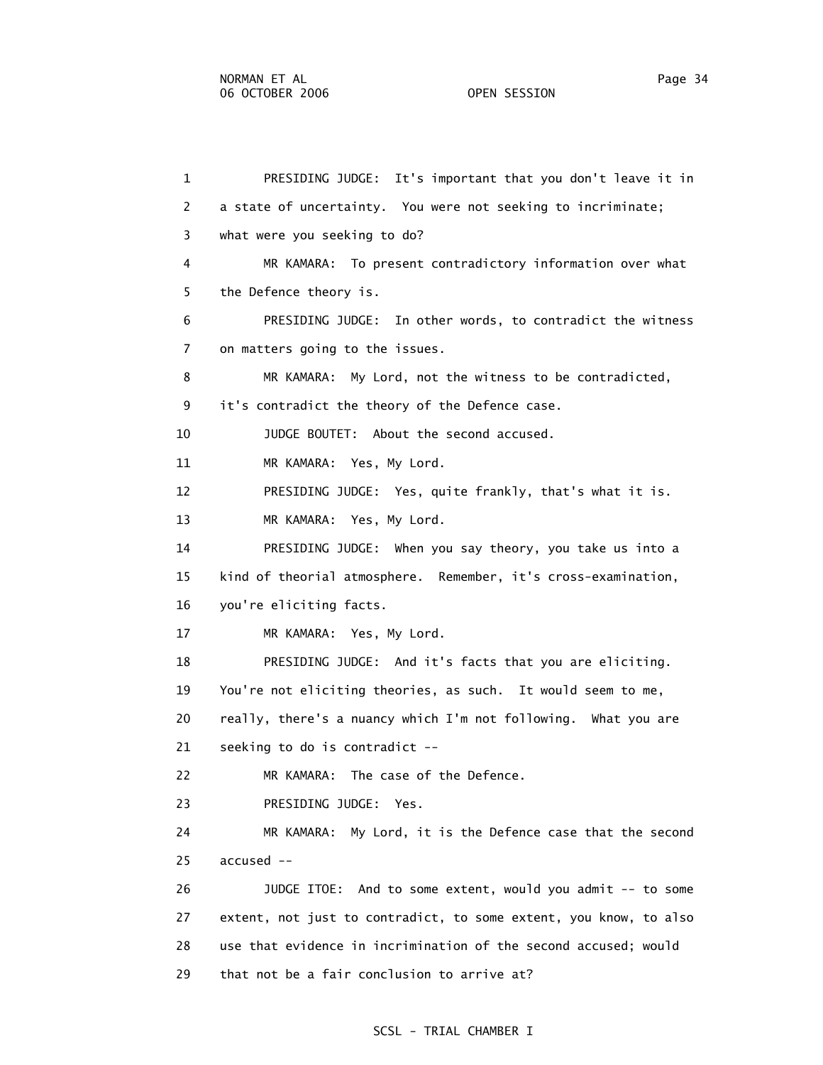1 PRESIDING JUDGE: It's important that you don't leave it in
2 a state of uncertainty. You were not seeking to incriminate;
3 what were you seeking to do?
4 MR KAMARA: To present contradictory information over what
5 the Defence theory is.
6 PRESIDING JUDGE: In other words, to contradict the witness
7 on matters going to the issues.
8 MR KAMARA: My Lord, not the witness to be contradicted,
9 it's contradict the theory of the Defence case.
10 JUDGE BOUTET: About the second accused.
11 MR KAMARA: Yes, My Lord.
12 PRESIDING JUDGE: Yes, quite frankly, that's what it is.
13 MR KAMARA: Yes, My Lord.
14 PRESIDING JUDGE: When you say theory, you take us into a
15 kind of theorial atmosphere. Remember, it's cross-examination,
16 you're eliciting facts.
17 MR KAMARA: Yes, My Lord.
18 PRESIDING JUDGE: And it's facts that you are eliciting.
19 You're not eliciting theories, as such. It would seem to me,
20 really, there's a nuancy which I'm not following. What you are
21 seeking to do is contradict --
22 MR KAMARA: The case of the Defence.
23 PRESIDING JUDGE: Yes.
24 MR KAMARA: My Lord, it is the Defence case that the second
25 accused --
26 JUDGE ITOE: And to some extent, would you admit -- to some
27 extent, not just to contradict, to some extent, you know, to also
28 use that evidence in incrimination of the second accused; would
29 that not be a fair conclusion to arrive at?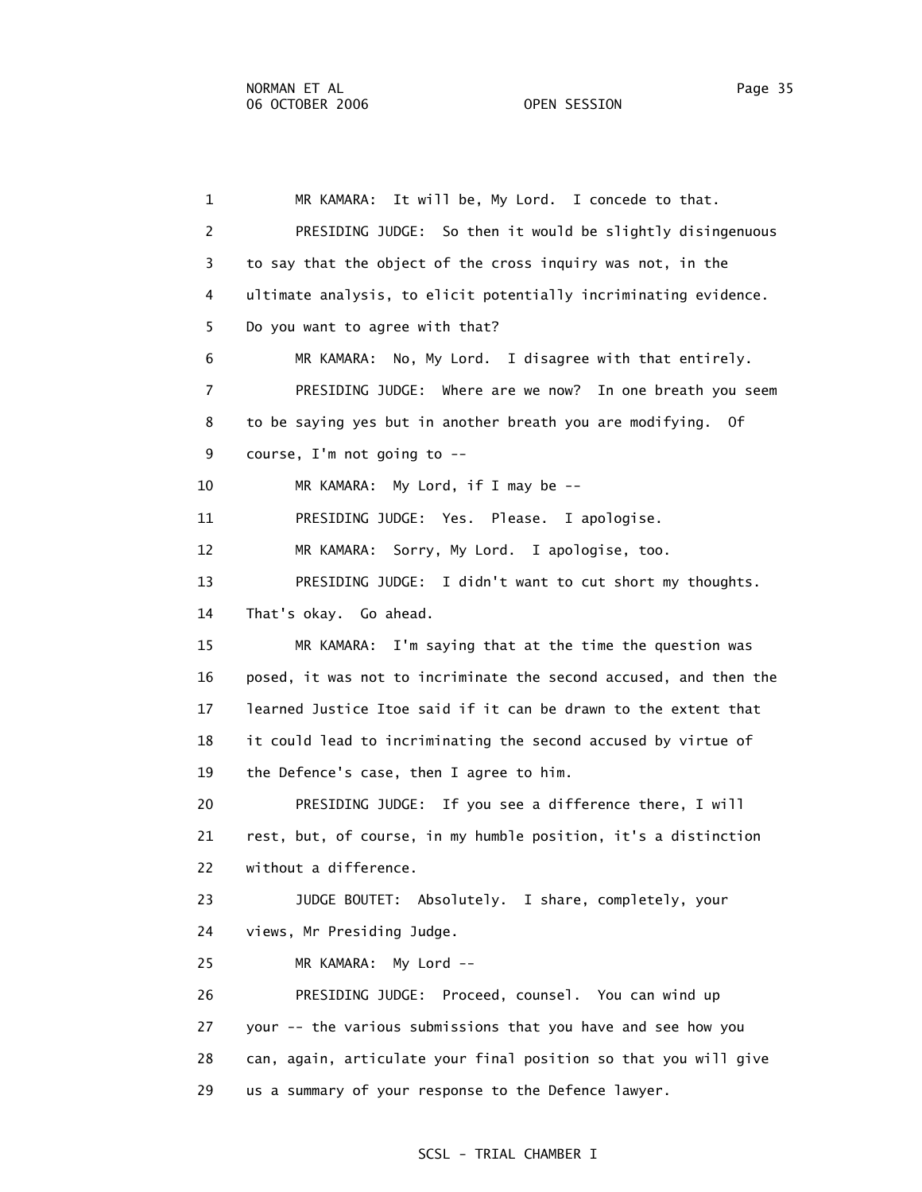1 MR KAMARA: It will be, My Lord. I concede to that.

2 PRESIDING JUDGE: So then it would be slightly disingenuous

3 to say that the object of the cross inquiry was not, in the

4 ultimate analysis, to elicit potentially incriminating evidence.

5 Do you want to agree with that?

6 MR KAMARA: No, My Lord. I disagree with that entirely.

7 PRESIDING JUDGE: Where are we now? In one breath you seem

8 to be saying yes but in another breath you are modifying. Of

9 course, I'm not going to --

10 MR KAMARA: My Lord, if I may be --

11 PRESIDING JUDGE: Yes. Please. I apologise.

12 MR KAMARA: Sorry, My Lord. I apologise, too.

13 PRESIDING JUDGE: I didn't want to cut short my thoughts.

14 That's okay. Go ahead.

15 MR KAMARA: I'm saying that at the time the question was

16 posed, it was not to incriminate the second accused, and then the

17 learned Justice Itoe said if it can be drawn to the extent that

18 it could lead to incriminating the second accused by virtue of

19 the Defence's case, then I agree to him.

20 PRESIDING JUDGE: If you see a difference there, I will

21 rest, but, of course, in my humble position, it's a distinction

22 without a difference.

23 JUDGE BOUTET: Absolutely. I share, completely, your

24 views, Mr Presiding Judge.

25 MR KAMARA: My Lord --

26 PRESIDING JUDGE: Proceed, counsel. You can wind up

27 your -- the various submissions that you have and see how you

28 can, again, articulate your final position so that you will give

29 us a summary of your response to the Defence lawyer.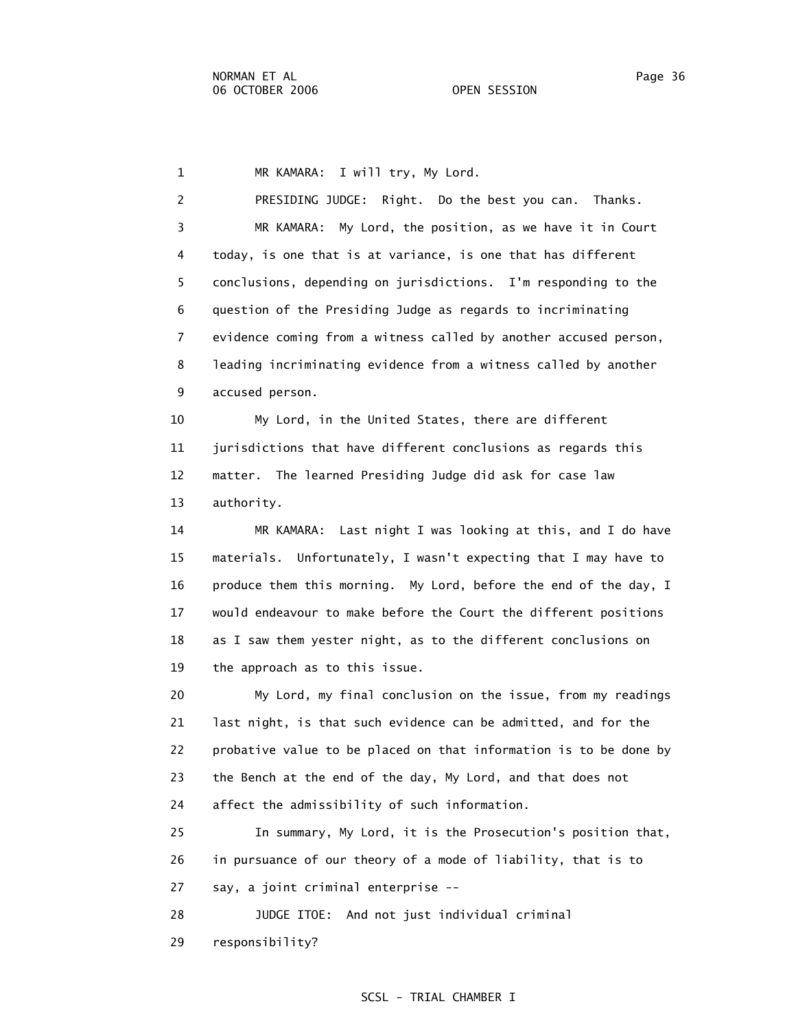1 MR KAMARA: I will try, My Lord.

2 PRESIDING JUDGE: Right. Do the best you can. Thanks.

3 MR KAMARA: My Lord, the position, as we have it in Court

4 today, is one that is at variance, is one that has different

5 conclusions, depending on jurisdictions. I'm responding to the

6 question of the Presiding Judge as regards to incriminating

7 evidence coming from a witness called by another accused person,

8 leading incriminating evidence from a witness called by another

9 accused person.

10 My Lord, in the United States, there are different

11 jurisdictions that have different conclusions as regards this

12 matter. The learned Presiding Judge did ask for case law

13 authority.

14 MR KAMARA: Last night I was looking at this, and I do have

15 materials. Unfortunately, I wasn't expecting that I may have to

16 produce them this morning. My Lord, before the end of the day, I

17 would endeavour to make before the Court the different positions

18 as I saw them yester night, as to the different conclusions on

19 the approach as to this issue.

20 My Lord, my final conclusion on the issue, from my readings

21 last night, is that such evidence can be admitted, and for the

22 probative value to be placed on that information is to be done by

23 the Bench at the end of the day, My Lord, and that does not

24 affect the admissibility of such information.

25 In summary, My Lord, it is the Prosecution's position that,

26 in pursuance of our theory of a mode of liability, that is to

27 say, a joint criminal enterprise --

28 JUDGE ITOE: And not just individual criminal

29 responsibility?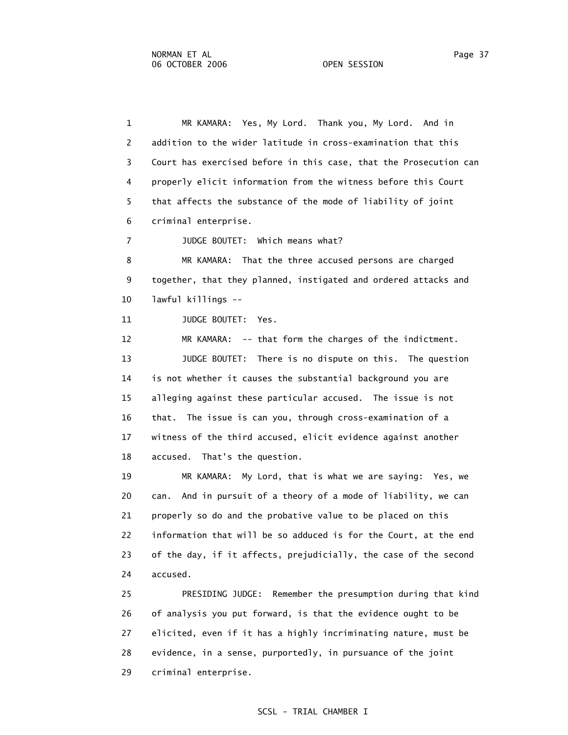1 MR KAMARA: Yes, My Lord. Thank you, My Lord. And in
2 addition to the wider latitude in cross-examination that this
3 Court has exercised before in this case, that the Prosecution can
4 properly elicit information from the witness before this Court
5 that affects the substance of the mode of liability of joint
6 criminal enterprise.

7 JUDGE BOUTET: Which means what?

8 MR KAMARA: That the three accused persons are charged
9 together, that they planned, instigated and ordered attacks and
10 lawful killings --

11 JUDGE BOUTET: Yes.

12 MR KAMARA: -- that form the charges of the indictment.

13 JUDGE BOUTET: There is no dispute on this. The question
14 is not whether it causes the substantial background you are
15 alleging against these particular accused. The issue is not
16 that. The issue is can you, through cross-examination of a
17 witness of the third accused, elicit evidence against another
18 accused. That's the question.

19 MR KAMARA: My Lord, that is what we are saying: Yes, we
20 can. And in pursuit of a theory of a mode of liability, we can
21 properly so do and the probative value to be placed on this
22 information that will be so adduced is for the Court, at the end
23 of the day, if it affects, prejudicially, the case of the second
24 accused.

25 PRESIDING JUDGE: Remember the presumption during that kind
26 of analysis you put forward, is that the evidence ought to be
27 elicited, even if it has a highly incriminating nature, must be
28 evidence, in a sense, purportedly, in pursuance of the joint
29 criminal enterprise.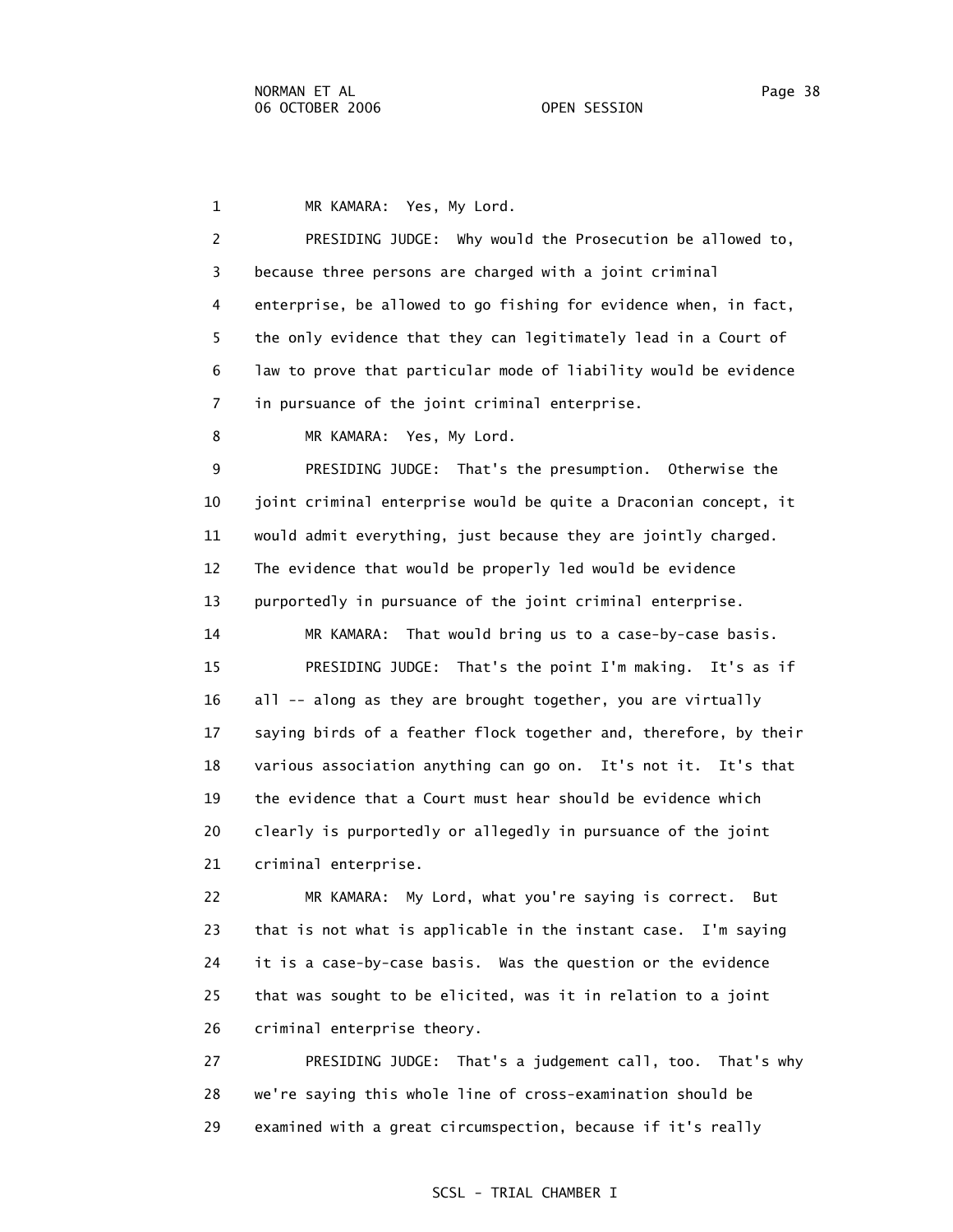1 MR KAMARA: Yes, My Lord.

2 PRESIDING JUDGE: Why would the Prosecution be allowed to,
3 because three persons are charged with a joint criminal
4 enterprise, be allowed to go fishing for evidence when, in fact,
5 the only evidence that they can legitimately lead in a Court of
6 law to prove that particular mode of liability would be evidence
7 in pursuance of the joint criminal enterprise.

8 MR KAMARA: Yes, My Lord.

9 PRESIDING JUDGE: That's the presumption. Otherwise the
10 joint criminal enterprise would be quite a Draconian concept, it
11 would admit everything, just because they are jointly charged.
12 The evidence that would be properly led would be evidence
13 purportedly in pursuance of the joint criminal enterprise.

14 MR KAMARA: That would bring us to a case-by-case basis.

15 PRESIDING JUDGE: That's the point I'm making. It's as if
16 all -- along as they are brought together, you are virtually
17 saying birds of a feather flock together and, therefore, by their
18 various association anything can go on. It's not it. It's that
19 the evidence that a Court must hear should be evidence which
20 clearly is purportedly or allegedly in pursuance of the joint
21 criminal enterprise.

22 MR KAMARA: My Lord, what you're saying is correct. But
23 that is not what is applicable in the instant case. I'm saying
24 it is a case-by-case basis. Was the question or the evidence
25 that was sought to be elicited, was it in relation to a joint
26 criminal enterprise theory.

27 PRESIDING JUDGE: That's a judgement call, too. That's why
28 we're saying this whole line of cross-examination should be
29 examined with a great circumspection, because if it's really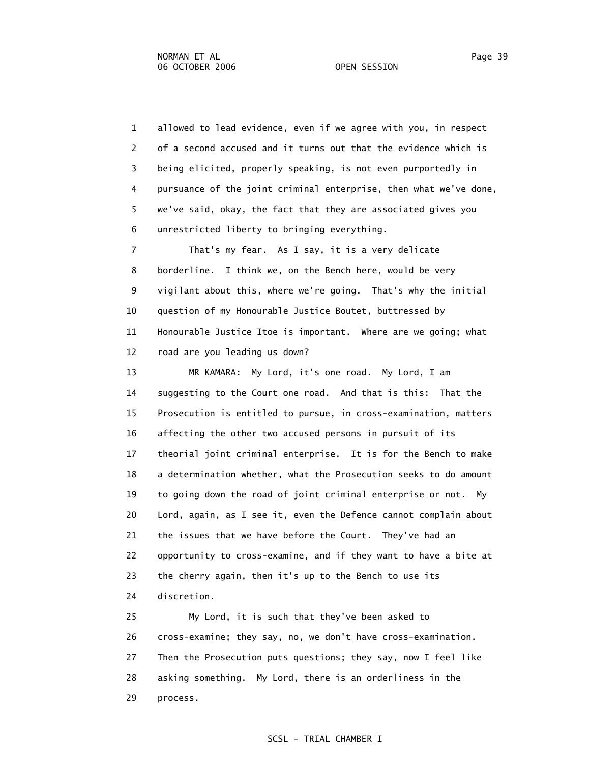1 allowed to lead evidence, even if we agree with you, in respect
2 of a second accused and it turns out that the evidence which is
3 being elicited, properly speaking, is not even purportedly in
4 pursuance of the joint criminal enterprise, then what we've done,
5 we've said, okay, the fact that they are associated gives you
6 unrestricted liberty to bringing everything.

7 That's my fear. As I say, it is a very delicate
8 borderline. I think we, on the Bench here, would be very
9 vigilant about this, where we're going. That's why the initial
10 question of my Honourable Justice Boutet, buttressed by
11 Honourable Justice Itoe is important. Where are we going; what
12 road are you leading us down?

13 MR KAMARA: My Lord, it's one road. My Lord, I am
14 suggesting to the Court one road. And that is this: That the
15 Prosecution is entitled to pursue, in cross-examination, matters
16 affecting the other two accused persons in pursuit of its
17 theorial joint criminal enterprise. It is for the Bench to make
18 a determination whether, what the Prosecution seeks to do amount
19 to going down the road of joint criminal enterprise or not. My
20 Lord, again, as I see it, even the Defence cannot complain about
21 the issues that we have before the Court. They've had an
22 opportunity to cross-examine, and if they want to have a bite at
23 the cherry again, then it's up to the Bench to use its
24 discretion.

25 My Lord, it is such that they've been asked to
26 cross-examine; they say, no, we don't have cross-examination.
27 Then the Prosecution puts questions; they say, now I feel like
28 asking something. My Lord, there is an orderliness in the
29 process.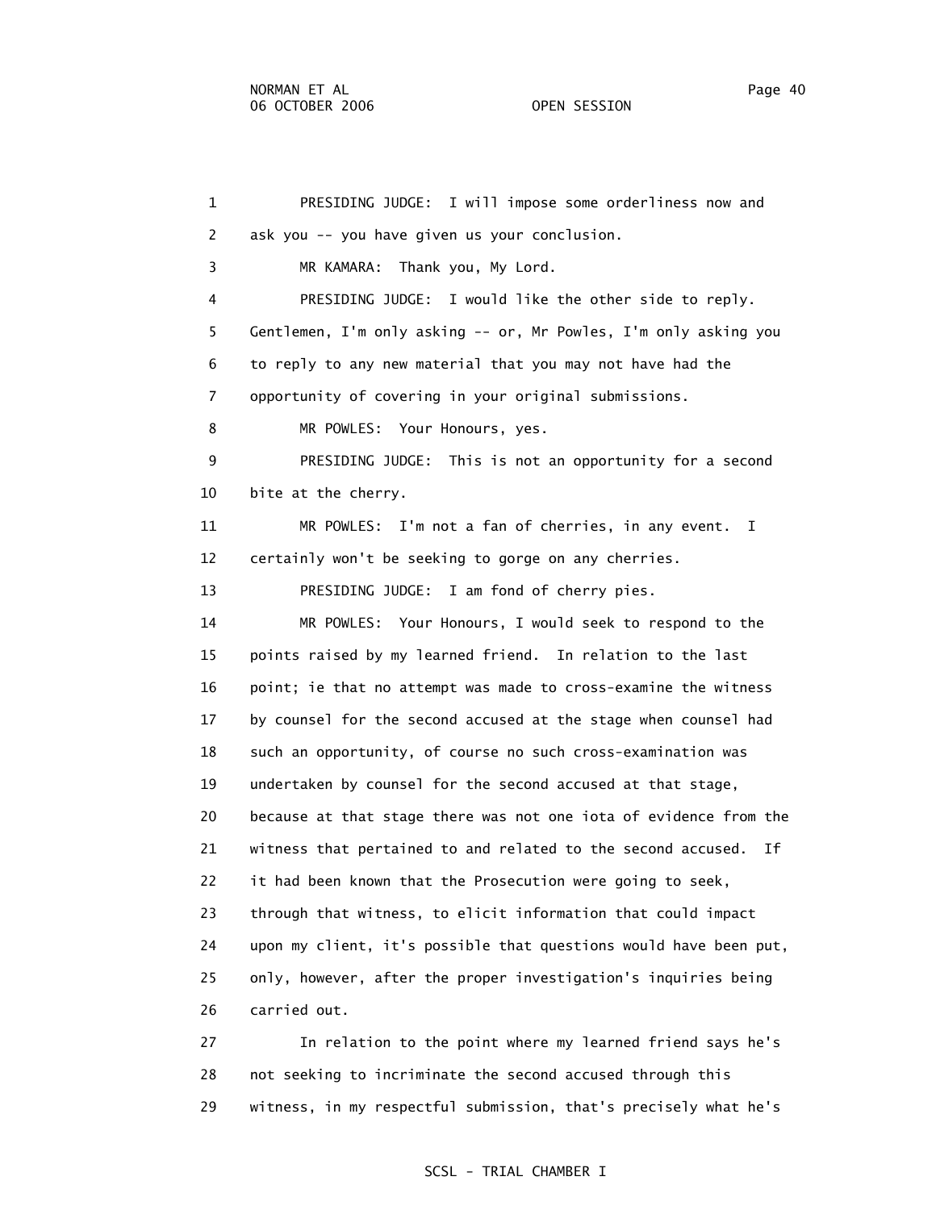PRESIDING JUDGE: I will impose some orderliness now and ask you -- you have given us your conclusion.

MR KAMARA: Thank you, My Lord.

PRESIDING JUDGE: I would like the other side to reply. Gentlemen, I'm only asking -- or, Mr Powles, I'm only asking you to reply to any new material that you may not have had the opportunity of covering in your original submissions.

MR POWLES: Your Honours, yes.

PRESIDING JUDGE: This is not an opportunity for a second bite at the cherry.

MR POWLES: I'm not a fan of cherries, in any event. I certainly won't be seeking to gorge on any cherries.

PRESIDING JUDGE: I am fond of cherry pies.

MR POWLES: Your Honours, I would seek to respond to the points raised by my learned friend. In relation to the last point; ie that no attempt was made to cross-examine the witness by counsel for the second accused at the stage when counsel had such an opportunity, of course no such cross-examination was undertaken by counsel for the second accused at that stage, because at that stage there was not one iota of evidence from the witness that pertained to and related to the second accused. If it had been known that the Prosecution were going to seek, through that witness, to elicit information that could impact upon my client, it's possible that questions would have been put, only, however, after the proper investigation's inquiries being carried out.

In relation to the point where my learned friend says he's not seeking to incriminate the second accused through this witness, in my respectful submission, that's precisely what he's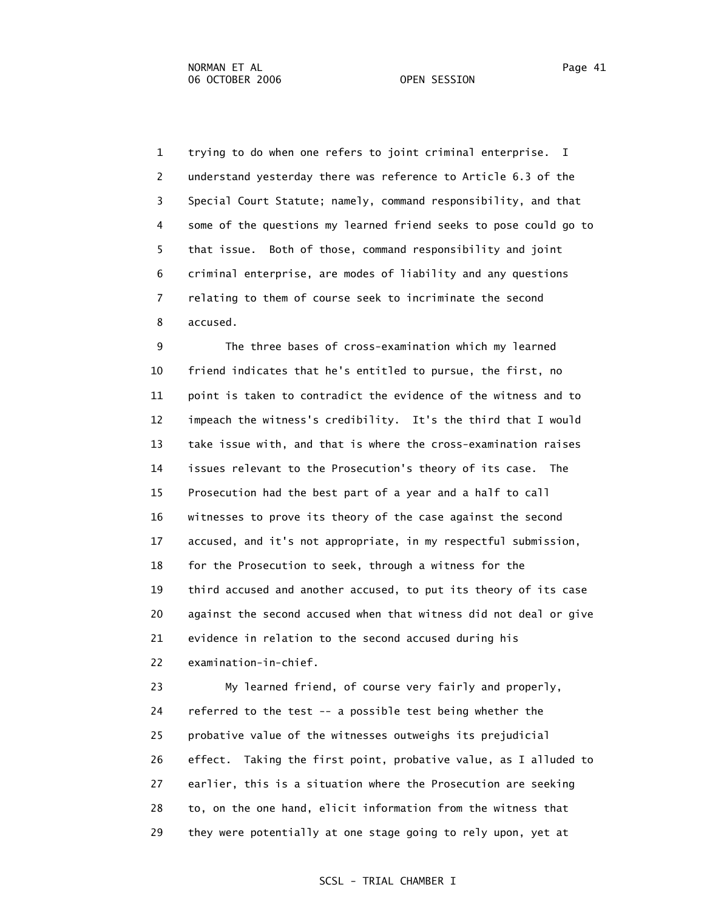trying to do when one refers to joint criminal enterprise. I understand yesterday there was reference to Article 6.3 of the Special Court Statute; namely, command responsibility, and that some of the questions my learned friend seeks to pose could go to that issue. Both of those, command responsibility and joint criminal enterprise, are modes of liability and any questions relating to them of course seek to incriminate the second accused.

The three bases of cross-examination which my learned friend indicates that he's entitled to pursue, the first, no point is taken to contradict the evidence of the witness and to impeach the witness's credibility. It's the third that I would take issue with, and that is where the cross-examination raises issues relevant to the Prosecution's theory of its case. The Prosecution had the best part of a year and a half to call witnesses to prove its theory of the case against the second accused, and it's not appropriate, in my respectful submission, for the Prosecution to seek, through a witness for the third accused and another accused, to put its theory of its case against the second accused when that witness did not deal or give evidence in relation to the second accused during his examination-in-chief.

My learned friend, of course very fairly and properly, referred to the test -- a possible test being whether the probative value of the witnesses outweighs its prejudicial effect. Taking the first point, probative value, as I alluded to earlier, this is a situation where the Prosecution are seeking to, on the one hand, elicit information from the witness that they were potentially at one stage going to rely upon, yet at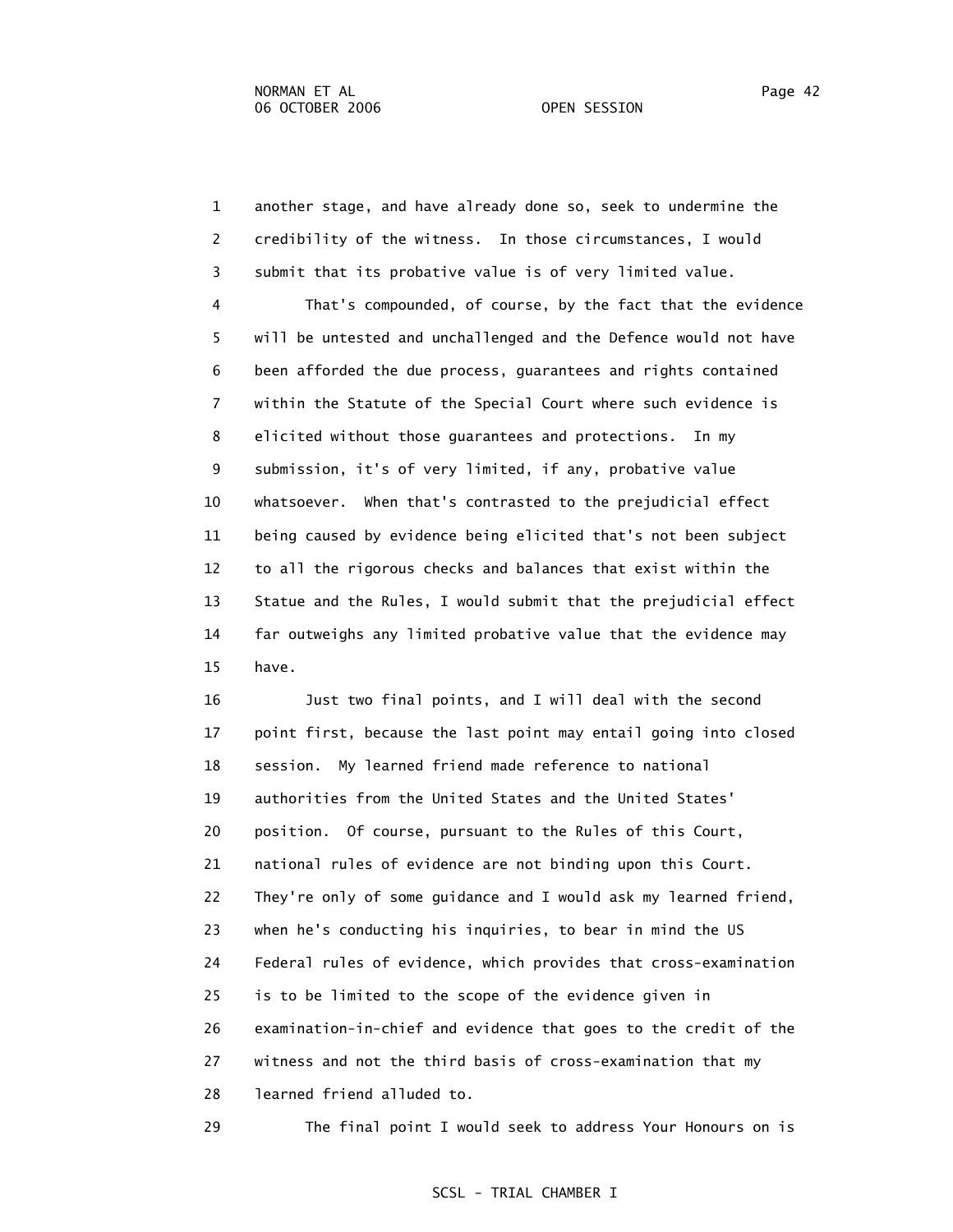another stage, and have already done so, seek to undermine the credibility of the witness. In those circumstances, I would submit that its probative value is of very limited value.

That's compounded, of course, by the fact that the evidence will be untested and unchallenged and the Defence would not have been afforded the due process, guarantees and rights contained within the Statute of the Special Court where such evidence is elicited without those guarantees and protections. In my submission, it's of very limited, if any, probative value whatsoever. When that's contrasted to the prejudicial effect being caused by evidence being elicited that's not been subject to all the rigorous checks and balances that exist within the Statue and the Rules, I would submit that the prejudicial effect far outweighs any limited probative value that the evidence may have.

Just two final points, and I will deal with the second point first, because the last point may entail going into closed session. My learned friend made reference to national authorities from the United States and the United States' position. Of course, pursuant to the Rules of this Court, national rules of evidence are not binding upon this Court. They're only of some guidance and I would ask my learned friend, when he's conducting his inquiries, to bear in mind the US Federal rules of evidence, which provides that cross-examination is to be limited to the scope of the evidence given in examination-in-chief and evidence that goes to the credit of the witness and not the third basis of cross-examination that my learned friend alluded to.

The final point I would seek to address Your Honours on is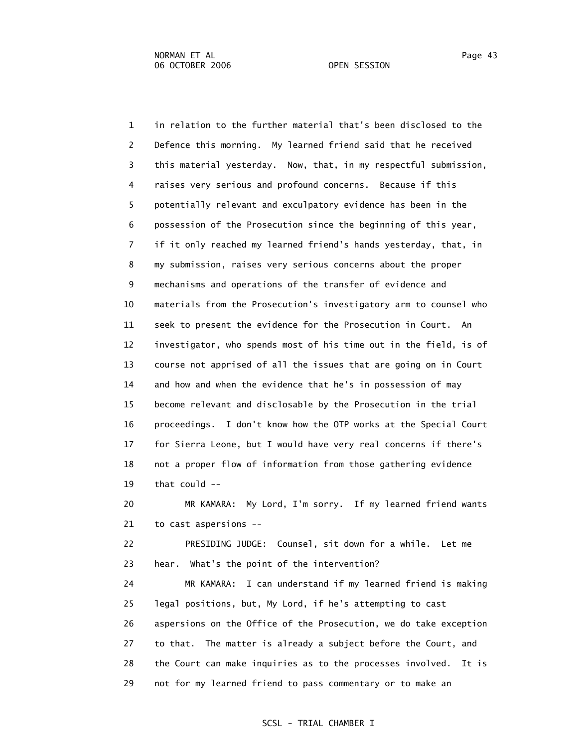1 in relation to the further material that's been disclosed to the
2 Defence this morning. My learned friend said that he received
3 this material yesterday. Now, that, in my respectful submission,
4 raises very serious and profound concerns. Because if this
5 potentially relevant and exculpatory evidence has been in the
6 possession of the Prosecution since the beginning of this year,
7 if it only reached my learned friend's hands yesterday, that, in
8 my submission, raises very serious concerns about the proper
9 mechanisms and operations of the transfer of evidence and
10 materials from the Prosecution's investigatory arm to counsel who
11 seek to present the evidence for the Prosecution in Court. An
12 investigator, who spends most of his time out in the field, is of
13 course not apprised of all the issues that are going on in Court
14 and how and when the evidence that he's in possession of may
15 become relevant and disclosable by the Prosecution in the trial
16 proceedings. I don't know how the OTP works at the Special Court
17 for Sierra Leone, but I would have very real concerns if there's
18 not a proper flow of information from those gathering evidence
19 that could --
20 MR KAMARA: My Lord, I'm sorry. If my learned friend wants
21 to cast aspersions --
22 PRESIDING JUDGE: Counsel, sit down for a while. Let me
23 hear. What's the point of the intervention?
24 MR KAMARA: I can understand if my learned friend is making
25 legal positions, but, My Lord, if he's attempting to cast
26 aspersions on the Office of the Prosecution, we do take exception
27 to that. The matter is already a subject before the Court, and
28 the Court can make inquiries as to the processes involved. It is
29 not for my learned friend to pass commentary or to make an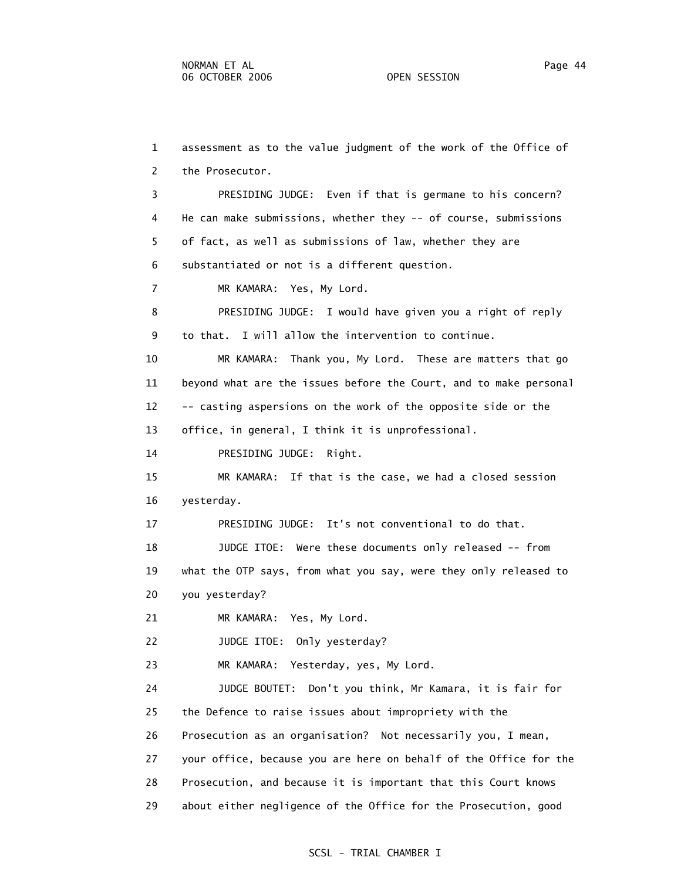1 assessment as to the value judgment of the work of the Office of
2 the Prosecutor.
3 PRESIDING JUDGE: Even if that is germane to his concern?
4 He can make submissions, whether they -- of course, submissions
5 of fact, as well as submissions of law, whether they are
6 substantiated or not is a different question.
7 MR KAMARA: Yes, My Lord.
8 PRESIDING JUDGE: I would have given you a right of reply
9 to that. I will allow the intervention to continue.
10 MR KAMARA: Thank you, My Lord. These are matters that go
11 beyond what are the issues before the Court, and to make personal
12 -- casting aspersions on the work of the opposite side or the
13 office, in general, I think it is unprofessional.
14 PRESIDING JUDGE: Right.
15 MR KAMARA: If that is the case, we had a closed session
16 yesterday.
17 PRESIDING JUDGE: It's not conventional to do that.
18 JUDGE ITOE: Were these documents only released -- from
19 what the OTP says, from what you say, were they only released to
20 you yesterday?
21 MR KAMARA: Yes, My Lord.
22 JUDGE ITOE: Only yesterday?
23 MR KAMARA: Yesterday, yes, My Lord.
24 JUDGE BOUTET: Don't you think, Mr Kamara, it is fair for
25 the Defence to raise issues about impropriety with the
26 Prosecution as an organisation? Not necessarily you, I mean,
27 your office, because you are here on behalf of the Office for the
28 Prosecution, and because it is important that this Court knows
29 about either negligence of the Office for the Prosecution, good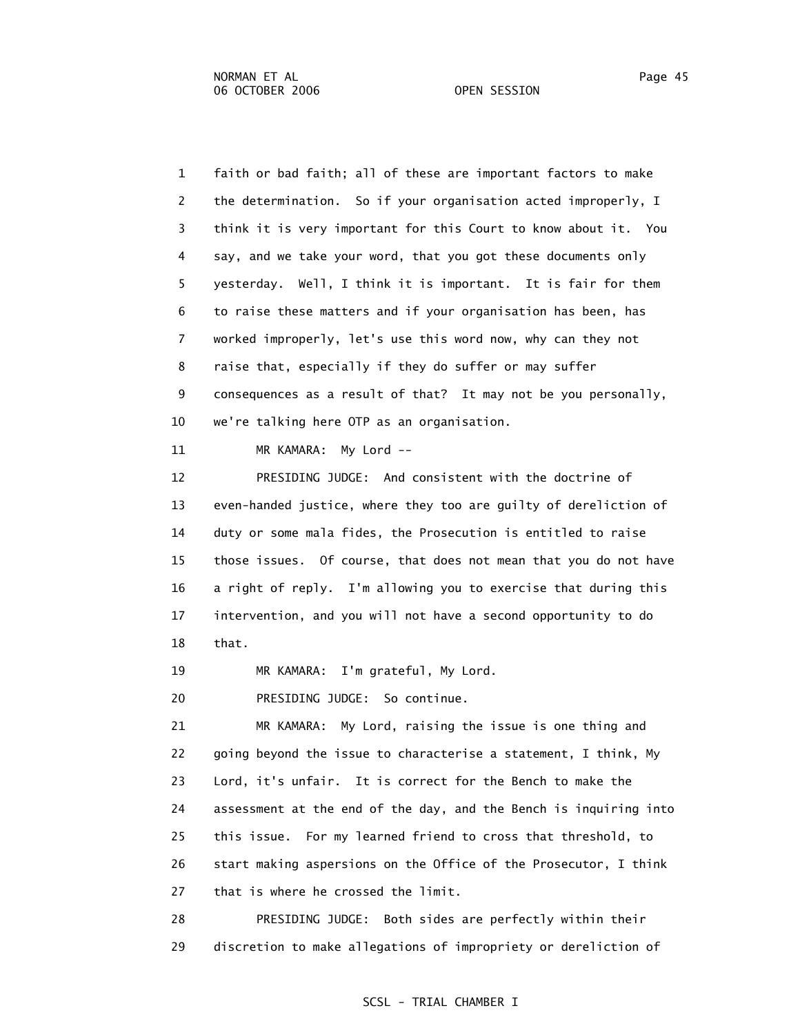1 faith or bad faith; all of these are important factors to make
2 the determination. So if your organisation acted improperly, I
3 think it is very important for this Court to know about it. You
4 say, and we take your word, that you got these documents only
5 yesterday. Well, I think it is important. It is fair for them
6 to raise these matters and if your organisation has been, has
7 worked improperly, let's use this word now, why can they not
8 raise that, especially if they do suffer or may suffer
9 consequences as a result of that? It may not be you personally,
10 we're talking here OTP as an organisation.

11 MR KAMARA: My Lord --

12 PRESIDING JUDGE: And consistent with the doctrine of
13 even-handed justice, where they too are guilty of dereliction of
14 duty or some mala fides, the Prosecution is entitled to raise
15 those issues. Of course, that does not mean that you do not have
16 a right of reply. I'm allowing you to exercise that during this
17 intervention, and you will not have a second opportunity to do
18 that.

19 MR KAMARA: I'm grateful, My Lord.

20 PRESIDING JUDGE: So continue.

21 MR KAMARA: My Lord, raising the issue is one thing and
22 going beyond the issue to characterise a statement, I think, My
23 Lord, it's unfair. It is correct for the Bench to make the
24 assessment at the end of the day, and the Bench is inquiring into
25 this issue. For my learned friend to cross that threshold, to
26 start making aspersions on the Office of the Prosecutor, I think
27 that is where he crossed the limit.

28 PRESIDING JUDGE: Both sides are perfectly within their
29 discretion to make allegations of impropriety or dereliction of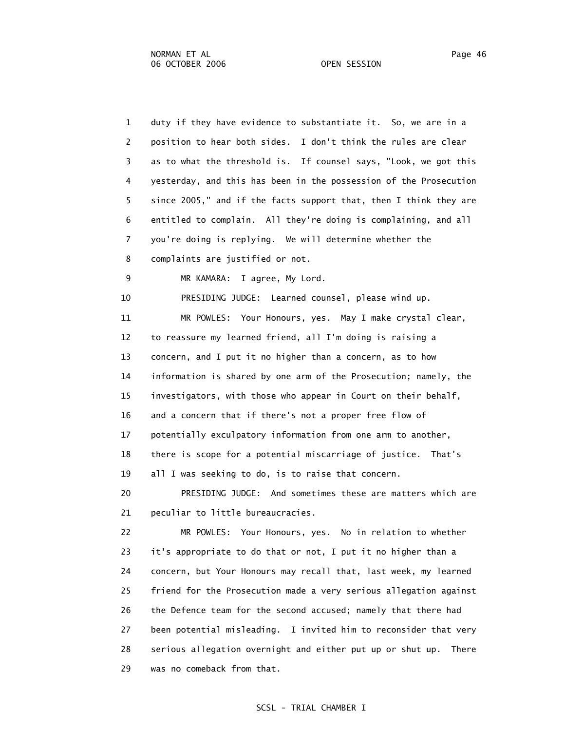1 duty if they have evidence to substantiate it. So, we are in a
2 position to hear both sides. I don't think the rules are clear
3 as to what the threshold is. If counsel says, "Look, we got this
4 yesterday, and this has been in the possession of the Prosecution
5 since 2005," and if the facts support that, then I think they are
6 entitled to complain. All they're doing is complaining, and all
7 you're doing is replying. We will determine whether the
8 complaints are justified or not.

9 MR KAMARA: I agree, My Lord.

10 PRESIDING JUDGE: Learned counsel, please wind up.

11 MR POWLES: Your Honours, yes. May I make crystal clear,
12 to reassure my learned friend, all I'm doing is raising a
13 concern, and I put it no higher than a concern, as to how
14 information is shared by one arm of the Prosecution; namely, the
15 investigators, with those who appear in Court on their behalf,
16 and a concern that if there's not a proper free flow of
17 potentially exculpatory information from one arm to another,
18 there is scope for a potential miscarriage of justice. That's
19 all I was seeking to do, is to raise that concern.

20 PRESIDING JUDGE: And sometimes these are matters which are
21 peculiar to little bureaucracies.

22 MR POWLES: Your Honours, yes. No in relation to whether
23 it's appropriate to do that or not, I put it no higher than a
24 concern, but Your Honours may recall that, last week, my learned
25 friend for the Prosecution made a very serious allegation against
26 the Defence team for the second accused; namely that there had
27 been potential misleading. I invited him to reconsider that very
28 serious allegation overnight and either put up or shut up. There
29 was no comeback from that.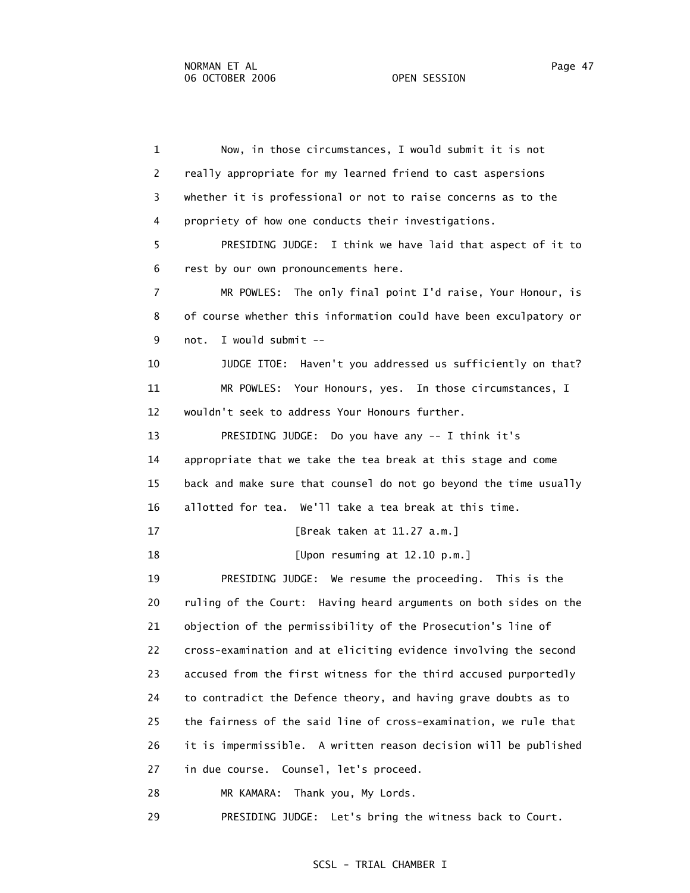1 Now, in those circumstances, I would submit it is not
2 really appropriate for my learned friend to cast aspersions
3 whether it is professional or not to raise concerns as to the
4 propriety of how one conducts their investigations.
5 PRESIDING JUDGE: I think we have laid that aspect of it to
6 rest by our own pronouncements here.
7 MR POWLES: The only final point I'd raise, Your Honour, is
8 of course whether this information could have been exculpatory or
9 not. I would submit --
10 JUDGE ITOE: Haven't you addressed us sufficiently on that?
11 MR POWLES: Your Honours, yes. In those circumstances, I
12 wouldn't seek to address Your Honours further.
13 PRESIDING JUDGE: Do you have any -- I think it's
14 appropriate that we take the tea break at this stage and come
15 back and make sure that counsel do not go beyond the time usually
16 allotted for tea. We'll take a tea break at this time.
17 [Break taken at 11.27 a.m.]
18 [Upon resuming at 12.10 p.m.]
19 PRESIDING JUDGE: We resume the proceeding. This is the
20 ruling of the Court: Having heard arguments on both sides on the
21 objection of the permissibility of the Prosecution's line of
22 cross-examination and at eliciting evidence involving the second
23 accused from the first witness for the third accused purportedly
24 to contradict the Defence theory, and having grave doubts as to
25 the fairness of the said line of cross-examination, we rule that
26 it is impermissible. A written reason decision will be published
27 in due course. Counsel, let's proceed.
28 MR KAMARA: Thank you, My Lords.
29 PRESIDING JUDGE: Let's bring the witness back to Court.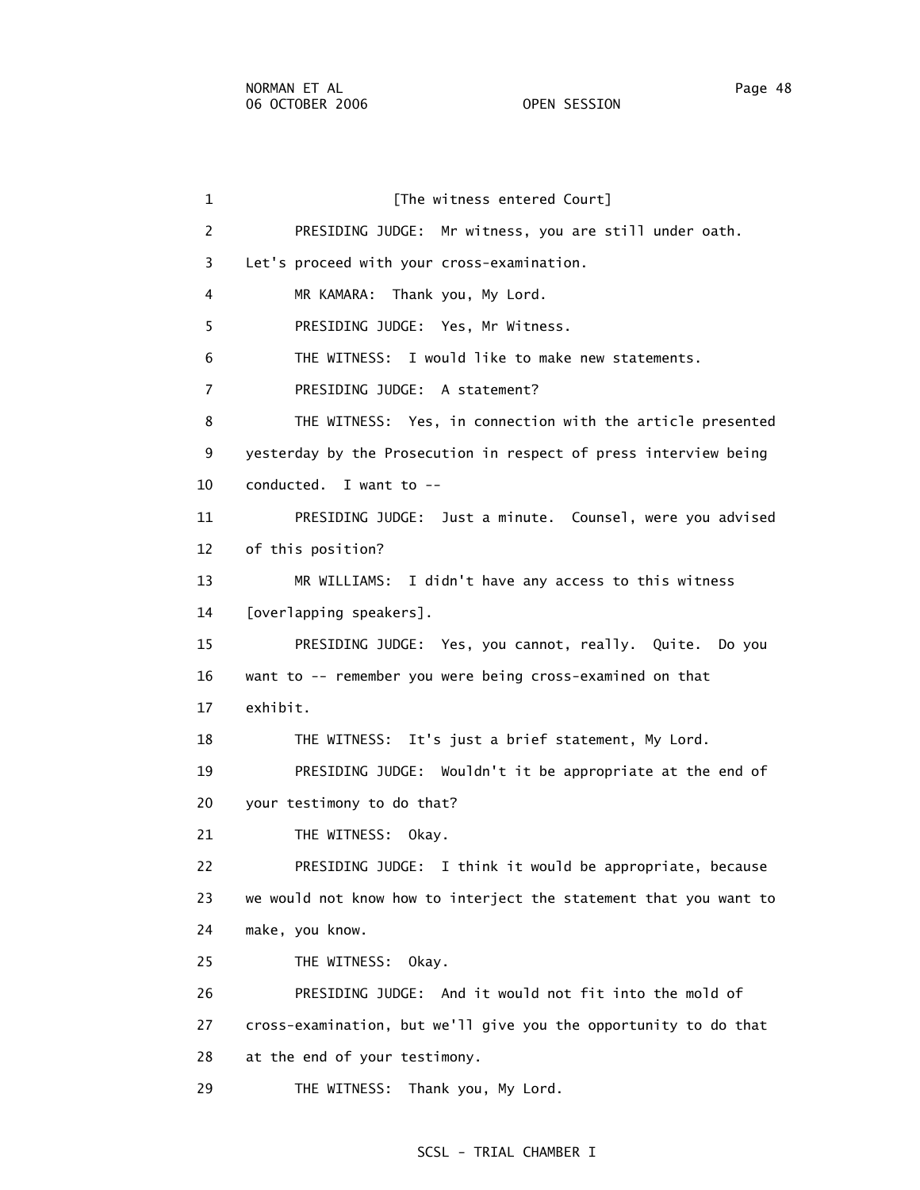1 [The witness entered Court]

2 PRESIDING JUDGE: Mr witness, you are still under oath.

3 Let's proceed with your cross-examination.

4 MR KAMARA: Thank you, My Lord.

5 PRESIDING JUDGE: Yes, Mr Witness.

6 THE WITNESS: I would like to make new statements.

7 PRESIDING JUDGE: A statement?

8 THE WITNESS: Yes, in connection with the article presented

9 yesterday by the Prosecution in respect of press interview being

10 conducted. I want to --

11 PRESIDING JUDGE: Just a minute. Counsel, were you advised

12 of this position?

13 MR WILLIAMS: I didn't have any access to this witness

14 [overlapping speakers].

15 PRESIDING JUDGE: Yes, you cannot, really. Quite. Do you

16 want to -- remember you were being cross-examined on that

17 exhibit.

18 THE WITNESS: It's just a brief statement, My Lord.

19 PRESIDING JUDGE: Wouldn't it be appropriate at the end of

20 your testimony to do that?

21 THE WITNESS: Okay.

22 PRESIDING JUDGE: I think it would be appropriate, because

23 we would not know how to interject the statement that you want to

24 make, you know.

25 THE WITNESS: Okay.

26 PRESIDING JUDGE: And it would not fit into the mold of

27 cross-examination, but we'll give you the opportunity to do that

28 at the end of your testimony.

29 THE WITNESS: Thank you, My Lord.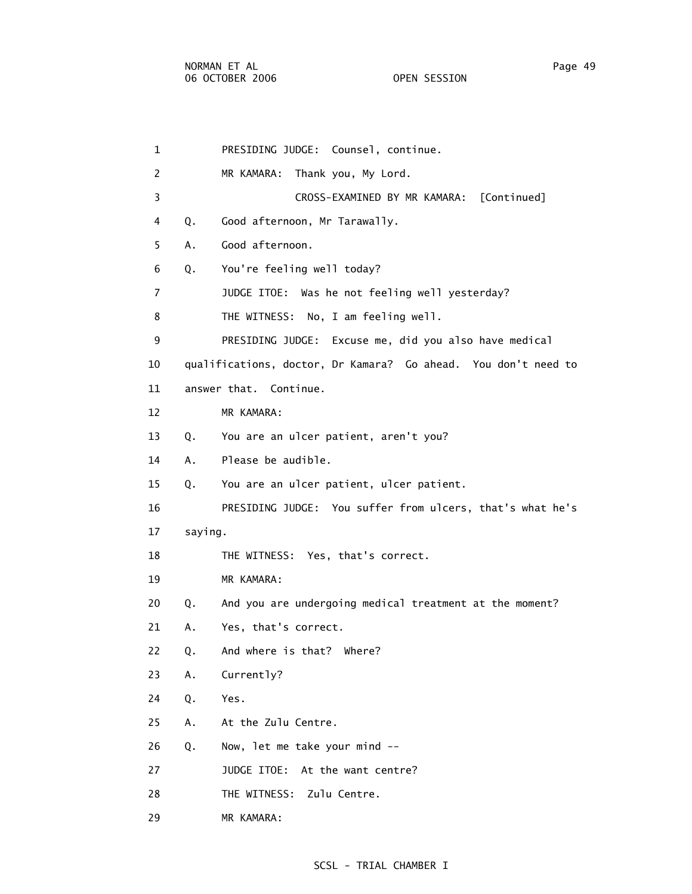1 PRESIDING JUDGE: Counsel, continue.

2 MR KAMARA: Thank you, My Lord.

3 CROSS-EXAMINED BY MR KAMARA: [Continued]

4 Q. Good afternoon, Mr Tarawally.

5 A. Good afternoon.

6 Q. You're feeling well today?

7 JUDGE ITOE: Was he not feeling well yesterday?

8 THE WITNESS: No, I am feeling well.

9 PRESIDING JUDGE: Excuse me, did you also have medical

10 qualifications, doctor, Dr Kamara? Go ahead. You don't need to

11 answer that. Continue.

12 MR KAMARA:

13 Q. You are an ulcer patient, aren't you?

14 A. Please be audible.

15 Q. You are an ulcer patient, ulcer patient.

16 PRESIDING JUDGE: You suffer from ulcers, that's what he's

17 saying.

18 THE WITNESS: Yes, that's correct.

19 MR KAMARA:

20 Q. And you are undergoing medical treatment at the moment?

21 A. Yes, that's correct.

22 Q. And where is that? Where?

23 A. Currently?

24 Q. Yes.

25 A. At the Zulu Centre.

26 Q. Now, let me take your mind --

27 JUDGE ITOE: At the want centre?

28 THE WITNESS: Zulu Centre.

29 MR KAMARA: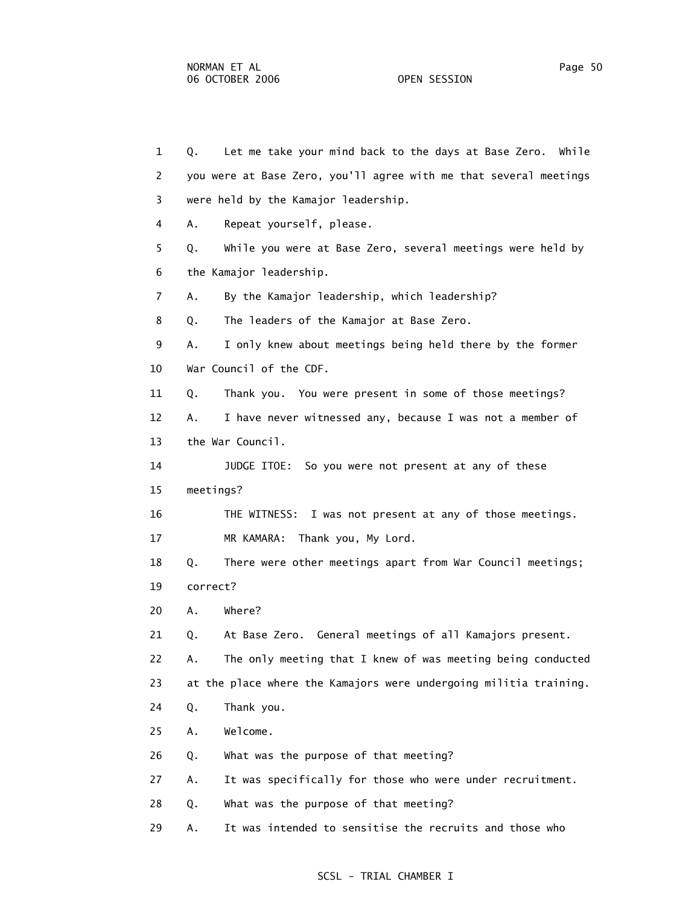1 Q. Let me take your mind back to the days at Base Zero. While
2 you were at Base Zero, you'll agree with me that several meetings
3 were held by the Kamajor leadership.
4 A. Repeat yourself, please.
5 Q. While you were at Base Zero, several meetings were held by
6 the Kamajor leadership.
7 A. By the Kamajor leadership, which leadership?
8 Q. The leaders of the Kamajor at Base Zero.
9 A. I only knew about meetings being held there by the former
10 War Council of the CDF.
11 Q. Thank you. You were present in some of those meetings?
12 A. I have never witnessed any, because I was not a member of
13 the War Council.
14 JUDGE ITOE: So you were not present at any of these
15 meetings?
16 THE WITNESS: I was not present at any of those meetings.
17 MR KAMARA: Thank you, My Lord.
18 Q. There were other meetings apart from War Council meetings;
19 correct?
20 A. Where?
21 Q. At Base Zero. General meetings of all Kamajors present.
22 A. The only meeting that I knew of was meeting being conducted
23 at the place where the Kamajors were undergoing militia training.
24 Q. Thank you.
25 A. Welcome.
26 Q. What was the purpose of that meeting?
27 A. It was specifically for those who were under recruitment.
28 Q. What was the purpose of that meeting?
29 A. It was intended to sensitise the recruits and those who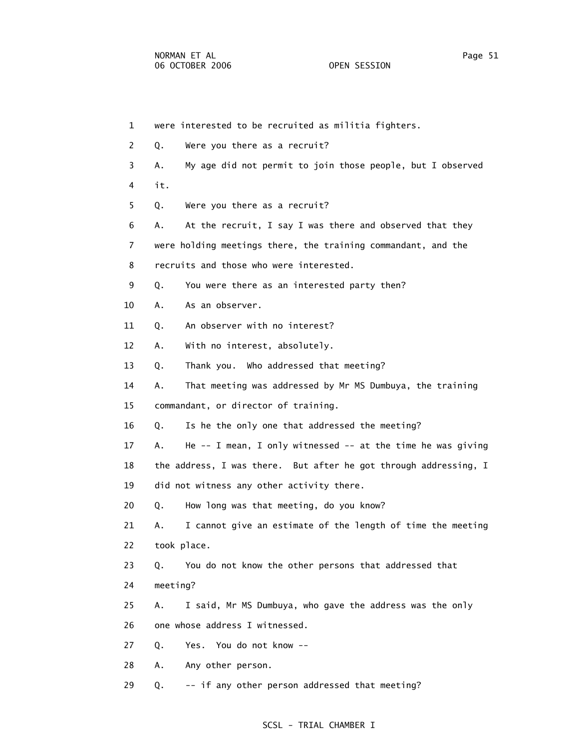1 were interested to be recruited as militia fighters.

2 Q. Were you there as a recruit?

3 A. My age did not permit to join those people, but I observed

4 it.

5 Q. Were you there as a recruit?

6 A. At the recruit, I say I was there and observed that they

7 were holding meetings there, the training commandant, and the

8 recruits and those who were interested.

9 Q. You were there as an interested party then?

10 A. As an observer.

11 Q. An observer with no interest?

12 A. With no interest, absolutely.

13 Q. Thank you. Who addressed that meeting?

14 A. That meeting was addressed by Mr MS Dumbuya, the training

15 commandant, or director of training.

16 Q. Is he the only one that addressed the meeting?

17 A. He -- I mean, I only witnessed -- at the time he was giving

18 the address, I was there. But after he got through addressing, I

19 did not witness any other activity there.

20 Q. How long was that meeting, do you know?

21 A. I cannot give an estimate of the length of time the meeting

22 took place.

23 Q. You do not know the other persons that addressed that

24 meeting?

25 A. I said, Mr MS Dumbuya, who gave the address was the only

26 one whose address I witnessed.

27 Q. Yes. You do not know --

28 A. Any other person.

29 Q. -- if any other person addressed that meeting?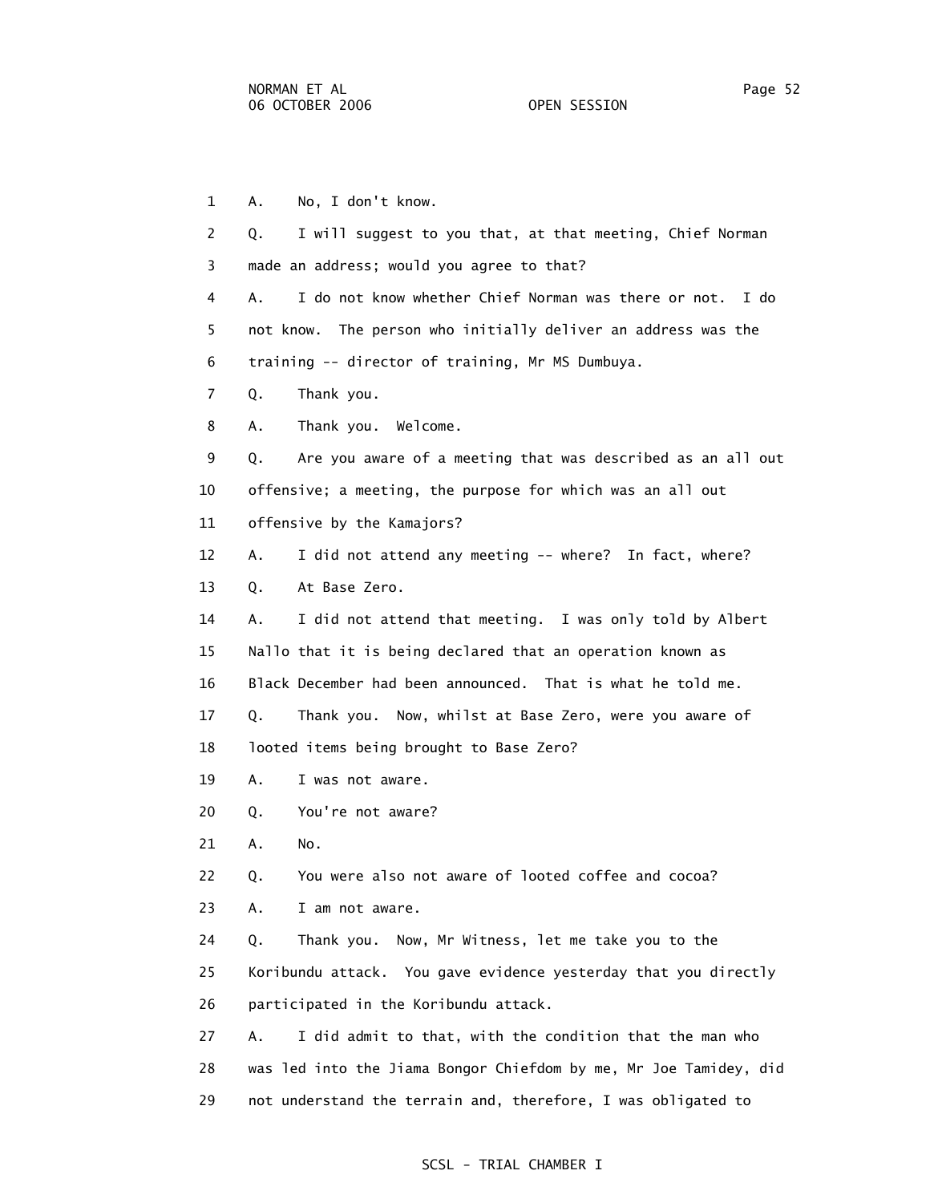1 A. No, I don't know.

2 Q. I will suggest to you that, at that meeting, Chief Norman

3 made an address; would you agree to that?

4 A. I do not know whether Chief Norman was there or not. I do

5 not know. The person who initially deliver an address was the

6 training -- director of training, Mr MS Dumbuya.

7 Q. Thank you.

8 A. Thank you. Welcome.

9 Q. Are you aware of a meeting that was described as an all out

10 offensive; a meeting, the purpose for which was an all out

11 offensive by the Kamajors?

12 A. I did not attend any meeting -- where? In fact, where?

13 Q. At Base Zero.

14 A. I did not attend that meeting. I was only told by Albert

15 Nallo that it is being declared that an operation known as

16 Black December had been announced. That is what he told me.

17 Q. Thank you. Now, whilst at Base Zero, were you aware of

18 looted items being brought to Base Zero?

19 A. I was not aware.

20 Q. You're not aware?

21 A. No.

22 Q. You were also not aware of looted coffee and cocoa?

23 A. I am not aware.

24 Q. Thank you. Now, Mr Witness, let me take you to the

25 Koribundu attack. You gave evidence yesterday that you directly

26 participated in the Koribundu attack.

27 A. I did admit to that, with the condition that the man who

28 was led into the Jiama Bongor Chiefdom by me, Mr Joe Tamidey, did

29 not understand the terrain and, therefore, I was obligated to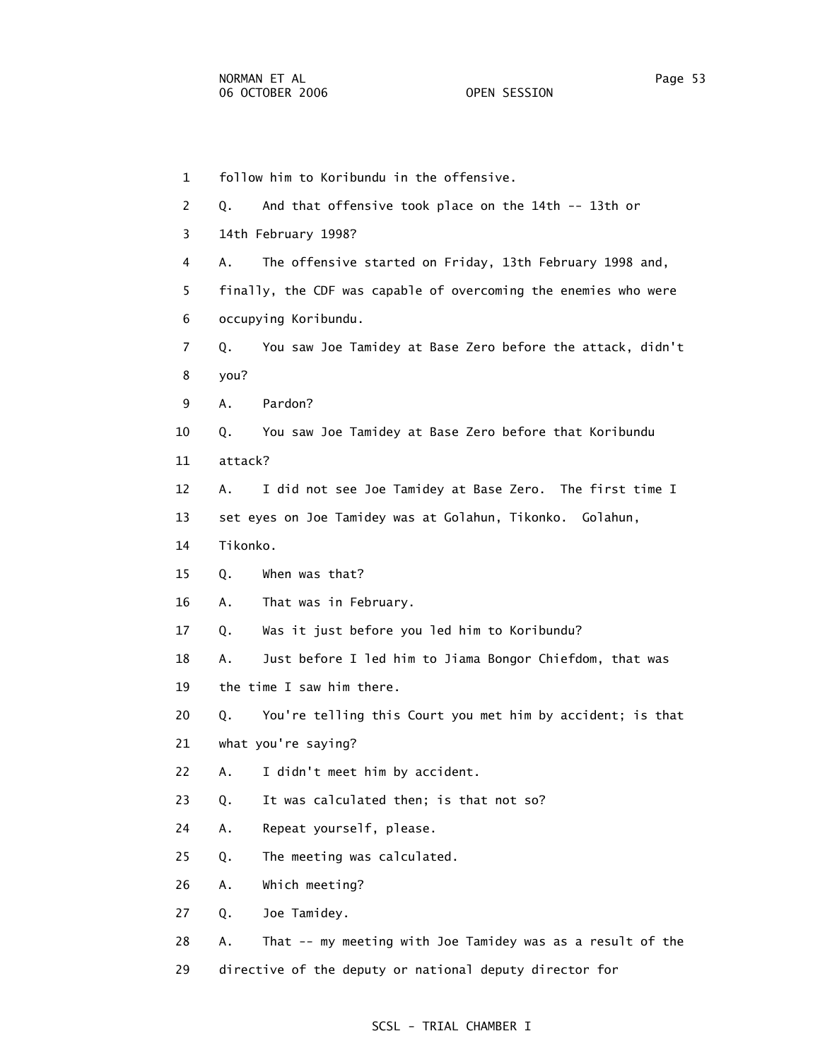1 follow him to Koribundu in the offensive.

2 Q. And that offensive took place on the 14th -- 13th or

3 14th February 1998?

4 A. The offensive started on Friday, 13th February 1998 and,

5 finally, the CDF was capable of overcoming the enemies who were

6 occupying Koribundu.

7 Q. You saw Joe Tamidey at Base Zero before the attack, didn't

8 you?

9 A. Pardon?

10 Q. You saw Joe Tamidey at Base Zero before that Koribundu

11 attack?

12 A. I did not see Joe Tamidey at Base Zero. The first time I

13 set eyes on Joe Tamidey was at Golahun, Tikonko. Golahun,

14 Tikonko.

15 Q. When was that?

16 A. That was in February.

17 Q. Was it just before you led him to Koribundu?

18 A. Just before I led him to Jiama Bongor Chiefdom, that was

19 the time I saw him there.

20 Q. You're telling this Court you met him by accident; is that

21 what you're saying?

22 A. I didn't meet him by accident.

23 Q. It was calculated then; is that not so?

24 A. Repeat yourself, please.

25 Q. The meeting was calculated.

26 A. Which meeting?

27 Q. Joe Tamidey.

28 A. That -- my meeting with Joe Tamidey was as a result of the

29 directive of the deputy or national deputy director for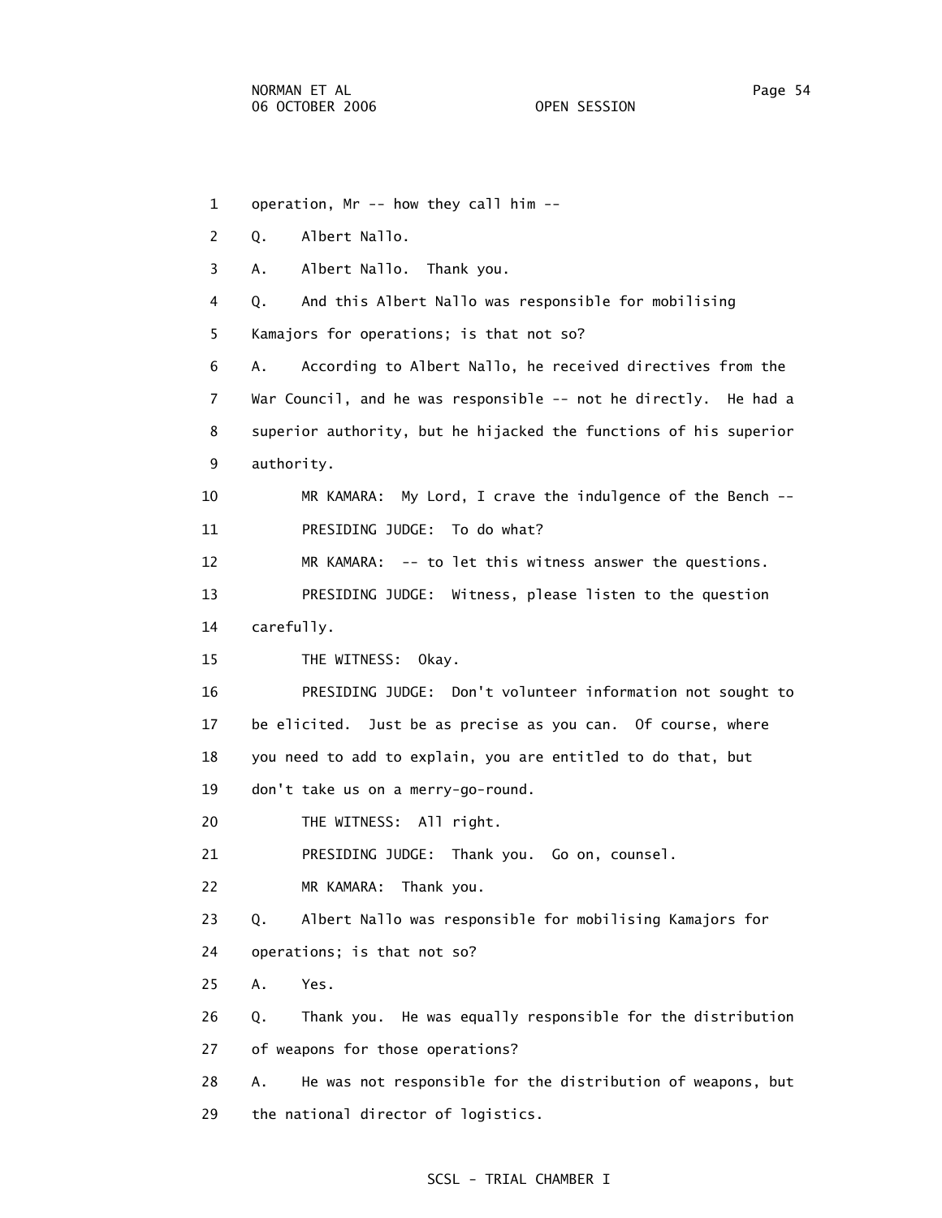1 operation, Mr -- how they call him --

2 Q. Albert Nallo.

3 A. Albert Nallo. Thank you.

4 Q. And this Albert Nallo was responsible for mobilising

5 Kamajors for operations; is that not so?

6 A. According to Albert Nallo, he received directives from the

7 War Council, and he was responsible -- not he directly. He had a

8 superior authority, but he hijacked the functions of his superior

9 authority.

10 MR KAMARA: My Lord, I crave the indulgence of the Bench --

11 PRESIDING JUDGE: To do what?

12 MR KAMARA: -- to let this witness answer the questions.

13 PRESIDING JUDGE: Witness, please listen to the question

14 carefully.

15 THE WITNESS: Okay.

16 PRESIDING JUDGE: Don't volunteer information not sought to

17 be elicited. Just be as precise as you can. Of course, where

18 you need to add to explain, you are entitled to do that, but

19 don't take us on a merry-go-round.

20 THE WITNESS: All right.

21 PRESIDING JUDGE: Thank you. Go on, counsel.

22 MR KAMARA: Thank you.

23 Q. Albert Nallo was responsible for mobilising Kamajors for

24 operations; is that not so?

25 A. Yes.

26 Q. Thank you. He was equally responsible for the distribution

27 of weapons for those operations?

28 A. He was not responsible for the distribution of weapons, but

29 the national director of logistics.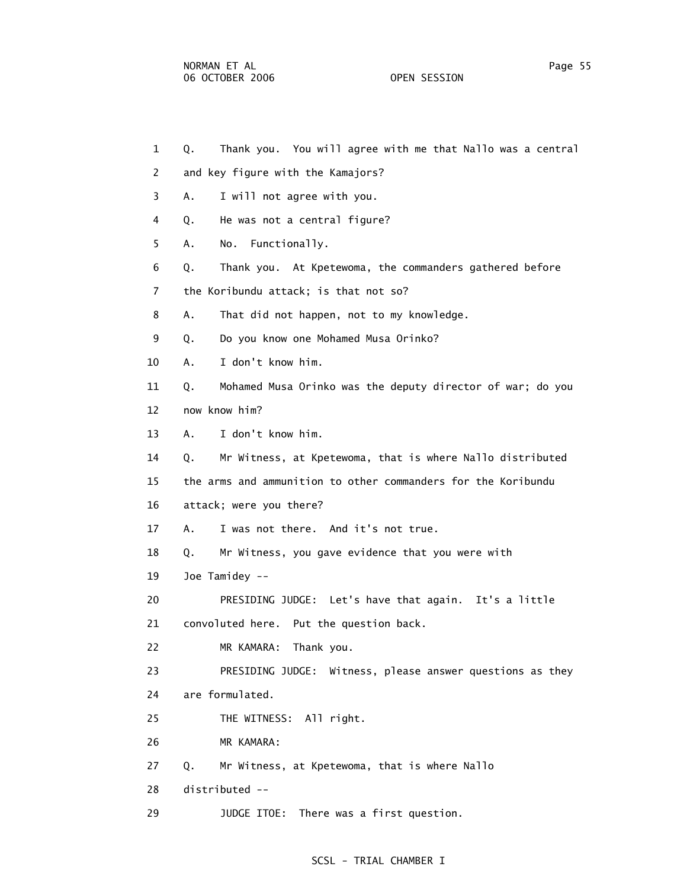1 Q. Thank you. You will agree with me that Nallo was a central

2 and key figure with the Kamajors?

3 A. I will not agree with you.

4 Q. He was not a central figure?

5 A. No. Functionally.

6 Q. Thank you. At Kpetewoma, the commanders gathered before

7 the Koribundu attack; is that not so?

8 A. That did not happen, not to my knowledge.

9 Q. Do you know one Mohamed Musa Orinko?

10 A. I don't know him.

11 Q. Mohamed Musa Orinko was the deputy director of war; do you

12 now know him?

13 A. I don't know him.

14 Q. Mr Witness, at Kpetewoma, that is where Nallo distributed

15 the arms and ammunition to other commanders for the Koribundu

16 attack; were you there?

17 A. I was not there. And it's not true.

18 Q. Mr Witness, you gave evidence that you were with

19 Joe Tamidey --

20 PRESIDING JUDGE: Let's have that again. It's a little

21 convoluted here. Put the question back.

22 MR KAMARA: Thank you.

23 PRESIDING JUDGE: Witness, please answer questions as they

24 are formulated.

25 THE WITNESS: All right.

26 MR KAMARA:

27 Q. Mr Witness, at Kpetewoma, that is where Nallo

28 distributed --

29 JUDGE ITOE: There was a first question.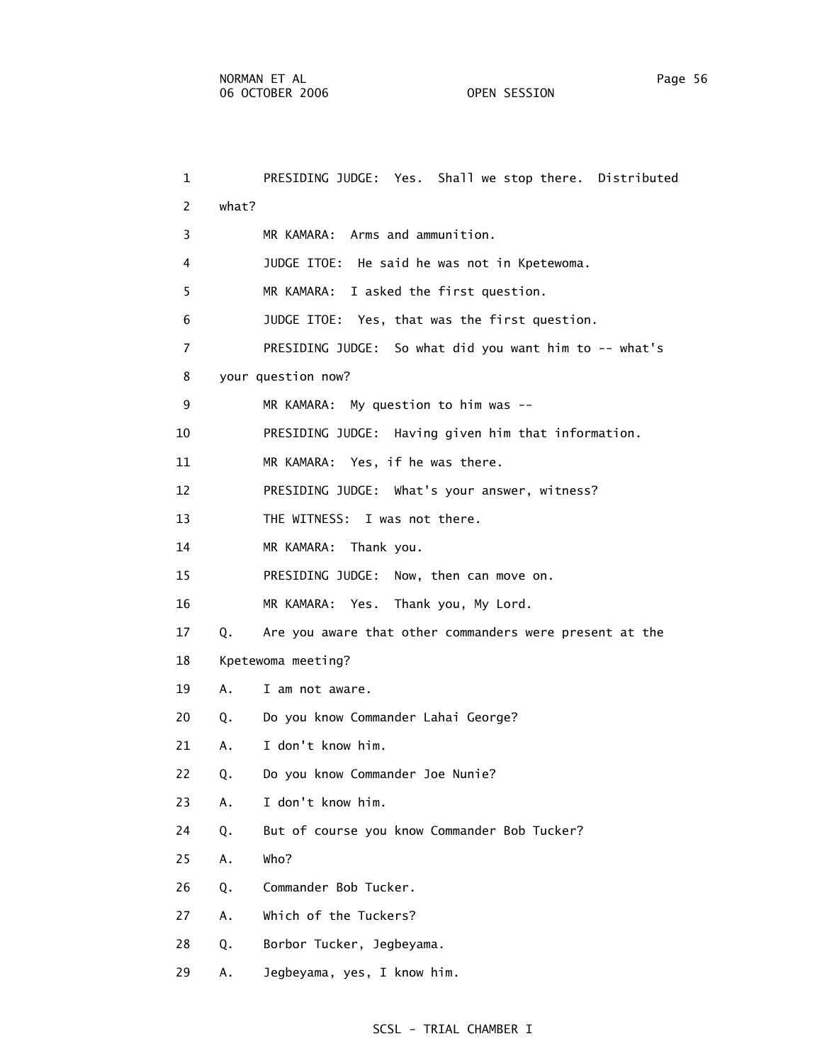1 PRESIDING JUDGE: Yes. Shall we stop there. Distributed
2 what?
3 MR KAMARA: Arms and ammunition.
4 JUDGE ITOE: He said he was not in Kpetewoma.
5 MR KAMARA: I asked the first question.
6 JUDGE ITOE: Yes, that was the first question.
7 PRESIDING JUDGE: So what did you want him to -- what's
8 your question now?
9 MR KAMARA: My question to him was --
10 PRESIDING JUDGE: Having given him that information.
11 MR KAMARA: Yes, if he was there.
12 PRESIDING JUDGE: What's your answer, witness?
13 THE WITNESS: I was not there.
14 MR KAMARA: Thank you.
15 PRESIDING JUDGE: Now, then can move on.
16 MR KAMARA: Yes. Thank you, My Lord.
17 Q. Are you aware that other commanders were present at the
18 Kpetewoma meeting?
19 A. I am not aware.
20 Q. Do you know Commander Lahai George?
21 A. I don't know him.
22 Q. Do you know Commander Joe Nunie?
23 A. I don't know him.
24 Q. But of course you know Commander Bob Tucker?
25 A. Who?
26 Q. Commander Bob Tucker.
27 A. Which of the Tuckers?
28 Q. Borbor Tucker, Jegbeyama.
29 A. Jegbeyama, yes, I know him.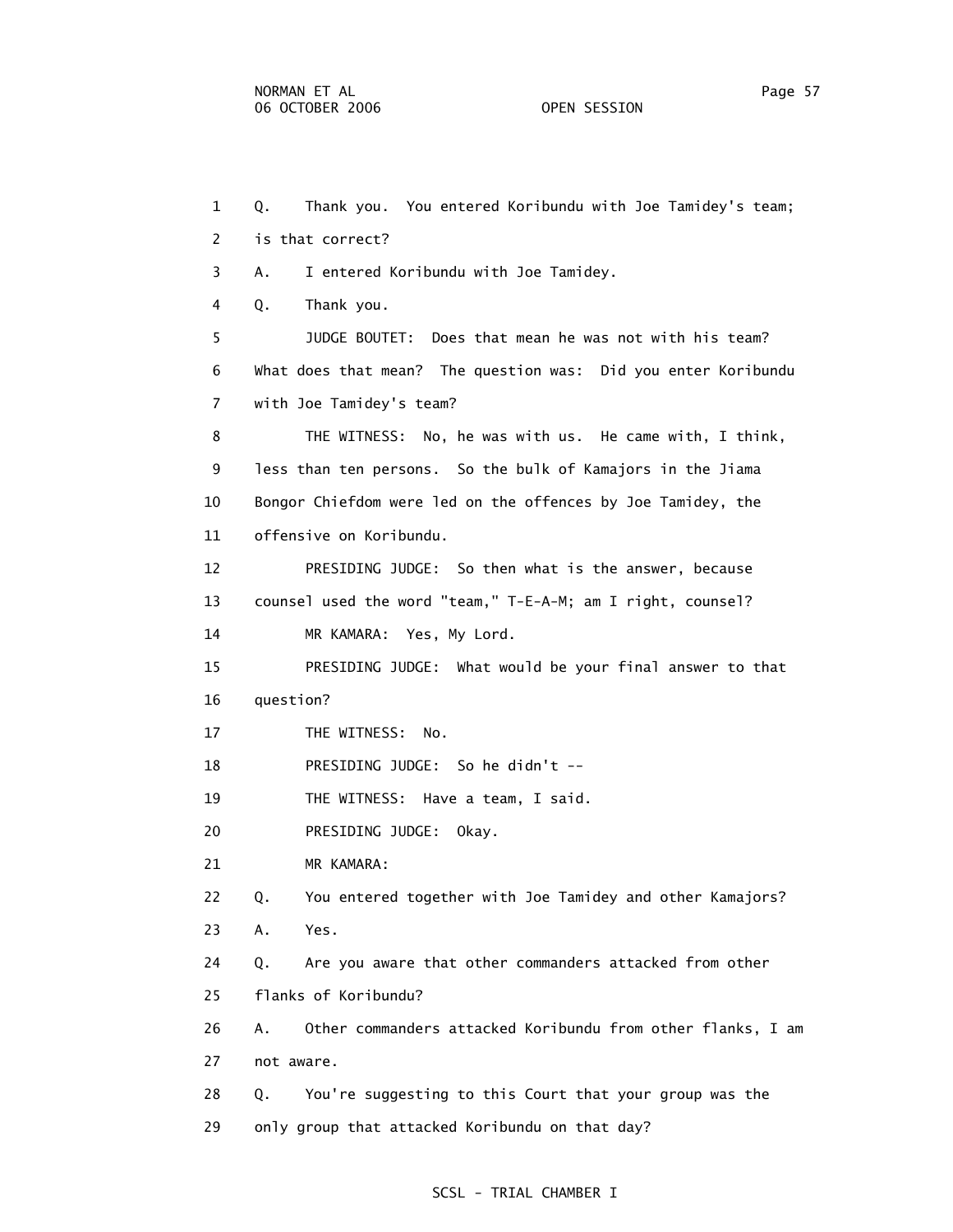1 Q. Thank you. You entered Koribundu with Joe Tamidey's team;

2 is that correct?

3 A. I entered Koribundu with Joe Tamidey.

4 Q. Thank you.

5 JUDGE BOUTET: Does that mean he was not with his team?

6 What does that mean? The question was: Did you enter Koribundu

7 with Joe Tamidey's team?

8 THE WITNESS: No, he was with us. He came with, I think,

9 less than ten persons. So the bulk of Kamajors in the Jiama

10 Bongor Chiefdom were led on the offences by Joe Tamidey, the

11 offensive on Koribundu.

12 PRESIDING JUDGE: So then what is the answer, because

13 counsel used the word "team," T-E-A-M; am I right, counsel?

14 MR KAMARA: Yes, My Lord.

15 PRESIDING JUDGE: What would be your final answer to that

16 question?

17 THE WITNESS: No.

18 PRESIDING JUDGE: So he didn't --

19 THE WITNESS: Have a team, I said.

20 PRESIDING JUDGE: Okay.

21 MR KAMARA:

22 Q. You entered together with Joe Tamidey and other Kamajors?

23 A. Yes.

24 Q. Are you aware that other commanders attacked from other

25 flanks of Koribundu?

26 A. Other commanders attacked Koribundu from other flanks, I am

27 not aware.

28 Q. You're suggesting to this Court that your group was the

29 only group that attacked Koribundu on that day?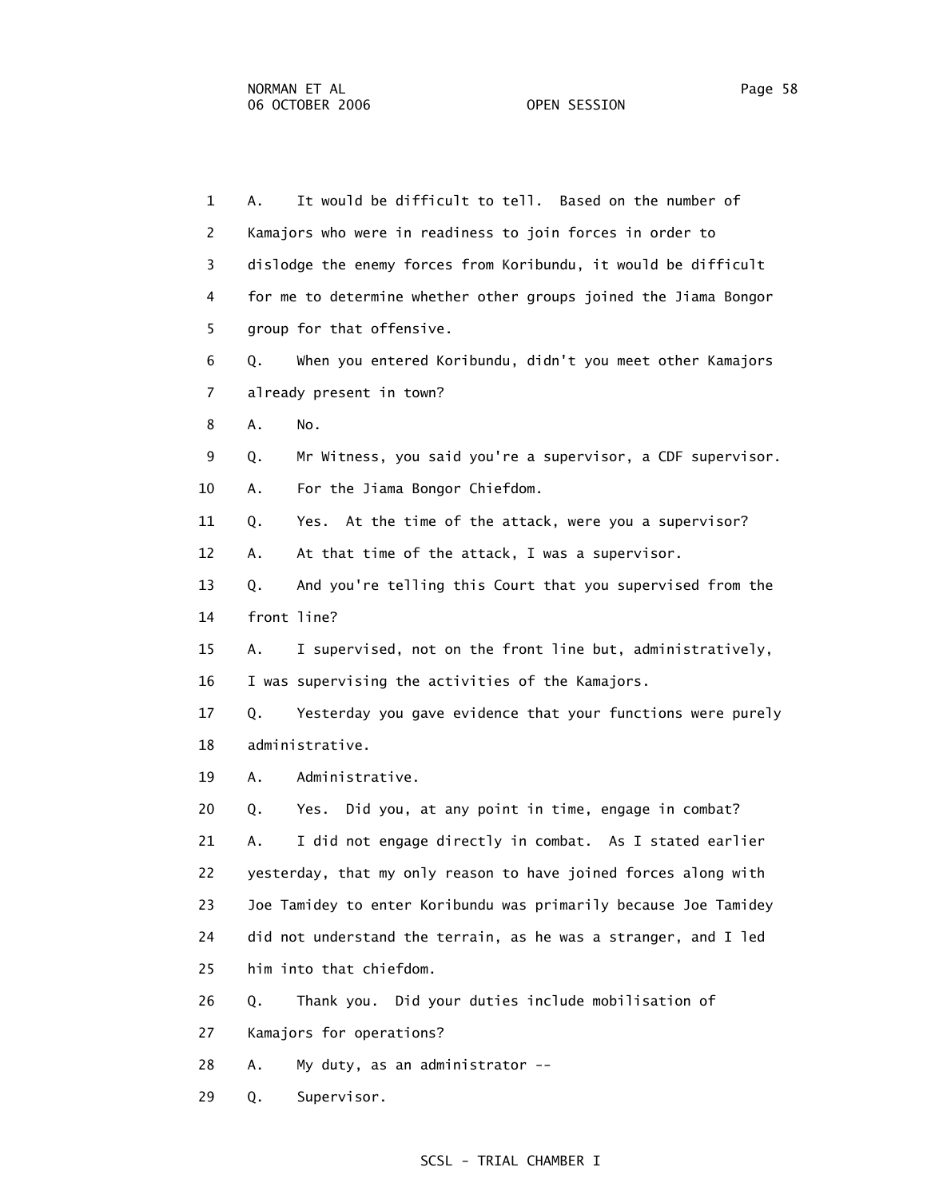1 A. It would be difficult to tell. Based on the number of
2 Kamajors who were in readiness to join forces in order to
3 dislodge the enemy forces from Koribundu, it would be difficult
4 for me to determine whether other groups joined the Jiama Bongor
5 group for that offensive.
6 Q. When you entered Koribundu, didn't you meet other Kamajors
7 already present in town?
8 A. No.
9 Q. Mr Witness, you said you're a supervisor, a CDF supervisor.
10 A. For the Jiama Bongor Chiefdom.
11 Q. Yes. At the time of the attack, were you a supervisor?
12 A. At that time of the attack, I was a supervisor.
13 Q. And you're telling this Court that you supervised from the
14 front line?
15 A. I supervised, not on the front line but, administratively,
16 I was supervising the activities of the Kamajors.
17 Q. Yesterday you gave evidence that your functions were purely
18 administrative.
19 A. Administrative.
20 Q. Yes. Did you, at any point in time, engage in combat?
21 A. I did not engage directly in combat. As I stated earlier
22 yesterday, that my only reason to have joined forces along with
23 Joe Tamidey to enter Koribundu was primarily because Joe Tamidey
24 did not understand the terrain, as he was a stranger, and I led
25 him into that chiefdom.
26 Q. Thank you. Did your duties include mobilisation of
27 Kamajors for operations?
28 A. My duty, as an administrator --
29 Q. Supervisor.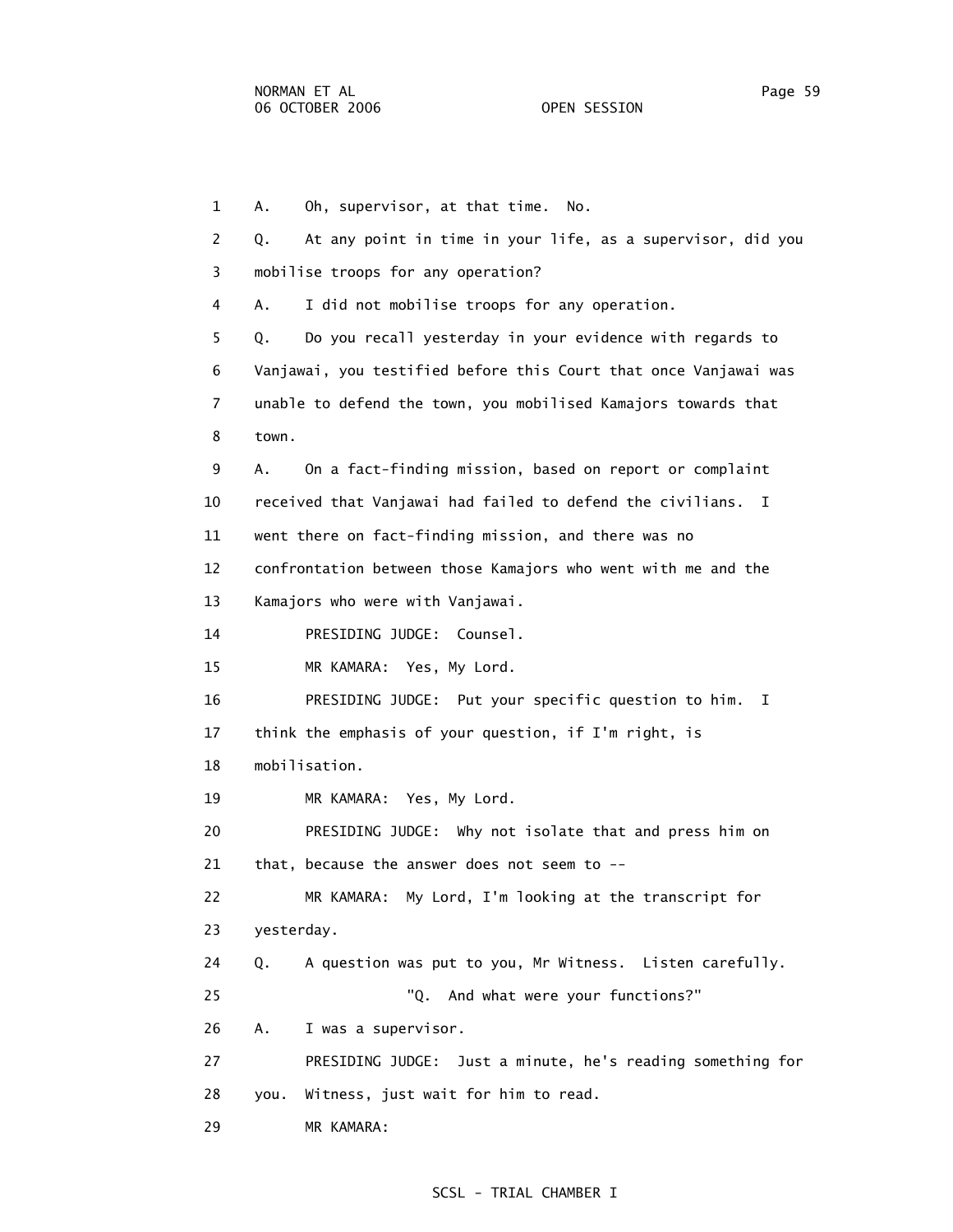1 A. Oh, supervisor, at that time. No.

2 Q. At any point in time in your life, as a supervisor, did you

3 mobilise troops for any operation?

4 A. I did not mobilise troops for any operation.

5 Q. Do you recall yesterday in your evidence with regards to

6 Vanjawai, you testified before this Court that once Vanjawai was

7 unable to defend the town, you mobilised Kamajors towards that

8 town.

9 A. On a fact-finding mission, based on report or complaint

10 received that Vanjawai had failed to defend the civilians. I

11 went there on fact-finding mission, and there was no

12 confrontation between those Kamajors who went with me and the

13 Kamajors who were with Vanjawai.

14 PRESIDING JUDGE: Counsel.

15 MR KAMARA: Yes, My Lord.

16 PRESIDING JUDGE: Put your specific question to him. I

17 think the emphasis of your question, if I'm right, is

18 mobilisation.

19 MR KAMARA: Yes, My Lord.

20 PRESIDING JUDGE: Why not isolate that and press him on

21 that, because the answer does not seem to --

22 MR KAMARA: My Lord, I'm looking at the transcript for

23 yesterday.

24 Q. A question was put to you, Mr Witness. Listen carefully.

25 "Q. And what were your functions?"

26 A. I was a supervisor.

27 PRESIDING JUDGE: Just a minute, he's reading something for

28 you. Witness, just wait for him to read.

29 MR KAMARA: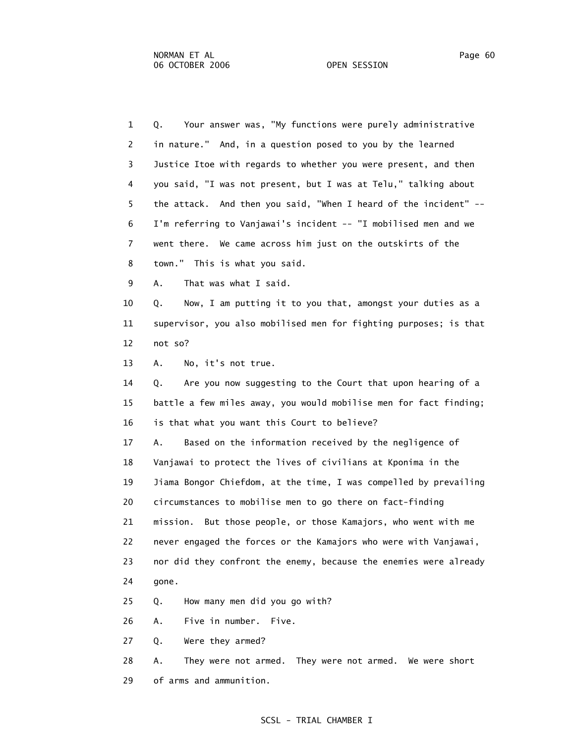1 Q. Your answer was, "My functions were purely administrative
2 in nature." And, in a question posed to you by the learned
3 Justice Itoe with regards to whether you were present, and then
4 you said, "I was not present, but I was at Telu," talking about
5 the attack. And then you said, "When I heard of the incident" --
6 I'm referring to Vanjawai's incident -- "I mobilised men and we
7 went there. We came across him just on the outskirts of the
8 town." This is what you said.
9 A. That was what I said.
10 Q. Now, I am putting it to you that, amongst your duties as a
11 supervisor, you also mobilised men for fighting purposes; is that
12 not so?
13 A. No, it's not true.
14 Q. Are you now suggesting to the Court that upon hearing of a
15 battle a few miles away, you would mobilise men for fact finding;
16 is that what you want this Court to believe?
17 A. Based on the information received by the negligence of
18 Vanjawai to protect the lives of civilians at Kponima in the
19 Jiama Bongor Chiefdom, at the time, I was compelled by prevailing
20 circumstances to mobilise men to go there on fact-finding
21 mission. But those people, or those Kamajors, who went with me
22 never engaged the forces or the Kamajors who were with Vanjawai,
23 nor did they confront the enemy, because the enemies were already
24 gone.
25 Q. How many men did you go with?
26 A. Five in number. Five.
27 Q. Were they armed?
28 A. They were not armed. They were not armed. We were short
29 of arms and ammunition.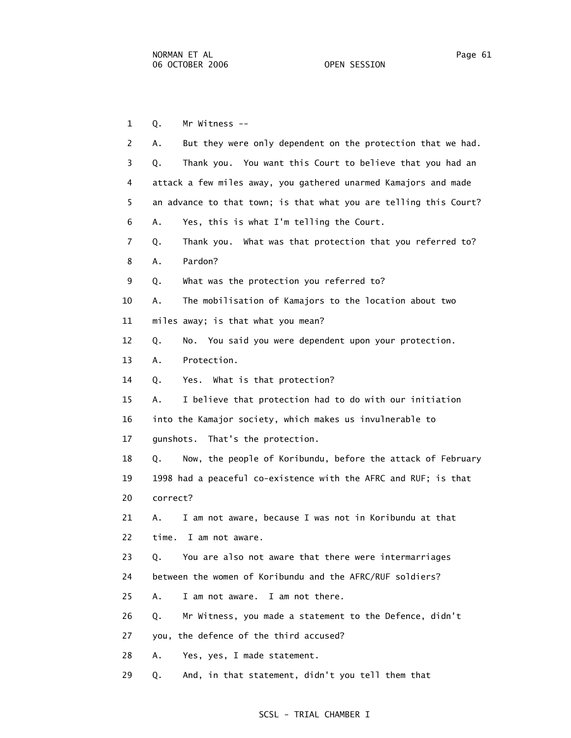1 Q. Mr Witness --

2 A. But they were only dependent on the protection that we had.

3 Q. Thank you. You want this Court to believe that you had an

4 attack a few miles away, you gathered unarmed Kamajors and made

5 an advance to that town; is that what you are telling this Court?

6 A. Yes, this is what I'm telling the Court.

7 Q. Thank you. What was that protection that you referred to?

8 A. Pardon?

9 Q. What was the protection you referred to?

10 A. The mobilisation of Kamajors to the location about two

11 miles away; is that what you mean?

12 Q. No. You said you were dependent upon your protection.

13 A. Protection.

14 Q. Yes. What is that protection?

15 A. I believe that protection had to do with our initiation

16 into the Kamajor society, which makes us invulnerable to

17 gunshots. That's the protection.

18 Q. Now, the people of Koribundu, before the attack of February

19 1998 had a peaceful co-existence with the AFRC and RUF; is that

20 correct?

21 A. I am not aware, because I was not in Koribundu at that

22 time. I am not aware.

23 Q. You are also not aware that there were intermarriages

24 between the women of Koribundu and the AFRC/RUF soldiers?

25 A. I am not aware. I am not there.

26 Q. Mr Witness, you made a statement to the Defence, didn't

27 you, the defence of the third accused?

28 A. Yes, yes, I made statement.

29 Q. And, in that statement, didn't you tell them that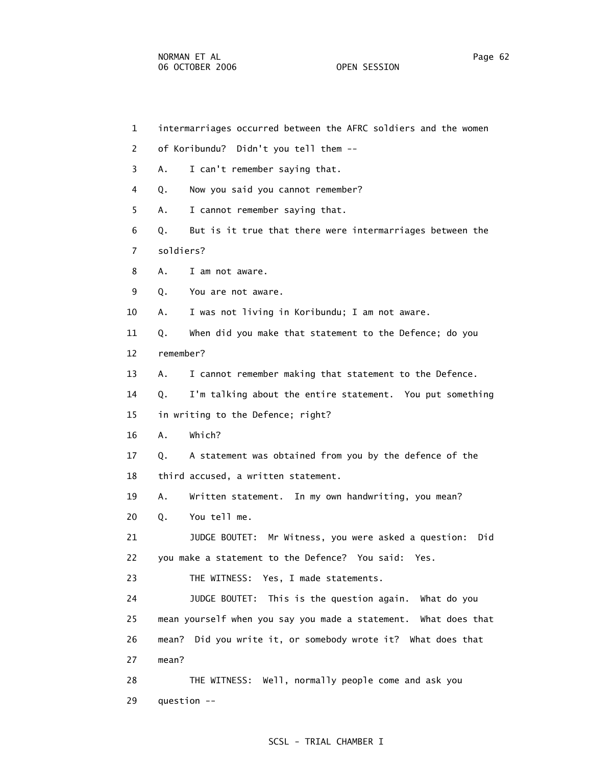1 intermarriages occurred between the AFRC soldiers and the women

2 of Koribundu? Didn't you tell them --

3 A. I can't remember saying that.

4 Q. Now you said you cannot remember?

5 A. I cannot remember saying that.

6 Q. But is it true that there were intermarriages between the

7 soldiers?

8 A. I am not aware.

9 Q. You are not aware.

10 A. I was not living in Koribundu; I am not aware.

11 Q. When did you make that statement to the Defence; do you

12 remember?

13 A. I cannot remember making that statement to the Defence.

14 Q. I'm talking about the entire statement. You put something

15 in writing to the Defence; right?

16 A. Which?

17 Q. A statement was obtained from you by the defence of the

18 third accused, a written statement.

19 A. Written statement. In my own handwriting, you mean?

20 Q. You tell me.

21 JUDGE BOUTET: Mr Witness, you were asked a question: Did

22 you make a statement to the Defence? You said: Yes.

23 THE WITNESS: Yes, I made statements.

24 JUDGE BOUTET: This is the question again. What do you

25 mean yourself when you say you made a statement. What does that

26 mean? Did you write it, or somebody wrote it? What does that

27 mean?

28 THE WITNESS: Well, normally people come and ask you

29 question --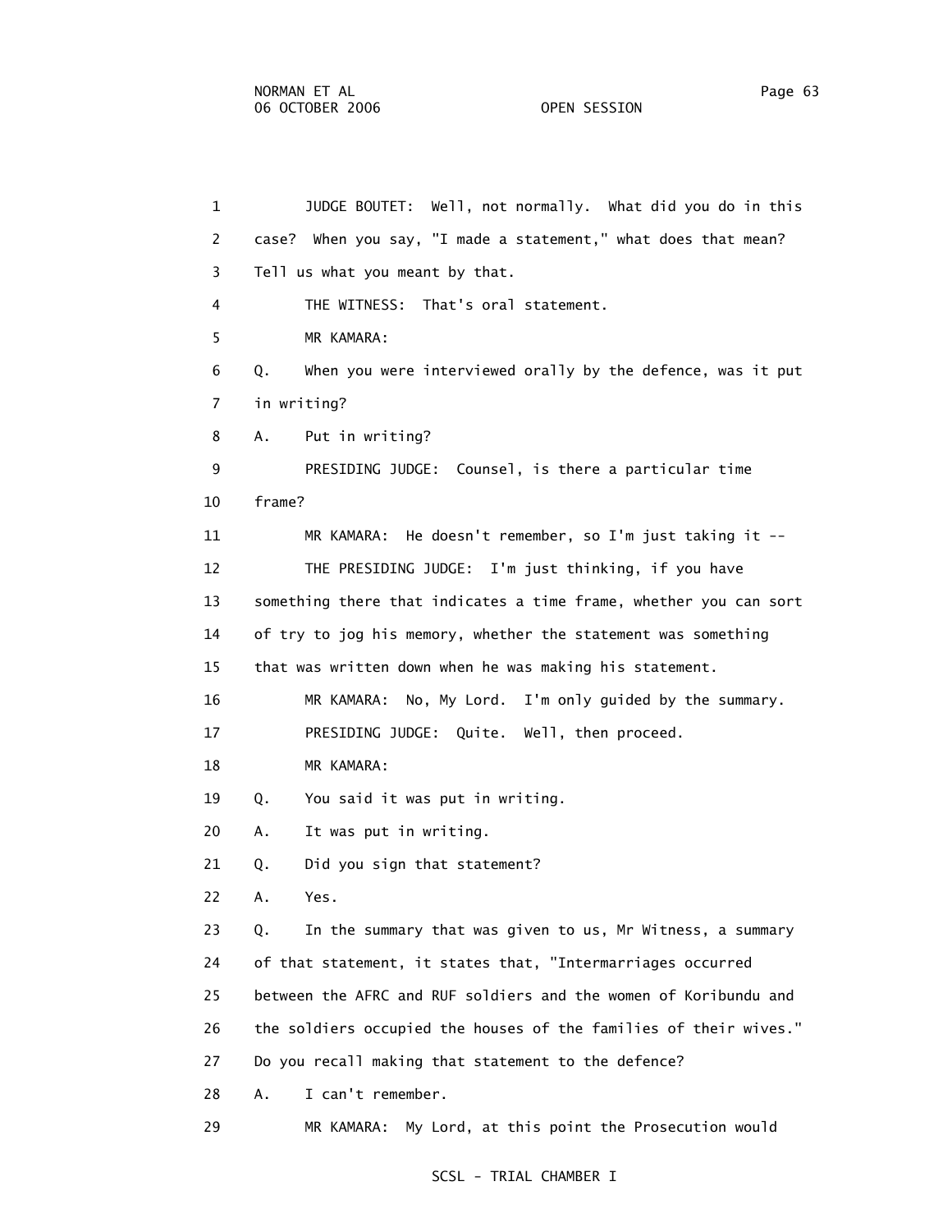JUDGE BOUTET: Well, not normally. What did you do in this case? When you say, "I made a statement," what does that mean? Tell us what you meant by that.

THE WITNESS: That's oral statement.

MR KAMARA:

Q. When you were interviewed orally by the defence, was it put in writing?

A. Put in writing?

PRESIDING JUDGE: Counsel, is there a particular time frame?

MR KAMARA: He doesn't remember, so I'm just taking it --

THE PRESIDING JUDGE: I'm just thinking, if you have something there that indicates a time frame, whether you can sort of try to jog his memory, whether the statement was something that was written down when he was making his statement.

MR KAMARA: No, My Lord. I'm only guided by the summary.

PRESIDING JUDGE: Quite. Well, then proceed.

MR KAMARA:

Q. You said it was put in writing.

A. It was put in writing.

Q. Did you sign that statement?

A. Yes.

Q. In the summary that was given to us, Mr Witness, a summary of that statement, it states that, "Intermarriages occurred between the AFRC and RUF soldiers and the women of Koribundu and the soldiers occupied the houses of the families of their wives." Do you recall making that statement to the defence?

A. I can't remember.

MR KAMARA: My Lord, at this point the Prosecution would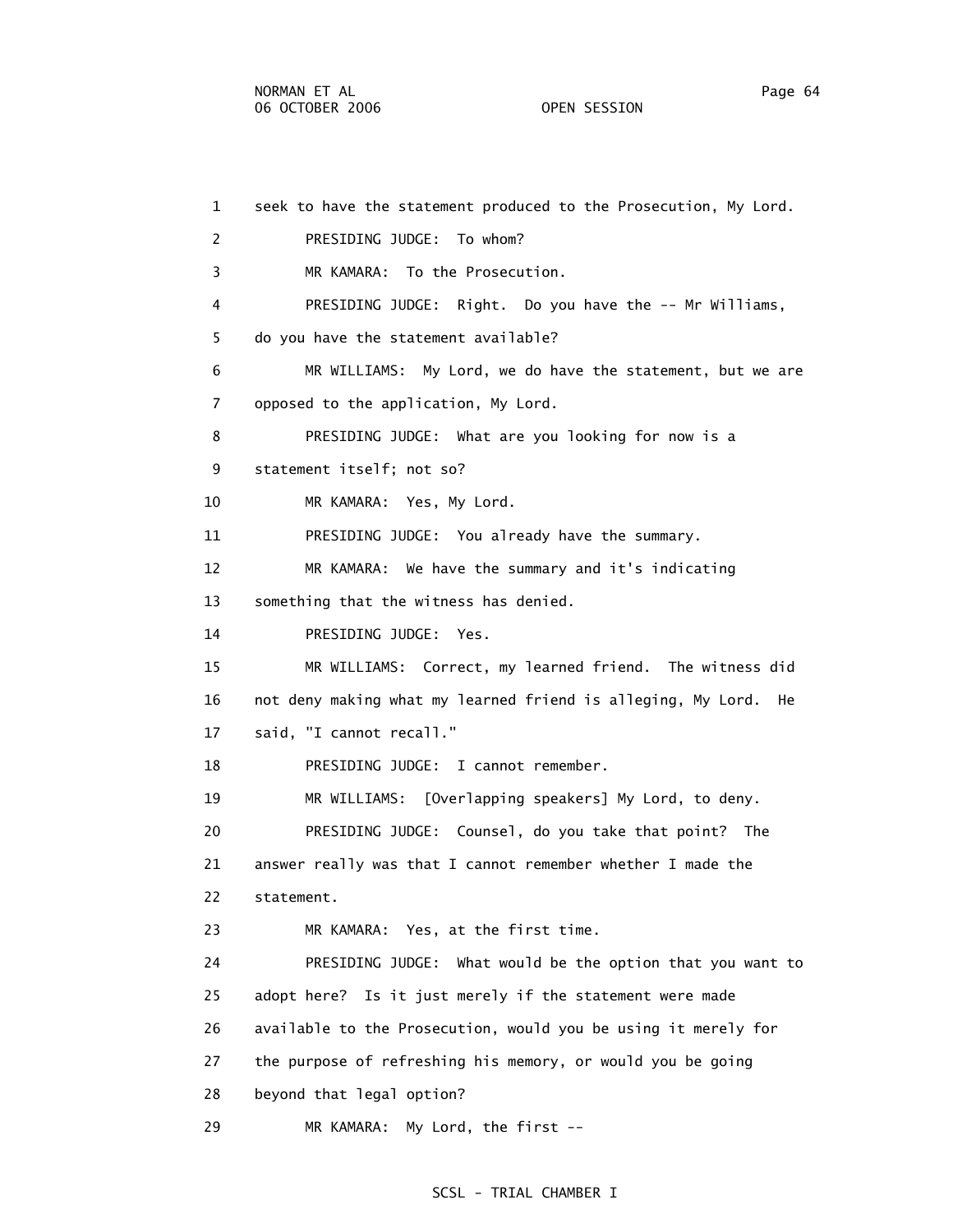1 seek to have the statement produced to the Prosecution, My Lord.

2 PRESIDING JUDGE: To whom?

3 MR KAMARA: To the Prosecution.

4 PRESIDING JUDGE: Right. Do you have the -- Mr Williams,

5 do you have the statement available?

6 MR WILLIAMS: My Lord, we do have the statement, but we are

7 opposed to the application, My Lord.

8 PRESIDING JUDGE: What are you looking for now is a

9 statement itself; not so?

10 MR KAMARA: Yes, My Lord.

11 PRESIDING JUDGE: You already have the summary.

12 MR KAMARA: We have the summary and it's indicating

13 something that the witness has denied.

14 PRESIDING JUDGE: Yes.

15 MR WILLIAMS: Correct, my learned friend. The witness did

16 not deny making what my learned friend is alleging, My Lord. He

17 said, "I cannot recall."

18 PRESIDING JUDGE: I cannot remember.

19 MR WILLIAMS: [Overlapping speakers] My Lord, to deny.

20 PRESIDING JUDGE: Counsel, do you take that point? The

21 answer really was that I cannot remember whether I made the

22 statement.

23 MR KAMARA: Yes, at the first time.

24 PRESIDING JUDGE: What would be the option that you want to

25 adopt here? Is it just merely if the statement were made

26 available to the Prosecution, would you be using it merely for

27 the purpose of refreshing his memory, or would you be going

28 beyond that legal option?

29 MR KAMARA: My Lord, the first --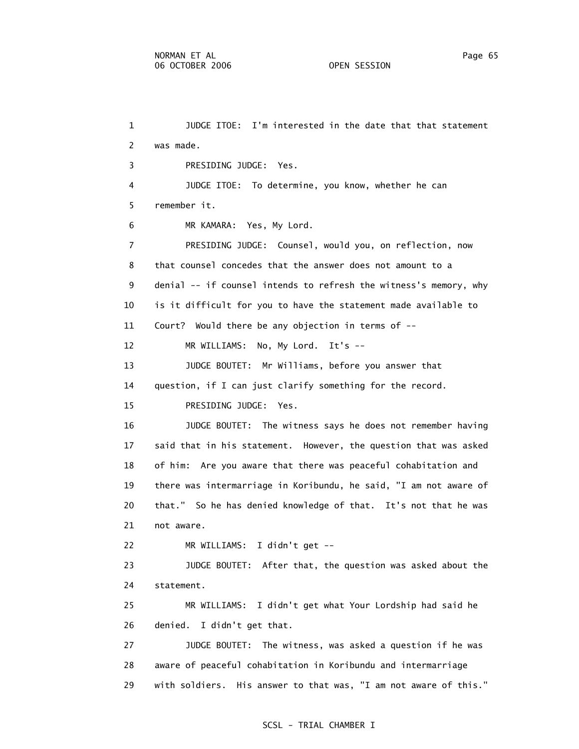1 JUDGE ITOE: I'm interested in the date that that statement
2 was made.
3 PRESIDING JUDGE: Yes.
4 JUDGE ITOE: To determine, you know, whether he can
5 remember it.
6 MR KAMARA: Yes, My Lord.
7 PRESIDING JUDGE: Counsel, would you, on reflection, now
8 that counsel concedes that the answer does not amount to a
9 denial -- if counsel intends to refresh the witness's memory, why
10 is it difficult for you to have the statement made available to
11 Court? Would there be any objection in terms of --
12 MR WILLIAMS: No, My Lord. It's --
13 JUDGE BOUTET: Mr Williams, before you answer that
14 question, if I can just clarify something for the record.
15 PRESIDING JUDGE: Yes.
16 JUDGE BOUTET: The witness says he does not remember having
17 said that in his statement. However, the question that was asked
18 of him: Are you aware that there was peaceful cohabitation and
19 there was intermarriage in Koribundu, he said, "I am not aware of
20 that." So he has denied knowledge of that. It's not that he was
21 not aware.
22 MR WILLIAMS: I didn't get --
23 JUDGE BOUTET: After that, the question was asked about the
24 statement.
25 MR WILLIAMS: I didn't get what Your Lordship had said he
26 denied. I didn't get that.
27 JUDGE BOUTET: The witness, was asked a question if he was
28 aware of peaceful cohabitation in Koribundu and intermarriage
29 with soldiers. His answer to that was, "I am not aware of this."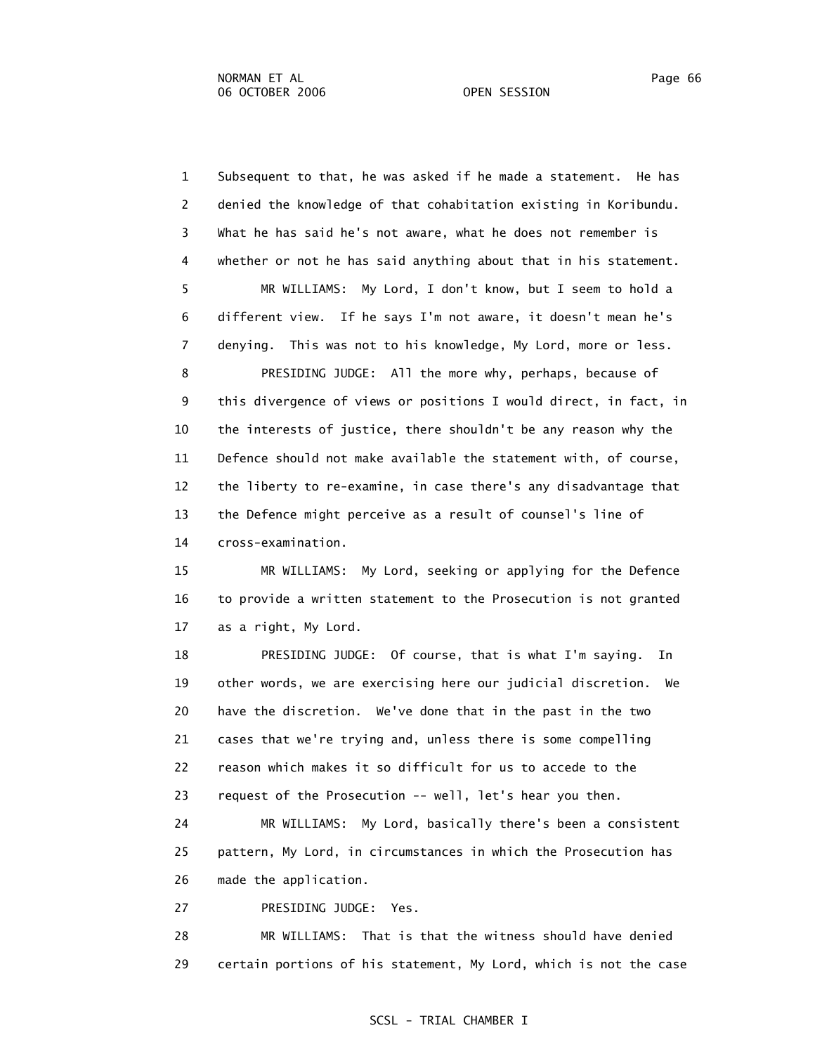1 Subsequent to that, he was asked if he made a statement. He has
2 denied the knowledge of that cohabitation existing in Koribundu.
3 What he has said he's not aware, what he does not remember is
4 whether or not he has said anything about that in his statement.
5 MR WILLIAMS: My Lord, I don't know, but I seem to hold a
6 different view. If he says I'm not aware, it doesn't mean he's
7 denying. This was not to his knowledge, My Lord, more or less.
8 PRESIDING JUDGE: All the more why, perhaps, because of
9 this divergence of views or positions I would direct, in fact, in
10 the interests of justice, there shouldn't be any reason why the
11 Defence should not make available the statement with, of course,
12 the liberty to re-examine, in case there's any disadvantage that
13 the Defence might perceive as a result of counsel's line of
14 cross-examination.
15 MR WILLIAMS: My Lord, seeking or applying for the Defence
16 to provide a written statement to the Prosecution is not granted
17 as a right, My Lord.
18 PRESIDING JUDGE: Of course, that is what I'm saying. In
19 other words, we are exercising here our judicial discretion. We
20 have the discretion. We've done that in the past in the two
21 cases that we're trying and, unless there is some compelling
22 reason which makes it so difficult for us to accede to the
23 request of the Prosecution -- well, let's hear you then.
24 MR WILLIAMS: My Lord, basically there's been a consistent
25 pattern, My Lord, in circumstances in which the Prosecution has
26 made the application.
27 PRESIDING JUDGE: Yes.
28 MR WILLIAMS: That is that the witness should have denied
29 certain portions of his statement, My Lord, which is not the case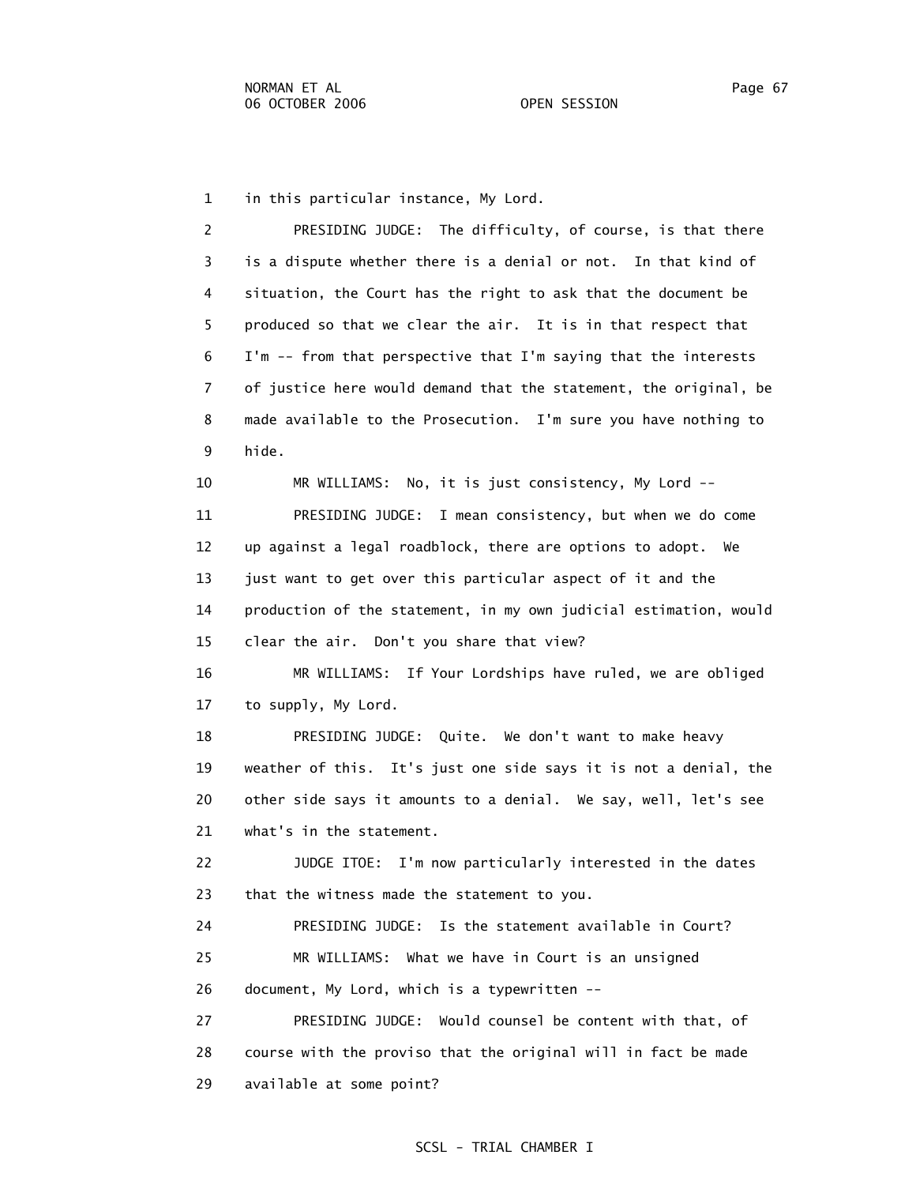1 in this particular instance, My Lord.

2 PRESIDING JUDGE: The difficulty, of course, is that there
3 is a dispute whether there is a denial or not. In that kind of
4 situation, the Court has the right to ask that the document be
5 produced so that we clear the air. It is in that respect that
6 I'm -- from that perspective that I'm saying that the interests
7 of justice here would demand that the statement, the original, be
8 made available to the Prosecution. I'm sure you have nothing to
9 hide.

10 MR WILLIAMS: No, it is just consistency, My Lord --

11 PRESIDING JUDGE: I mean consistency, but when we do come
12 up against a legal roadblock, there are options to adopt. We
13 just want to get over this particular aspect of it and the
14 production of the statement, in my own judicial estimation, would
15 clear the air. Don't you share that view?

16 MR WILLIAMS: If Your Lordships have ruled, we are obliged
17 to supply, My Lord.

18 PRESIDING JUDGE: Quite. We don't want to make heavy
19 weather of this. It's just one side says it is not a denial, the
20 other side says it amounts to a denial. We say, well, let's see
21 what's in the statement.

22 JUDGE ITOE: I'm now particularly interested in the dates
23 that the witness made the statement to you.

24 PRESIDING JUDGE: Is the statement available in Court?

25 MR WILLIAMS: What we have in Court is an unsigned
26 document, My Lord, which is a typewritten --

27 PRESIDING JUDGE: Would counsel be content with that, of
28 course with the proviso that the original will in fact be made
29 available at some point?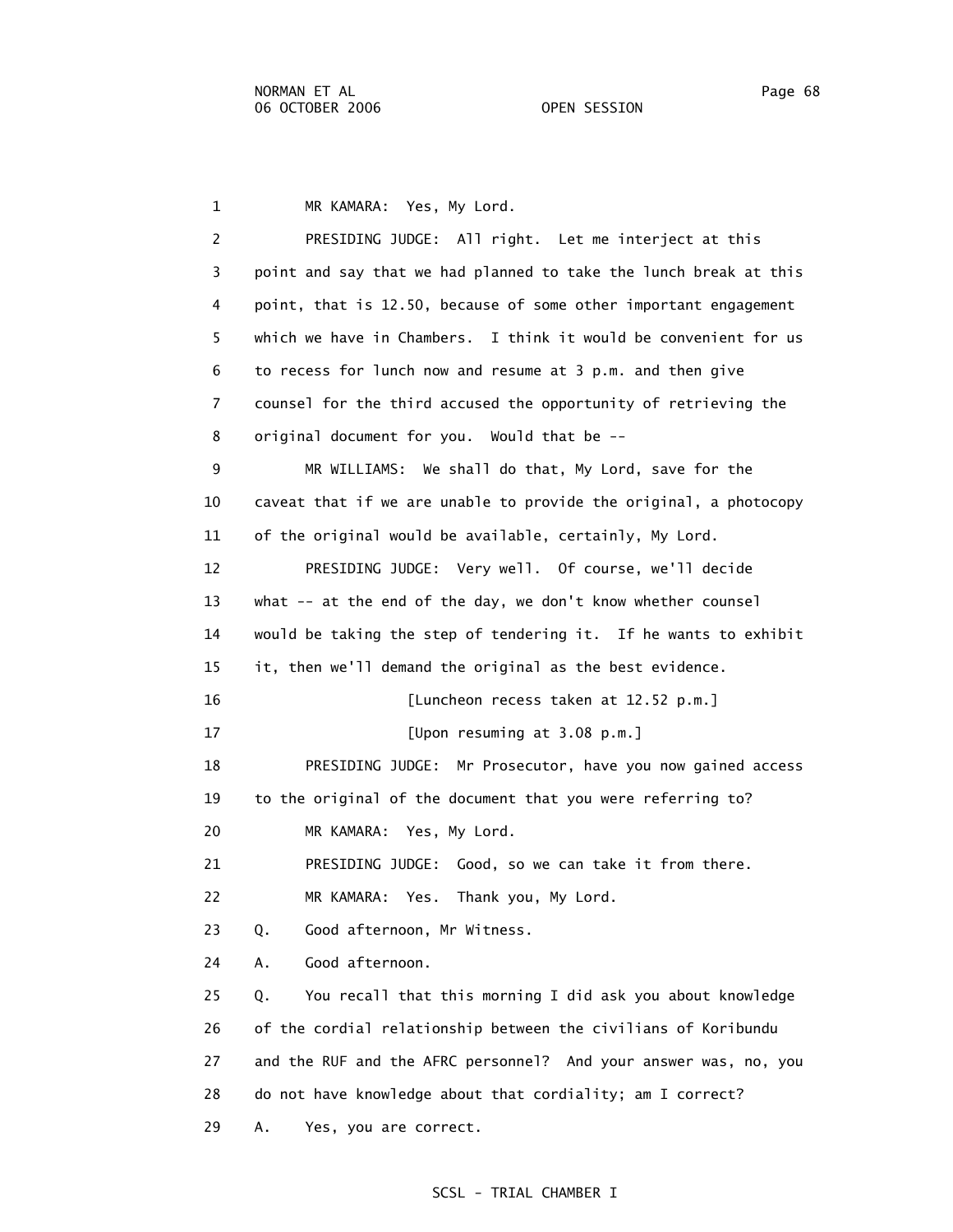1 MR KAMARA: Yes, My Lord.

2 PRESIDING JUDGE: All right. Let me interject at this

3 point and say that we had planned to take the lunch break at this

4 point, that is 12.50, because of some other important engagement

5 which we have in Chambers. I think it would be convenient for us

6 to recess for lunch now and resume at 3 p.m. and then give

7 counsel for the third accused the opportunity of retrieving the

8 original document for you. Would that be --

9 MR WILLIAMS: We shall do that, My Lord, save for the

10 caveat that if we are unable to provide the original, a photocopy

11 of the original would be available, certainly, My Lord.

12 PRESIDING JUDGE: Very well. Of course, we'll decide

13 what -- at the end of the day, we don't know whether counsel

14 would be taking the step of tendering it. If he wants to exhibit

15 it, then we'll demand the original as the best evidence.

16 [Luncheon recess taken at 12.52 p.m.]

17 [Upon resuming at 3.08 p.m.]

18 PRESIDING JUDGE: Mr Prosecutor, have you now gained access

19 to the original of the document that you were referring to?

20 MR KAMARA: Yes, My Lord.

21 PRESIDING JUDGE: Good, so we can take it from there.

22 MR KAMARA: Yes. Thank you, My Lord.

23 Q. Good afternoon, Mr Witness.

24 A. Good afternoon.

25 Q. You recall that this morning I did ask you about knowledge

26 of the cordial relationship between the civilians of Koribundu

27 and the RUF and the AFRC personnel? And your answer was, no, you

28 do not have knowledge about that cordiality; am I correct?

29 A. Yes, you are correct.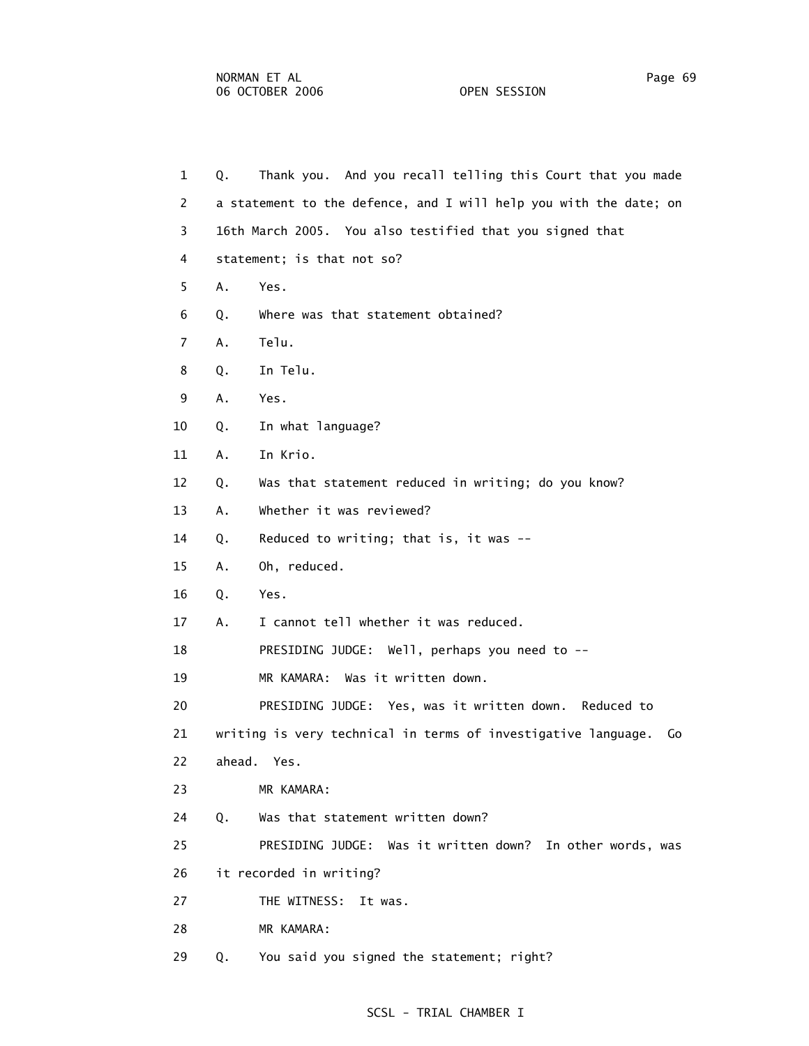1 Q. Thank you. And you recall telling this Court that you made
2 a statement to the defence, and I will help you with the date; on
3 16th March 2005. You also testified that you signed that
4 statement; is that not so?
5 A. Yes.
6 Q. Where was that statement obtained?
7 A. Telu.
8 Q. In Telu.
9 A. Yes.
10 Q. In what language?
11 A. In Krio.
12 Q. Was that statement reduced in writing; do you know?
13 A. Whether it was reviewed?
14 Q. Reduced to writing; that is, it was --
15 A. Oh, reduced.
16 Q. Yes.
17 A. I cannot tell whether it was reduced.
18 PRESIDING JUDGE: Well, perhaps you need to --
19 MR KAMARA: Was it written down.
20 PRESIDING JUDGE: Yes, was it written down. Reduced to
21 writing is very technical in terms of investigative language. Go
22 ahead. Yes.
23 MR KAMARA:
24 Q. Was that statement written down?
25 PRESIDING JUDGE: Was it written down? In other words, was
26 it recorded in writing?
27 THE WITNESS: It was.
28 MR KAMARA:
29 Q. You said you signed the statement; right?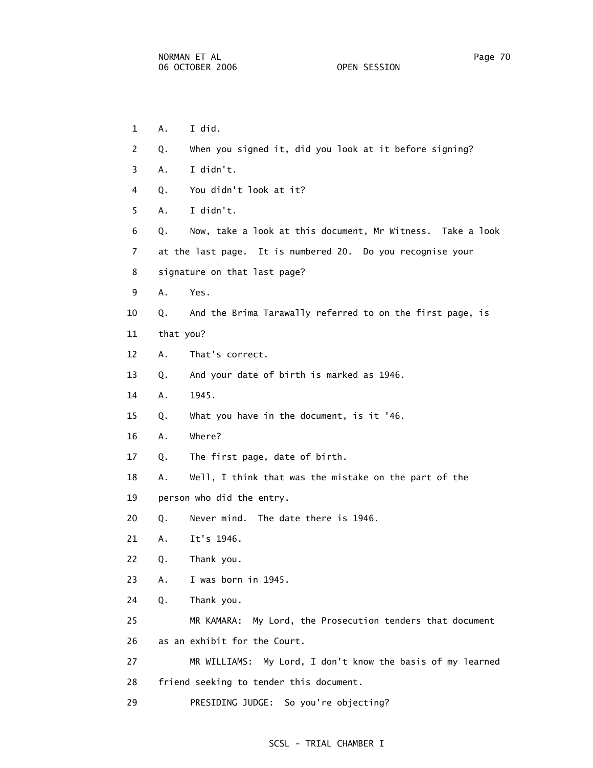1 A. I did.

2 Q. When you signed it, did you look at it before signing?

3 A. I didn't.

4 Q. You didn't look at it?

5 A. I didn't.

6 Q. Now, take a look at this document, Mr Witness. Take a look

7 at the last page. It is numbered 20. Do you recognise your

8 signature on that last page?

9 A. Yes.

10 Q. And the Brima Tarawally referred to on the first page, is

11 that you?

12 A. That's correct.

13 Q. And your date of birth is marked as 1946.

14 A. 1945.

15 Q. What you have in the document, is it '46.

16 A. Where?

17 Q. The first page, date of birth.

18 A. Well, I think that was the mistake on the part of the

19 person who did the entry.

20 Q. Never mind. The date there is 1946.

21 A. It's 1946.

22 Q. Thank you.

23 A. I was born in 1945.

24 Q. Thank you.

25 MR KAMARA: My Lord, the Prosecution tenders that document

26 as an exhibit for the Court.

27 MR WILLIAMS: My Lord, I don't know the basis of my learned

28 friend seeking to tender this document.

29 PRESIDING JUDGE: So you're objecting?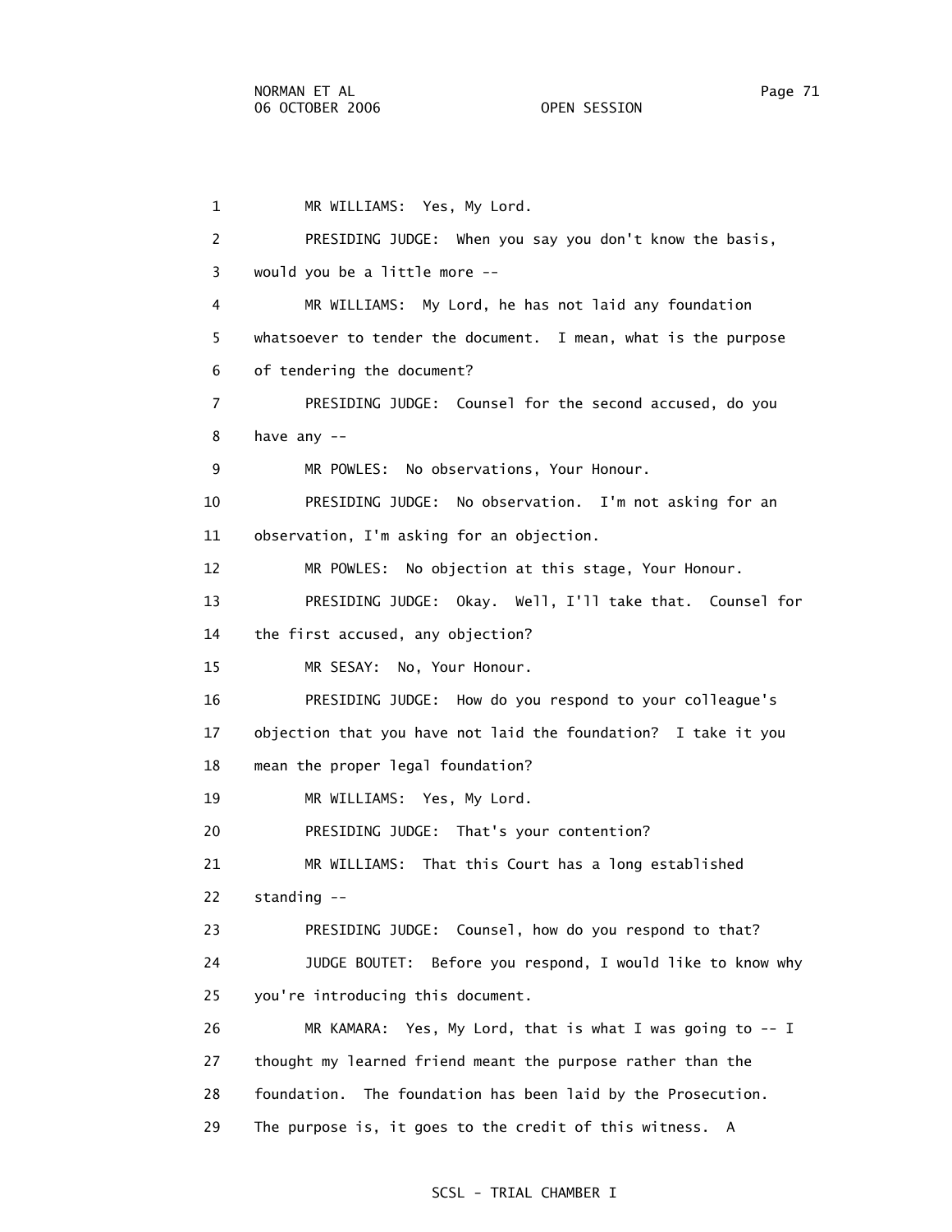1 MR WILLIAMS: Yes, My Lord.

2 PRESIDING JUDGE: When you say you don't know the basis,

3 would you be a little more --

4 MR WILLIAMS: My Lord, he has not laid any foundation

5 whatsoever to tender the document. I mean, what is the purpose

6 of tendering the document?

7 PRESIDING JUDGE: Counsel for the second accused, do you

8 have any --

9 MR POWLES: No observations, Your Honour.

10 PRESIDING JUDGE: No observation. I'm not asking for an

11 observation, I'm asking for an objection.

12 MR POWLES: No objection at this stage, Your Honour.

13 PRESIDING JUDGE: Okay. Well, I'll take that. Counsel for

14 the first accused, any objection?

15 MR SESAY: No, Your Honour.

16 PRESIDING JUDGE: How do you respond to your colleague's

17 objection that you have not laid the foundation? I take it you

18 mean the proper legal foundation?

19 MR WILLIAMS: Yes, My Lord.

20 PRESIDING JUDGE: That's your contention?

21 MR WILLIAMS: That this Court has a long established

22 standing --

23 PRESIDING JUDGE: Counsel, how do you respond to that?

24 JUDGE BOUTET: Before you respond, I would like to know why

25 you're introducing this document.

26 MR KAMARA: Yes, My Lord, that is what I was going to -- I

27 thought my learned friend meant the purpose rather than the

28 foundation. The foundation has been laid by the Prosecution.

29 The purpose is, it goes to the credit of this witness. A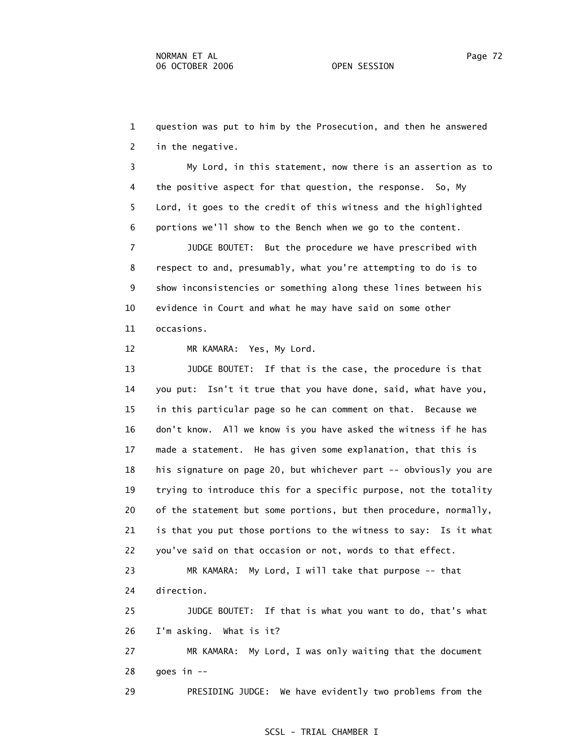1 question was put to him by the Prosecution, and then he answered
2 in the negative.

3 My Lord, in this statement, now there is an assertion as to
4 the positive aspect for that question, the response. So, My
5 Lord, it goes to the credit of this witness and the highlighted
6 portions we'll show to the Bench when we go to the content.

7 JUDGE BOUTET: But the procedure we have prescribed with
8 respect to and, presumably, what you're attempting to do is to
9 show inconsistencies or something along these lines between his
10 evidence in Court and what he may have said on some other
11 occasions.

12 MR KAMARA: Yes, My Lord.

13 JUDGE BOUTET: If that is the case, the procedure is that
14 you put: Isn't it true that you have done, said, what have you,
15 in this particular page so he can comment on that. Because we
16 don't know. All we know is you have asked the witness if he has
17 made a statement. He has given some explanation, that this is
18 his signature on page 20, but whichever part -- obviously you are
19 trying to introduce this for a specific purpose, not the totality
20 of the statement but some portions, but then procedure, normally,
21 is that you put those portions to the witness to say: Is it what
22 you've said on that occasion or not, words to that effect.

23 MR KAMARA: My Lord, I will take that purpose -- that
24 direction.

25 JUDGE BOUTET: If that is what you want to do, that's what
26 I'm asking. What is it?

27 MR KAMARA: My Lord, I was only waiting that the document
28 goes in --

29 PRESIDING JUDGE: We have evidently two problems from the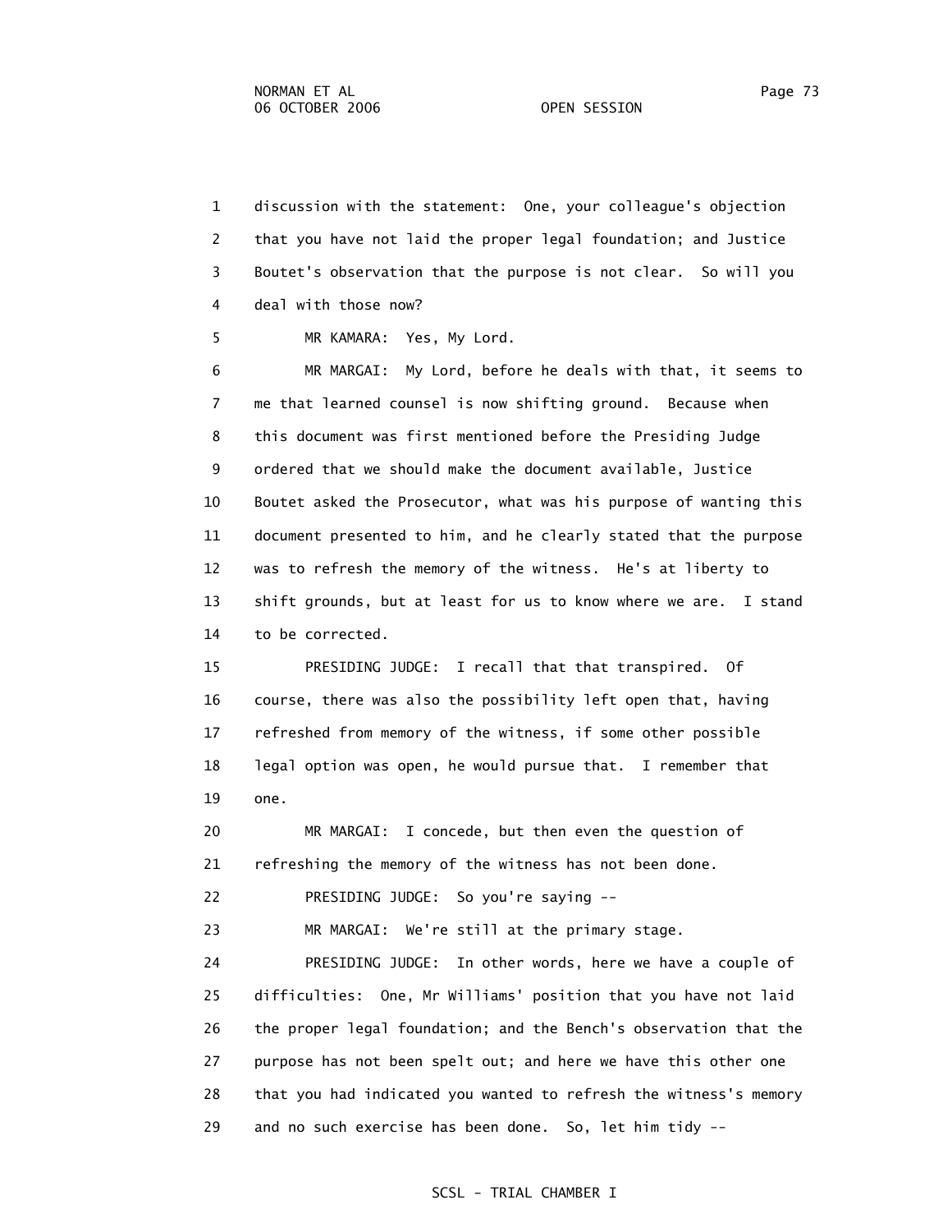1 discussion with the statement: One, your colleague's objection
2 that you have not laid the proper legal foundation; and Justice
3 Boutet's observation that the purpose is not clear. So will you
4 deal with those now?

5 MR KAMARA: Yes, My Lord.

6 MR MARGAI: My Lord, before he deals with that, it seems to
7 me that learned counsel is now shifting ground. Because when
8 this document was first mentioned before the Presiding Judge
9 ordered that we should make the document available, Justice
10 Boutet asked the Prosecutor, what was his purpose of wanting this
11 document presented to him, and he clearly stated that the purpose
12 was to refresh the memory of the witness. He's at liberty to
13 shift grounds, but at least for us to know where we are. I stand
14 to be corrected.

15 PRESIDING JUDGE: I recall that that transpired. Of
16 course, there was also the possibility left open that, having
17 refreshed from memory of the witness, if some other possible
18 legal option was open, he would pursue that. I remember that
19 one.

20 MR MARGAI: I concede, but then even the question of
21 refreshing the memory of the witness has not been done.

22 PRESIDING JUDGE: So you're saying --

23 MR MARGAI: We're still at the primary stage.

24 PRESIDING JUDGE: In other words, here we have a couple of
25 difficulties: One, Mr Williams' position that you have not laid
26 the proper legal foundation; and the Bench's observation that the
27 purpose has not been spelt out; and here we have this other one
28 that you had indicated you wanted to refresh the witness's memory
29 and no such exercise has been done. So, let him tidy --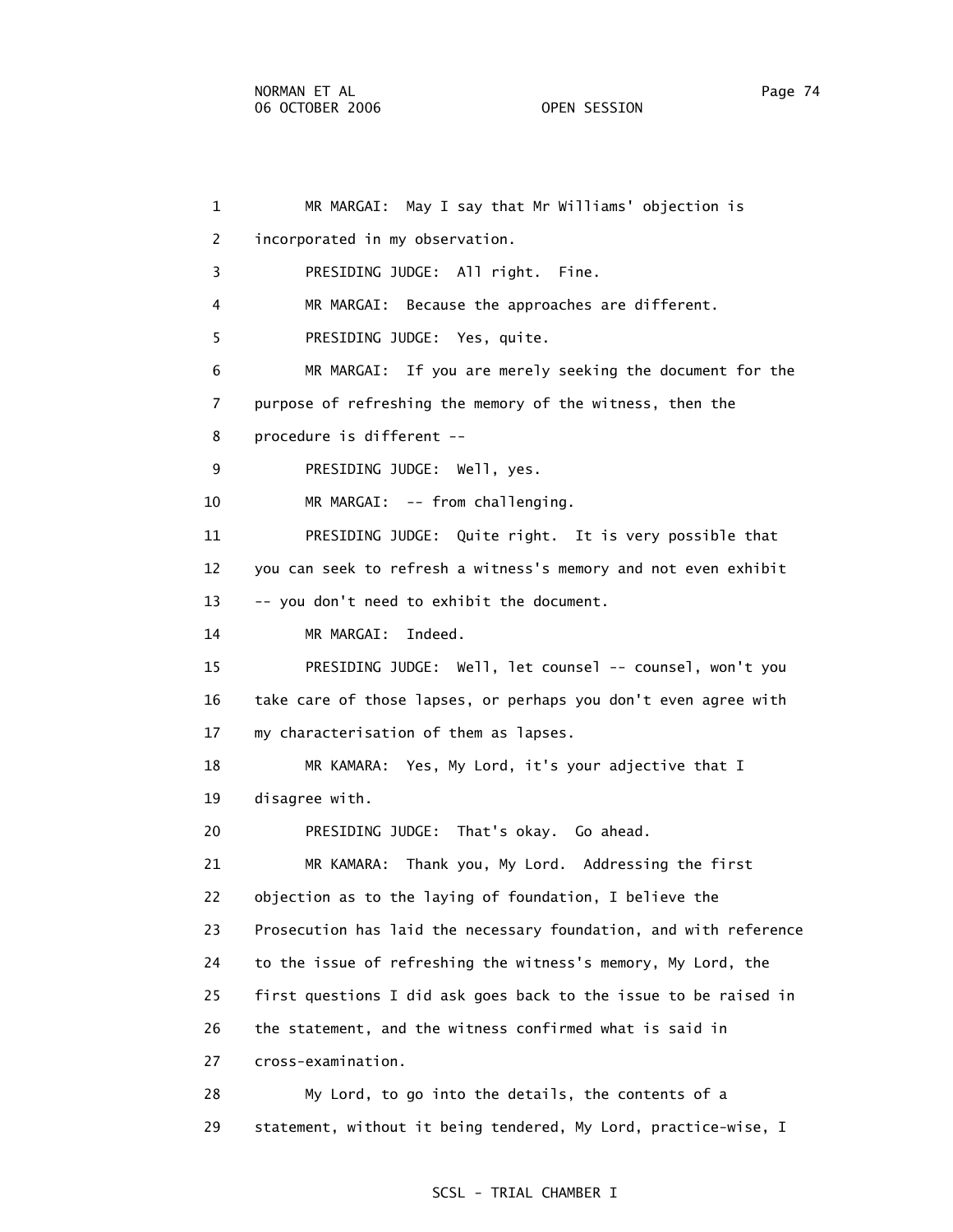MR MARGAI: May I say that Mr Williams' objection is incorporated in my observation.

PRESIDING JUDGE: All right. Fine.

MR MARGAI: Because the approaches are different.

PRESIDING JUDGE: Yes, quite.

MR MARGAI: If you are merely seeking the document for the purpose of refreshing the memory of the witness, then the procedure is different --

PRESIDING JUDGE: Well, yes.

MR MARGAI: -- from challenging.

PRESIDING JUDGE: Quite right. It is very possible that you can seek to refresh a witness's memory and not even exhibit -- you don't need to exhibit the document.

MR MARGAI: Indeed.

PRESIDING JUDGE: Well, let counsel -- counsel, won't you take care of those lapses, or perhaps you don't even agree with my characterisation of them as lapses.

MR KAMARA: Yes, My Lord, it's your adjective that I disagree with.

PRESIDING JUDGE: That's okay. Go ahead.

MR KAMARA: Thank you, My Lord. Addressing the first objection as to the laying of foundation, I believe the Prosecution has laid the necessary foundation, and with reference to the issue of refreshing the witness's memory, My Lord, the first questions I did ask goes back to the issue to be raised in the statement, and the witness confirmed what is said in cross-examination.

My Lord, to go into the details, the contents of a statement, without it being tendered, My Lord, practice-wise, I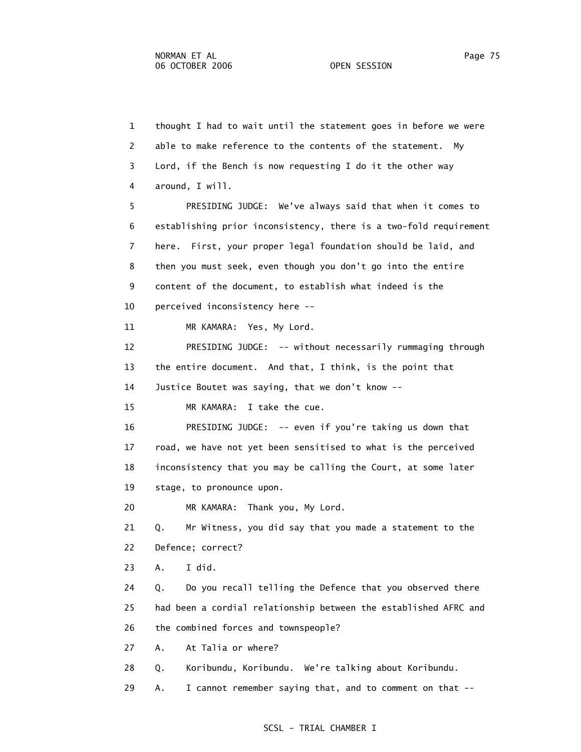thought I had to wait until the statement goes in before we were able to make reference to the contents of the statement. My Lord, if the Bench is now requesting I do it the other way around, I will.

PRESIDING JUDGE: We've always said that when it comes to establishing prior inconsistency, there is a two-fold requirement here. First, your proper legal foundation should be laid, and then you must seek, even though you don't go into the entire content of the document, to establish what indeed is the perceived inconsistency here --

MR KAMARA: Yes, My Lord.

PRESIDING JUDGE: -- without necessarily rummaging through the entire document. And that, I think, is the point that Justice Boutet was saying, that we don't know --

MR KAMARA: I take the cue.

PRESIDING JUDGE: -- even if you're taking us down that road, we have not yet been sensitised to what is the perceived inconsistency that you may be calling the Court, at some later stage, to pronounce upon.

MR KAMARA: Thank you, My Lord.

Q. Mr Witness, you did say that you made a statement to the Defence; correct?

A. I did.

Q. Do you recall telling the Defence that you observed there had been a cordial relationship between the established AFRC and the combined forces and townspeople?

A. At Talia or where?

Q. Koribundu, Koribundu. We're talking about Koribundu.

A. I cannot remember saying that, and to comment on that --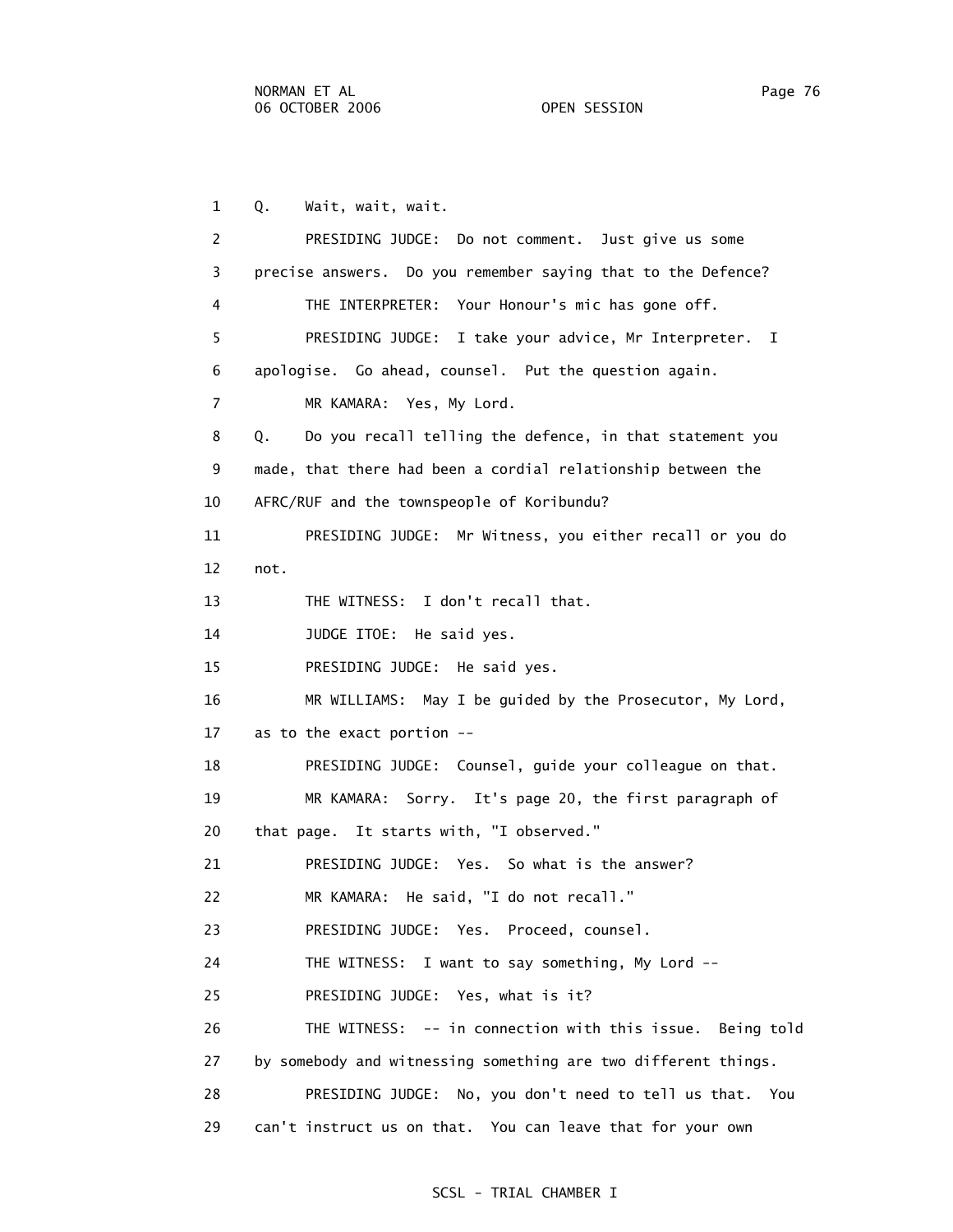1 Q. Wait, wait, wait.

2 PRESIDING JUDGE: Do not comment. Just give us some

3 precise answers. Do you remember saying that to the Defence?

4 THE INTERPRETER: Your Honour's mic has gone off.

5 PRESIDING JUDGE: I take your advice, Mr Interpreter. I

6 apologise. Go ahead, counsel. Put the question again.

7 MR KAMARA: Yes, My Lord.

8 Q. Do you recall telling the defence, in that statement you

9 made, that there had been a cordial relationship between the

10 AFRC/RUF and the townspeople of Koribundu?

11 PRESIDING JUDGE: Mr Witness, you either recall or you do

12 not.

13 THE WITNESS: I don't recall that.

14 JUDGE ITOE: He said yes.

15 PRESIDING JUDGE: He said yes.

16 MR WILLIAMS: May I be guided by the Prosecutor, My Lord,

17 as to the exact portion --

18 PRESIDING JUDGE: Counsel, guide your colleague on that.

19 MR KAMARA: Sorry. It's page 20, the first paragraph of

20 that page. It starts with, "I observed."

21 PRESIDING JUDGE: Yes. So what is the answer?

22 MR KAMARA: He said, "I do not recall."

23 PRESIDING JUDGE: Yes. Proceed, counsel.

24 THE WITNESS: I want to say something, My Lord --

25 PRESIDING JUDGE: Yes, what is it?

26 THE WITNESS: -- in connection with this issue. Being told

27 by somebody and witnessing something are two different things.

28 PRESIDING JUDGE: No, you don't need to tell us that. You

29 can't instruct us on that. You can leave that for your own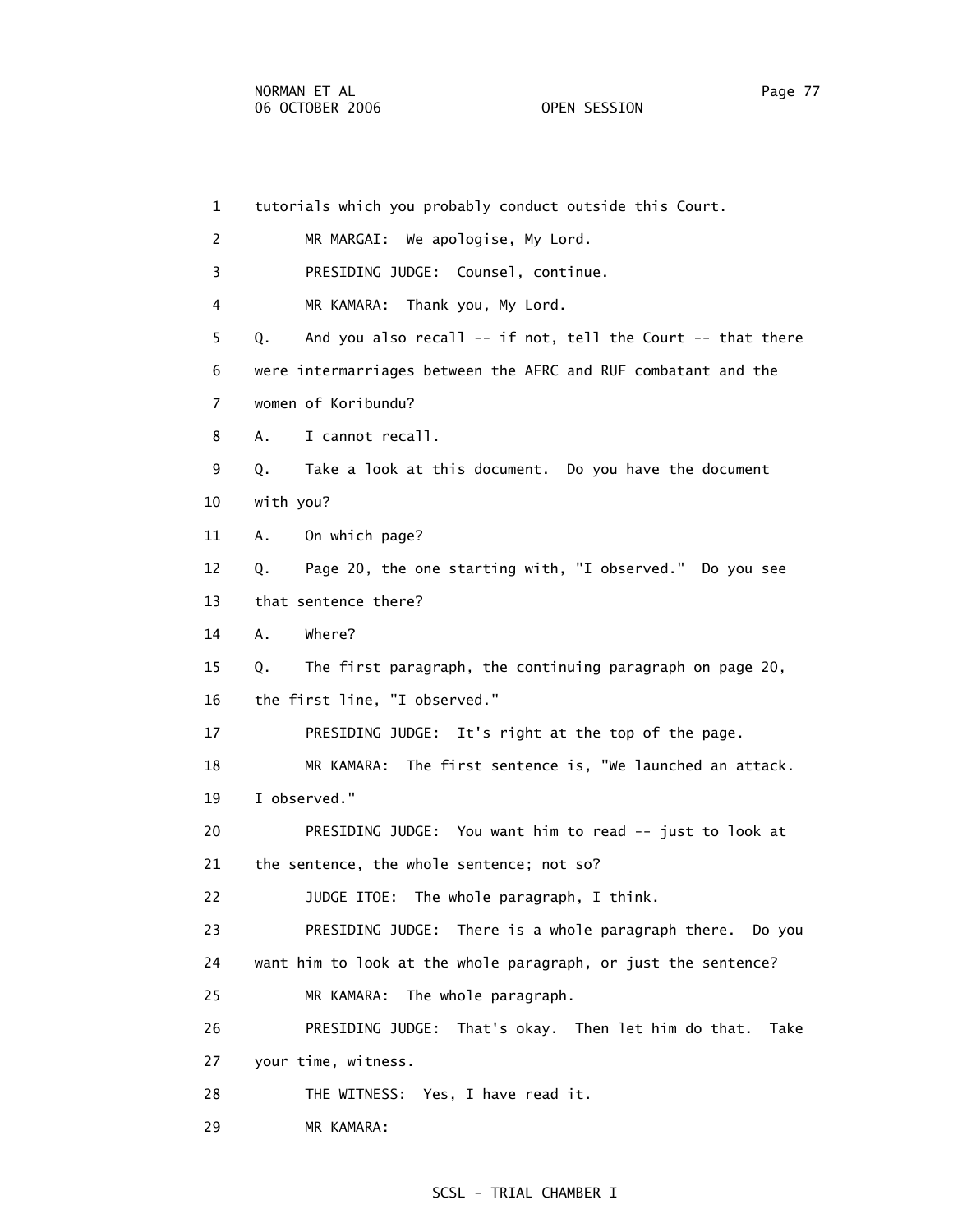1 tutorials which you probably conduct outside this Court.

2 MR MARGAI: We apologise, My Lord.

3 PRESIDING JUDGE: Counsel, continue.

4 MR KAMARA: Thank you, My Lord.

5 Q. And you also recall -- if not, tell the Court -- that there

6 were intermarriages between the AFRC and RUF combatant and the

7 women of Koribundu?

8 A. I cannot recall.

9 Q. Take a look at this document. Do you have the document

10 with you?

11 A. On which page?

12 Q. Page 20, the one starting with, "I observed." Do you see

13 that sentence there?

14 A. Where?

15 Q. The first paragraph, the continuing paragraph on page 20,

16 the first line, "I observed."

17 PRESIDING JUDGE: It's right at the top of the page.

18 MR KAMARA: The first sentence is, "We launched an attack.

19 I observed."

20 PRESIDING JUDGE: You want him to read -- just to look at

21 the sentence, the whole sentence; not so?

22 JUDGE ITOE: The whole paragraph, I think.

23 PRESIDING JUDGE: There is a whole paragraph there. Do you

24 want him to look at the whole paragraph, or just the sentence?

25 MR KAMARA: The whole paragraph.

26 PRESIDING JUDGE: That's okay. Then let him do that. Take

27 your time, witness.

28 THE WITNESS: Yes, I have read it.

29 MR KAMARA: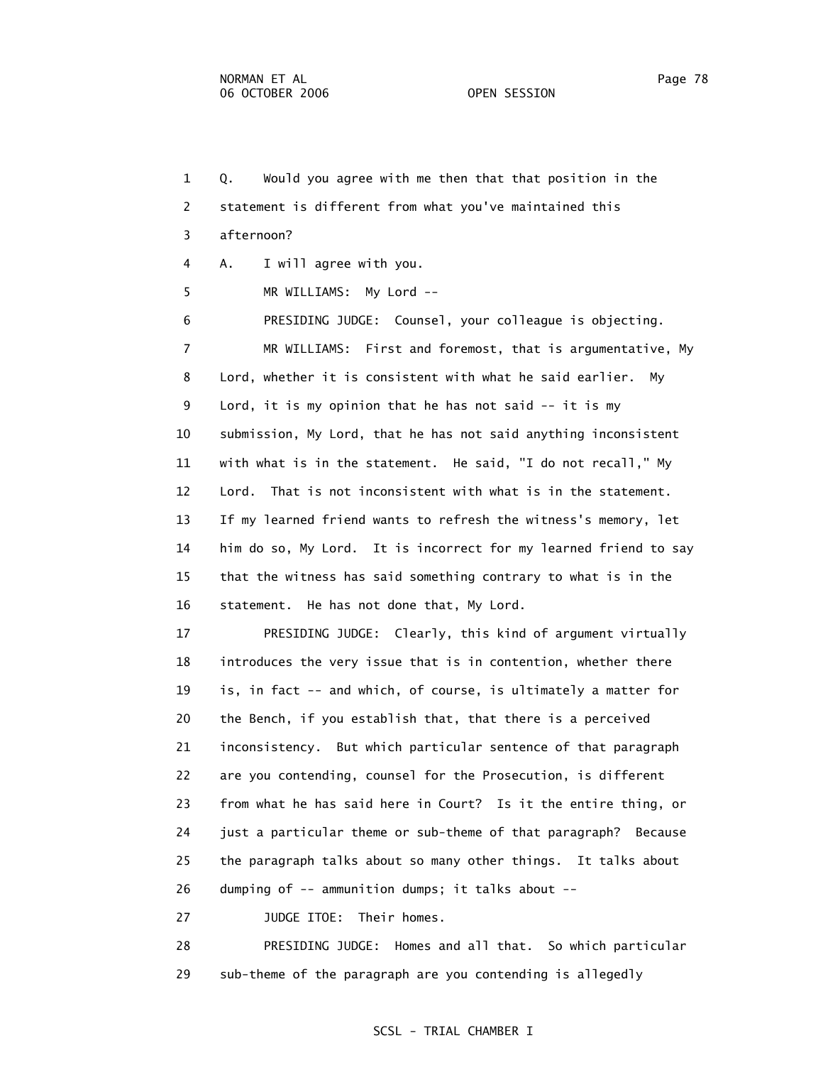1 Q. Would you agree with me then that that position in the
2 statement is different from what you've maintained this
3 afternoon?
4 A. I will agree with you.
5 MR WILLIAMS: My Lord --
6 PRESIDING JUDGE: Counsel, your colleague is objecting.
7 MR WILLIAMS: First and foremost, that is argumentative, My
8 Lord, whether it is consistent with what he said earlier. My
9 Lord, it is my opinion that he has not said -- it is my
10 submission, My Lord, that he has not said anything inconsistent
11 with what is in the statement. He said, "I do not recall," My
12 Lord. That is not inconsistent with what is in the statement.
13 If my learned friend wants to refresh the witness's memory, let
14 him do so, My Lord. It is incorrect for my learned friend to say
15 that the witness has said something contrary to what is in the
16 statement. He has not done that, My Lord.
17 PRESIDING JUDGE: Clearly, this kind of argument virtually
18 introduces the very issue that is in contention, whether there
19 is, in fact -- and which, of course, is ultimately a matter for
20 the Bench, if you establish that, that there is a perceived
21 inconsistency. But which particular sentence of that paragraph
22 are you contending, counsel for the Prosecution, is different
23 from what he has said here in Court? Is it the entire thing, or
24 just a particular theme or sub-theme of that paragraph? Because
25 the paragraph talks about so many other things. It talks about
26 dumping of -- ammunition dumps; it talks about --
27 JUDGE ITOE: Their homes.
28 PRESIDING JUDGE: Homes and all that. So which particular
29 sub-theme of the paragraph are you contending is allegedly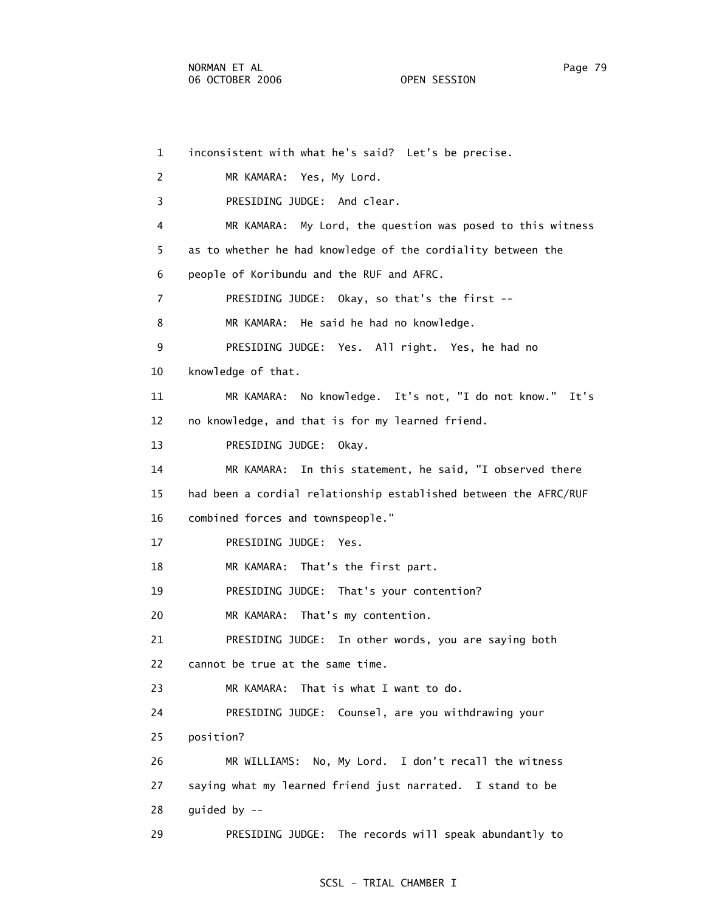1 inconsistent with what he's said? Let's be precise.

2 MR KAMARA: Yes, My Lord.

3 PRESIDING JUDGE: And clear.

4 MR KAMARA: My Lord, the question was posed to this witness

5 as to whether he had knowledge of the cordiality between the

6 people of Koribundu and the RUF and AFRC.

7 PRESIDING JUDGE: Okay, so that's the first --

8 MR KAMARA: He said he had no knowledge.

9 PRESIDING JUDGE: Yes. All right. Yes, he had no

10 knowledge of that.

11 MR KAMARA: No knowledge. It's not, "I do not know." It's

12 no knowledge, and that is for my learned friend.

13 PRESIDING JUDGE: Okay.

14 MR KAMARA: In this statement, he said, "I observed there

15 had been a cordial relationship established between the AFRC/RUF

16 combined forces and townspeople."

17 PRESIDING JUDGE: Yes.

18 MR KAMARA: That's the first part.

19 PRESIDING JUDGE: That's your contention?

20 MR KAMARA: That's my contention.

21 PRESIDING JUDGE: In other words, you are saying both

22 cannot be true at the same time.

23 MR KAMARA: That is what I want to do.

24 PRESIDING JUDGE: Counsel, are you withdrawing your

25 position?

26 MR WILLIAMS: No, My Lord. I don't recall the witness

27 saying what my learned friend just narrated. I stand to be

28 guided by --

29 PRESIDING JUDGE: The records will speak abundantly to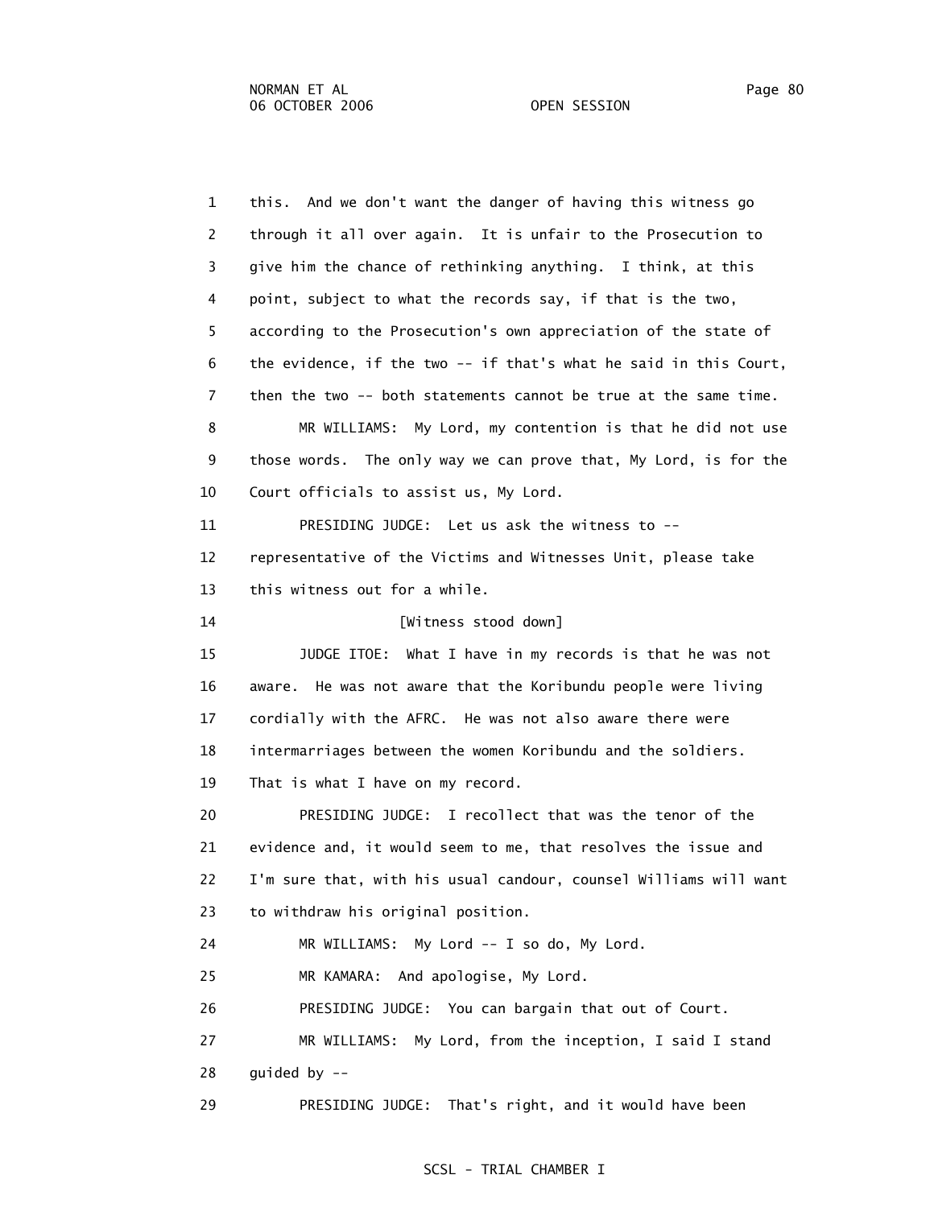1 this. And we don't want the danger of having this witness go
2 through it all over again. It is unfair to the Prosecution to
3 give him the chance of rethinking anything. I think, at this
4 point, subject to what the records say, if that is the two,
5 according to the Prosecution's own appreciation of the state of
6 the evidence, if the two -- if that's what he said in this Court,
7 then the two -- both statements cannot be true at the same time.

8 MR WILLIAMS: My Lord, my contention is that he did not use
9 those words. The only way we can prove that, My Lord, is for the
10 Court officials to assist us, My Lord.

11 PRESIDING JUDGE: Let us ask the witness to --
12 representative of the Victims and Witnesses Unit, please take
13 this witness out for a while.

14 [Witness stood down]

15 JUDGE ITOE: What I have in my records is that he was not
16 aware. He was not aware that the Koribundu people were living
17 cordially with the AFRC. He was not also aware there were
18 intermarriages between the women Koribundu and the soldiers.
19 That is what I have on my record.

20 PRESIDING JUDGE: I recollect that was the tenor of the
21 evidence and, it would seem to me, that resolves the issue and
22 I'm sure that, with his usual candour, counsel Williams will want
23 to withdraw his original position.

24 MR WILLIAMS: My Lord -- I so do, My Lord.

25 MR KAMARA: And apologise, My Lord.

26 PRESIDING JUDGE: You can bargain that out of Court.

27 MR WILLIAMS: My Lord, from the inception, I said I stand
28 guided by --

29 PRESIDING JUDGE: That's right, and it would have been

SCSL - TRIAL CHAMBER I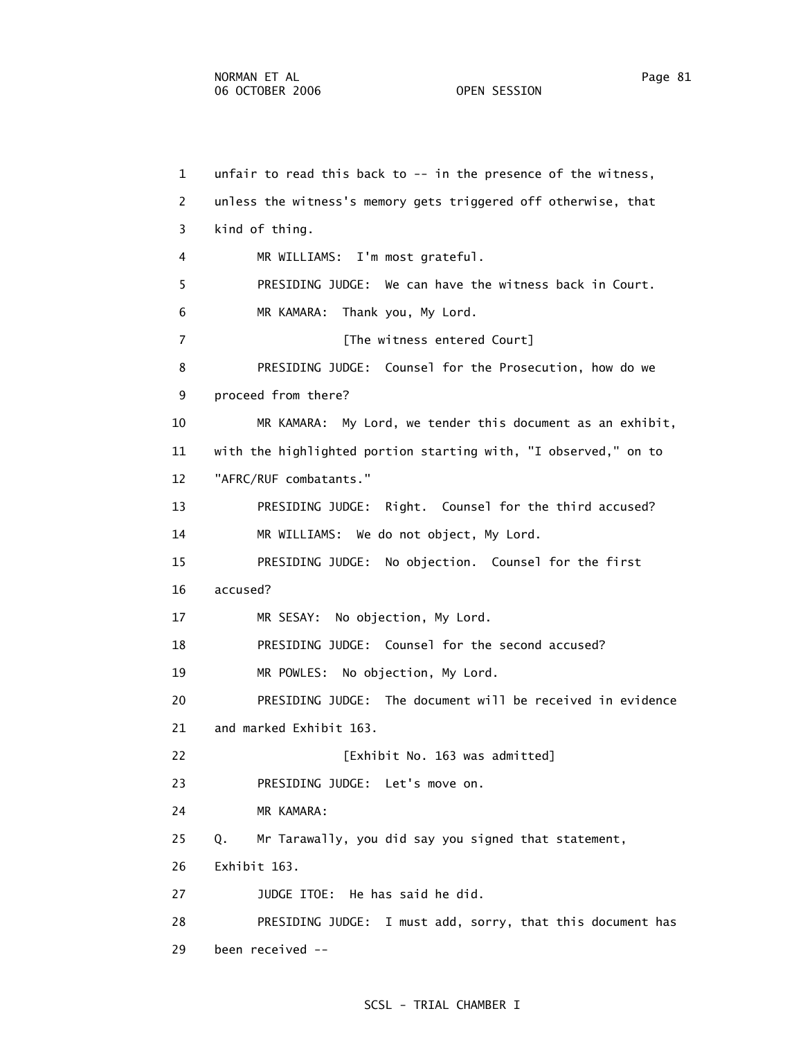1 unfair to read this back to -- in the presence of the witness,

2 unless the witness's memory gets triggered off otherwise, that

3 kind of thing.

4 MR WILLIAMS: I'm most grateful.

5 PRESIDING JUDGE: We can have the witness back in Court.

6 MR KAMARA: Thank you, My Lord.

7 [The witness entered Court]

8 PRESIDING JUDGE: Counsel for the Prosecution, how do we

9 proceed from there?

10 MR KAMARA: My Lord, we tender this document as an exhibit,

11 with the highlighted portion starting with, "I observed," on to

12 "AFRC/RUF combatants."

13 PRESIDING JUDGE: Right. Counsel for the third accused?

14 MR WILLIAMS: We do not object, My Lord.

15 PRESIDING JUDGE: No objection. Counsel for the first

16 accused?

17 MR SESAY: No objection, My Lord.

18 PRESIDING JUDGE: Counsel for the second accused?

19 MR POWLES: No objection, My Lord.

20 PRESIDING JUDGE: The document will be received in evidence

21 and marked Exhibit 163.

22 [Exhibit No. 163 was admitted]

23 PRESIDING JUDGE: Let's move on.

24 MR KAMARA:

25 Q. Mr Tarawally, you did say you signed that statement,

26 Exhibit 163.

27 JUDGE ITOE: He has said he did.

28 PRESIDING JUDGE: I must add, sorry, that this document has

29 been received --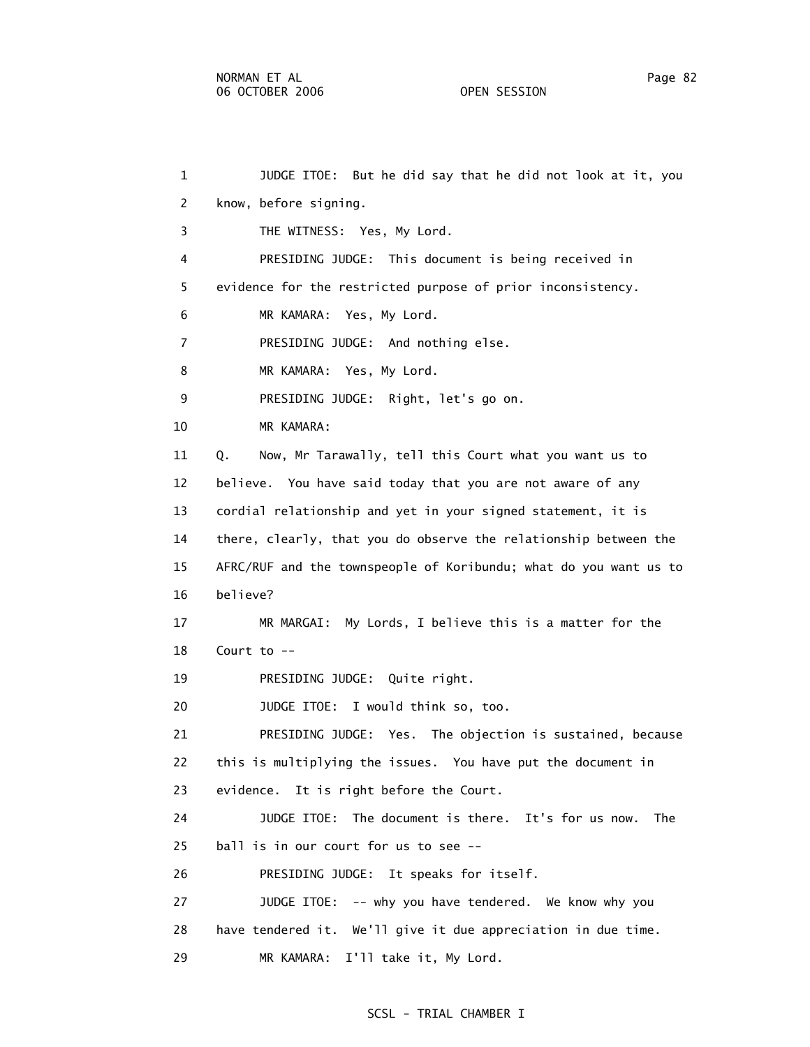1 JUDGE ITOE: But he did say that he did not look at it, you
2 know, before signing.
3 THE WITNESS: Yes, My Lord.
4 PRESIDING JUDGE: This document is being received in
5 evidence for the restricted purpose of prior inconsistency.
6 MR KAMARA: Yes, My Lord.
7 PRESIDING JUDGE: And nothing else.
8 MR KAMARA: Yes, My Lord.
9 PRESIDING JUDGE: Right, let's go on.
10 MR KAMARA:
11 Q. Now, Mr Tarawally, tell this Court what you want us to
12 believe. You have said today that you are not aware of any
13 cordial relationship and yet in your signed statement, it is
14 there, clearly, that you do observe the relationship between the
15 AFRC/RUF and the townspeople of Koribundu; what do you want us to
16 believe?
17 MR MARGAI: My Lords, I believe this is a matter for the
18 Court to --
19 PRESIDING JUDGE: Quite right.
20 JUDGE ITOE: I would think so, too.
21 PRESIDING JUDGE: Yes. The objection is sustained, because
22 this is multiplying the issues. You have put the document in
23 evidence. It is right before the Court.
24 JUDGE ITOE: The document is there. It's for us now. The
25 ball is in our court for us to see --
26 PRESIDING JUDGE: It speaks for itself.
27 JUDGE ITOE: -- why you have tendered. We know why you
28 have tendered it. We'll give it due appreciation in due time.
29 MR KAMARA: I'll take it, My Lord.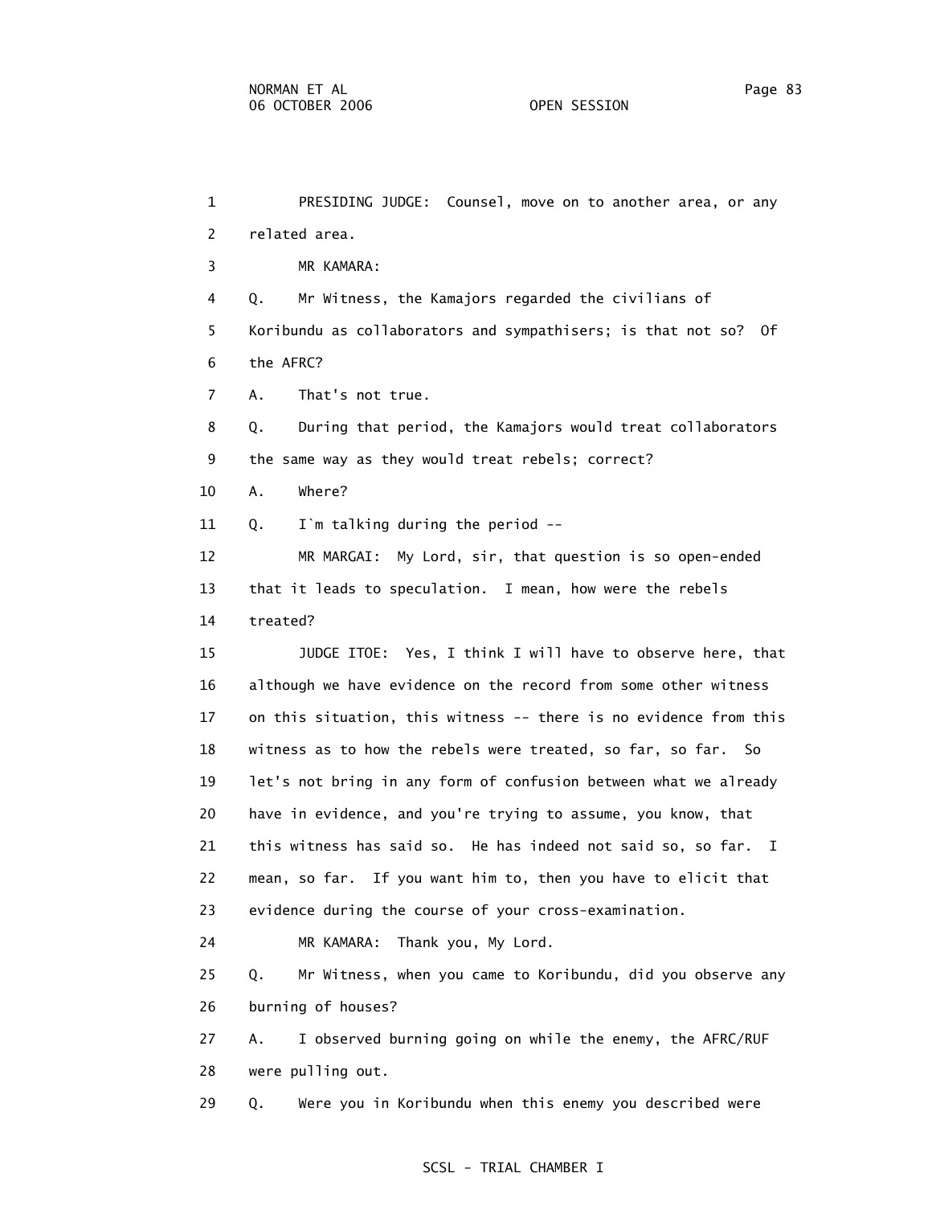1 PRESIDING JUDGE: Counsel, move on to another area, or any

2 related area.

3 MR KAMARA:

4 Q. Mr Witness, the Kamajors regarded the civilians of

5 Koribundu as collaborators and sympathisers; is that not so? Of

6 the AFRC?

7 A. That's not true.

8 Q. During that period, the Kamajors would treat collaborators

9 the same way as they would treat rebels; correct?

10 A. Where?

11 Q. I`m talking during the period --

12 MR MARGAI: My Lord, sir, that question is so open-ended

13 that it leads to speculation. I mean, how were the rebels

14 treated?

15 JUDGE ITOE: Yes, I think I will have to observe here, that

16 although we have evidence on the record from some other witness

17 on this situation, this witness -- there is no evidence from this

18 witness as to how the rebels were treated, so far, so far. So

19 let's not bring in any form of confusion between what we already

20 have in evidence, and you're trying to assume, you know, that

21 this witness has said so. He has indeed not said so, so far. I

22 mean, so far. If you want him to, then you have to elicit that

23 evidence during the course of your cross-examination.

24 MR KAMARA: Thank you, My Lord.

25 Q. Mr Witness, when you came to Koribundu, did you observe any

26 burning of houses?

27 A. I observed burning going on while the enemy, the AFRC/RUF

28 were pulling out.

29 Q. Were you in Koribundu when this enemy you described were

SCSL - TRIAL CHAMBER I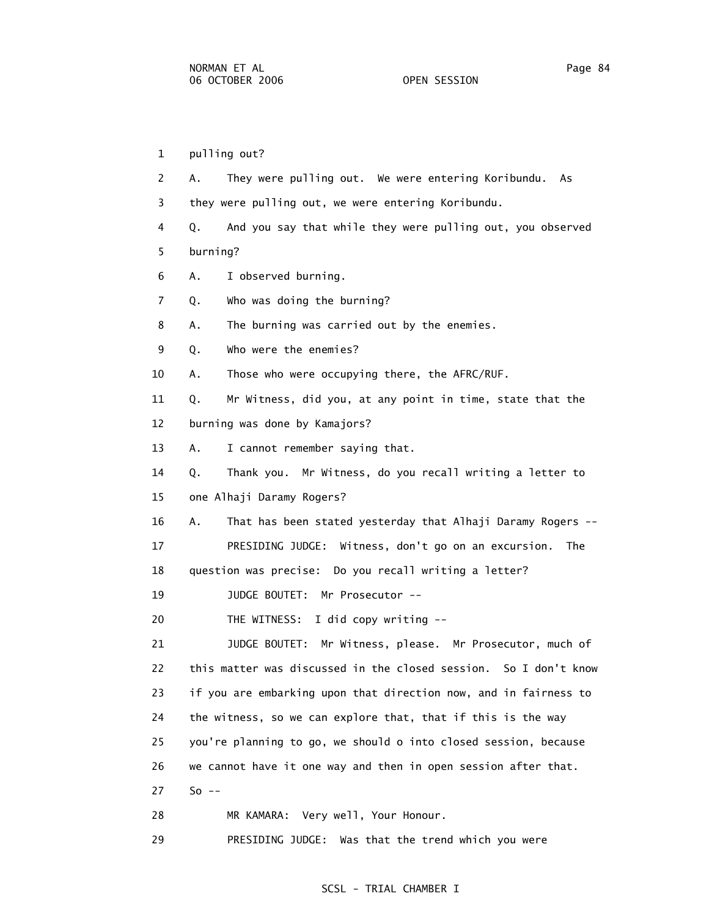1 pulling out?

2 A. They were pulling out. We were entering Koribundu. As

3 they were pulling out, we were entering Koribundu.

4 Q. And you say that while they were pulling out, you observed

5 burning?

6 A. I observed burning.

7 Q. Who was doing the burning?

8 A. The burning was carried out by the enemies.

9 Q. Who were the enemies?

10 A. Those who were occupying there, the AFRC/RUF.

11 Q. Mr Witness, did you, at any point in time, state that the

12 burning was done by Kamajors?

13 A. I cannot remember saying that.

14 Q. Thank you. Mr Witness, do you recall writing a letter to

15 one Alhaji Daramy Rogers?

16 A. That has been stated yesterday that Alhaji Daramy Rogers --

17 PRESIDING JUDGE: Witness, don't go on an excursion. The

18 question was precise: Do you recall writing a letter?

19 JUDGE BOUTET: Mr Prosecutor --

20 THE WITNESS: I did copy writing --

21 JUDGE BOUTET: Mr Witness, please. Mr Prosecutor, much of

22 this matter was discussed in the closed session. So I don't know

23 if you are embarking upon that direction now, and in fairness to

24 the witness, so we can explore that, that if this is the way

25 you're planning to go, we should o into closed session, because

26 we cannot have it one way and then in open session after that.

27 So --

28 MR KAMARA: Very well, Your Honour.

29 PRESIDING JUDGE: Was that the trend which you were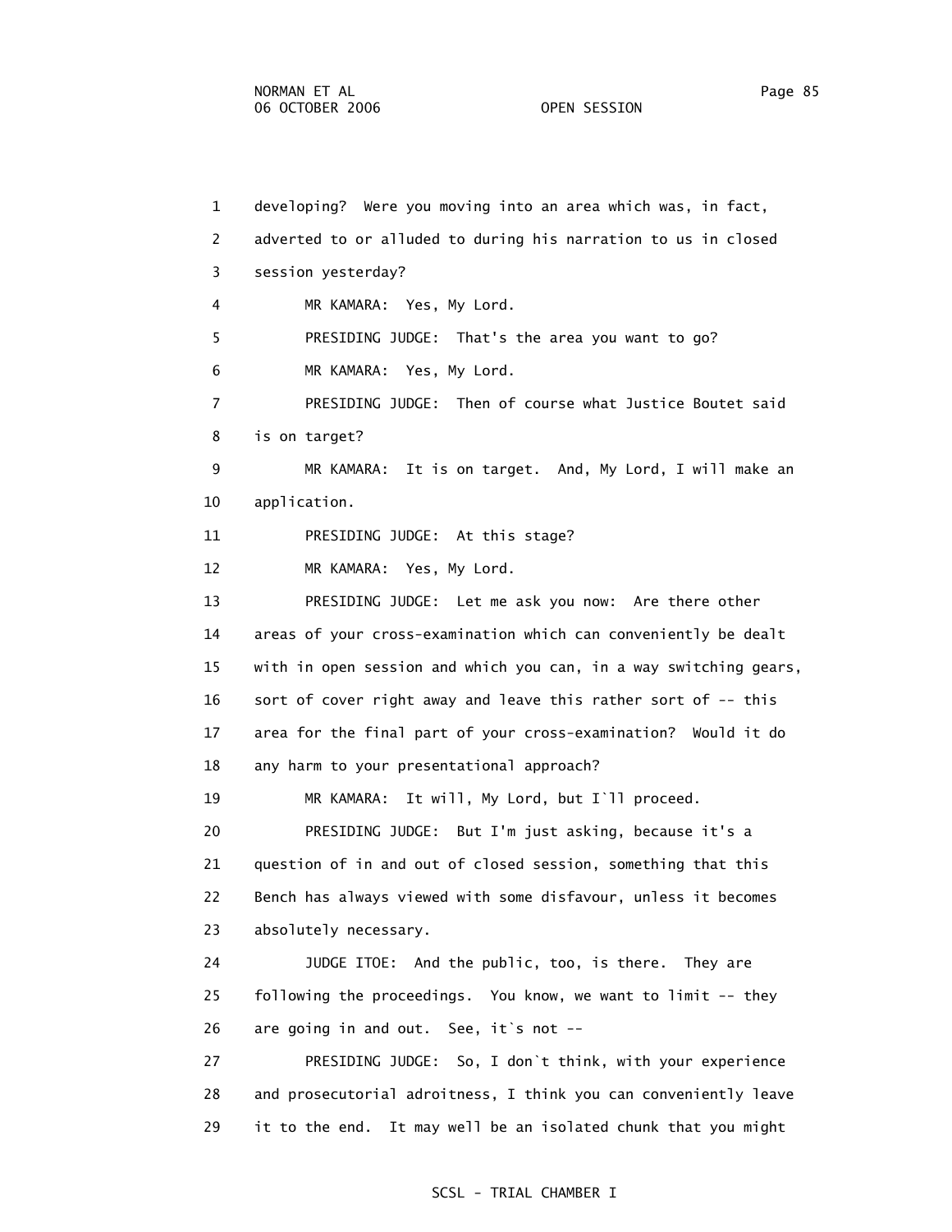1 developing? Were you moving into an area which was, in fact,
2 adverted to or alluded to during his narration to us in closed
3 session yesterday?
4 MR KAMARA: Yes, My Lord.
5 PRESIDING JUDGE: That's the area you want to go?
6 MR KAMARA: Yes, My Lord.
7 PRESIDING JUDGE: Then of course what Justice Boutet said
8 is on target?
9 MR KAMARA: It is on target. And, My Lord, I will make an
10 application.
11 PRESIDING JUDGE: At this stage?
12 MR KAMARA: Yes, My Lord.
13 PRESIDING JUDGE: Let me ask you now: Are there other
14 areas of your cross-examination which can conveniently be dealt
15 with in open session and which you can, in a way switching gears,
16 sort of cover right away and leave this rather sort of -- this
17 area for the final part of your cross-examination? Would it do
18 any harm to your presentational approach?
19 MR KAMARA: It will, My Lord, but I`ll proceed.
20 PRESIDING JUDGE: But I'm just asking, because it's a
21 question of in and out of closed session, something that this
22 Bench has always viewed with some disfavour, unless it becomes
23 absolutely necessary.
24 JUDGE ITOE: And the public, too, is there. They are
25 following the proceedings. You know, we want to limit -- they
26 are going in and out. See, it`s not --
27 PRESIDING JUDGE: So, I don`t think, with your experience
28 and prosecutorial adroitness, I think you can conveniently leave
29 it to the end. It may well be an isolated chunk that you might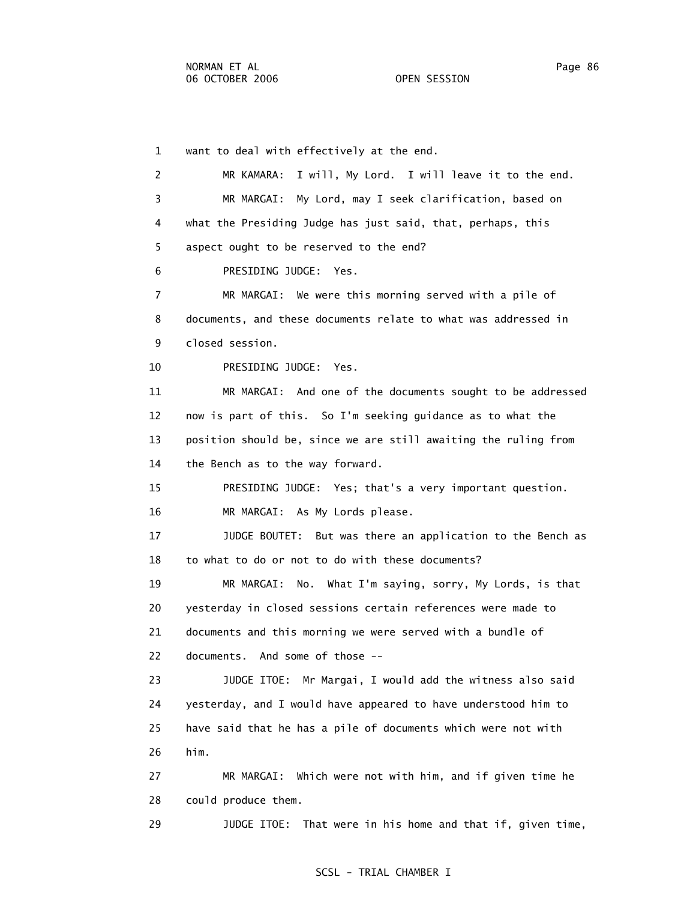1 want to deal with effectively at the end.

2 MR KAMARA: I will, My Lord. I will leave it to the end.

3 MR MARGAI: My Lord, may I seek clarification, based on

4 what the Presiding Judge has just said, that, perhaps, this

5 aspect ought to be reserved to the end?

6 PRESIDING JUDGE: Yes.

7 MR MARGAI: We were this morning served with a pile of

8 documents, and these documents relate to what was addressed in

9 closed session.

10 PRESIDING JUDGE: Yes.

11 MR MARGAI: And one of the documents sought to be addressed

12 now is part of this. So I'm seeking guidance as to what the

13 position should be, since we are still awaiting the ruling from

14 the Bench as to the way forward.

15 PRESIDING JUDGE: Yes; that's a very important question.

16 MR MARGAI: As My Lords please.

17 JUDGE BOUTET: But was there an application to the Bench as

18 to what to do or not to do with these documents?

19 MR MARGAI: No. What I'm saying, sorry, My Lords, is that

20 yesterday in closed sessions certain references were made to

21 documents and this morning we were served with a bundle of

22 documents. And some of those --

23 JUDGE ITOE: Mr Margai, I would add the witness also said

24 yesterday, and I would have appeared to have understood him to

25 have said that he has a pile of documents which were not with

26 him.

27 MR MARGAI: Which were not with him, and if given time he

28 could produce them.

29 JUDGE ITOE: That were in his home and that if, given time,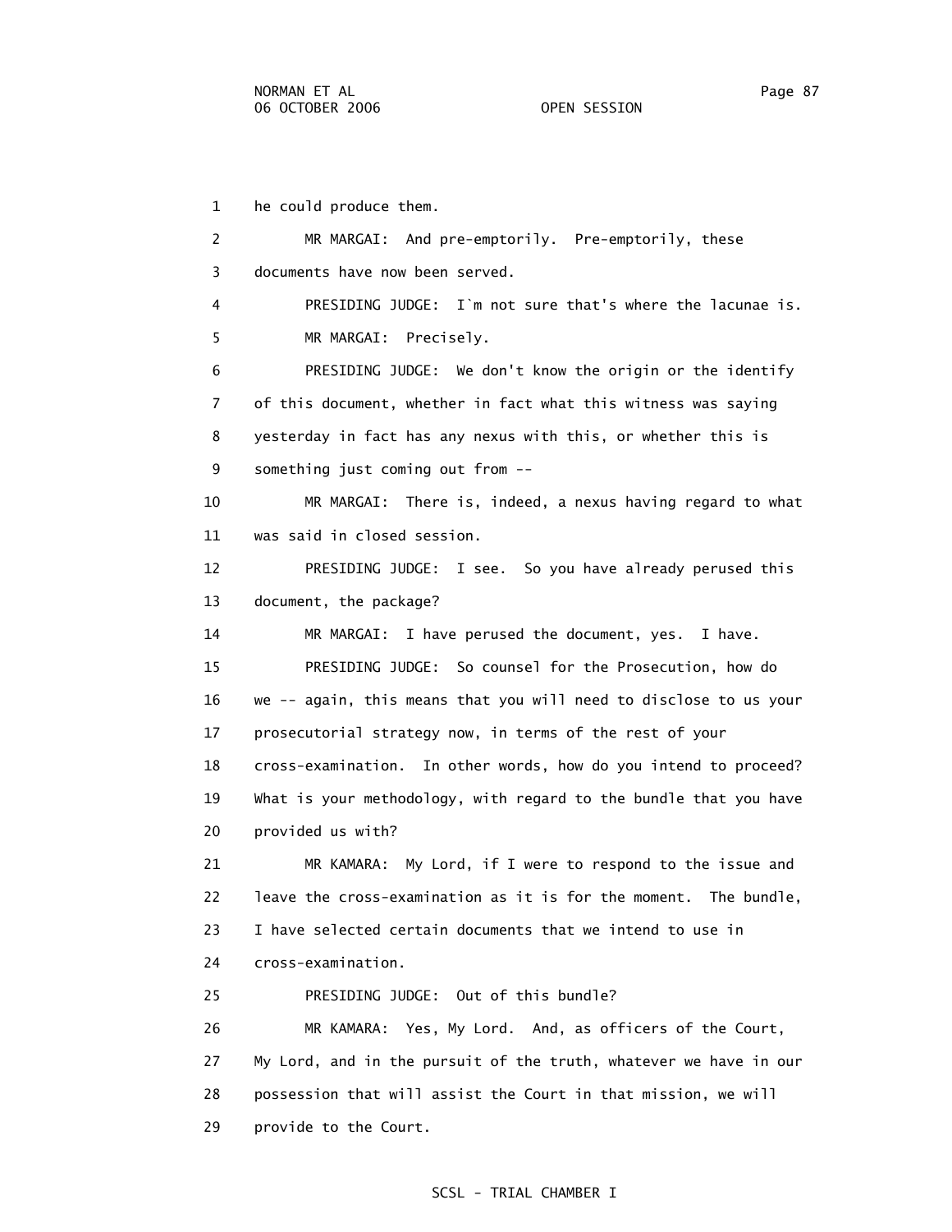1 he could produce them.

2 MR MARGAI: And pre-emptorily. Pre-emptorily, these

3 documents have now been served.

4 PRESIDING JUDGE: I`m not sure that's where the lacunae is.

5 MR MARGAI: Precisely.

6 PRESIDING JUDGE: We don't know the origin or the identify

7 of this document, whether in fact what this witness was saying

8 yesterday in fact has any nexus with this, or whether this is

9 something just coming out from --

10 MR MARGAI: There is, indeed, a nexus having regard to what

11 was said in closed session.

12 PRESIDING JUDGE: I see. So you have already perused this

13 document, the package?

14 MR MARGAI: I have perused the document, yes. I have.

15 PRESIDING JUDGE: So counsel for the Prosecution, how do

16 we -- again, this means that you will need to disclose to us your

17 prosecutorial strategy now, in terms of the rest of your

18 cross-examination. In other words, how do you intend to proceed?

19 What is your methodology, with regard to the bundle that you have

20 provided us with?

21 MR KAMARA: My Lord, if I were to respond to the issue and

22 leave the cross-examination as it is for the moment. The bundle,

23 I have selected certain documents that we intend to use in

24 cross-examination.

25 PRESIDING JUDGE: Out of this bundle?

26 MR KAMARA: Yes, My Lord. And, as officers of the Court,

27 My Lord, and in the pursuit of the truth, whatever we have in our

28 possession that will assist the Court in that mission, we will

29 provide to the Court.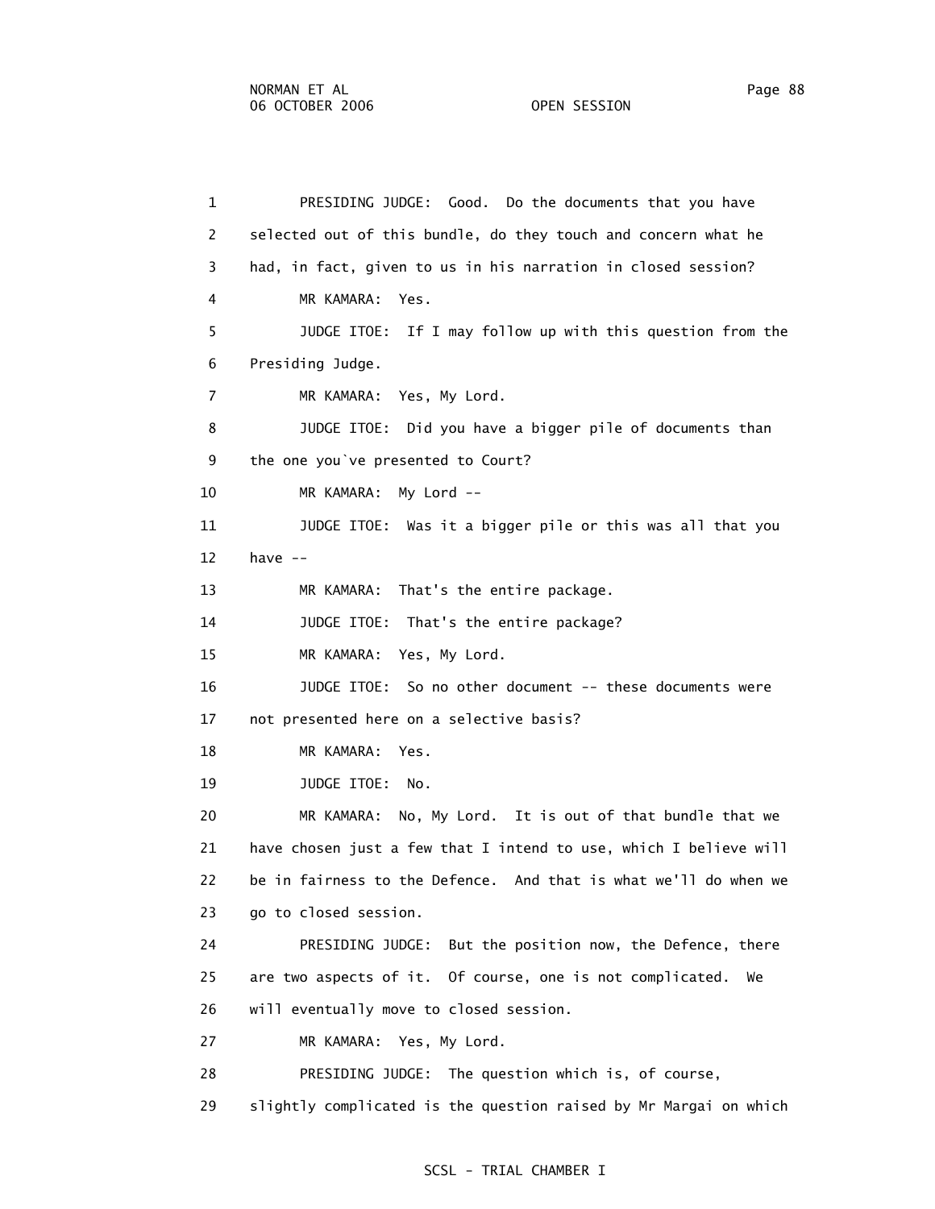1 PRESIDING JUDGE: Good. Do the documents that you have
2 selected out of this bundle, do they touch and concern what he
3 had, in fact, given to us in his narration in closed session?
4 MR KAMARA: Yes.
5 JUDGE ITOE: If I may follow up with this question from the
6 Presiding Judge.
7 MR KAMARA: Yes, My Lord.
8 JUDGE ITOE: Did you have a bigger pile of documents than
9 the one you`ve presented to Court?
10 MR KAMARA: My Lord --
11 JUDGE ITOE: Was it a bigger pile or this was all that you
12 have --
13 MR KAMARA: That's the entire package.
14 JUDGE ITOE: That's the entire package?
15 MR KAMARA: Yes, My Lord.
16 JUDGE ITOE: So no other document -- these documents were
17 not presented here on a selective basis?
18 MR KAMARA: Yes.
19 JUDGE ITOE: No.
20 MR KAMARA: No, My Lord. It is out of that bundle that we
21 have chosen just a few that I intend to use, which I believe will
22 be in fairness to the Defence. And that is what we'll do when we
23 go to closed session.
24 PRESIDING JUDGE: But the position now, the Defence, there
25 are two aspects of it. Of course, one is not complicated. We
26 will eventually move to closed session.
27 MR KAMARA: Yes, My Lord.
28 PRESIDING JUDGE: The question which is, of course,
29 slightly complicated is the question raised by Mr Margai on which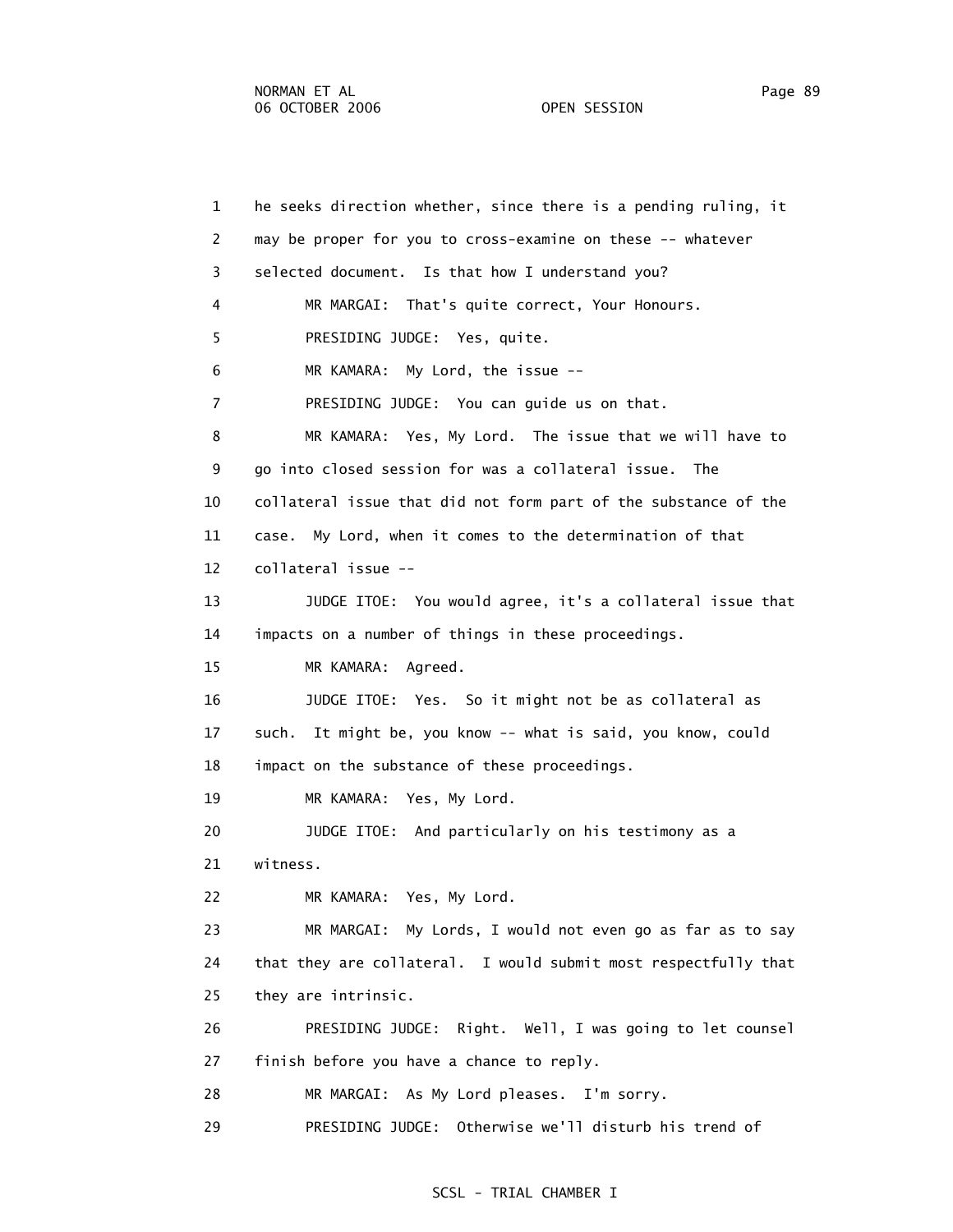1 he seeks direction whether, since there is a pending ruling, it
2 may be proper for you to cross-examine on these -- whatever
3 selected document. Is that how I understand you?
4 MR MARGAI: That's quite correct, Your Honours.
5 PRESIDING JUDGE: Yes, quite.
6 MR KAMARA: My Lord, the issue --
7 PRESIDING JUDGE: You can guide us on that.
8 MR KAMARA: Yes, My Lord. The issue that we will have to
9 go into closed session for was a collateral issue. The
10 collateral issue that did not form part of the substance of the
11 case. My Lord, when it comes to the determination of that
12 collateral issue --
13 JUDGE ITOE: You would agree, it's a collateral issue that
14 impacts on a number of things in these proceedings.
15 MR KAMARA: Agreed.
16 JUDGE ITOE: Yes. So it might not be as collateral as
17 such. It might be, you know -- what is said, you know, could
18 impact on the substance of these proceedings.
19 MR KAMARA: Yes, My Lord.
20 JUDGE ITOE: And particularly on his testimony as a
21 witness.
22 MR KAMARA: Yes, My Lord.
23 MR MARGAI: My Lords, I would not even go as far as to say
24 that they are collateral. I would submit most respectfully that
25 they are intrinsic.
26 PRESIDING JUDGE: Right. Well, I was going to let counsel
27 finish before you have a chance to reply.
28 MR MARGAI: As My Lord pleases. I'm sorry.
29 PRESIDING JUDGE: Otherwise we'll disturb his trend of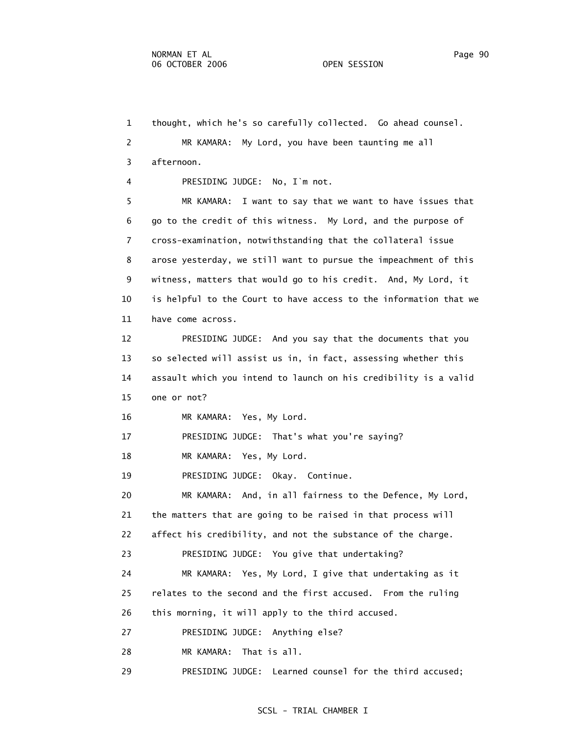1 thought, which he's so carefully collected. Go ahead counsel.

2 MR KAMARA: My Lord, you have been taunting me all

3 afternoon.

4 PRESIDING JUDGE: No, I`m not.

5 MR KAMARA: I want to say that we want to have issues that

6 go to the credit of this witness. My Lord, and the purpose of

7 cross-examination, notwithstanding that the collateral issue

8 arose yesterday, we still want to pursue the impeachment of this

9 witness, matters that would go to his credit. And, My Lord, it

10 is helpful to the Court to have access to the information that we

11 have come across.

12 PRESIDING JUDGE: And you say that the documents that you

13 so selected will assist us in, in fact, assessing whether this

14 assault which you intend to launch on his credibility is a valid

15 one or not?

16 MR KAMARA: Yes, My Lord.

17 PRESIDING JUDGE: That's what you're saying?

18 MR KAMARA: Yes, My Lord.

19 PRESIDING JUDGE: Okay. Continue.

20 MR KAMARA: And, in all fairness to the Defence, My Lord,

21 the matters that are going to be raised in that process will

22 affect his credibility, and not the substance of the charge.

23 PRESIDING JUDGE: You give that undertaking?

24 MR KAMARA: Yes, My Lord, I give that undertaking as it

25 relates to the second and the first accused. From the ruling

26 this morning, it will apply to the third accused.

27 PRESIDING JUDGE: Anything else?

28 MR KAMARA: That is all.

29 PRESIDING JUDGE: Learned counsel for the third accused;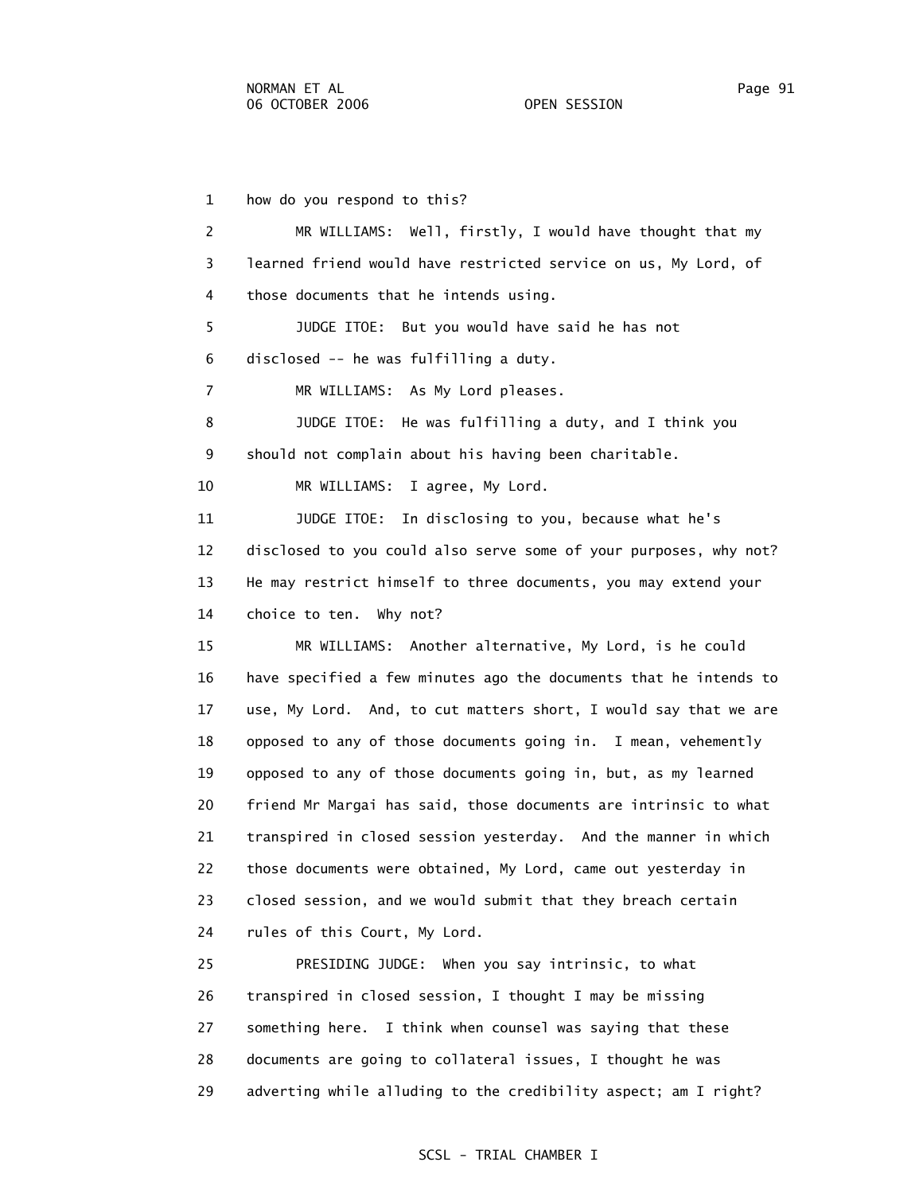how do you respond to this?

MR WILLIAMS: Well, firstly, I would have thought that my learned friend would have restricted service on us, My Lord, of those documents that he intends using.

JUDGE ITOE: But you would have said he has not disclosed -- he was fulfilling a duty.

MR WILLIAMS: As My Lord pleases.

JUDGE ITOE: He was fulfilling a duty, and I think you should not complain about his having been charitable.

MR WILLIAMS: I agree, My Lord.

JUDGE ITOE: In disclosing to you, because what he's disclosed to you could also serve some of your purposes, why not? He may restrict himself to three documents, you may extend your choice to ten. Why not?

MR WILLIAMS: Another alternative, My Lord, is he could have specified a few minutes ago the documents that he intends to use, My Lord. And, to cut matters short, I would say that we are opposed to any of those documents going in. I mean, vehemently opposed to any of those documents going in, but, as my learned friend Mr Margai has said, those documents are intrinsic to what transpired in closed session yesterday. And the manner in which those documents were obtained, My Lord, came out yesterday in closed session, and we would submit that they breach certain rules of this Court, My Lord.

PRESIDING JUDGE: When you say intrinsic, to what transpired in closed session, I thought I may be missing something here. I think when counsel was saying that these documents are going to collateral issues, I thought he was adverting while alluding to the credibility aspect; am I right?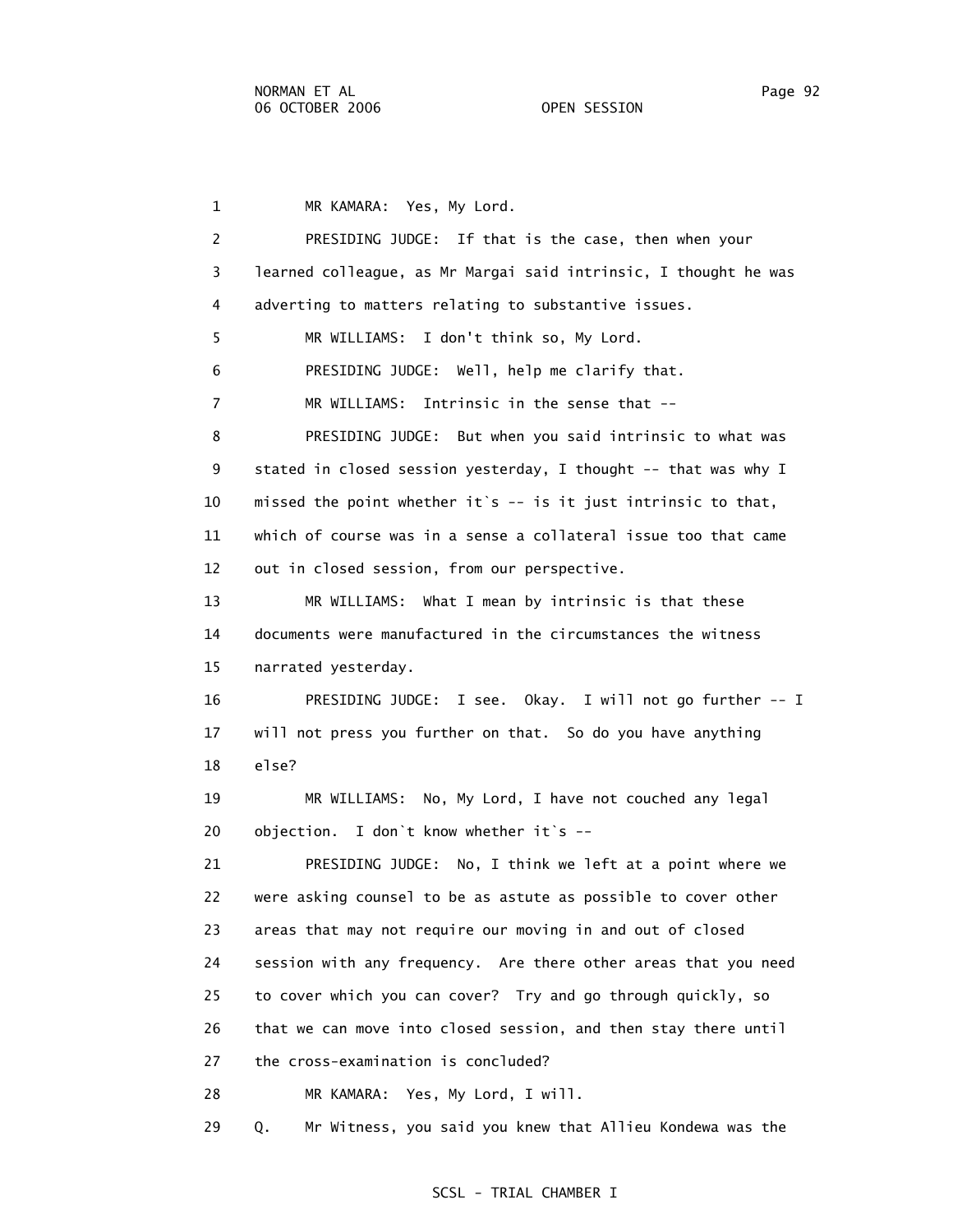1 MR KAMARA: Yes, My Lord.

2 PRESIDING JUDGE: If that is the case, then when your

3 learned colleague, as Mr Margai said intrinsic, I thought he was

4 adverting to matters relating to substantive issues.

5 MR WILLIAMS: I don't think so, My Lord.

6 PRESIDING JUDGE: Well, help me clarify that.

7 MR WILLIAMS: Intrinsic in the sense that --

8 PRESIDING JUDGE: But when you said intrinsic to what was

9 stated in closed session yesterday, I thought -- that was why I

10 missed the point whether it`s -- is it just intrinsic to that,

11 which of course was in a sense a collateral issue too that came

12 out in closed session, from our perspective.

13 MR WILLIAMS: What I mean by intrinsic is that these

14 documents were manufactured in the circumstances the witness

15 narrated yesterday.

16 PRESIDING JUDGE: I see. Okay. I will not go further -- I

17 will not press you further on that. So do you have anything

18 else?

19 MR WILLIAMS: No, My Lord, I have not couched any legal

20 objection. I don`t know whether it`s --

21 PRESIDING JUDGE: No, I think we left at a point where we

22 were asking counsel to be as astute as possible to cover other

23 areas that may not require our moving in and out of closed

24 session with any frequency. Are there other areas that you need

25 to cover which you can cover? Try and go through quickly, so

26 that we can move into closed session, and then stay there until

27 the cross-examination is concluded?

28 MR KAMARA: Yes, My Lord, I will.

29 Q. Mr Witness, you said you knew that Allieu Kondewa was the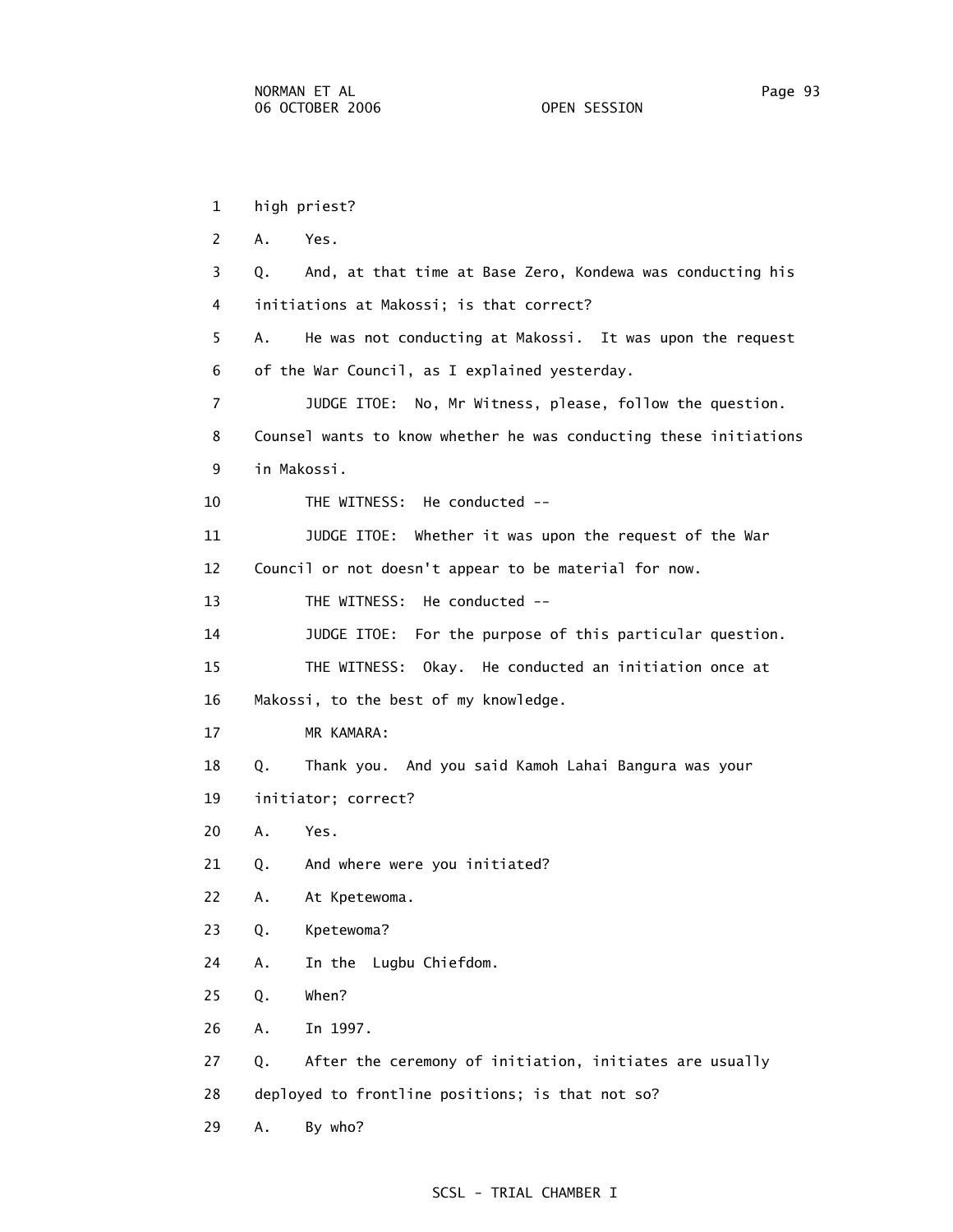high priest?

A. Yes.

Q. And, at that time at Base Zero, Kondewa was conducting his initiations at Makossi; is that correct?

A. He was not conducting at Makossi. It was upon the request of the War Council, as I explained yesterday.

JUDGE ITOE: No, Mr Witness, please, follow the question. Counsel wants to know whether he was conducting these initiations in Makossi.

THE WITNESS: He conducted --

JUDGE ITOE: Whether it was upon the request of the War Council or not doesn't appear to be material for now.

THE WITNESS: He conducted --

JUDGE ITOE: For the purpose of this particular question.

THE WITNESS: Okay. He conducted an initiation once at Makossi, to the best of my knowledge.

MR KAMARA:

Q. Thank you. And you said Kamoh Lahai Bangura was your initiator; correct?

A. Yes.

Q. And where were you initiated?

A. At Kpetewoma.

Q. Kpetewoma?

A. In the Lugbu Chiefdom.

Q. When?

A. In 1997.

Q. After the ceremony of initiation, initiates are usually deployed to frontline positions; is that not so?

A. By who?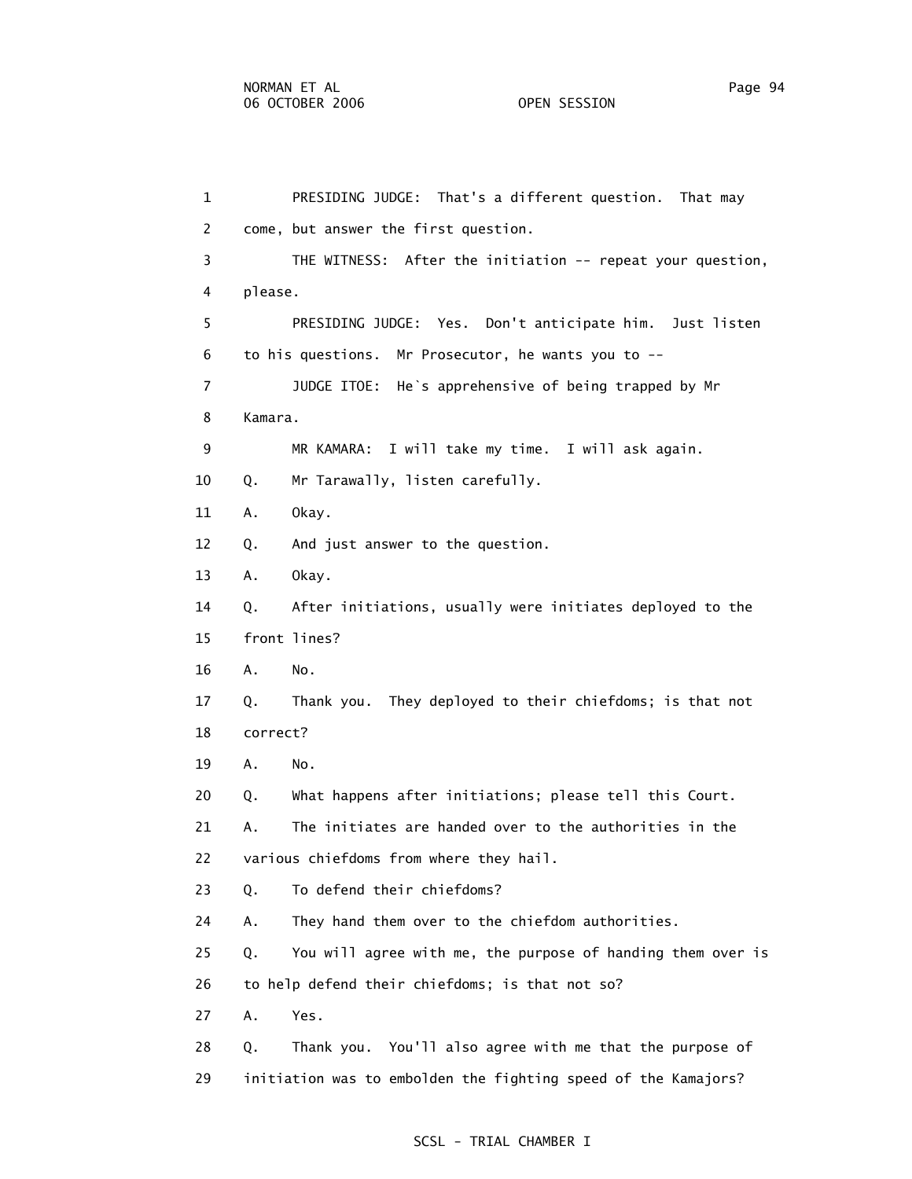PRESIDING JUDGE: That's a different question. That may come, but answer the first question.

THE WITNESS: After the initiation -- repeat your question, please.

PRESIDING JUDGE: Yes. Don't anticipate him. Just listen to his questions. Mr Prosecutor, he wants you to --

JUDGE ITOE: He`s apprehensive of being trapped by Mr Kamara.

MR KAMARA: I will take my time. I will ask again.

Q. Mr Tarawally, listen carefully.

A. Okay.

Q. And just answer to the question.

A. Okay.

Q. After initiations, usually were initiates deployed to the front lines?

A. No.

Q. Thank you. They deployed to their chiefdoms; is that not correct?

A. No.

Q. What happens after initiations; please tell this Court.

A. The initiates are handed over to the authorities in the various chiefdoms from where they hail.

Q. To defend their chiefdoms?

A. They hand them over to the chiefdom authorities.

Q. You will agree with me, the purpose of handing them over is to help defend their chiefdoms; is that not so?

A. Yes.

Q. Thank you. You'll also agree with me that the purpose of initiation was to embolden the fighting speed of the Kamajors?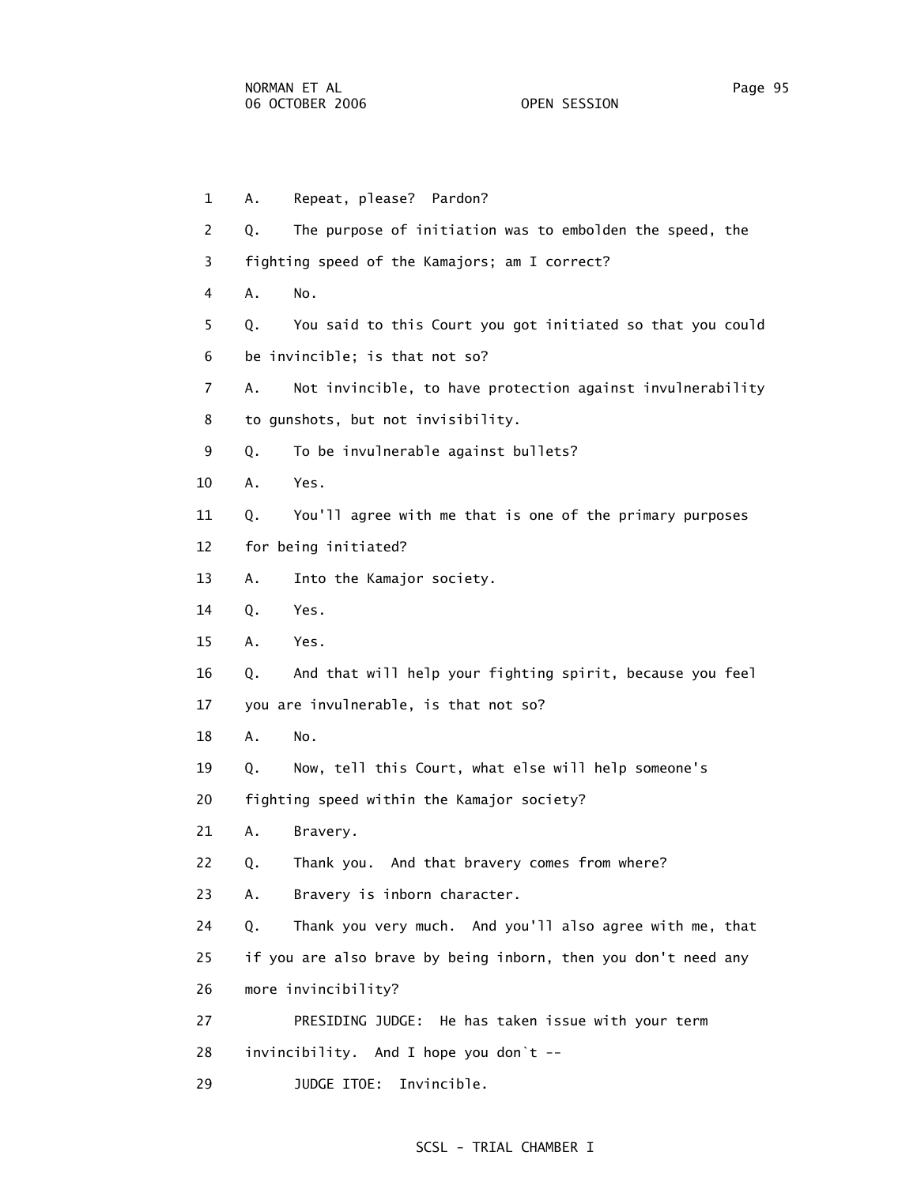1 A. Repeat, please? Pardon?

2 Q. The purpose of initiation was to embolden the speed, the

3 fighting speed of the Kamajors; am I correct?

4 A. No.

5 Q. You said to this Court you got initiated so that you could

6 be invincible; is that not so?

7 A. Not invincible, to have protection against invulnerability

8 to gunshots, but not invisibility.

9 Q. To be invulnerable against bullets?

10 A. Yes.

11 Q. You'll agree with me that is one of the primary purposes

12 for being initiated?

13 A. Into the Kamajor society.

14 Q. Yes.

15 A. Yes.

16 Q. And that will help your fighting spirit, because you feel

17 you are invulnerable, is that not so?

18 A. No.

19 Q. Now, tell this Court, what else will help someone's

20 fighting speed within the Kamajor society?

21 A. Bravery.

22 Q. Thank you. And that bravery comes from where?

23 A. Bravery is inborn character.

24 Q. Thank you very much. And you'll also agree with me, that

25 if you are also brave by being inborn, then you don't need any

26 more invincibility?

27 PRESIDING JUDGE: He has taken issue with your term

28 invincibility. And I hope you don`t --

29 JUDGE ITOE: Invincible.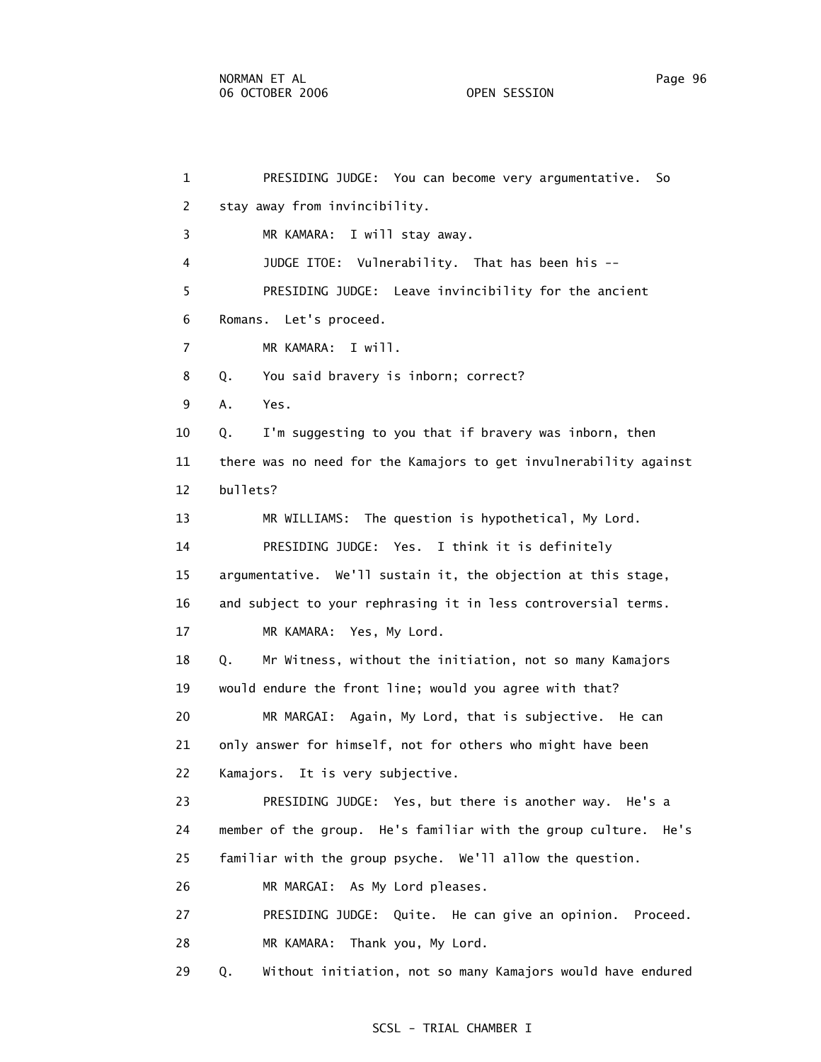1 PRESIDING JUDGE: You can become very argumentative. So
2 stay away from invincibility.
3 MR KAMARA: I will stay away.
4 JUDGE ITOE: Vulnerability. That has been his --
5 PRESIDING JUDGE: Leave invincibility for the ancient
6 Romans. Let's proceed.
7 MR KAMARA: I will.
8 Q. You said bravery is inborn; correct?
9 A. Yes.
10 Q. I'm suggesting to you that if bravery was inborn, then
11 there was no need for the Kamajors to get invulnerability against
12 bullets?
13 MR WILLIAMS: The question is hypothetical, My Lord.
14 PRESIDING JUDGE: Yes. I think it is definitely
15 argumentative. We'll sustain it, the objection at this stage,
16 and subject to your rephrasing it in less controversial terms.
17 MR KAMARA: Yes, My Lord.
18 Q. Mr Witness, without the initiation, not so many Kamajors
19 would endure the front line; would you agree with that?
20 MR MARGAI: Again, My Lord, that is subjective. He can
21 only answer for himself, not for others who might have been
22 Kamajors. It is very subjective.
23 PRESIDING JUDGE: Yes, but there is another way. He's a
24 member of the group. He's familiar with the group culture. He's
25 familiar with the group psyche. We'll allow the question.
26 MR MARGAI: As My Lord pleases.
27 PRESIDING JUDGE: Quite. He can give an opinion. Proceed.
28 MR KAMARA: Thank you, My Lord.
29 Q. Without initiation, not so many Kamajors would have endured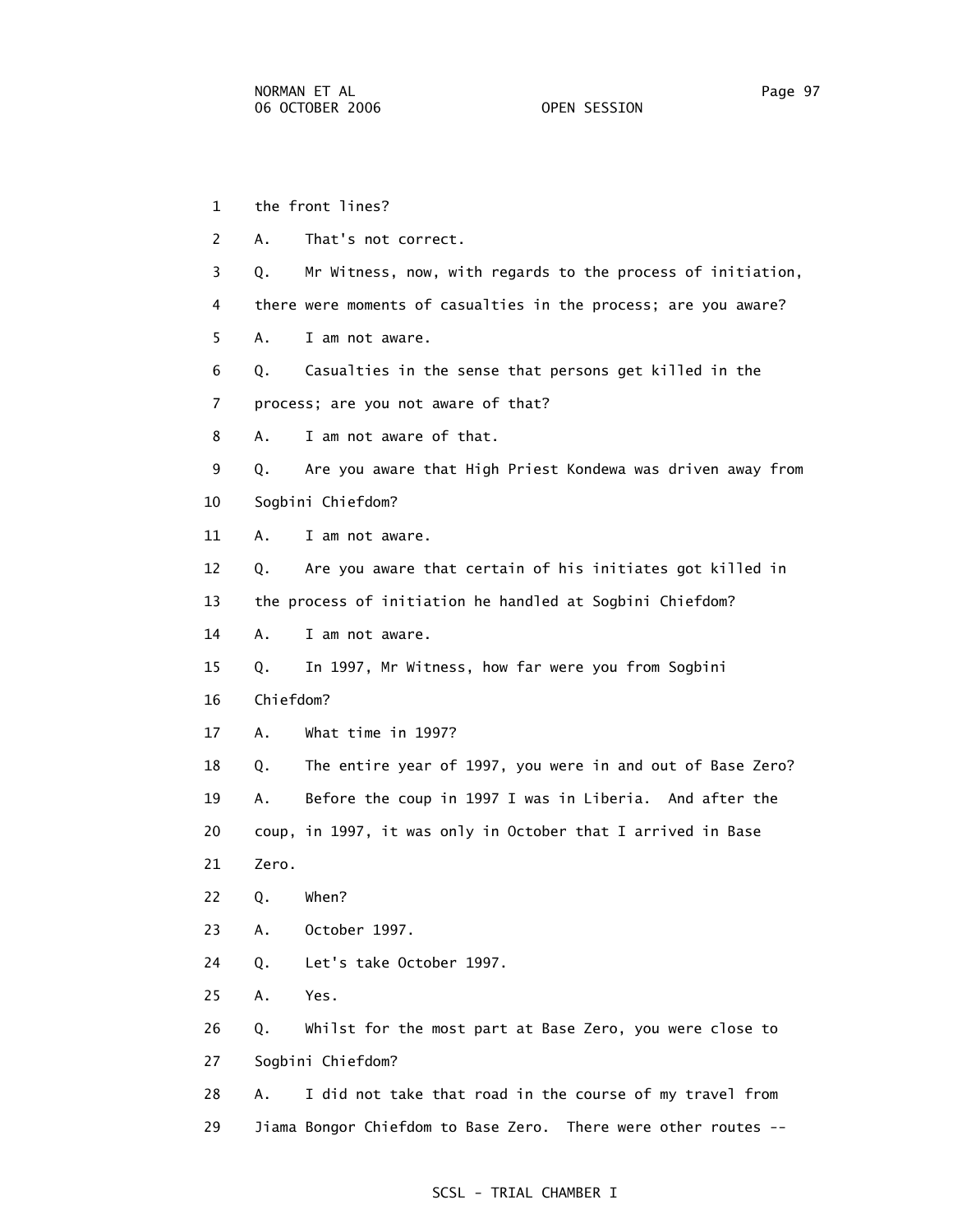1 the front lines?

2 A. That's not correct.

3 Q. Mr Witness, now, with regards to the process of initiation,

4 there were moments of casualties in the process; are you aware?

5 A. I am not aware.

6 Q. Casualties in the sense that persons get killed in the

7 process; are you not aware of that?

8 A. I am not aware of that.

9 Q. Are you aware that High Priest Kondewa was driven away from

10 Sogbini Chiefdom?

11 A. I am not aware.

12 Q. Are you aware that certain of his initiates got killed in

13 the process of initiation he handled at Sogbini Chiefdom?

14 A. I am not aware.

15 Q. In 1997, Mr Witness, how far were you from Sogbini

16 Chiefdom?

17 A. What time in 1997?

18 Q. The entire year of 1997, you were in and out of Base Zero?

19 A. Before the coup in 1997 I was in Liberia. And after the

20 coup, in 1997, it was only in October that I arrived in Base

21 Zero.

22 Q. When?

23 A. October 1997.

24 Q. Let's take October 1997.

25 A. Yes.

26 Q. Whilst for the most part at Base Zero, you were close to

27 Sogbini Chiefdom?

28 A. I did not take that road in the course of my travel from

29 Jiama Bongor Chiefdom to Base Zero. There were other routes --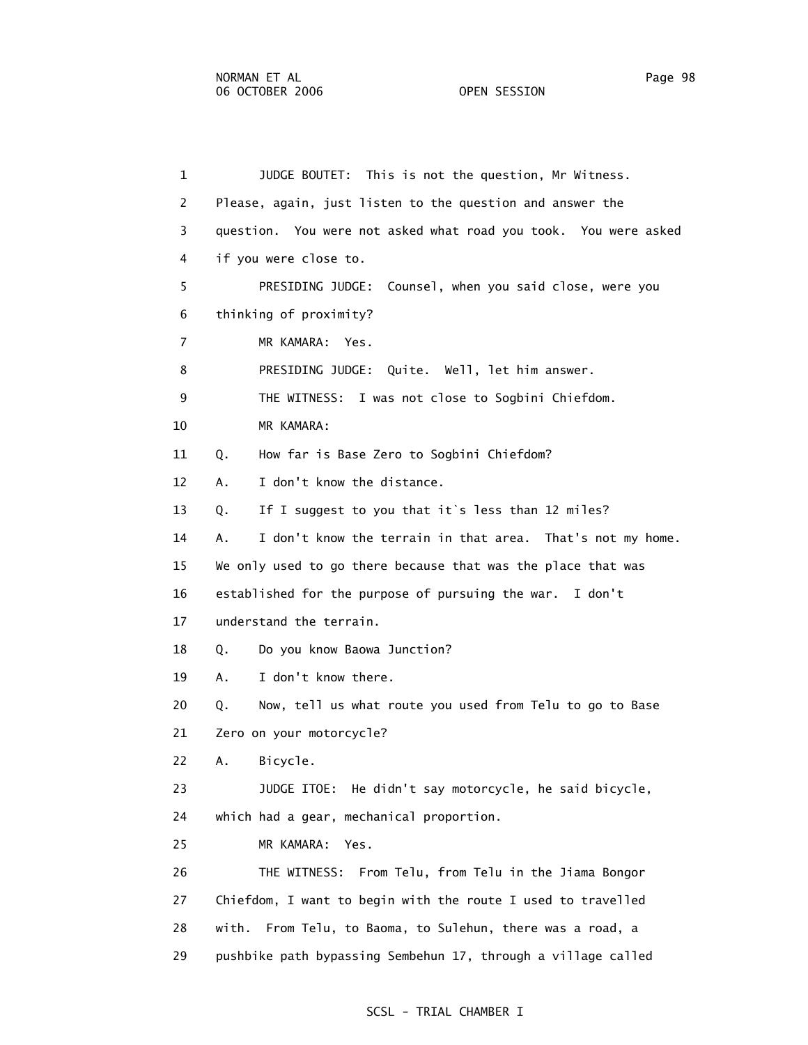JUDGE BOUTET: This is not the question, Mr Witness. Please, again, just listen to the question and answer the question. You were not asked what road you took. You were asked if you were close to.

PRESIDING JUDGE: Counsel, when you said close, were you thinking of proximity?

MR KAMARA: Yes.

PRESIDING JUDGE: Quite. Well, let him answer.

THE WITNESS: I was not close to Sogbini Chiefdom.

MR KAMARA:

Q. How far is Base Zero to Sogbini Chiefdom?

A. I don't know the distance.

Q. If I suggest to you that it`s less than 12 miles?

A. I don't know the terrain in that area. That's not my home. We only used to go there because that was the place that was established for the purpose of pursuing the war. I don't understand the terrain.

Q. Do you know Baowa Junction?

A. I don't know there.

Q. Now, tell us what route you used from Telu to go to Base Zero on your motorcycle?

A. Bicycle.

JUDGE ITOE: He didn't say motorcycle, he said bicycle, which had a gear, mechanical proportion.

MR KAMARA: Yes.

THE WITNESS: From Telu, from Telu in the Jiama Bongor Chiefdom, I want to begin with the route I used to travelled with. From Telu, to Baoma, to Sulehun, there was a road, a pushbike path bypassing Sembehun 17, through a village called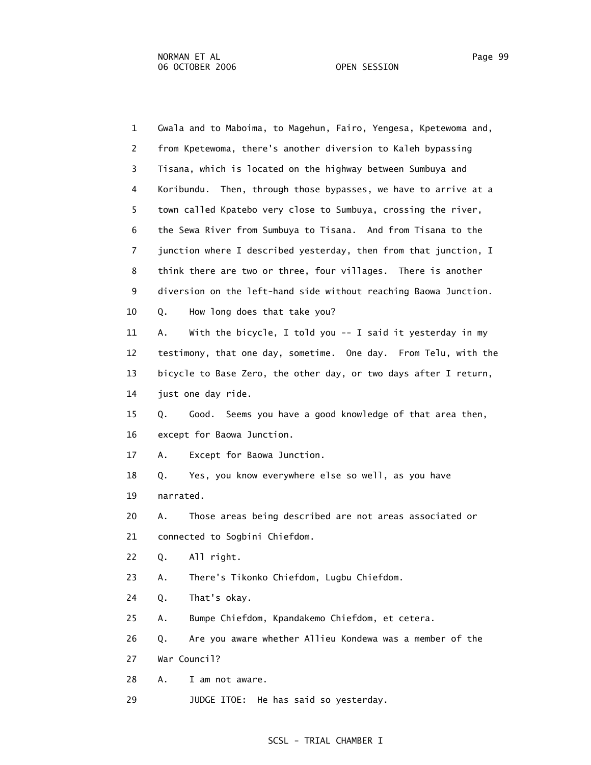1 Gwala and to Maboima, to Magehun, Fairo, Yengesa, Kpetewoma and,
2 from Kpetewoma, there's another diversion to Kaleh bypassing
3 Tisana, which is located on the highway between Sumbuya and
4 Koribundu. Then, through those bypasses, we have to arrive at a
5 town called Kpatebo very close to Sumbuya, crossing the river,
6 the Sewa River from Sumbuya to Tisana. And from Tisana to the
7 junction where I described yesterday, then from that junction, I
8 think there are two or three, four villages. There is another
9 diversion on the left-hand side without reaching Baowa Junction.
10 Q. How long does that take you?
11 A. With the bicycle, I told you -- I said it yesterday in my
12 testimony, that one day, sometime. One day. From Telu, with the
13 bicycle to Base Zero, the other day, or two days after I return,
14 just one day ride.
15 Q. Good. Seems you have a good knowledge of that area then,
16 except for Baowa Junction.
17 A. Except for Baowa Junction.
18 Q. Yes, you know everywhere else so well, as you have
19 narrated.
20 A. Those areas being described are not areas associated or
21 connected to Sogbini Chiefdom.
22 Q. All right.
23 A. There's Tikonko Chiefdom, Lugbu Chiefdom.
24 Q. That's okay.
25 A. Bumpe Chiefdom, Kpandakemo Chiefdom, et cetera.
26 Q. Are you aware whether Allieu Kondewa was a member of the
27 War Council?
28 A. I am not aware.
29 JUDGE ITOE: He has said so yesterday.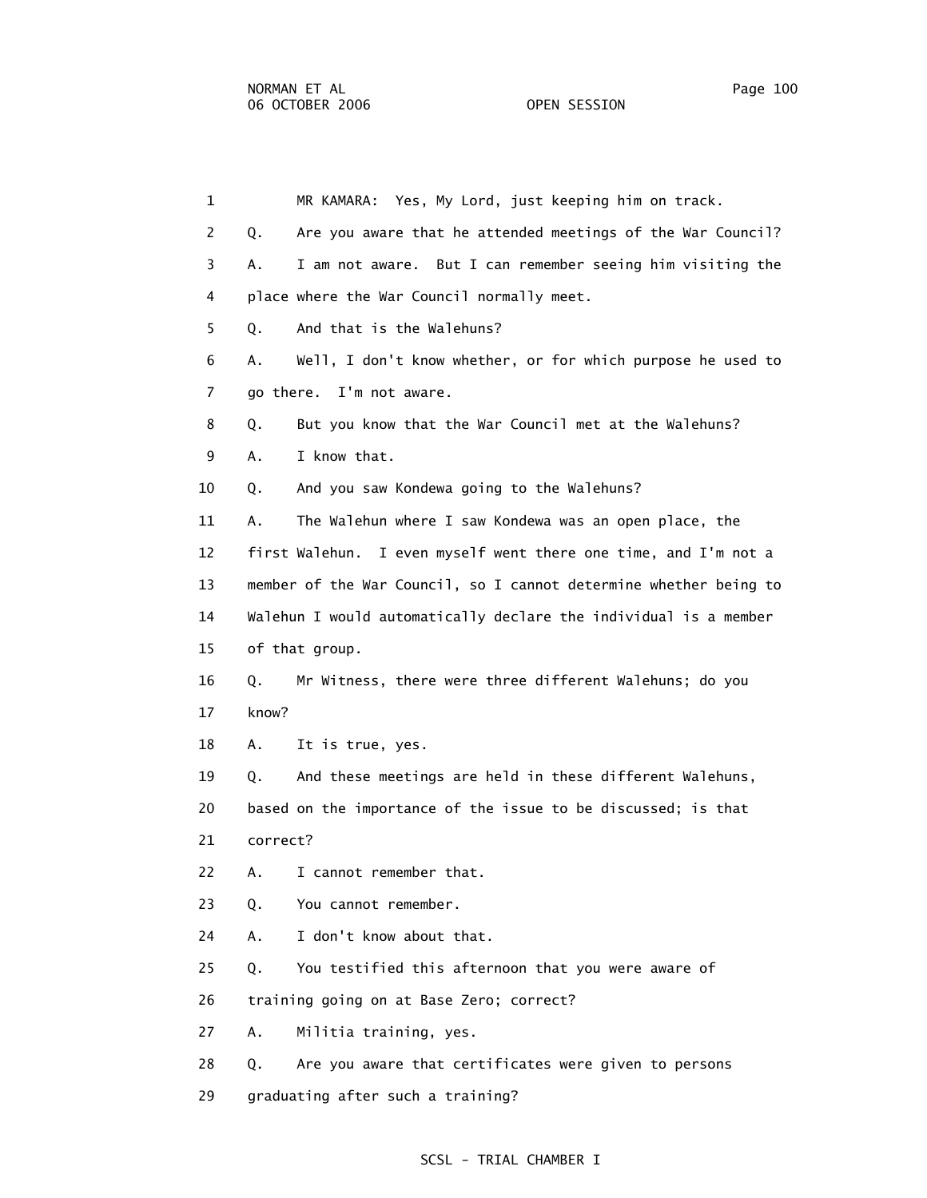1 MR KAMARA: Yes, My Lord, just keeping him on track.

2 Q. Are you aware that he attended meetings of the War Council?

3 A. I am not aware. But I can remember seeing him visiting the

4 place where the War Council normally meet.

5 Q. And that is the Walehuns?

6 A. Well, I don't know whether, or for which purpose he used to

7 go there. I'm not aware.

8 Q. But you know that the War Council met at the Walehuns?

9 A. I know that.

10 Q. And you saw Kondewa going to the Walehuns?

11 A. The Walehun where I saw Kondewa was an open place, the

12 first Walehun. I even myself went there one time, and I'm not a

13 member of the War Council, so I cannot determine whether being to

14 Walehun I would automatically declare the individual is a member

15 of that group.

16 Q. Mr Witness, there were three different Walehuns; do you

17 know?

18 A. It is true, yes.

19 Q. And these meetings are held in these different Walehuns,

20 based on the importance of the issue to be discussed; is that

21 correct?

22 A. I cannot remember that.

23 Q. You cannot remember.

24 A. I don't know about that.

25 Q. You testified this afternoon that you were aware of

26 training going on at Base Zero; correct?

27 A. Militia training, yes.

28 Q. Are you aware that certificates were given to persons

29 graduating after such a training?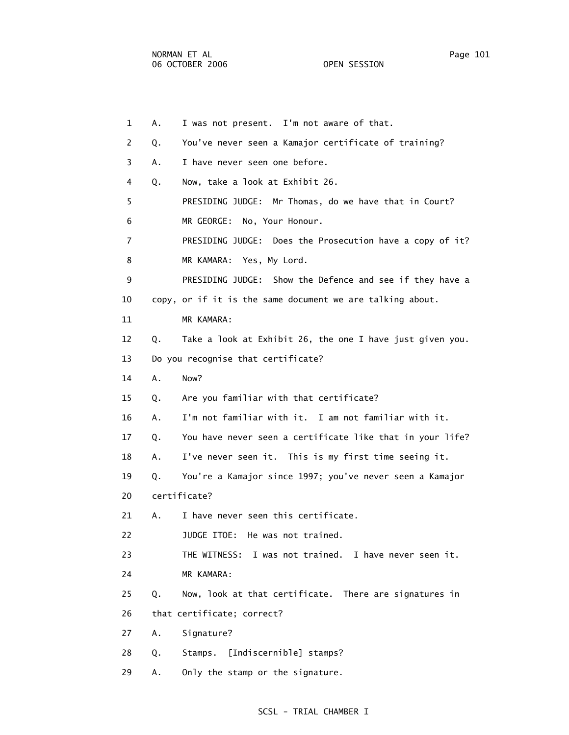1 A. I was not present. I'm not aware of that.

2 Q. You've never seen a Kamajor certificate of training?

3 A. I have never seen one before.

4 Q. Now, take a look at Exhibit 26.

5 PRESIDING JUDGE: Mr Thomas, do we have that in Court?

6 MR GEORGE: No, Your Honour.

7 PRESIDING JUDGE: Does the Prosecution have a copy of it?

8 MR KAMARA: Yes, My Lord.

9 PRESIDING JUDGE: Show the Defence and see if they have a

10 copy, or if it is the same document we are talking about.

11 MR KAMARA:

12 Q. Take a look at Exhibit 26, the one I have just given you.

13 Do you recognise that certificate?

14 A. Now?

15 Q. Are you familiar with that certificate?

16 A. I'm not familiar with it. I am not familiar with it.

17 Q. You have never seen a certificate like that in your life?

18 A. I've never seen it. This is my first time seeing it.

19 Q. You're a Kamajor since 1997; you've never seen a Kamajor

20 certificate?

21 A. I have never seen this certificate.

22 JUDGE ITOE: He was not trained.

23 THE WITNESS: I was not trained. I have never seen it.

24 MR KAMARA:

25 Q. Now, look at that certificate. There are signatures in

26 that certificate; correct?

27 A. Signature?

28 Q. Stamps. [Indiscernible] stamps?

29 A. Only the stamp or the signature.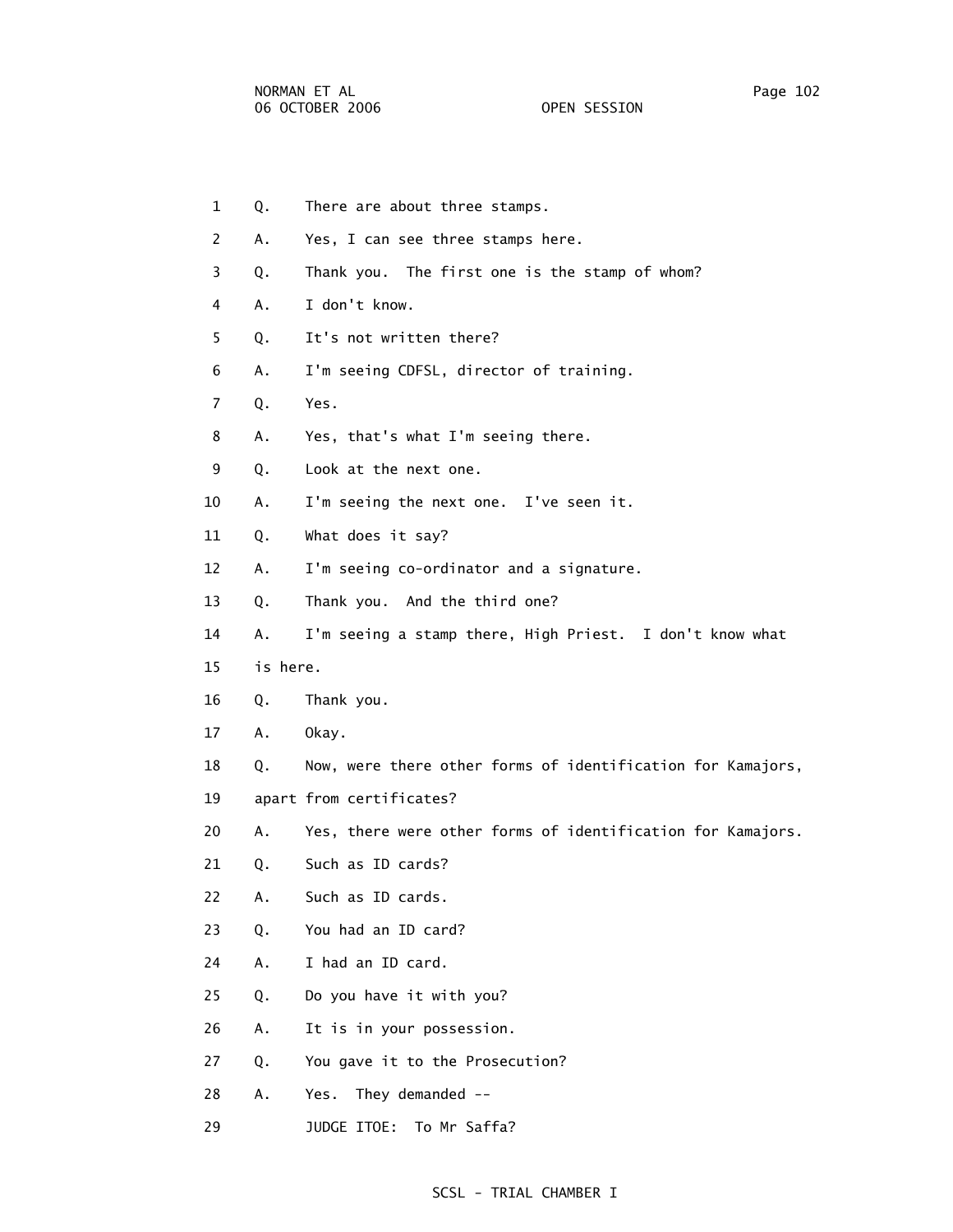1 Q. There are about three stamps.

2 A. Yes, I can see three stamps here.

3 Q. Thank you. The first one is the stamp of whom?

4 A. I don't know.

5 Q. It's not written there?

6 A. I'm seeing CDFSL, director of training.

7 Q. Yes.

8 A. Yes, that's what I'm seeing there.

9 Q. Look at the next one.

10 A. I'm seeing the next one. I've seen it.

11 Q. What does it say?

12 A. I'm seeing co-ordinator and a signature.

13 Q. Thank you. And the third one?

14 A. I'm seeing a stamp there, High Priest. I don't know what

15 is here.

16 Q. Thank you.

17 A. Okay.

18 Q. Now, were there other forms of identification for Kamajors,

19 apart from certificates?

20 A. Yes, there were other forms of identification for Kamajors.

21 Q. Such as ID cards?

22 A. Such as ID cards.

23 Q. You had an ID card?

24 A. I had an ID card.

25 Q. Do you have it with you?

26 A. It is in your possession.

27 Q. You gave it to the Prosecution?

28 A. Yes. They demanded --

29 JUDGE ITOE: To Mr Saffa?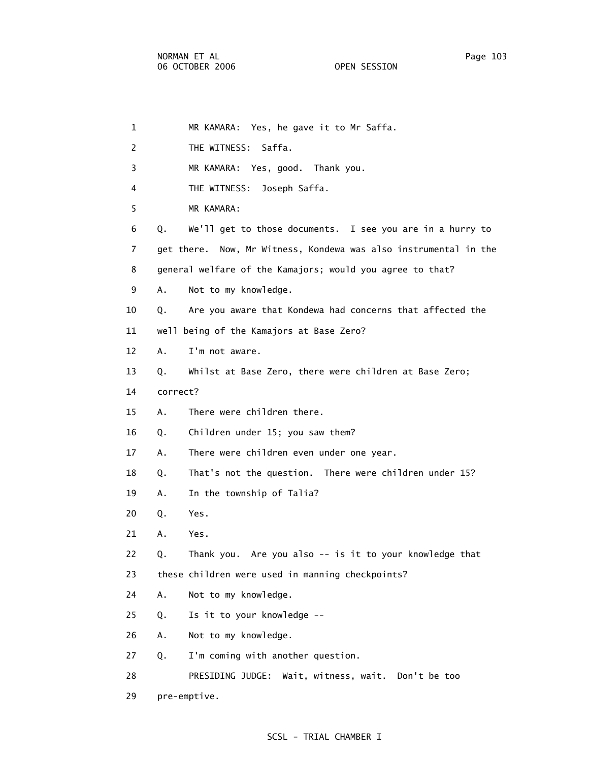1 MR KAMARA: Yes, he gave it to Mr Saffa.

2 THE WITNESS: Saffa.

3 MR KAMARA: Yes, good. Thank you.

4 THE WITNESS: Joseph Saffa.

5 MR KAMARA:

6 Q. We'll get to those documents. I see you are in a hurry to

7 get there. Now, Mr Witness, Kondewa was also instrumental in the

8 general welfare of the Kamajors; would you agree to that?

9 A. Not to my knowledge.

10 Q. Are you aware that Kondewa had concerns that affected the

11 well being of the Kamajors at Base Zero?

12 A. I'm not aware.

13 Q. Whilst at Base Zero, there were children at Base Zero;

14 correct?

15 A. There were children there.

16 Q. Children under 15; you saw them?

17 A. There were children even under one year.

18 Q. That's not the question. There were children under 15?

19 A. In the township of Talia?

20 Q. Yes.

21 A. Yes.

22 Q. Thank you. Are you also -- is it to your knowledge that

23 these children were used in manning checkpoints?

24 A. Not to my knowledge.

25 Q. Is it to your knowledge --

26 A. Not to my knowledge.

27 Q. I'm coming with another question.

28 PRESIDING JUDGE: Wait, witness, wait. Don't be too

29 pre-emptive.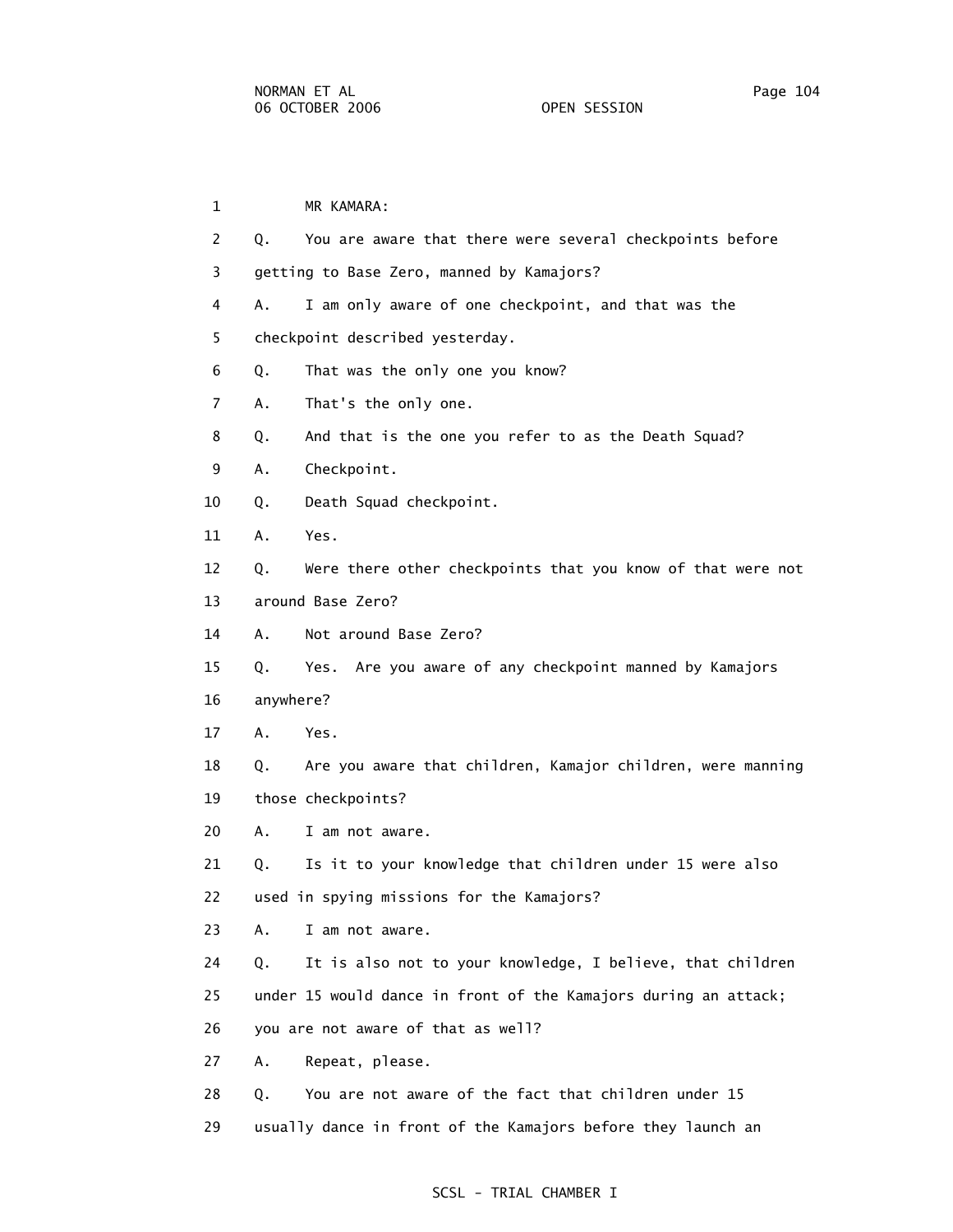MR KAMARA:

Q. You are aware that there were several checkpoints before getting to Base Zero, manned by Kamajors?

A. I am only aware of one checkpoint, and that was the checkpoint described yesterday.

Q. That was the only one you know?

A. That's the only one.

Q. And that is the one you refer to as the Death Squad?

A. Checkpoint.

Q. Death Squad checkpoint.

A. Yes.

Q. Were there other checkpoints that you know of that were not around Base Zero?

A. Not around Base Zero?

Q. Yes. Are you aware of any checkpoint manned by Kamajors anywhere?

A. Yes.

Q. Are you aware that children, Kamajor children, were manning those checkpoints?

A. I am not aware.

Q. Is it to your knowledge that children under 15 were also used in spying missions for the Kamajors?

A. I am not aware.

Q. It is also not to your knowledge, I believe, that children under 15 would dance in front of the Kamajors during an attack; you are not aware of that as well?

A. Repeat, please.

Q. You are not aware of the fact that children under 15 usually dance in front of the Kamajors before they launch an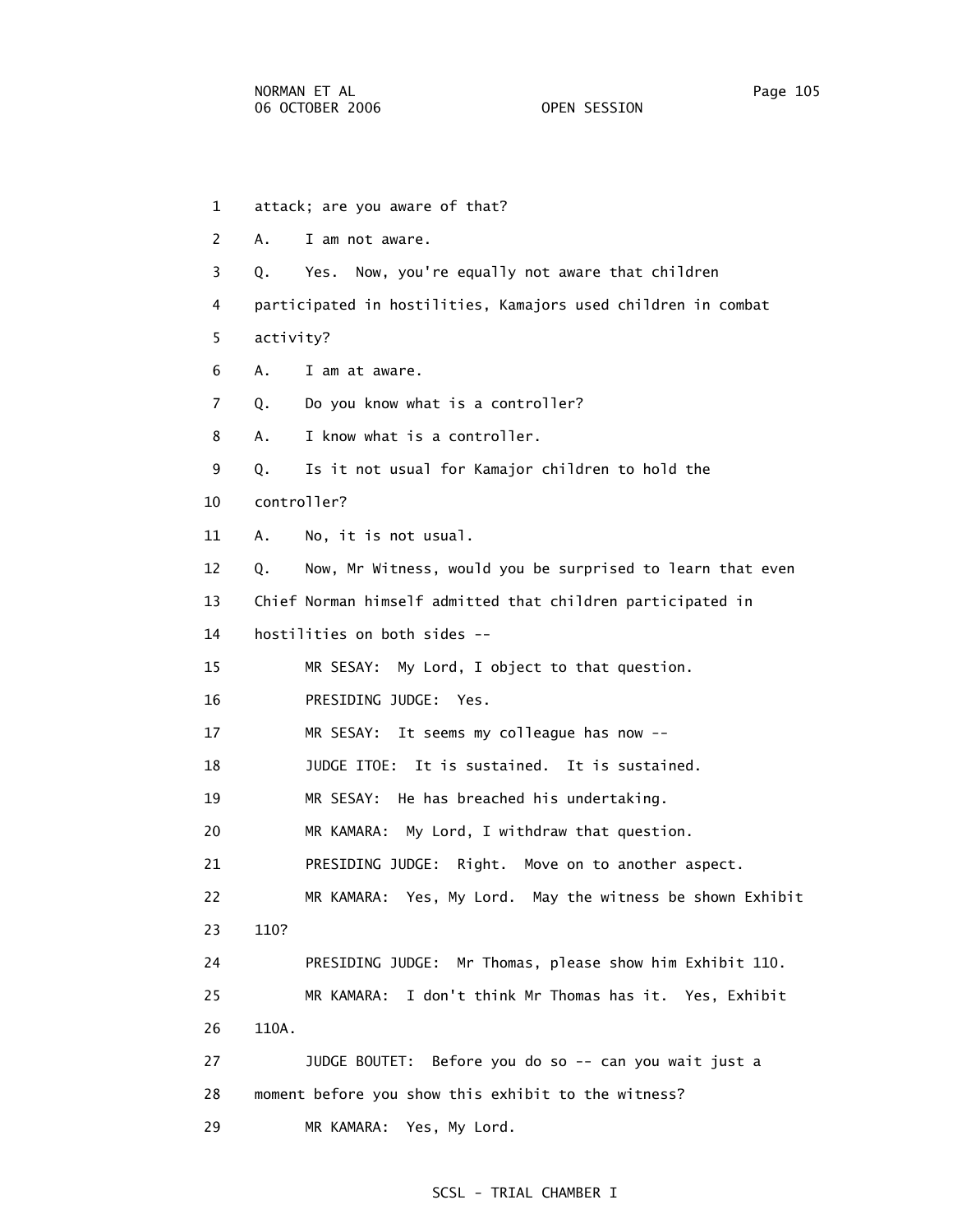1 attack; are you aware of that?

2 A. I am not aware.

3 Q. Yes. Now, you're equally not aware that children

4 participated in hostilities, Kamajors used children in combat

5 activity?

6 A. I am at aware.

7 Q. Do you know what is a controller?

8 A. I know what is a controller.

9 Q. Is it not usual for Kamajor children to hold the

10 controller?

11 A. No, it is not usual.

12 Q. Now, Mr Witness, would you be surprised to learn that even

13 Chief Norman himself admitted that children participated in

14 hostilities on both sides --

15 MR SESAY: My Lord, I object to that question.

16 PRESIDING JUDGE: Yes.

17 MR SESAY: It seems my colleague has now --

18 JUDGE ITOE: It is sustained. It is sustained.

19 MR SESAY: He has breached his undertaking.

20 MR KAMARA: My Lord, I withdraw that question.

21 PRESIDING JUDGE: Right. Move on to another aspect.

22 MR KAMARA: Yes, My Lord. May the witness be shown Exhibit

23 110?

24 PRESIDING JUDGE: Mr Thomas, please show him Exhibit 110.

25 MR KAMARA: I don't think Mr Thomas has it. Yes, Exhibit

26 110A.

27 JUDGE BOUTET: Before you do so -- can you wait just a

28 moment before you show this exhibit to the witness?

29 MR KAMARA: Yes, My Lord.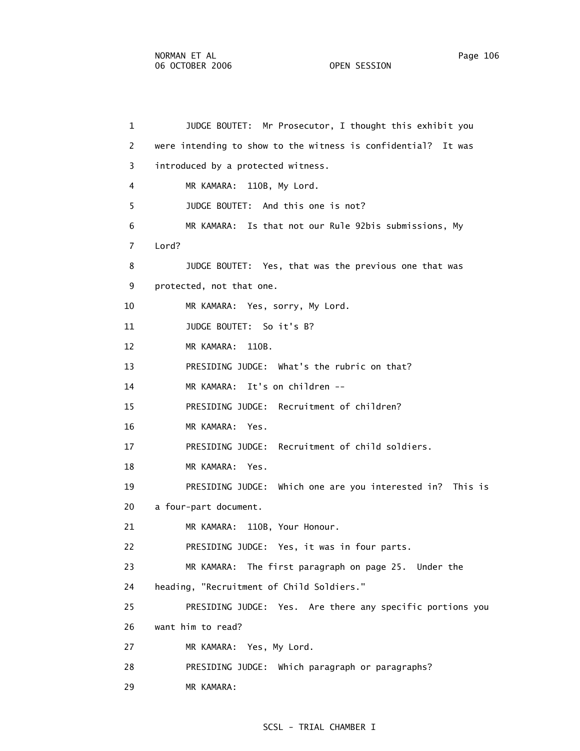1 JUDGE BOUTET: Mr Prosecutor, I thought this exhibit you
2 were intending to show to the witness is confidential? It was
3 introduced by a protected witness.
4 MR KAMARA: 110B, My Lord.
5 JUDGE BOUTET: And this one is not?
6 MR KAMARA: Is that not our Rule 92bis submissions, My
7 Lord?
8 JUDGE BOUTET: Yes, that was the previous one that was
9 protected, not that one.
10 MR KAMARA: Yes, sorry, My Lord.
11 JUDGE BOUTET: So it's B?
12 MR KAMARA: 110B.
13 PRESIDING JUDGE: What's the rubric on that?
14 MR KAMARA: It's on children --
15 PRESIDING JUDGE: Recruitment of children?
16 MR KAMARA: Yes.
17 PRESIDING JUDGE: Recruitment of child soldiers.
18 MR KAMARA: Yes.
19 PRESIDING JUDGE: Which one are you interested in? This is
20 a four-part document.
21 MR KAMARA: 110B, Your Honour.
22 PRESIDING JUDGE: Yes, it was in four parts.
23 MR KAMARA: The first paragraph on page 25. Under the
24 heading, "Recruitment of Child Soldiers."
25 PRESIDING JUDGE: Yes. Are there any specific portions you
26 want him to read?
27 MR KAMARA: Yes, My Lord.
28 PRESIDING JUDGE: Which paragraph or paragraphs?
29 MR KAMARA: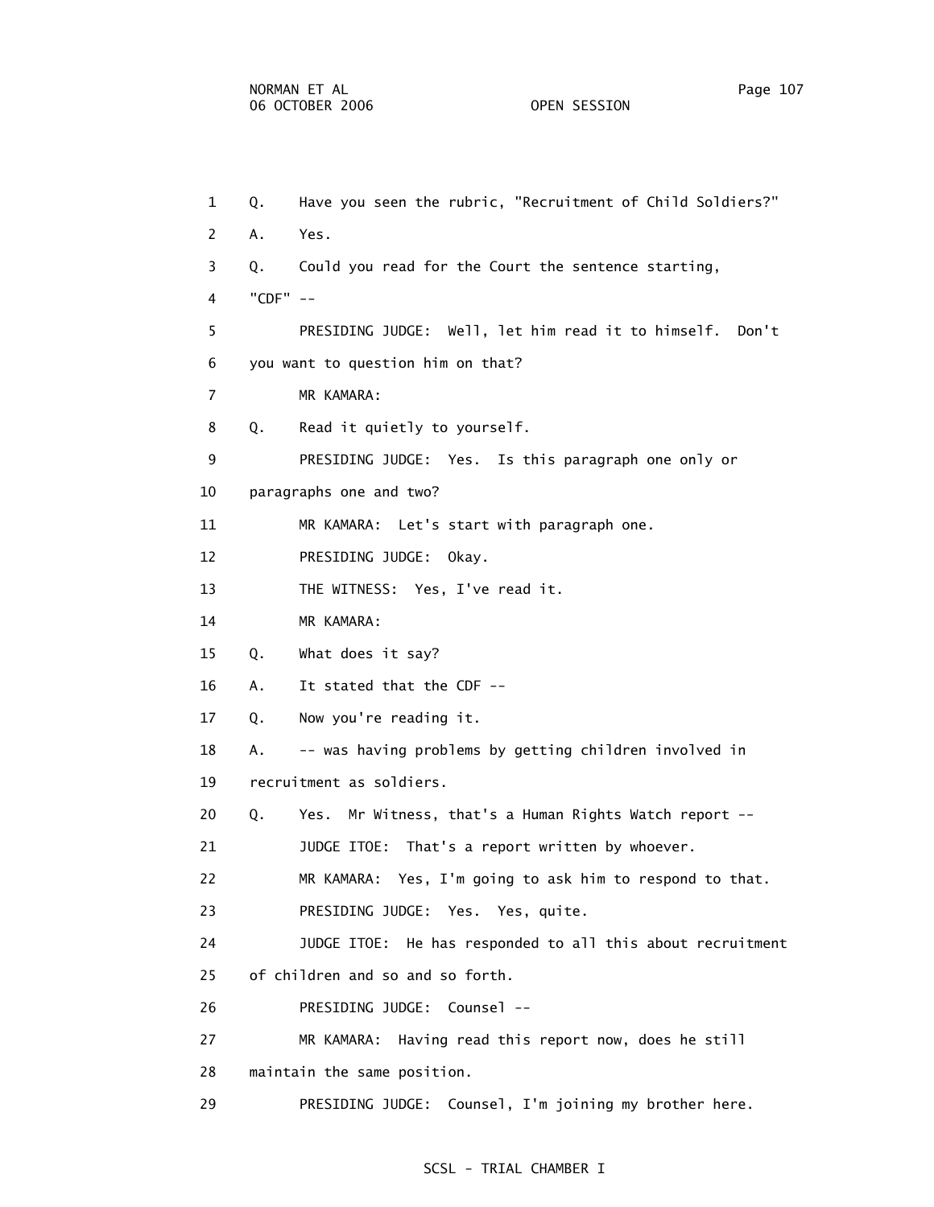1 Q. Have you seen the rubric, "Recruitment of Child Soldiers?"

2 A. Yes.

3 Q. Could you read for the Court the sentence starting,

4 "CDF" --

5 PRESIDING JUDGE: Well, let him read it to himself. Don't

6 you want to question him on that?

7 MR KAMARA:

8 Q. Read it quietly to yourself.

9 PRESIDING JUDGE: Yes. Is this paragraph one only or

10 paragraphs one and two?

11 MR KAMARA: Let's start with paragraph one.

12 PRESIDING JUDGE: Okay.

13 THE WITNESS: Yes, I've read it.

14 MR KAMARA:

15 Q. What does it say?

16 A. It stated that the CDF --

17 Q. Now you're reading it.

18 A. -- was having problems by getting children involved in

19 recruitment as soldiers.

20 Q. Yes. Mr Witness, that's a Human Rights Watch report --

21 JUDGE ITOE: That's a report written by whoever.

22 MR KAMARA: Yes, I'm going to ask him to respond to that.

23 PRESIDING JUDGE: Yes. Yes, quite.

24 JUDGE ITOE: He has responded to all this about recruitment

25 of children and so and so forth.

26 PRESIDING JUDGE: Counsel --

27 MR KAMARA: Having read this report now, does he still

28 maintain the same position.

29 PRESIDING JUDGE: Counsel, I'm joining my brother here.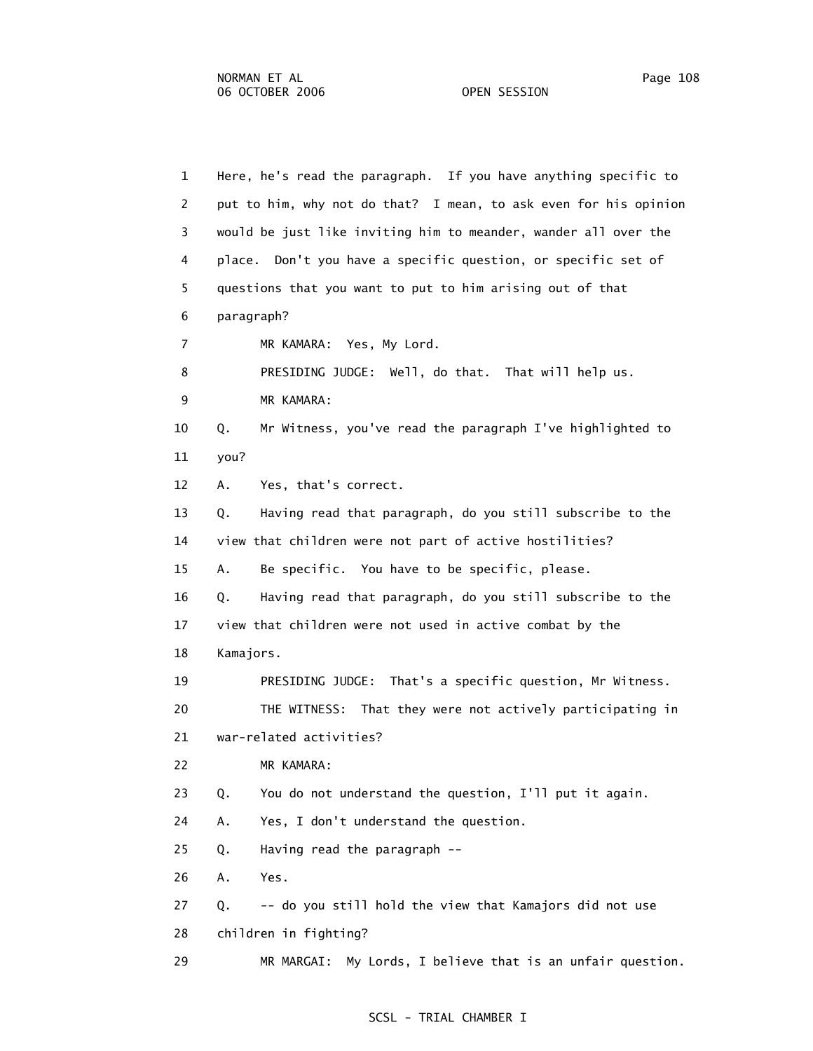1 Here, he's read the paragraph. If you have anything specific to
2 put to him, why not do that? I mean, to ask even for his opinion
3 would be just like inviting him to meander, wander all over the
4 place. Don't you have a specific question, or specific set of
5 questions that you want to put to him arising out of that
6 paragraph?
7 MR KAMARA: Yes, My Lord.
8 PRESIDING JUDGE: Well, do that. That will help us.
9 MR KAMARA:
10 Q. Mr Witness, you've read the paragraph I've highlighted to
11 you?
12 A. Yes, that's correct.
13 Q. Having read that paragraph, do you still subscribe to the
14 view that children were not part of active hostilities?
15 A. Be specific. You have to be specific, please.
16 Q. Having read that paragraph, do you still subscribe to the
17 view that children were not used in active combat by the
18 Kamajors.
19 PRESIDING JUDGE: That's a specific question, Mr Witness.
20 THE WITNESS: That they were not actively participating in
21 war-related activities?
22 MR KAMARA:
23 Q. You do not understand the question, I'll put it again.
24 A. Yes, I don't understand the question.
25 Q. Having read the paragraph --
26 A. Yes.
27 Q. -- do you still hold the view that Kamajors did not use
28 children in fighting?
29 MR MARGAI: My Lords, I believe that is an unfair question.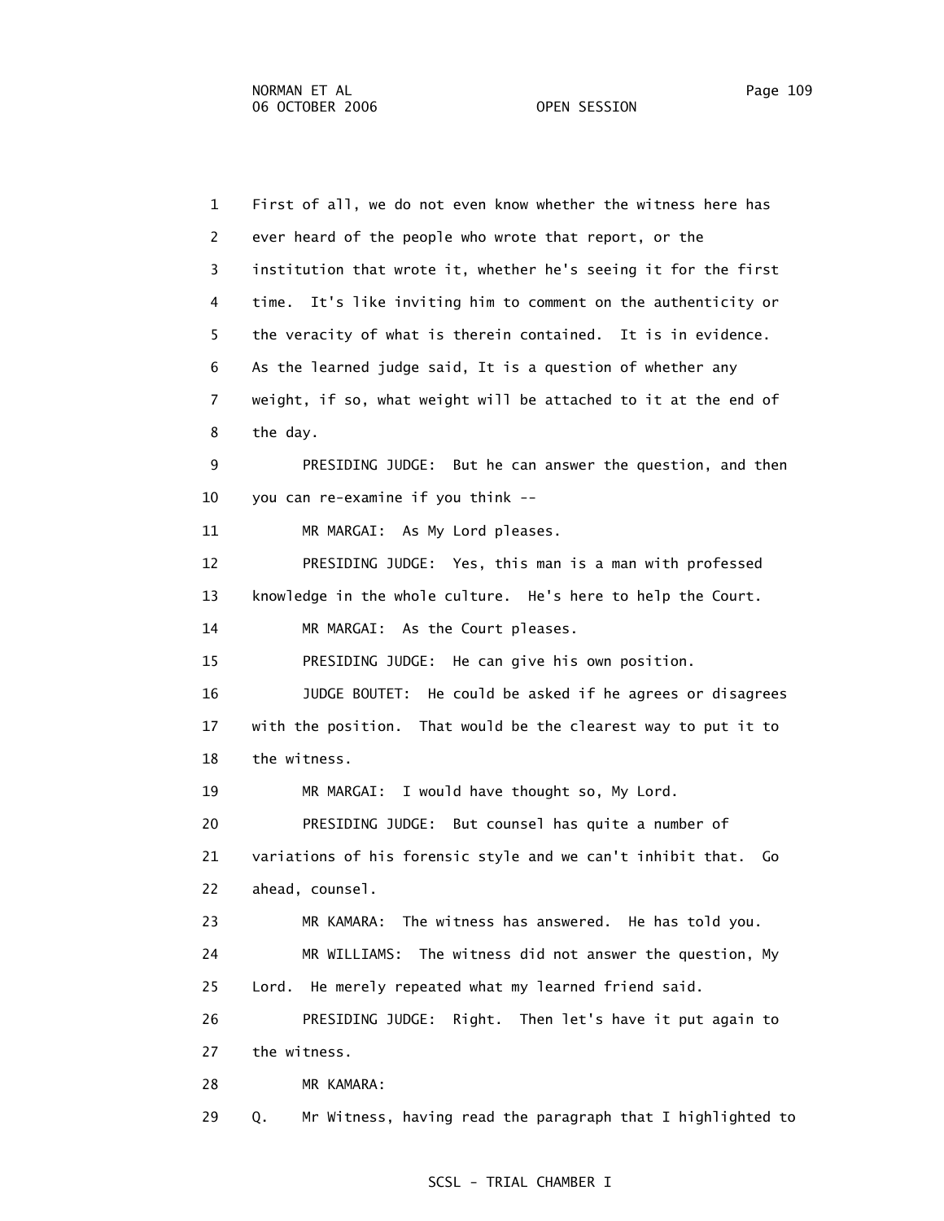1 First of all, we do not even know whether the witness here has
2 ever heard of the people who wrote that report, or the
3 institution that wrote it, whether he's seeing it for the first
4 time. It's like inviting him to comment on the authenticity or
5 the veracity of what is therein contained. It is in evidence.
6 As the learned judge said, It is a question of whether any
7 weight, if so, what weight will be attached to it at the end of
8 the day.
9 PRESIDING JUDGE: But he can answer the question, and then
10 you can re-examine if you think --
11 MR MARGAI: As My Lord pleases.
12 PRESIDING JUDGE: Yes, this man is a man with professed
13 knowledge in the whole culture. He's here to help the Court.
14 MR MARGAI: As the Court pleases.
15 PRESIDING JUDGE: He can give his own position.
16 JUDGE BOUTET: He could be asked if he agrees or disagrees
17 with the position. That would be the clearest way to put it to
18 the witness.
19 MR MARGAI: I would have thought so, My Lord.
20 PRESIDING JUDGE: But counsel has quite a number of
21 variations of his forensic style and we can't inhibit that. Go
22 ahead, counsel.
23 MR KAMARA: The witness has answered. He has told you.
24 MR WILLIAMS: The witness did not answer the question, My
25 Lord. He merely repeated what my learned friend said.
26 PRESIDING JUDGE: Right. Then let's have it put again to
27 the witness.
28 MR KAMARA:
29 Q. Mr Witness, having read the paragraph that I highlighted to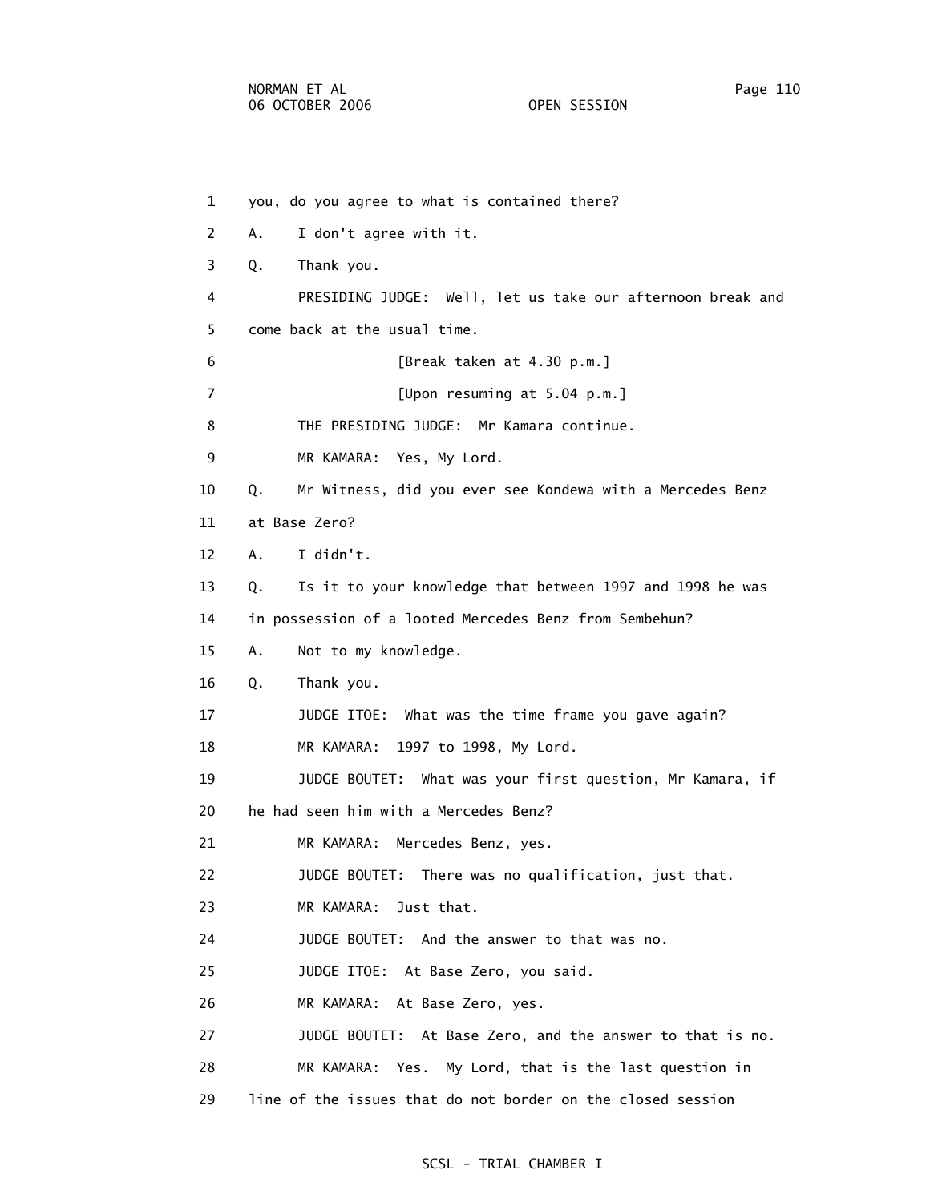1 you, do you agree to what is contained there?

2 A. I don't agree with it.

3 Q. Thank you.

4 PRESIDING JUDGE: Well, let us take our afternoon break and

5 come back at the usual time.

6 [Break taken at 4.30 p.m.]

7 [Upon resuming at 5.04 p.m.]

8 THE PRESIDING JUDGE: Mr Kamara continue.

9 MR KAMARA: Yes, My Lord.

10 Q. Mr Witness, did you ever see Kondewa with a Mercedes Benz

11 at Base Zero?

12 A. I didn't.

13 Q. Is it to your knowledge that between 1997 and 1998 he was

14 in possession of a looted Mercedes Benz from Sembehun?

15 A. Not to my knowledge.

16 Q. Thank you.

17 JUDGE ITOE: What was the time frame you gave again?

18 MR KAMARA: 1997 to 1998, My Lord.

19 JUDGE BOUTET: What was your first question, Mr Kamara, if

20 he had seen him with a Mercedes Benz?

21 MR KAMARA: Mercedes Benz, yes.

22 JUDGE BOUTET: There was no qualification, just that.

23 MR KAMARA: Just that.

24 JUDGE BOUTET: And the answer to that was no.

25 JUDGE ITOE: At Base Zero, you said.

26 MR KAMARA: At Base Zero, yes.

27 JUDGE BOUTET: At Base Zero, and the answer to that is no.

28 MR KAMARA: Yes. My Lord, that is the last question in

29 line of the issues that do not border on the closed session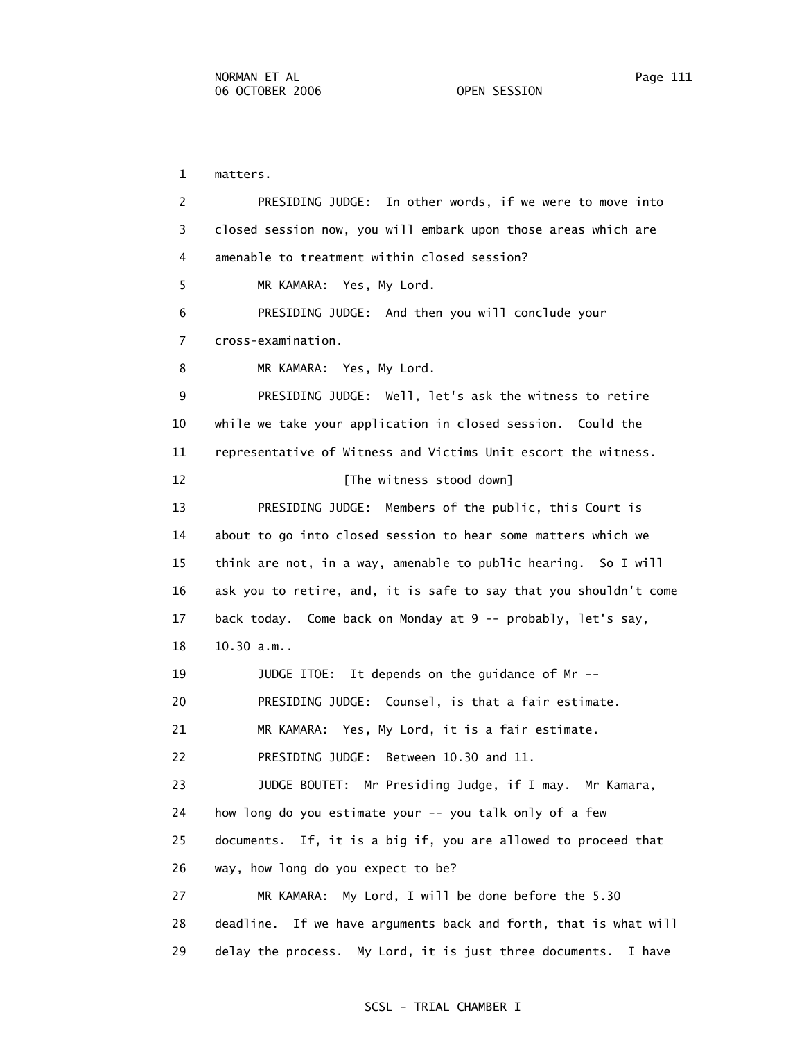1 matters.

2 PRESIDING JUDGE: In other words, if we were to move into

3 closed session now, you will embark upon those areas which are

4 amenable to treatment within closed session?

5 MR KAMARA: Yes, My Lord.

6 PRESIDING JUDGE: And then you will conclude your

7 cross-examination.

8 MR KAMARA: Yes, My Lord.

9 PRESIDING JUDGE: Well, let's ask the witness to retire

10 while we take your application in closed session. Could the

11 representative of Witness and Victims Unit escort the witness.

12 [The witness stood down]

13 PRESIDING JUDGE: Members of the public, this Court is

14 about to go into closed session to hear some matters which we

15 think are not, in a way, amenable to public hearing. So I will

16 ask you to retire, and, it is safe to say that you shouldn't come

17 back today. Come back on Monday at 9 -- probably, let's say,

18 10.30 a.m..

19 JUDGE ITOE: It depends on the guidance of Mr --

20 PRESIDING JUDGE: Counsel, is that a fair estimate.

21 MR KAMARA: Yes, My Lord, it is a fair estimate.

22 PRESIDING JUDGE: Between 10.30 and 11.

23 JUDGE BOUTET: Mr Presiding Judge, if I may. Mr Kamara,

24 how long do you estimate your -- you talk only of a few

25 documents. If, it is a big if, you are allowed to proceed that

26 way, how long do you expect to be?

27 MR KAMARA: My Lord, I will be done before the 5.30

28 deadline. If we have arguments back and forth, that is what will

29 delay the process. My Lord, it is just three documents. I have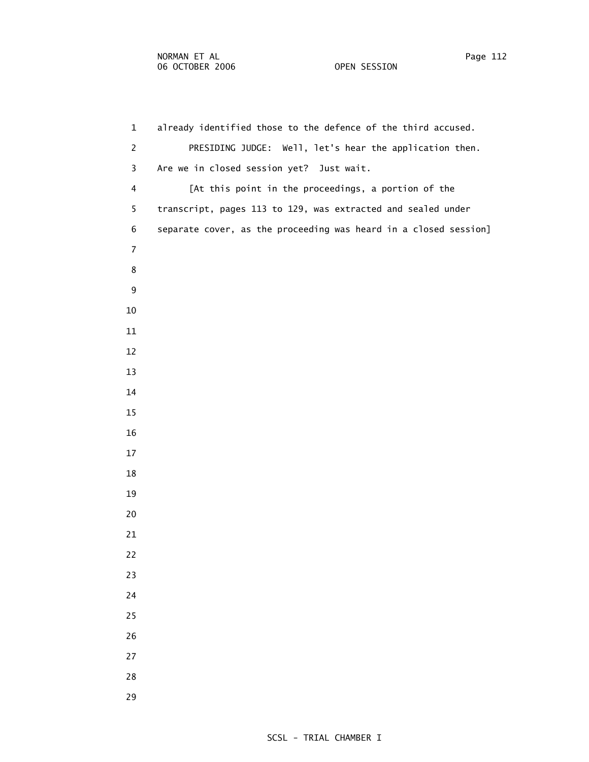already identified those to the defence of the third accused.

PRESIDING JUDGE: Well, let's hear the application then. Are we in closed session yet? Just wait.

[At this point in the proceedings, a portion of the transcript, pages 113 to 129, was extracted and sealed under separate cover, as the proceeding was heard in a closed session]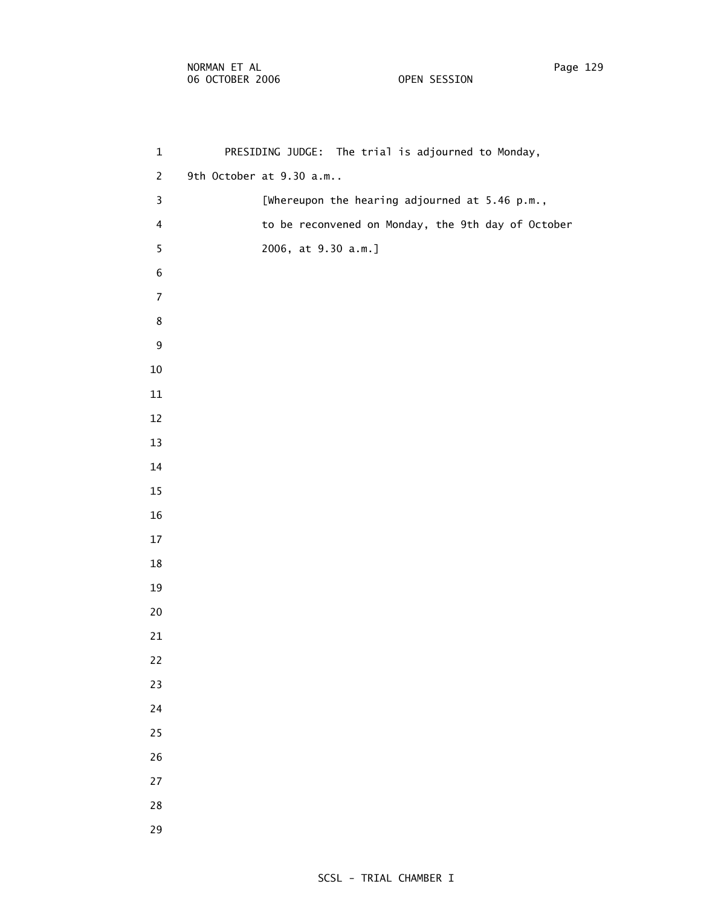PRESIDING JUDGE: The trial is adjourned to Monday, 9th October at 9.30 a.m..

[Whereupon the hearing adjourned at 5.46 p.m., to be reconvened on Monday, the 9th day of October 2006, at 9.30 a.m.]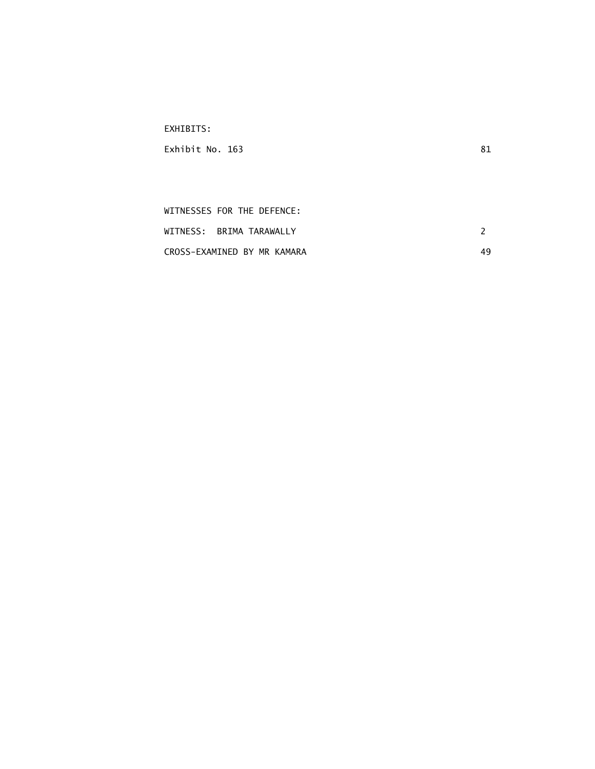EXHIBITS:

| | |
|---|---|
| Exhibit No. 163 | 81 |

WITNESSES FOR THE DEFENCE:

| | |
|---|---|
| WITNESS: BRIMA TARAWALLY | 2 |
| CROSS-EXAMINED BY MR KAMARA | 49 |